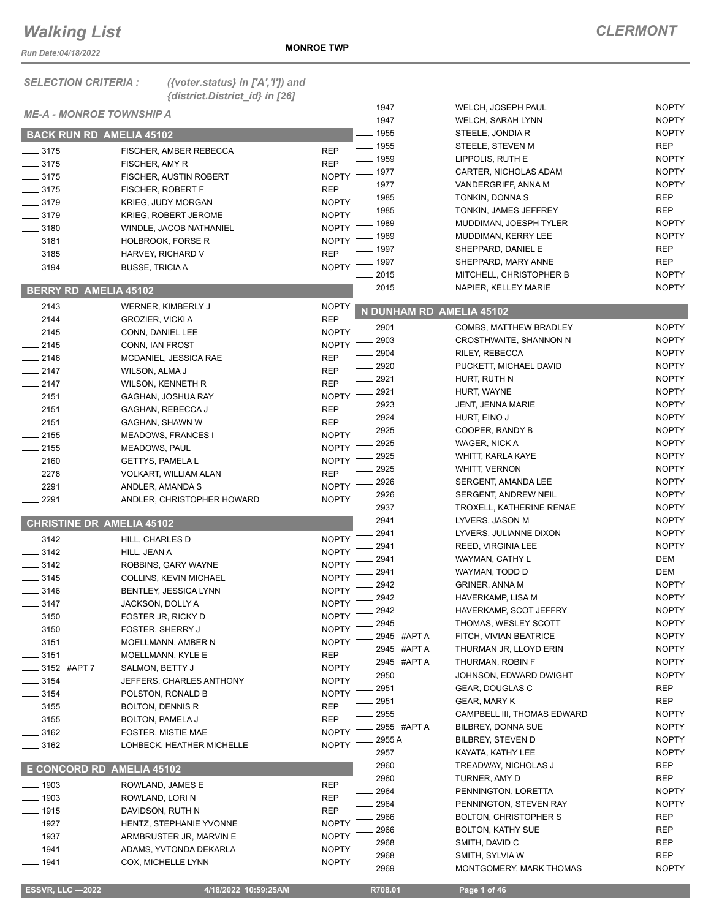# Walking List

**CLERMONT**

Run Date:04/18/2022

**MONROE TWP**

*SELECTION CRITERIA :* *({voter.status} in ['A','I']) and {district.District_id} in [26]*

*ME-A - MONROE TOWNSHIP A*

## BACK RUN RD AMELIA 45102

| No. | Name | Party |
|---|---|---|
| 3175 | FISCHER, AMBER REBECCA | REP |
| 3175 | FISCHER, AMY R | REP |
| 3175 | FISCHER, AUSTIN ROBERT | NOPTY |
| 3175 | FISCHER, ROBERT F | REP |
| 3179 | KRIEG, JUDY MORGAN | NOPTY |
| 3179 | KRIEG, ROBERT JEROME | NOPTY |
| 3180 | WINDLE, JACOB NATHANIEL | NOPTY |
| 3181 | HOLBROOK, FORSE R | NOPTY |
| 3185 | HARVEY, RICHARD V | REP |
| 3194 | BUSSE, TRICIA A | NOPTY |

## BERRY RD AMELIA 45102

| No. | Name | Party |
|---|---|---|
| 2143 | WERNER, KIMBERLY J | NOPTY |
| 2144 | GROZIER, VICKI A | REP |
| 2145 | CONN, DANIEL LEE | NOPTY |
| 2145 | CONN, IAN FROST | NOPTY |
| 2146 | MCDANIEL, JESSICA RAE | REP |
| 2147 | WILSON, ALMA J | REP |
| 2147 | WILSON, KENNETH R | REP |
| 2151 | GAGHAN, JOSHUA RAY | NOPTY |
| 2151 | GAGHAN, REBECCA J | REP |
| 2151 | GAGHAN, SHAWN W | REP |
| 2155 | MEADOWS, FRANCES I | NOPTY |
| 2155 | MEADOWS, PAUL | NOPTY |
| 2160 | GETTYS, PAMELA L | NOPTY |
| 2278 | VOLKART, WILLIAM ALAN | REP |
| 2291 | ANDLER, AMANDA S | NOPTY |
| 2291 | ANDLER, CHRISTOPHER HOWARD | NOPTY |

## CHRISTINE DR AMELIA 45102

| No. | Name | Party |
|---|---|---|
| 3142 | HILL, CHARLES D | NOPTY |
| 3142 | HILL, JEAN A | NOPTY |
| 3142 | ROBBINS, GARY WAYNE | NOPTY |
| 3145 | COLLINS, KEVIN MICHAEL | NOPTY |
| 3146 | BENTLEY, JESSICA LYNN | NOPTY |
| 3147 | JACKSON, DOLLY A | NOPTY |
| 3150 | FOSTER JR, RICKY D | NOPTY |
| 3150 | FOSTER, SHERRY J | NOPTY |
| 3151 | MOELLMANN, AMBER N | NOPTY |
| 3151 | MOELLMANN, KYLE E | REP |
| 3152 #APT 7 | SALMON, BETTY J | NOPTY |
| 3154 | JEFFERS, CHARLES ANTHONY | NOPTY |
| 3154 | POLSTON, RONALD B | NOPTY |
| 3155 | BOLTON, DENNIS R | REP |
| 3155 | BOLTON, PAMELA J | REP |
| 3162 | FOSTER, MISTIE MAE | NOPTY |
| 3162 | LOHBECK, HEATHER MICHELLE | NOPTY |

## E CONCORD RD AMELIA 45102

| No. | Name | Party |
|---|---|---|
| 1903 | ROWLAND, JAMES E | REP |
| 1903 | ROWLAND, LORI N | REP |
| 1915 | DAVIDSON, RUTH N | REP |
| 1927 | HENTZ, STEPHANIE YVONNE | NOPTY |
| 1937 | ARMBRUSTER JR, MARVIN E | NOPTY |
| 1941 | ADAMS, YVTONDA DEKARLA | NOPTY |
| 1941 | COX, MICHELLE LYNN | NOPTY |
| 1947 | WELCH, JOSEPH PAUL | NOPTY |
| 1947 | WELCH, SARAH LYNN | NOPTY |
| 1955 | STEELE, JONDIA R | NOPTY |
| 1955 | STEELE, STEVEN M | REP |
| 1959 | LIPPOLIS, RUTH E | NOPTY |
| 1977 | CARTER, NICHOLAS ADAM | NOPTY |
| 1977 | VANDERGRIFF, ANNA M | NOPTY |
| 1985 | TONKIN, DONNA S | REP |
| 1985 | TONKIN, JAMES JEFFREY | REP |
| 1989 | MUDDIMAN, JOESPH TYLER | NOPTY |
| 1989 | MUDDIMAN, KERRY LEE | NOPTY |
| 1997 | SHEPPARD, DANIEL E | REP |
| 1997 | SHEPPARD, MARY ANNE | REP |
| 2015 | MITCHELL, CHRISTOPHER B | NOPTY |
| 2015 | NAPIER, KELLEY MARIE | NOPTY |

## N DUNHAM RD AMELIA 45102

| No. | Name | Party |
|---|---|---|
| 2901 | COMBS, MATTHEW BRADLEY | NOPTY |
| 2903 | CROSTHWAITE, SHANNON N | NOPTY |
| 2904 | RILEY, REBECCA | NOPTY |
| 2920 | PUCKETT, MICHAEL DAVID | NOPTY |
| 2921 | HURT, RUTH N | NOPTY |
| 2921 | HURT, WAYNE | NOPTY |
| 2923 | JENT, JENNA MARIE | NOPTY |
| 2924 | HURT, EINO J | NOPTY |
| 2925 | COOPER, RANDY B | NOPTY |
| 2925 | WAGER, NICK A | NOPTY |
| 2925 | WHITT, KARLA KAYE | NOPTY |
| 2925 | WHITT, VERNON | NOPTY |
| 2926 | SERGENT, AMANDA LEE | NOPTY |
| 2926 | SERGENT, ANDREW NEIL | NOPTY |
| 2937 | TROXELL, KATHERINE RENAE | NOPTY |
| 2941 | LYVERS, JASON M | NOPTY |
| 2941 | LYVERS, JULIANNE DIXON | NOPTY |
| 2941 | REED, VIRGINIA LEE | NOPTY |
| 2941 | WAYMAN, CATHY L | DEM |
| 2941 | WAYMAN, TODD D | DEM |
| 2942 | GRINER, ANNA M | NOPTY |
| 2942 | HAVERKAMP, LISA M | NOPTY |
| 2942 | HAVERKAMP, SCOT JEFFRY | NOPTY |
| 2945 | THOMAS, WESLEY SCOTT | NOPTY |
| 2945 #APT A | FITCH, VIVIAN BEATRICE | NOPTY |
| 2945 #APT A | THURMAN JR, LLOYD ERIN | NOPTY |
| 2945 #APT A | THURMAN, ROBIN F | NOPTY |
| 2950 | JOHNSON, EDWARD DWIGHT | NOPTY |
| 2951 | GEAR, DOUGLAS C | REP |
| 2951 | GEAR, MARY K | REP |
| 2955 | CAMPBELL III, THOMAS EDWARD | NOPTY |
| 2955 #APT A | BILBREY, DONNA SUE | NOPTY |
| 2955 A | BILBREY, STEVEN D | NOPTY |
| 2957 | KAYATA, KATHY LEE | NOPTY |
| 2960 | TREADWAY, NICHOLAS J | REP |
| 2960 | TURNER, AMY D | REP |
| 2964 | PENNINGTON, LORETTA | NOPTY |
| 2964 | PENNINGTON, STEVEN RAY | NOPTY |
| 2966 | BOLTON, CHRISTOPHER S | REP |
| 2966 | BOLTON, KATHY SUE | REP |
| 2968 | SMITH, DAVID C | REP |
| 2968 | SMITH, SYLVIA W | REP |
| 2969 | MONTGOMERY, MARK THOMAS | NOPTY |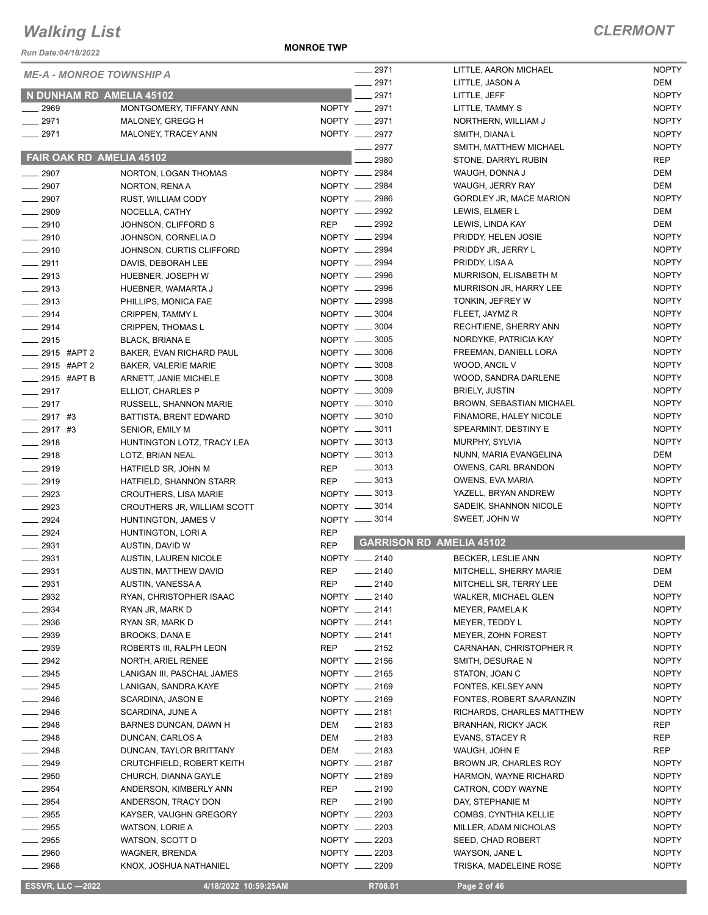# Walking List

## CLERMONT

Run Date:04/18/2022

**MONROE TWP**

*ME-A - MONROE TOWNSHIP A*

### N DUNHAM RD AMELIA 45102

| No. | Name | Party |
|---|---|---|
| 2969 | MONTGOMERY, TIFFANY ANN | NOPTY |
| 2971 | MALONEY, GREGG H | NOPTY |
| 2971 | MALONEY, TRACEY ANN | NOPTY |

### FAIR OAK RD AMELIA 45102

| No. | Name | Party |
|---|---|---|
| 2907 | NORTON, LOGAN THOMAS | NOPTY |
| 2907 | NORTON, RENA A | NOPTY |
| 2907 | RUST, WILLIAM CODY | NOPTY |
| 2909 | NOCELLA, CATHY | NOPTY |
| 2910 | JOHNSON, CLIFFORD S | REP |
| 2910 | JOHNSON, CORNELIA D | NOPTY |
| 2910 | JOHNSON, CURTIS CLIFFORD | NOPTY |
| 2911 | DAVIS, DEBORAH LEE | NOPTY |
| 2913 | HUEBNER, JOSEPH W | NOPTY |
| 2913 | HUEBNER, WAMARTA J | NOPTY |
| 2913 | PHILLIPS, MONICA FAE | NOPTY |
| 2914 | CRIPPEN, TAMMY L | NOPTY |
| 2914 | CRIPPEN, THOMAS L | NOPTY |
| 2915 | BLACK, BRIANA E | NOPTY |
| 2915 #APT 2 | BAKER, EVAN RICHARD PAUL | NOPTY |
| 2915 #APT 2 | BAKER, VALERIE MARIE | NOPTY |
| 2915 #APT B | ARNETT, JANIE MICHELE | NOPTY |
| 2917 | ELLIOT, CHARLES P | NOPTY |
| 2917 | RUSSELL, SHANNON MARIE | NOPTY |
| 2917 #3 | BATTISTA, BRENT EDWARD | NOPTY |
| 2917 #3 | SENIOR, EMILY M | NOPTY |
| 2918 | HUNTINGTON LOTZ, TRACY LEA | NOPTY |
| 2918 | LOTZ, BRIAN NEAL | NOPTY |
| 2919 | HATFIELD SR, JOHN M | REP |
| 2919 | HATFIELD, SHANNON STARR | REP |
| 2923 | CROUTHERS, LISA MARIE | NOPTY |
| 2923 | CROUTHERS JR, WILLIAM SCOTT | NOPTY |
| 2924 | HUNTINGTON, JAMES V | NOPTY |
| 2924 | HUNTINGTON, LORI A | REP |
| 2931 | AUSTIN, DAVID W | REP |
| 2931 | AUSTIN, LAUREN NICOLE | NOPTY |
| 2931 | AUSTIN, MATTHEW DAVID | REP |
| 2931 | AUSTIN, VANESSA A | REP |
| 2932 | RYAN, CHRISTOPHER ISAAC | NOPTY |
| 2934 | RYAN JR, MARK D | NOPTY |
| 2936 | RYAN SR, MARK D | NOPTY |
| 2939 | BROOKS, DANA E | NOPTY |
| 2939 | ROBERTS III, RALPH LEON | REP |
| 2942 | NORTH, ARIEL RENEE | NOPTY |
| 2945 | LANIGAN III, PASCHAL JAMES | NOPTY |
| 2945 | LANIGAN, SANDRA KAYE | NOPTY |
| 2946 | SCARDINA, JASON E | NOPTY |
| 2946 | SCARDINA, JUNE A | NOPTY |
| 2948 | BARNES DUNCAN, DAWN H | DEM |
| 2948 | DUNCAN, CARLOS A | DEM |
| 2948 | DUNCAN, TAYLOR BRITTANY | DEM |
| 2949 | CRUTCHFIELD, ROBERT KEITH | NOPTY |
| 2950 | CHURCH, DIANNA GAYLE | NOPTY |
| 2954 | ANDERSON, KIMBERLY ANN | REP |
| 2954 | ANDERSON, TRACY DON | REP |
| 2955 | KAYSER, VAUGHN GREGORY | NOPTY |
| 2955 | WATSON, LORIE A | NOPTY |
| 2955 | WATSON, SCOTT D | NOPTY |
| 2960 | WAGNER, BRENDA | NOPTY |
| 2968 | KNOX, JOSHUA NATHANIEL | NOPTY |
| 2971 | LITTLE, AARON MICHAEL | NOPTY |
| 2971 | LITTLE, JASON A | DEM |
| 2971 | LITTLE, JEFF | NOPTY |
| 2971 | LITTLE, TAMMY S | NOPTY |
| 2971 | NORTHERN, WILLIAM J | NOPTY |
| 2977 | SMITH, DIANA L | NOPTY |
| 2977 | SMITH, MATTHEW MICHAEL | NOPTY |
| 2980 | STONE, DARRYL RUBIN | REP |
| 2984 | WAUGH, DONNA J | DEM |
| 2984 | WAUGH, JERRY RAY | DEM |
| 2986 | GORDLEY JR, MACE MARION | NOPTY |
| 2992 | LEWIS, ELMER L | DEM |
| 2992 | LEWIS, LINDA KAY | DEM |
| 2994 | PRIDDY, HELEN JOSIE | NOPTY |
| 2994 | PRIDDY JR, JERRY L | NOPTY |
| 2994 | PRIDDY, LISA A | NOPTY |
| 2996 | MURRISON, ELISABETH M | NOPTY |
| 2996 | MURRISON JR, HARRY LEE | NOPTY |
| 2998 | TONKIN, JEFREY W | NOPTY |
| 3004 | FLEET, JAYMZ R | NOPTY |
| 3004 | RECHTIENE, SHERRY ANN | NOPTY |
| 3005 | NORDYKE, PATRICIA KAY | NOPTY |
| 3006 | FREEMAN, DANIELL LORA | NOPTY |
| 3008 | WOOD, ANCIL V | NOPTY |
| 3008 | WOOD, SANDRA DARLENE | NOPTY |
| 3009 | BRIELY, JUSTIN | NOPTY |
| 3010 | BROWN, SEBASTIAN MICHAEL | NOPTY |
| 3010 | FINAMORE, HALEY NICOLE | NOPTY |
| 3011 | SPEARMINT, DESTINY E | NOPTY |
| 3013 | MURPHY, SYLVIA | NOPTY |
| 3013 | NUNN, MARIA EVANGELINA | DEM |
| 3013 | OWENS, CARL BRANDON | NOPTY |
| 3013 | OWENS, EVA MARIA | NOPTY |
| 3013 | YAZELL, BRYAN ANDREW | NOPTY |
| 3014 | SADEIK, SHANNON NICOLE | NOPTY |
| 3014 | SWEET, JOHN W | NOPTY |

### GARRISON RD AMELIA 45102

| No. | Name | Party |
|---|---|---|
| 2140 | BECKER, LESLIE ANN | NOPTY |
| 2140 | MITCHELL, SHERRY MARIE | DEM |
| 2140 | MITCHELL SR, TERRY LEE | DEM |
| 2140 | WALKER, MICHAEL GLEN | NOPTY |
| 2141 | MEYER, PAMELA K | NOPTY |
| 2141 | MEYER, TEDDY L | NOPTY |
| 2141 | MEYER, ZOHN FOREST | NOPTY |
| 2152 | CARNAHAN, CHRISTOPHER R | NOPTY |
| 2156 | SMITH, DESURAE N | NOPTY |
| 2165 | STATON, JOAN C | NOPTY |
| 2169 | FONTES, KELSEY ANN | NOPTY |
| 2169 | FONTES, ROBERT SAARANZIN | NOPTY |
| 2181 | RICHARDS, CHARLES MATTHEW | NOPTY |
| 2183 | BRANHAN, RICKY JACK | REP |
| 2183 | EVANS, STACEY R | REP |
| 2183 | WAUGH, JOHN E | REP |
| 2187 | BROWN JR, CHARLES ROY | NOPTY |
| 2189 | HARMON, WAYNE RICHARD | NOPTY |
| 2190 | CATRON, CODY WAYNE | NOPTY |
| 2190 | DAY, STEPHANIE M | NOPTY |
| 2203 | COMBS, CYNTHIA KELLIE | NOPTY |
| 2203 | MILLER, ADAM NICHOLAS | NOPTY |
| 2203 | SEED, CHAD ROBERT | NOPTY |
| 2203 | WAYSON, JANE L | NOPTY |
| 2209 | TRISKA, MADELEINE ROSE | NOPTY |

ESSVR, LLC —2022 | 4/18/2022 10:59:25AM | R708.01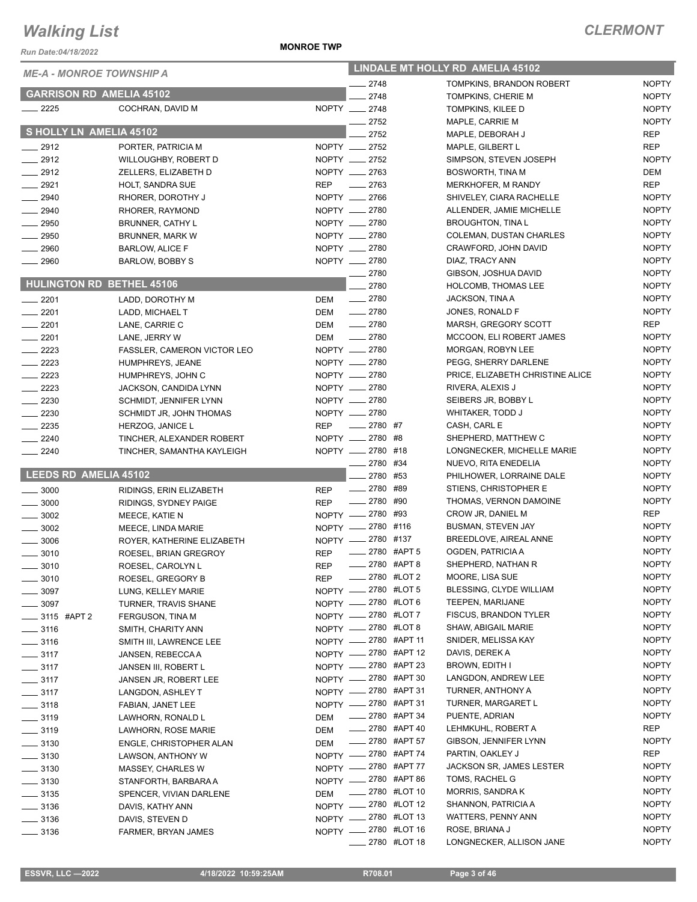# Walking List

**CLERMONT**

Run Date:04/18/2022

**MONROE TWP**

## ME-A - MONROE TOWNSHIP A

### GARRISON RD AMELIA 45102

| No. | Name | Party |
|---|---|---|
| 2225 | COCHRAN, DAVID M | NOPTY |

### S HOLLY LN AMELIA 45102

| No. | Name | Party |
|---|---|---|
| 2912 | PORTER, PATRICIA M | NOPTY |
| 2912 | WILLOUGHBY, ROBERT D | NOPTY |
| 2912 | ZELLERS, ELIZABETH D | NOPTY |
| 2921 | HOLT, SANDRA SUE | REP |
| 2940 | RHORER, DOROTHY J | NOPTY |
| 2940 | RHORER, RAYMOND | NOPTY |
| 2950 | BRUNNER, CATHY L | NOPTY |
| 2950 | BRUNNER, MARK W | NOPTY |
| 2960 | BARLOW, ALICE F | NOPTY |
| 2960 | BARLOW, BOBBY S | NOPTY |

### HULINGTON RD BETHEL 45106

| No. | Name | Party |
|---|---|---|
| 2201 | LADD, DOROTHY M | DEM |
| 2201 | LADD, MICHAEL T | DEM |
| 2201 | LANE, CARRIE C | DEM |
| 2201 | LANE, JERRY W | DEM |
| 2223 | FASSLER, CAMERON VICTOR LEO | NOPTY |
| 2223 | HUMPHREYS, JEANE | NOPTY |
| 2223 | HUMPHREYS, JOHN C | NOPTY |
| 2223 | JACKSON, CANDIDA LYNN | NOPTY |
| 2230 | SCHMIDT, JENNIFER LYNN | NOPTY |
| 2230 | SCHMIDT JR, JOHN THOMAS | NOPTY |
| 2235 | HERZOG, JANICE L | REP |
| 2240 | TINCHER, ALEXANDER ROBERT | NOPTY |
| 2240 | TINCHER, SAMANTHA KAYLEIGH | NOPTY |

### LEEDS RD AMELIA 45102

| No. | Name | Party |
|---|---|---|
| 3000 | RIDINGS, ERIN ELIZABETH | REP |
| 3000 | RIDINGS, SYDNEY PAIGE | REP |
| 3002 | MEECE, KATIE N | NOPTY |
| 3002 | MEECE, LINDA MARIE | NOPTY |
| 3006 | ROYER, KATHERINE ELIZABETH | NOPTY |
| 3010 | ROESEL, BRIAN GREGROY | REP |
| 3010 | ROESEL, CAROLYN L | REP |
| 3010 | ROESEL, GREGORY B | REP |
| 3097 | LUNG, KELLEY MARIE | NOPTY |
| 3097 | TURNER, TRAVIS SHANE | NOPTY |
| 3115 #APT 2 | FERGUSON, TINA M | NOPTY |
| 3116 | SMITH, CHARITY ANN | NOPTY |
| 3116 | SMITH III, LAWRENCE LEE | NOPTY |
| 3117 | JANSEN, REBECCA A | NOPTY |
| 3117 | JANSEN III, ROBERT L | NOPTY |
| 3117 | JANSEN JR, ROBERT LEE | NOPTY |
| 3117 | LANGDON, ASHLEY T | NOPTY |
| 3118 | FABIAN, JANET LEE | NOPTY |
| 3119 | LAWHORN, RONALD L | DEM |
| 3119 | LAWHORN, ROSE MARIE | DEM |
| 3130 | ENGLE, CHRISTOPHER ALAN | DEM |
| 3130 | LAWSON, ANTHONY W | NOPTY |
| 3130 | MASSEY, CHARLES W | NOPTY |
| 3130 | STANFORTH, BARBARA A | NOPTY |
| 3135 | SPENCER, VIVIAN DARLENE | DEM |
| 3136 | DAVIS, KATHY ANN | NOPTY |
| 3136 | DAVIS, STEVEN D | NOPTY |
| 3136 | FARMER, BRYAN JAMES | NOPTY |

### LINDALE MT HOLLY RD AMELIA 45102

| No. | Name | Party |
|---|---|---|
| 2748 | TOMPKINS, BRANDON ROBERT | NOPTY |
| 2748 | TOMPKINS, CHERIE M | NOPTY |
| 2748 | TOMPKINS, KILEE D | NOPTY |
| 2752 | MAPLE, CARRIE M | NOPTY |
| 2752 | MAPLE, DEBORAH J | REP |
| 2752 | MAPLE, GILBERT L | REP |
| 2752 | SIMPSON, STEVEN JOSEPH | NOPTY |
| 2763 | BOSWORTH, TINA M | DEM |
| 2763 | MERKHOFER, M RANDY | REP |
| 2766 | SHIVELEY, CIARA RACHELLE | NOPTY |
| 2780 | ALLENDER, JAMIE MICHELLE | NOPTY |
| 2780 | BROUGHTON, TINA L | NOPTY |
| 2780 | COLEMAN, DUSTAN CHARLES | NOPTY |
| 2780 | CRAWFORD, JOHN DAVID | NOPTY |
| 2780 | DIAZ, TRACY ANN | NOPTY |
| 2780 | GIBSON, JOSHUA DAVID | NOPTY |
| 2780 | HOLCOMB, THOMAS LEE | NOPTY |
| 2780 | JACKSON, TINA A | NOPTY |
| 2780 | JONES, RONALD F | NOPTY |
| 2780 | MARSH, GREGORY SCOTT | REP |
| 2780 | MCCOON, ELI ROBERT JAMES | NOPTY |
| 2780 | MORGAN, ROBYN LEE | NOPTY |
| 2780 | PEGG, SHERRY DARLENE | NOPTY |
| 2780 | PRICE, ELIZABETH CHRISTINE ALICE | NOPTY |
| 2780 | RIVERA, ALEXIS J | NOPTY |
| 2780 | SEIBERS JR, BOBBY L | NOPTY |
| 2780 | WHITAKER, TODD J | NOPTY |
| 2780 #7 | CASH, CARL E | NOPTY |
| 2780 #8 | SHEPHERD, MATTHEW C | NOPTY |
| 2780 #18 | LONGNECKER, MICHELLE MARIE | NOPTY |
| 2780 #34 | NUEVO, RITA ENEDELIA | NOPTY |
| 2780 #53 | PHILHOWER, LORRAINE DALE | NOPTY |
| 2780 #89 | STIENS, CHRISTOPHER E | NOPTY |
| 2780 #90 | THOMAS, VERNON DAMOINE | NOPTY |
| 2780 #93 | CROW JR, DANIEL M | REP |
| 2780 #116 | BUSMAN, STEVEN JAY | NOPTY |
| 2780 #137 | BREEDLOVE, AIREAL ANNE | NOPTY |
| 2780 #APT 5 | OGDEN, PATRICIA A | NOPTY |
| 2780 #APT 8 | SHEPHERD, NATHAN R | NOPTY |
| 2780 #LOT 2 | MOORE, LISA SUE | NOPTY |
| 2780 #LOT 5 | BLESSING, CLYDE WILLIAM | NOPTY |
| 2780 #LOT 6 | TEEPEN, MARIJANE | NOPTY |
| 2780 #LOT 7 | FISCUS, BRANDON TYLER | NOPTY |
| 2780 #LOT 8 | SHAW, ABIGAIL MARIE | NOPTY |
| 2780 #APT 11 | SNIDER, MELISSA KAY | NOPTY |
| 2780 #APT 12 | DAVIS, DEREK A | NOPTY |
| 2780 #APT 23 | BROWN, EDITH I | NOPTY |
| 2780 #APT 30 | LANGDON, ANDREW LEE | NOPTY |
| 2780 #APT 31 | TURNER, ANTHONY A | NOPTY |
| 2780 #APT 31 | TURNER, MARGARET L | NOPTY |
| 2780 #APT 34 | PUENTE, ADRIAN | NOPTY |
| 2780 #APT 40 | LEHMKUHL, ROBERT A | REP |
| 2780 #APT 57 | GIBSON, JENNIFER LYNN | NOPTY |
| 2780 #APT 74 | PARTIN, OAKLEY J | REP |
| 2780 #APT 77 | JACKSON SR, JAMES LESTER | NOPTY |
| 2780 #APT 86 | TOMS, RACHEL G | NOPTY |
| 2780 #LOT 10 | MORRIS, SANDRA K | NOPTY |
| 2780 #LOT 12 | SHANNON, PATRICIA A | NOPTY |
| 2780 #LOT 13 | WATTERS, PENNY ANN | NOPTY |
| 2780 #LOT 16 | ROSE, BRIANA J | NOPTY |
| 2780 #LOT 18 | LONGNECKER, ALLISON JANE | NOPTY |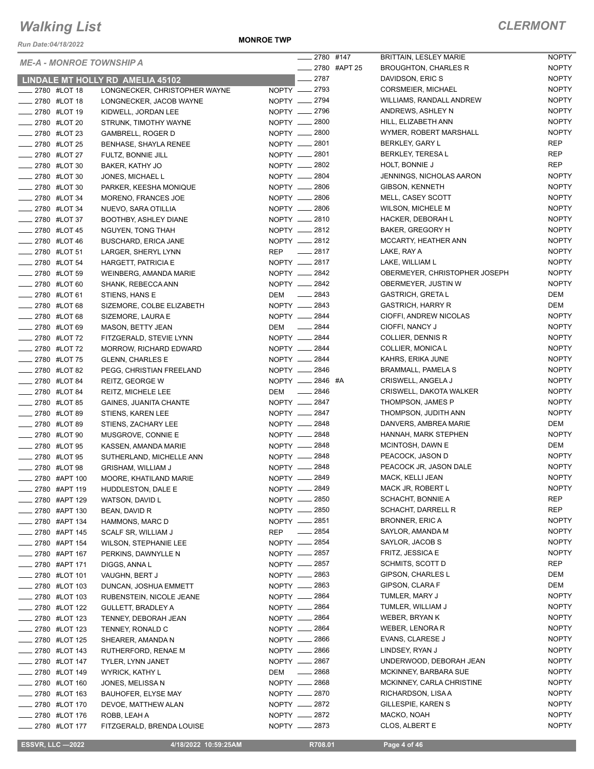# Walking List

**CLERMONT**

Run Date:04/18/2022

**MONROE TWP**

## ME-A - MONROE TOWNSHIP A

### LINDALE MT HOLLY RD AMELIA 45102

| Number | Unit | Name | Party |
|---|---|---|---|
| 2780 | #LOT 18 | LONGNECKER, CHRISTOPHER WAYNE | NOPTY |
| 2780 | #LOT 18 | LONGNECKER, JACOB WAYNE | NOPTY |
| 2780 | #LOT 19 | KIDWELL, JORDAN LEE | NOPTY |
| 2780 | #LOT 20 | STRUNK, TIMOTHY WAYNE | NOPTY |
| 2780 | #LOT 23 | GAMBRELL, ROGER D | NOPTY |
| 2780 | #LOT 25 | BENHASE, SHAYLA RENEE | NOPTY |
| 2780 | #LOT 27 | FULTZ, BONNIE JILL | NOPTY |
| 2780 | #LOT 30 | BAKER, KATHY JO | NOPTY |
| 2780 | #LOT 30 | JONES, MICHAEL L | NOPTY |
| 2780 | #LOT 30 | PARKER, KEESHA MONIQUE | NOPTY |
| 2780 | #LOT 34 | MORENO, FRANCES JOE | NOPTY |
| 2780 | #LOT 34 | NUEVO, SARA OTILLIA | NOPTY |
| 2780 | #LOT 37 | BOOTHBY, ASHLEY DIANE | NOPTY |
| 2780 | #LOT 45 | NGUYEN, TONG THAH | NOPTY |
| 2780 | #LOT 46 | BUSCHARD, ERICA JANE | NOPTY |
| 2780 | #LOT 51 | LARGER, SHERYL LYNN | REP |
| 2780 | #LOT 54 | HARGETT, PATRICIA E | NOPTY |
| 2780 | #LOT 59 | WEINBERG, AMANDA MARIE | NOPTY |
| 2780 | #LOT 60 | SHANK, REBECCA ANN | NOPTY |
| 2780 | #LOT 61 | STIENS, HANS E | DEM |
| 2780 | #LOT 68 | SIZEMORE, COLBE ELIZABETH | NOPTY |
| 2780 | #LOT 68 | SIZEMORE, LAURA E | NOPTY |
| 2780 | #LOT 69 | MASON, BETTY JEAN | DEM |
| 2780 | #LOT 72 | FITZGERALD, STEVIE LYNN | NOPTY |
| 2780 | #LOT 72 | MORROW, RICHARD EDWARD | NOPTY |
| 2780 | #LOT 75 | GLENN, CHARLES E | NOPTY |
| 2780 | #LOT 82 | PEGG, CHRISTIAN FREELAND | NOPTY |
| 2780 | #LOT 84 | REITZ, GEORGE W | NOPTY |
| 2780 | #LOT 84 | REITZ, MICHELE LEE | DEM |
| 2780 | #LOT 85 | GAINES, JUANITA CHANTE | NOPTY |
| 2780 | #LOT 89 | STIENS, KAREN LEE | NOPTY |
| 2780 | #LOT 89 | STIENS, ZACHARY LEE | NOPTY |
| 2780 | #LOT 90 | MUSGROVE, CONNIE E | NOPTY |
| 2780 | #LOT 95 | KASSEN, AMANDA MARIE | NOPTY |
| 2780 | #LOT 95 | SUTHERLAND, MICHELLE ANN | NOPTY |
| 2780 | #LOT 98 | GRISHAM, WILLIAM J | NOPTY |
| 2780 | #APT 100 | MOORE, KHATILAND MARIE | NOPTY |
| 2780 | #APT 119 | HUDDLESTON, DALE E | NOPTY |
| 2780 | #APT 129 | WATSON, DAVID L | NOPTY |
| 2780 | #APT 130 | BEAN, DAVID R | NOPTY |
| 2780 | #APT 134 | HAMMONS, MARC D | NOPTY |
| 2780 | #APT 145 | SCALF SR, WILLIAM J | REP |
| 2780 | #APT 154 | WILSON, STEPHANIE LEE | NOPTY |
| 2780 | #APT 167 | PERKINS, DAWNYLLE N | NOPTY |
| 2780 | #APT 171 | DIGGS, ANNA L | NOPTY |
| 2780 | #LOT 101 | VAUGHN, BERT J | NOPTY |
| 2780 | #LOT 103 | DUNCAN, JOSHUA EMMETT | NOPTY |
| 2780 | #LOT 103 | RUBENSTEIN, NICOLE JEANE | NOPTY |
| 2780 | #LOT 122 | GULLETT, BRADLEY A | NOPTY |
| 2780 | #LOT 123 | TENNEY, DEBORAH JEAN | NOPTY |
| 2780 | #LOT 123 | TENNEY, RONALD C | NOPTY |
| 2780 | #LOT 125 | SHEARER, AMANDA N | NOPTY |
| 2780 | #LOT 143 | RUTHERFORD, RENAE M | NOPTY |
| 2780 | #LOT 147 | TYLER, LYNN JANET | NOPTY |
| 2780 | #LOT 149 | WYRICK, KATHY L | DEM |
| 2780 | #LOT 160 | JONES, MELISSA N | NOPTY |
| 2780 | #LOT 163 | BAUHOFER, ELYSE MAY | NOPTY |
| 2780 | #LOT 170 | DEVOE, MATTHEW ALAN | NOPTY |
| 2780 | #LOT 176 | ROBB, LEAH A | NOPTY |
| 2780 | #LOT 177 | FITZGERALD, BRENDA LOUISE | NOPTY |
| 2780 | #147 | BRITTAIN, LESLEY MARIE | NOPTY |
| 2780 | #APT 25 | BROUGHTON, CHARLES R | NOPTY |
| 2787 | | DAVIDSON, ERIC S | NOPTY |
| 2793 | | CORSMEIER, MICHAEL | NOPTY |
| 2794 | | WILLIAMS, RANDALL ANDREW | NOPTY |
| 2796 | | ANDREWS, ASHLEY N | NOPTY |
| 2800 | | HILL, ELIZABETH ANN | NOPTY |
| 2800 | | WYMER, ROBERT MARSHALL | NOPTY |
| 2801 | | BERKLEY, GARY L | REP |
| 2801 | | BERKLEY, TERESA L | REP |
| 2802 | | HOLT, BONNIE J | REP |
| 2804 | | JENNINGS, NICHOLAS AARON | NOPTY |
| 2806 | | GIBSON, KENNETH | NOPTY |
| 2806 | | MELL, CASEY SCOTT | NOPTY |
| 2806 | | WILSON, MICHELE M | NOPTY |
| 2810 | | HACKER, DEBORAH L | NOPTY |
| 2812 | | BAKER, GREGORY H | NOPTY |
| 2812 | | MCCARTY, HEATHER ANN | NOPTY |
| 2817 | | LAKE, RAY A | NOPTY |
| 2817 | | LAKE, WILLIAM L | NOPTY |
| 2842 | | OBERMEYER, CHRISTOPHER JOSEPH | NOPTY |
| 2842 | | OBERMEYER, JUSTIN W | NOPTY |
| 2843 | | GASTRICH, GRETA L | DEM |
| 2843 | | GASTRICH, HARRY R | DEM |
| 2844 | | CIOFFI, ANDREW NICOLAS | NOPTY |
| 2844 | | CIOFFI, NANCY J | NOPTY |
| 2844 | | COLLIER, DENNIS R | NOPTY |
| 2844 | | COLLIER, MONICA L | NOPTY |
| 2844 | | KAHRS, ERIKA JUNE | NOPTY |
| 2846 | | BRAMMALL, PAMELA S | NOPTY |
| 2846 | #A | CRISWELL, ANGELA J | NOPTY |
| 2846 | | CRISWELL, DAKOTA WALKER | NOPTY |
| 2847 | | THOMPSON, JAMES P | NOPTY |
| 2847 | | THOMPSON, JUDITH ANN | NOPTY |
| 2848 | | DANVERS, AMBREA MARIE | DEM |
| 2848 | | HANNAH, MARK STEPHEN | NOPTY |
| 2848 | | MCINTOSH, DAWN E | DEM |
| 2848 | | PEACOCK, JASON D | NOPTY |
| 2848 | | PEACOCK JR, JASON DALE | NOPTY |
| 2849 | | MACK, KELLI JEAN | NOPTY |
| 2849 | | MACK JR, ROBERT L | NOPTY |
| 2850 | | SCHACHT, BONNIE A | REP |
| 2850 | | SCHACHT, DARRELL R | REP |
| 2851 | | BRONNER, ERIC A | NOPTY |
| 2854 | | SAYLOR, AMANDA M | NOPTY |
| 2854 | | SAYLOR, JACOB S | NOPTY |
| 2857 | | FRITZ, JESSICA E | NOPTY |
| 2857 | | SCHMITS, SCOTT D | REP |
| 2863 | | GIPSON, CHARLES L | DEM |
| 2863 | | GIPSON, CLARA F | DEM |
| 2864 | | TUMLER, MARY J | NOPTY |
| 2864 | | TUMLER, WILLIAM J | NOPTY |
| 2864 | | WEBER, BRYAN K | NOPTY |
| 2864 | | WEBER, LENORA R | NOPTY |
| 2866 | | EVANS, CLARESE J | NOPTY |
| 2866 | | LINDSEY, RYAN J | NOPTY |
| 2867 | | UNDERWOOD, DEBORAH JEAN | NOPTY |
| 2868 | | MCKINNEY, BARBARA SUE | NOPTY |
| 2868 | | MCKINNEY, CARLA CHRISTINE | NOPTY |
| 2870 | | RICHARDSON, LISA A | NOPTY |
| 2872 | | GILLESPIE, KAREN S | NOPTY |
| 2872 | | MACKO, NOAH | NOPTY |
| 2873 | | CLOS, ALBERT E | NOPTY |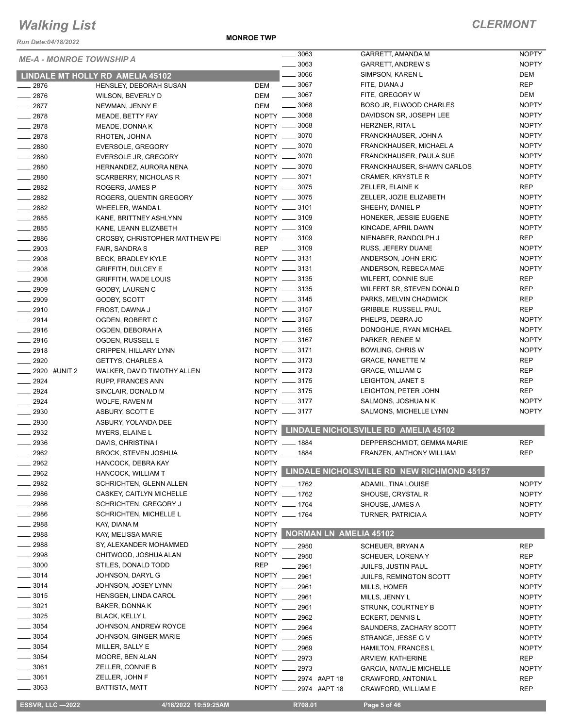# Walking List

## CLERMONT

Run Date:04/18/2022

**MONROE TWP**

### ME-A - MONROE TOWNSHIP A

#### LINDALE MT HOLLY RD AMELIA 45102

| No. | Name | Party |
|---|---|---|
| ___ 2876 | HENSLEY, DEBORAH SUSAN | DEM |
| ___ 2876 | WILSON, BEVERLY D | DEM |
| ___ 2877 | NEWMAN, JENNY E | DEM |
| ___ 2878 | MEADE, BETTY FAY | NOPTY |
| ___ 2878 | MEADE, DONNA K | NOPTY |
| ___ 2878 | RHOTEN, JOHN A | NOPTY |
| ___ 2880 | EVERSOLE, GREGORY | NOPTY |
| ___ 2880 | EVERSOLE JR, GREGORY | NOPTY |
| ___ 2880 | HERNANDEZ, AURORA NENA | NOPTY |
| ___ 2880 | SCARBERRY, NICHOLAS R | NOPTY |
| ___ 2882 | ROGERS, JAMES P | NOPTY |
| ___ 2882 | ROGERS, QUENTIN GREGORY | NOPTY |
| ___ 2882 | WHEELER, WANDA L | NOPTY |
| ___ 2885 | KANE, BRITTNEY ASHLYNN | NOPTY |
| ___ 2885 | KANE, LEANN ELIZABETH | NOPTY |
| ___ 2886 | CROSBY, CHRISTOPHER MATTHEW PEI | NOPTY |
| ___ 2903 | FAIR, SANDRA S | REP |
| ___ 2908 | BECK, BRADLEY KYLE | NOPTY |
| ___ 2908 | GRIFFITH, DULCEY E | NOPTY |
| ___ 2908 | GRIFFITH, WADE LOUIS | NOPTY |
| ___ 2909 | GODBY, LAUREN C | NOPTY |
| ___ 2909 | GODBY, SCOTT | NOPTY |
| ___ 2910 | FROST, DAWNA J | NOPTY |
| ___ 2914 | OGDEN, ROBERT C | NOPTY |
| ___ 2916 | OGDEN, DEBORAH A | NOPTY |
| ___ 2916 | OGDEN, RUSSELL E | NOPTY |
| ___ 2918 | CRIPPEN, HILLARY LYNN | NOPTY |
| ___ 2920 | GETTYS, CHARLES A | NOPTY |
| ___ 2920 #UNIT 2 | WALKER, DAVID TIMOTHY ALLEN | NOPTY |
| ___ 2924 | RUPP, FRANCES ANN | NOPTY |
| ___ 2924 | SINCLAIR, DONALD M | NOPTY |
| ___ 2924 | WOLFE, RAVEN M | NOPTY |
| ___ 2930 | ASBURY, SCOTT E | NOPTY |
| ___ 2930 | ASBURY, YOLANDA DEE | NOPTY |
| ___ 2932 | MYERS, ELAINE L | NOPTY |
| ___ 2936 | DAVIS, CHRISTINA I | NOPTY |
| ___ 2962 | BROCK, STEVEN JOSHUA | NOPTY |
| ___ 2962 | HANCOCK, DEBRA KAY | NOPTY |
| ___ 2962 | HANCOCK, WILLIAM T | NOPTY |
| ___ 2982 | SCHRICHTEN, GLENN ALLEN | NOPTY |
| ___ 2986 | CASKEY, CAITLYN MICHELLE | NOPTY |
| ___ 2986 | SCHRICHTEN, GREGORY J | NOPTY |
| ___ 2986 | SCHRICHTEN, MICHELLE L | NOPTY |
| ___ 2988 | KAY, DIANA M | NOPTY |
| ___ 2988 | KAY, MELISSA MARIE | NOPTY |
| ___ 2988 | SY, ALEXANDER MOHAMMED | NOPTY |
| ___ 2998 | CHITWOOD, JOSHUA ALAN | NOPTY |
| ___ 3000 | STILES, DONALD TODD | REP |
| ___ 3014 | JOHNSON, DARYL G | NOPTY |
| ___ 3014 | JOHNSON, JOSEY LYNN | NOPTY |
| ___ 3015 | HENSGEN, LINDA CAROL | NOPTY |
| ___ 3021 | BAKER, DONNA K | NOPTY |
| ___ 3025 | BLACK, KELLY L | NOPTY |
| ___ 3054 | JOHNSON, ANDREW ROYCE | NOPTY |
| ___ 3054 | JOHNSON, GINGER MARIE | NOPTY |
| ___ 3054 | MILLER, SALLY E | NOPTY |
| ___ 3054 | MOORE, BEN ALAN | NOPTY |
| ___ 3061 | ZELLER, CONNIE B | NOPTY |
| ___ 3061 | ZELLER, JOHN F | NOPTY |
| ___ 3063 | BATTISTA, MATT | NOPTY |
| ___ 3063 | GARRETT, AMANDA M | NOPTY |
| ___ 3063 | GARRETT, ANDREW S | NOPTY |
| ___ 3066 | SIMPSON, KAREN L | DEM |
| ___ 3067 | FITE, DIANA J | REP |
| ___ 3067 | FITE, GREGORY W | DEM |
| ___ 3068 | BOSO JR, ELWOOD CHARLES | NOPTY |
| ___ 3068 | DAVIDSON SR, JOSEPH LEE | NOPTY |
| ___ 3068 | HERZNER, RITA L | NOPTY |
| ___ 3070 | FRANCKHAUSER, JOHN A | NOPTY |
| ___ 3070 | FRANCKHAUSER, MICHAEL A | NOPTY |
| ___ 3070 | FRANCKHAUSER, PAULA SUE | NOPTY |
| ___ 3070 | FRANCKHAUSER, SHAWN CARLOS | NOPTY |
| ___ 3071 | CRAMER, KRYSTLE R | NOPTY |
| ___ 3075 | ZELLER, ELAINE K | REP |
| ___ 3075 | ZELLER, JOZIE ELIZABETH | NOPTY |
| ___ 3101 | SHEEHY, DANIEL P | NOPTY |
| ___ 3109 | HONEKER, JESSIE EUGENE | NOPTY |
| ___ 3109 | KINCADE, APRIL DAWN | NOPTY |
| ___ 3109 | NIENABER, RANDOLPH J | REP |
| ___ 3109 | RUSS, JEFERY DUANE | NOPTY |
| ___ 3131 | ANDERSON, JOHN ERIC | NOPTY |
| ___ 3131 | ANDERSON, REBECA MAE | NOPTY |
| ___ 3135 | WILFERT, CONNIE SUE | REP |
| ___ 3135 | WILFERT SR, STEVEN DONALD | REP |
| ___ 3145 | PARKS, MELVIN CHADWICK | REP |
| ___ 3157 | GRIBBLE, RUSSELL PAUL | REP |
| ___ 3157 | PHELPS, DEBRA JO | NOPTY |
| ___ 3165 | DONOGHUE, RYAN MICHAEL | NOPTY |
| ___ 3167 | PARKER, RENEE M | NOPTY |
| ___ 3171 | BOWLING, CHRIS W | NOPTY |
| ___ 3173 | GRACE, NANETTE M | REP |
| ___ 3173 | GRACE, WILLIAM C | REP |
| ___ 3175 | LEIGHTON, JANET S | REP |
| ___ 3175 | LEIGHTON, PETER JOHN | REP |
| ___ 3177 | SALMONS, JOSHUA N K | NOPTY |
| ___ 3177 | SALMONS, MICHELLE LYNN | NOPTY |

#### LINDALE NICHOLSVILLE RD AMELIA 45102

| No. | Name | Party |
|---|---|---|
| ___ 1884 | DEPPERSCHMIDT, GEMMA MARIE | REP |
| ___ 1884 | FRANZEN, ANTHONY WILLIAM | REP |

#### LINDALE NICHOLSVILLE RD NEW RICHMOND 45157

| No. | Name | Party |
|---|---|---|
| ___ 1762 | ADAMIL, TINA LOUISE | NOPTY |
| ___ 1762 | SHOUSE, CRYSTAL R | NOPTY |
| ___ 1764 | SHOUSE, JAMES A | NOPTY |
| ___ 1764 | TURNER, PATRICIA A | NOPTY |

#### NORMAN LN AMELIA 45102

| No. | Name | Party |
|---|---|---|
| ___ 2950 | SCHEUER, BRYAN A | REP |
| ___ 2950 | SCHEUER, LORENA Y | REP |
| ___ 2961 | JUILFS, JUSTIN PAUL | NOPTY |
| ___ 2961 | JUILFS, REMINGTON SCOTT | NOPTY |
| ___ 2961 | MILLS, HOMER | NOPTY |
| ___ 2961 | MILLS, JENNY L | NOPTY |
| ___ 2961 | STRUNK, COURTNEY B | NOPTY |
| ___ 2962 | ECKERT, DENNIS L | NOPTY |
| ___ 2964 | SAUNDERS, ZACHARY SCOTT | NOPTY |
| ___ 2965 | STRANGE, JESSE G V | NOPTY |
| ___ 2969 | HAMILTON, FRANCES L | NOPTY |
| ___ 2973 | ARVIEW, KATHERINE | REP |
| ___ 2973 | GARCIA, NATALIE MICHELLE | NOPTY |
| ___ 2974 #APT 18 | CRAWFORD, ANTONIA L | REP |
| ___ 2974 #APT 18 | CRAWFORD, WILLIAM E | REP |

ESSVR, LLC —2022 | 4/18/2022 10:59:25AM | R708.01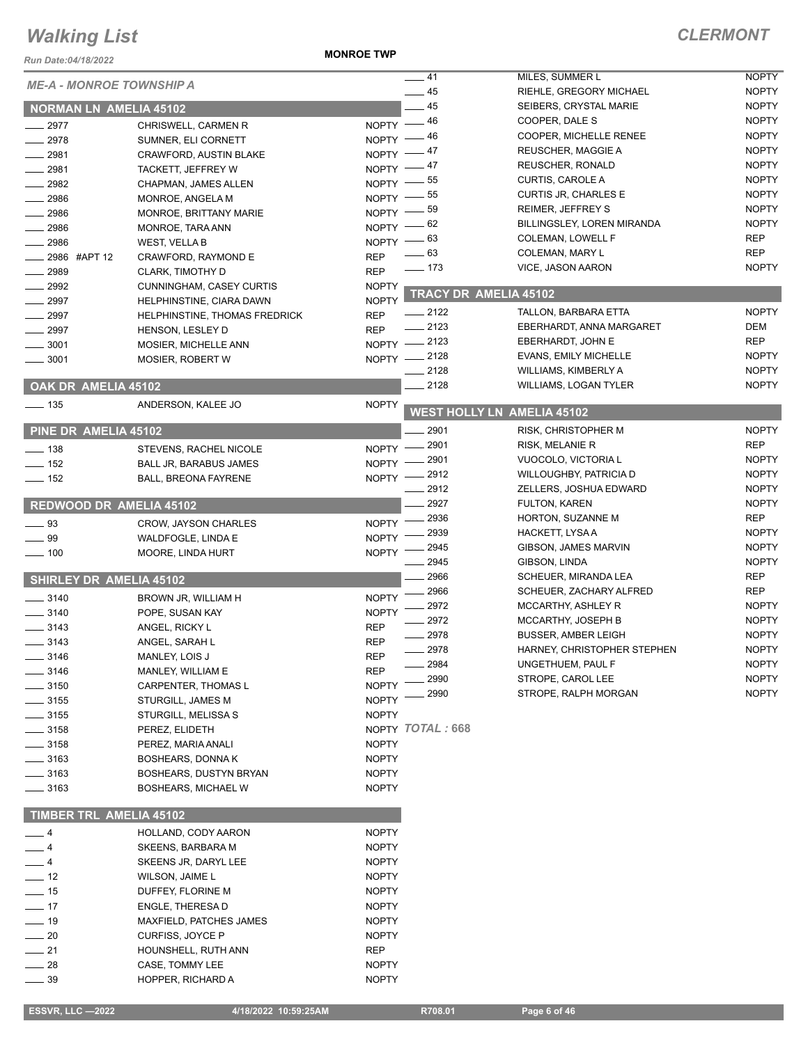# Walking List

**CLERMONT**

Run Date:04/18/2022

**MONROE TWP**

*ME-A - MONROE TOWNSHIP A*

## NORMAN LN AMELIA 45102

| No. | Name | Party |
|---|---|---|
| 2977 | CHRISWELL, CARMEN R | NOPTY |
| 2978 | SUMNER, ELI CORNETT | NOPTY |
| 2981 | CRAWFORD, AUSTIN BLAKE | NOPTY |
| 2981 | TACKETT, JEFFREY W | NOPTY |
| 2982 | CHAPMAN, JAMES ALLEN | NOPTY |
| 2986 | MONROE, ANGELA M | NOPTY |
| 2986 | MONROE, BRITTANY MARIE | NOPTY |
| 2986 | MONROE, TARA ANN | NOPTY |
| 2986 | WEST, VELLA B | NOPTY |
| 2986 #APT 12 | CRAWFORD, RAYMOND E | REP |
| 2989 | CLARK, TIMOTHY D | REP |
| 2992 | CUNNINGHAM, CASEY CURTIS | NOPTY |
| 2997 | HELPHINSTINE, CIARA DAWN | NOPTY |
| 2997 | HELPHINSTINE, THOMAS FREDRICK | REP |
| 2997 | HENSON, LESLEY D | REP |
| 3001 | MOSIER, MICHELLE ANN | NOPTY |
| 3001 | MOSIER, ROBERT W | NOPTY |

## OAK DR AMELIA 45102

| No. | Name | Party |
|---|---|---|
| 135 | ANDERSON, KALEE JO | NOPTY |

## PINE DR AMELIA 45102

| No. | Name | Party |
|---|---|---|
| 138 | STEVENS, RACHEL NICOLE | NOPTY |
| 152 | BALL JR, BARABUS JAMES | NOPTY |
| 152 | BALL, BREONA FAYRENE | NOPTY |

## REDWOOD DR AMELIA 45102

| No. | Name | Party |
|---|---|---|
| 93 | CROW, JAYSON CHARLES | NOPTY |
| 99 | WALDFOGLE, LINDA E | NOPTY |
| 100 | MOORE, LINDA HURT | NOPTY |

## SHIRLEY DR AMELIA 45102

| No. | Name | Party |
|---|---|---|
| 3140 | BROWN JR, WILLIAM H | NOPTY |
| 3140 | POPE, SUSAN KAY | NOPTY |
| 3143 | ANGEL, RICKY L | REP |
| 3143 | ANGEL, SARAH L | REP |
| 3146 | MANLEY, LOIS J | REP |
| 3146 | MANLEY, WILLIAM E | REP |
| 3150 | CARPENTER, THOMAS L | NOPTY |
| 3155 | STURGILL, JAMES M | NOPTY |
| 3155 | STURGILL, MELISSA S | NOPTY |
| 3158 | PEREZ, ELIDETH | NOPTY |
| 3158 | PEREZ, MARIA ANALI | NOPTY |
| 3163 | BOSHEARS, DONNA K | NOPTY |
| 3163 | BOSHEARS, DUSTYN BRYAN | NOPTY |
| 3163 | BOSHEARS, MICHAEL W | NOPTY |

## TIMBER TRL AMELIA 45102

| No. | Name | Party |
|---|---|---|
| 4 | HOLLAND, CODY AARON | NOPTY |
| 4 | SKEENS, BARBARA M | NOPTY |
| 4 | SKEENS JR, DARYL LEE | NOPTY |
| 12 | WILSON, JAIME L | NOPTY |
| 15 | DUFFEY, FLORINE M | NOPTY |
| 17 | ENGLE, THERESA D | NOPTY |
| 19 | MAXFIELD, PATCHES JAMES | NOPTY |
| 20 | CURFISS, JOYCE P | NOPTY |
| 21 | HOUNSHELL, RUTH ANN | REP |
| 28 | CASE, TOMMY LEE | NOPTY |
| 39 | HOPPER, RICHARD A | NOPTY |
| 41 | MILES, SUMMER L | NOPTY |
| 45 | RIEHLE, GREGORY MICHAEL | NOPTY |
| 45 | SEIBERS, CRYSTAL MARIE | NOPTY |
| 46 | COOPER, DALE S | NOPTY |
| 46 | COOPER, MICHELLE RENEE | NOPTY |
| 47 | REUSCHER, MAGGIE A | NOPTY |
| 47 | REUSCHER, RONALD | NOPTY |
| 55 | CURTIS, CAROLE A | NOPTY |
| 55 | CURTIS JR, CHARLES E | NOPTY |
| 59 | REIMER, JEFFREY S | NOPTY |
| 62 | BILLINGSLEY, LOREN MIRANDA | NOPTY |
| 63 | COLEMAN, LOWELL F | REP |
| 63 | COLEMAN, MARY L | REP |
| 173 | VICE, JASON AARON | NOPTY |

## TRACY DR AMELIA 45102

| No. | Name | Party |
|---|---|---|
| 2122 | TALLON, BARBARA ETTA | NOPTY |
| 2123 | EBERHARDT, ANNA MARGARET | DEM |
| 2123 | EBERHARDT, JOHN E | REP |
| 2128 | EVANS, EMILY MICHELLE | NOPTY |
| 2128 | WILLIAMS, KIMBERLY A | NOPTY |
| 2128 | WILLIAMS, LOGAN TYLER | NOPTY |

## WEST HOLLY LN AMELIA 45102

| No. | Name | Party |
|---|---|---|
| 2901 | RISK, CHRISTOPHER M | NOPTY |
| 2901 | RISK, MELANIE R | REP |
| 2901 | VUOCOLO, VICTORIA L | NOPTY |
| 2912 | WILLOUGHBY, PATRICIA D | NOPTY |
| 2912 | ZELLERS, JOSHUA EDWARD | NOPTY |
| 2927 | FULTON, KAREN | NOPTY |
| 2936 | HORTON, SUZANNE M | REP |
| 2939 | HACKETT, LYSA A | NOPTY |
| 2945 | GIBSON, JAMES MARVIN | NOPTY |
| 2945 | GIBSON, LINDA | NOPTY |
| 2966 | SCHEUER, MIRANDA LEA | REP |
| 2966 | SCHEUER, ZACHARY ALFRED | REP |
| 2972 | MCCARTHY, ASHLEY R | NOPTY |
| 2972 | MCCARTHY, JOSEPH B | NOPTY |
| 2978 | BUSSER, AMBER LEIGH | NOPTY |
| 2978 | HARNEY, CHRISTOPHER STEPHEN | NOPTY |
| 2984 | UNGETHUEM, PAUL F | NOPTY |
| 2990 | STROPE, CAROL LEE | NOPTY |
| 2990 | STROPE, RALPH MORGAN | NOPTY |

*TOTAL : 668*

ESSVR, LLC —2022 4/18/2022 10:59:25AM R708.01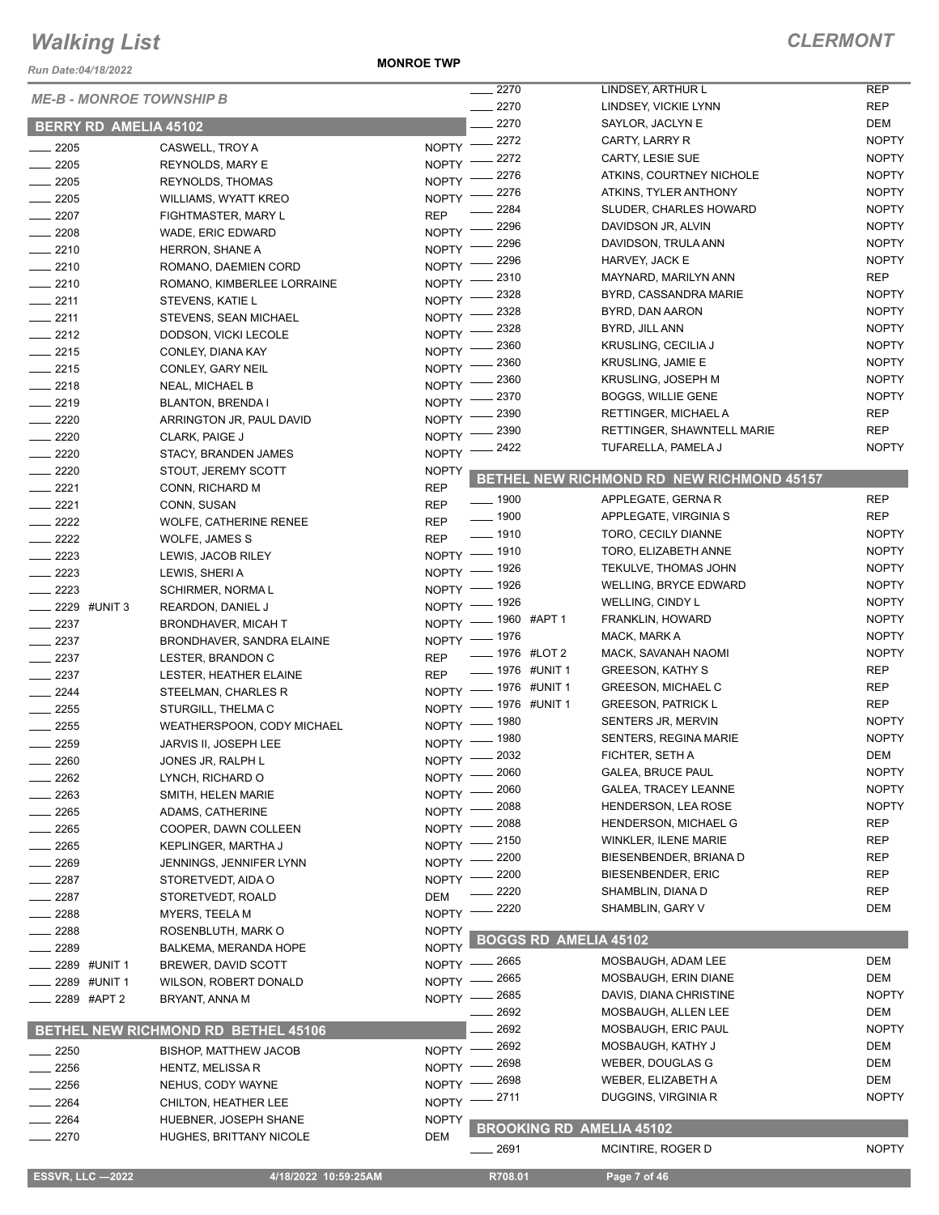# Walking List

## CLERMONT

Run Date:04/18/2022

MONROE TWP

### ME-B - MONROE TOWNSHIP B

### BERRY RD AMELIA 45102

| No. | Name | Party |
|---|---|---|
| 2205 | CASWELL, TROY A | NOPTY |
| 2205 | REYNOLDS, MARY E | NOPTY |
| 2205 | REYNOLDS, THOMAS | NOPTY |
| 2205 | WILLIAMS, WYATT KREO | NOPTY |
| 2207 | FIGHTMASTER, MARY L | REP |
| 2208 | WADE, ERIC EDWARD | NOPTY |
| 2210 | HERRON, SHANE A | NOPTY |
| 2210 | ROMANO, DAEMIEN CORD | NOPTY |
| 2210 | ROMANO, KIMBERLEE LORRAINE | NOPTY |
| 2211 | STEVENS, KATIE L | NOPTY |
| 2211 | STEVENS, SEAN MICHAEL | NOPTY |
| 2212 | DODSON, VICKI LECOLE | NOPTY |
| 2215 | CONLEY, DIANA KAY | NOPTY |
| 2215 | CONLEY, GARY NEIL | NOPTY |
| 2218 | NEAL, MICHAEL B | NOPTY |
| 2219 | BLANTON, BRENDA I | NOPTY |
| 2220 | ARRINGTON JR, PAUL DAVID | NOPTY |
| 2220 | CLARK, PAIGE J | NOPTY |
| 2220 | STACY, BRANDEN JAMES | NOPTY |
| 2220 | STOUT, JEREMY SCOTT | NOPTY |
| 2221 | CONN, RICHARD M | REP |
| 2221 | CONN, SUSAN | REP |
| 2222 | WOLFE, CATHERINE RENEE | REP |
| 2222 | WOLFE, JAMES S | REP |
| 2223 | LEWIS, JACOB RILEY | NOPTY |
| 2223 | LEWIS, SHERI A | NOPTY |
| 2223 | SCHIRMER, NORMA L | NOPTY |
| 2229 #UNIT 3 | REARDON, DANIEL J | NOPTY |
| 2237 | BRONDHAVER, MICAH T | NOPTY |
| 2237 | BRONDHAVER, SANDRA ELAINE | NOPTY |
| 2237 | LESTER, BRANDON C | REP |
| 2237 | LESTER, HEATHER ELAINE | REP |
| 2244 | STEELMAN, CHARLES R | NOPTY |
| 2255 | STURGILL, THELMA C | NOPTY |
| 2255 | WEATHERSPOON, CODY MICHAEL | NOPTY |
| 2259 | JARVIS II, JOSEPH LEE | NOPTY |
| 2260 | JONES JR, RALPH L | NOPTY |
| 2262 | LYNCH, RICHARD O | NOPTY |
| 2263 | SMITH, HELEN MARIE | NOPTY |
| 2265 | ADAMS, CATHERINE | NOPTY |
| 2265 | COOPER, DAWN COLLEEN | NOPTY |
| 2265 | KEPLINGER, MARTHA J | NOPTY |
| 2269 | JENNINGS, JENNIFER LYNN | NOPTY |
| 2287 | STORETVEDT, AIDA O | NOPTY |
| 2287 | STORETVEDT, ROALD | DEM |
| 2288 | MYERS, TEELA M | NOPTY |
| 2288 | ROSENBLUTH, MARK O | NOPTY |
| 2289 | BALKEMA, MERANDA HOPE | NOPTY |
| 2289 #UNIT 1 | BREWER, DAVID SCOTT | NOPTY |
| 2289 #UNIT 1 | WILSON, ROBERT DONALD | NOPTY |
| 2289 #APT 2 | BRYANT, ANNA M | NOPTY |

### BETHEL NEW RICHMOND RD BETHEL 45106

| No. | Name | Party |
|---|---|---|
| 2250 | BISHOP, MATTHEW JACOB | NOPTY |
| 2256 | HENTZ, MELISSA R | NOPTY |
| 2256 | NEHUS, CODY WAYNE | NOPTY |
| 2264 | CHILTON, HEATHER LEE | NOPTY |
| 2264 | HUEBNER, JOSEPH SHANE | NOPTY |
| 2270 | HUGHES, BRITTANY NICOLE | DEM |
| 2270 | LINDSEY, ARTHUR L | REP |
| 2270 | LINDSEY, VICKIE LYNN | REP |
| 2270 | SAYLOR, JACLYN E | DEM |
| 2272 | CARTY, LARRY R | NOPTY |
| 2272 | CARTY, LESIE SUE | NOPTY |
| 2276 | ATKINS, COURTNEY NICHOLE | NOPTY |
| 2276 | ATKINS, TYLER ANTHONY | NOPTY |
| 2284 | SLUDER, CHARLES HOWARD | NOPTY |
| 2296 | DAVIDSON JR, ALVIN | NOPTY |
| 2296 | DAVIDSON, TRULA ANN | NOPTY |
| 2296 | HARVEY, JACK E | NOPTY |
| 2310 | MAYNARD, MARILYN ANN | REP |
| 2328 | BYRD, CASSANDRA MARIE | NOPTY |
| 2328 | BYRD, DAN AARON | NOPTY |
| 2328 | BYRD, JILL ANN | NOPTY |
| 2360 | KRUSLING, CECILIA J | NOPTY |
| 2360 | KRUSLING, JAMIE E | NOPTY |
| 2360 | KRUSLING, JOSEPH M | NOPTY |
| 2370 | BOGGS, WILLIE GENE | NOPTY |
| 2390 | RETTINGER, MICHAEL A | REP |
| 2390 | RETTINGER, SHAWNTELL MARIE | REP |
| 2422 | TUFARELLA, PAMELA J | NOPTY |

### BETHEL NEW RICHMOND RD NEW RICHMOND 45157

| No. | Name | Party |
|---|---|---|
| 1900 | APPLEGATE, GERNA R | REP |
| 1900 | APPLEGATE, VIRGINIA S | REP |
| 1910 | TORO, CECILY DIANNE | NOPTY |
| 1910 | TORO, ELIZABETH ANNE | NOPTY |
| 1926 | TEKULVE, THOMAS JOHN | NOPTY |
| 1926 | WELLING, BRYCE EDWARD | NOPTY |
| 1926 | WELLING, CINDY L | NOPTY |
| 1960 #APT 1 | FRANKLIN, HOWARD | NOPTY |
| 1976 | MACK, MARK A | NOPTY |
| 1976 #LOT 2 | MACK, SAVANAH NAOMI | NOPTY |
| 1976 #UNIT 1 | GREESON, KATHY S | REP |
| 1976 #UNIT 1 | GREESON, MICHAEL C | REP |
| 1976 #UNIT 1 | GREESON, PATRICK L | REP |
| 1980 | SENTERS JR, MERVIN | NOPTY |
| 1980 | SENTERS, REGINA MARIE | NOPTY |
| 2032 | FICHTER, SETH A | DEM |
| 2060 | GALEA, BRUCE PAUL | NOPTY |
| 2060 | GALEA, TRACEY LEANNE | NOPTY |
| 2088 | HENDERSON, LEA ROSE | NOPTY |
| 2088 | HENDERSON, MICHAEL G | REP |
| 2150 | WINKLER, ILENE MARIE | REP |
| 2200 | BIESENBENDER, BRIANA D | REP |
| 2200 | BIESENBENDER, ERIC | REP |
| 2220 | SHAMBLIN, DIANA D | REP |
| 2220 | SHAMBLIN, GARY V | DEM |

### BOGGS RD AMELIA 45102

| No. | Name | Party |
|---|---|---|
| 2665 | MOSBAUGH, ADAM LEE | DEM |
| 2665 | MOSBAUGH, ERIN DIANE | DEM |
| 2685 | DAVIS, DIANA CHRISTINE | NOPTY |
| 2692 | MOSBAUGH, ALLEN LEE | DEM |
| 2692 | MOSBAUGH, ERIC PAUL | NOPTY |
| 2692 | MOSBAUGH, KATHY J | DEM |
| 2698 | WEBER, DOUGLAS G | DEM |
| 2698 | WEBER, ELIZABETH A | DEM |
| 2711 | DUGGINS, VIRGINIA R | NOPTY |

### BROOKING RD AMELIA 45102

| No. | Name | Party |
|---|---|---|
| 2691 | MCINTIRE, ROGER D | NOPTY |

ESSVR, LLC —2022 | 4/18/2022 10:59:25AM | R708.01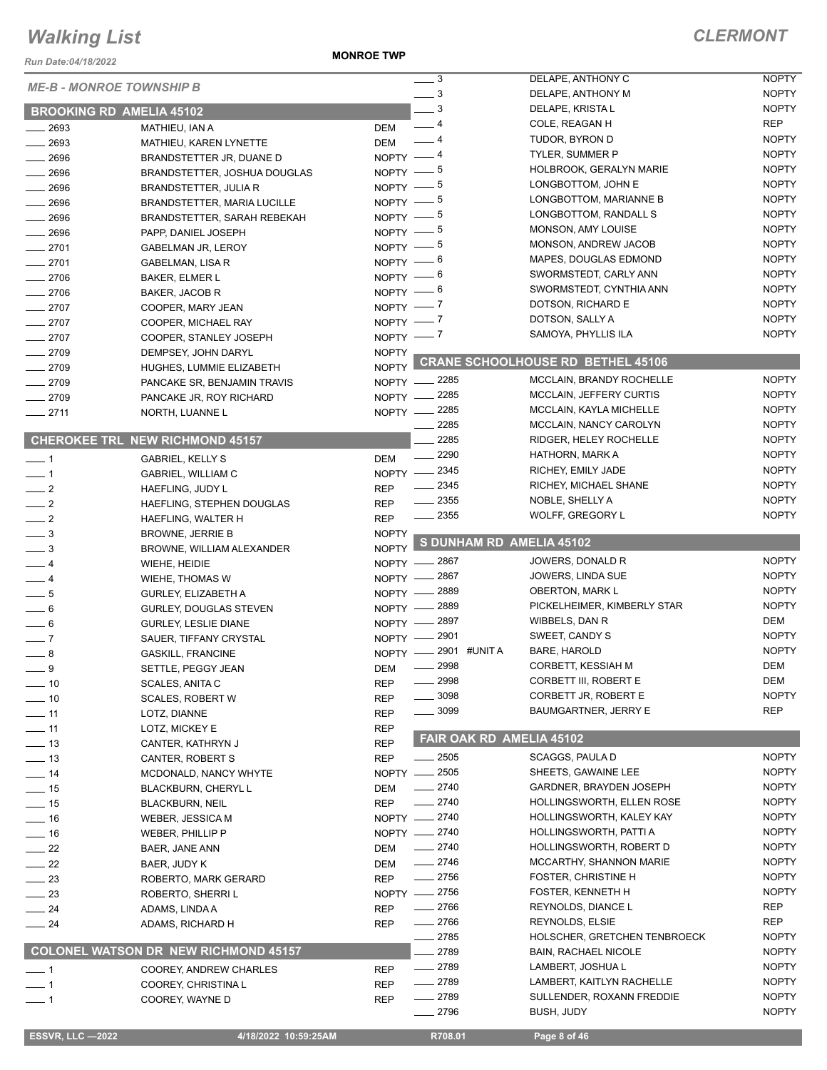# Walking List

**CLERMONT**

Run Date:04/18/2022

**MONROE TWP**

*ME-B - MONROE TOWNSHIP B*

## BROOKING RD AMELIA 45102

| No. | Name | Party |
|---|---|---|
| 2693 | MATHIEU, IAN A | DEM |
| 2693 | MATHIEU, KAREN LYNETTE | DEM |
| 2696 | BRANDSTETTER JR, DUANE D | NOPTY |
| 2696 | BRANDSTETTER, JOSHUA DOUGLAS | NOPTY |
| 2696 | BRANDSTETTER, JULIA R | NOPTY |
| 2696 | BRANDSTETTER, MARIA LUCILLE | NOPTY |
| 2696 | BRANDSTETTER, SARAH REBEKAH | NOPTY |
| 2696 | PAPP, DANIEL JOSEPH | NOPTY |
| 2701 | GABELMAN JR, LEROY | NOPTY |
| 2701 | GABELMAN, LISA R | NOPTY |
| 2706 | BAKER, ELMER L | NOPTY |
| 2706 | BAKER, JACOB R | NOPTY |
| 2707 | COOPER, MARY JEAN | NOPTY |
| 2707 | COOPER, MICHAEL RAY | NOPTY |
| 2707 | COOPER, STANLEY JOSEPH | NOPTY |
| 2709 | DEMPSEY, JOHN DARYL | NOPTY |
| 2709 | HUGHES, LUMMIE ELIZABETH | NOPTY |
| 2709 | PANCAKE SR, BENJAMIN TRAVIS | NOPTY |
| 2709 | PANCAKE JR, ROY RICHARD | NOPTY |
| 2711 | NORTH, LUANNE L | NOPTY |

## CHEROKEE TRL NEW RICHMOND 45157

| No. | Name | Party |
|---|---|---|
| 1 | GABRIEL, KELLY S | DEM |
| 1 | GABRIEL, WILLIAM C | NOPTY |
| 2 | HAEFLING, JUDY L | REP |
| 2 | HAEFLING, STEPHEN DOUGLAS | REP |
| 2 | HAEFLING, WALTER H | REP |
| 3 | BROWNE, JERRIE B | NOPTY |
| 3 | BROWNE, WILLIAM ALEXANDER | NOPTY |
| 4 | WIEHE, HEIDIE | NOPTY |
| 4 | WIEHE, THOMAS W | NOPTY |
| 5 | GURLEY, ELIZABETH A | NOPTY |
| 6 | GURLEY, DOUGLAS STEVEN | NOPTY |
| 6 | GURLEY, LESLIE DIANE | NOPTY |
| 7 | SAUER, TIFFANY CRYSTAL | NOPTY |
| 8 | GASKILL, FRANCINE | NOPTY |
| 9 | SETTLE, PEGGY JEAN | DEM |
| 10 | SCALES, ANITA C | REP |
| 10 | SCALES, ROBERT W | REP |
| 11 | LOTZ, DIANNE | REP |
| 11 | LOTZ, MICKEY E | REP |
| 13 | CANTER, KATHRYN J | REP |
| 13 | CANTER, ROBERT S | REP |
| 14 | MCDONALD, NANCY WHYTE | NOPTY |
| 15 | BLACKBURN, CHERYL L | DEM |
| 15 | BLACKBURN, NEIL | REP |
| 16 | WEBER, JESSICA M | NOPTY |
| 16 | WEBER, PHILLIP P | NOPTY |
| 22 | BAER, JANE ANN | DEM |
| 22 | BAER, JUDY K | DEM |
| 23 | ROBERTO, MARK GERARD | REP |
| 23 | ROBERTO, SHERRI L | NOPTY |
| 24 | ADAMS, LINDA A | REP |
| 24 | ADAMS, RICHARD H | REP |

## COLONEL WATSON DR NEW RICHMOND 45157

| No. | Name | Party |
|---|---|---|
| 1 | COOREY, ANDREW CHARLES | REP |
| 1 | COOREY, CHRISTINA L | REP |
| 1 | COOREY, WAYNE D | REP |
| 3 | DELAPE, ANTHONY C | NOPTY |
| 3 | DELAPE, ANTHONY M | NOPTY |
| 3 | DELAPE, KRISTA L | NOPTY |
| 4 | COLE, REAGAN H | REP |
| 4 | TUDOR, BYRON D | NOPTY |
| 4 | TYLER, SUMMER P | NOPTY |
| 5 | HOLBROOK, GERALYN MARIE | NOPTY |
| 5 | LONGBOTTOM, JOHN E | NOPTY |
| 5 | LONGBOTTOM, MARIANNE B | NOPTY |
| 5 | LONGBOTTOM, RANDALL S | NOPTY |
| 5 | MONSON, AMY LOUISE | NOPTY |
| 5 | MONSON, ANDREW JACOB | NOPTY |
| 6 | MAPES, DOUGLAS EDMOND | NOPTY |
| 6 | SWORMSTEDT, CARLY ANN | NOPTY |
| 6 | SWORMSTEDT, CYNTHIA ANN | NOPTY |
| 7 | DOTSON, RICHARD E | NOPTY |
| 7 | DOTSON, SALLY A | NOPTY |
| 7 | SAMOYA, PHYLLIS ILA | NOPTY |

## CRANE SCHOOLHOUSE RD BETHEL 45106

| No. | Name | Party |
|---|---|---|
| 2285 | MCCLAIN, BRANDY ROCHELLE | NOPTY |
| 2285 | MCCLAIN, JEFFERY CURTIS | NOPTY |
| 2285 | MCCLAIN, KAYLA MICHELLE | NOPTY |
| 2285 | MCCLAIN, NANCY CAROLYN | NOPTY |
| 2285 | RIDGER, HELEY ROCHELLE | NOPTY |
| 2290 | HATHORN, MARK A | NOPTY |
| 2345 | RICHEY, EMILY JADE | NOPTY |
| 2345 | RICHEY, MICHAEL SHANE | NOPTY |
| 2355 | NOBLE, SHELLY A | NOPTY |
| 2355 | WOLFF, GREGORY L | NOPTY |

## S DUNHAM RD AMELIA 45102

| No. | Name | Party |
|---|---|---|
| 2867 | JOWERS, DONALD R | NOPTY |
| 2867 | JOWERS, LINDA SUE | NOPTY |
| 2889 | OBERTON, MARK L | NOPTY |
| 2889 | PICKELHEIMER, KIMBERLY STAR | NOPTY |
| 2897 | WIBBELS, DAN R | DEM |
| 2901 | SWEET, CANDY S | NOPTY |
| 2901 #UNIT A | BARE, HAROLD | NOPTY |
| 2998 | CORBETT, KESSIAH M | DEM |
| 2998 | CORBETT III, ROBERT E | DEM |
| 3098 | CORBETT JR, ROBERT E | NOPTY |
| 3099 | BAUMGARTNER, JERRY E | REP |

## FAIR OAK RD AMELIA 45102

| No. | Name | Party |
|---|---|---|
| 2505 | SCAGGS, PAULA D | NOPTY |
| 2505 | SHEETS, GAWAINE LEE | NOPTY |
| 2740 | GARDNER, BRAYDEN JOSEPH | NOPTY |
| 2740 | HOLLINGSWORTH, ELLEN ROSE | NOPTY |
| 2740 | HOLLINGSWORTH, KALEY KAY | NOPTY |
| 2740 | HOLLINGSWORTH, PATTI A | NOPTY |
| 2740 | HOLLINGSWORTH, ROBERT D | NOPTY |
| 2746 | MCCARTHY, SHANNON MARIE | NOPTY |
| 2756 | FOSTER, CHRISTINE H | NOPTY |
| 2756 | FOSTER, KENNETH H | NOPTY |
| 2766 | REYNOLDS, DIANCE L | REP |
| 2766 | REYNOLDS, ELSIE | REP |
| 2785 | HOLSCHER, GRETCHEN TENBROECK | NOPTY |
| 2789 | BAIN, RACHAEL NICOLE | NOPTY |
| 2789 | LAMBERT, JOSHUA L | NOPTY |
| 2789 | LAMBERT, KAITLYN RACHELLE | NOPTY |
| 2789 | SULLENDER, ROXANN FREDDIE | NOPTY |
| 2796 | BUSH, JUDY | NOPTY |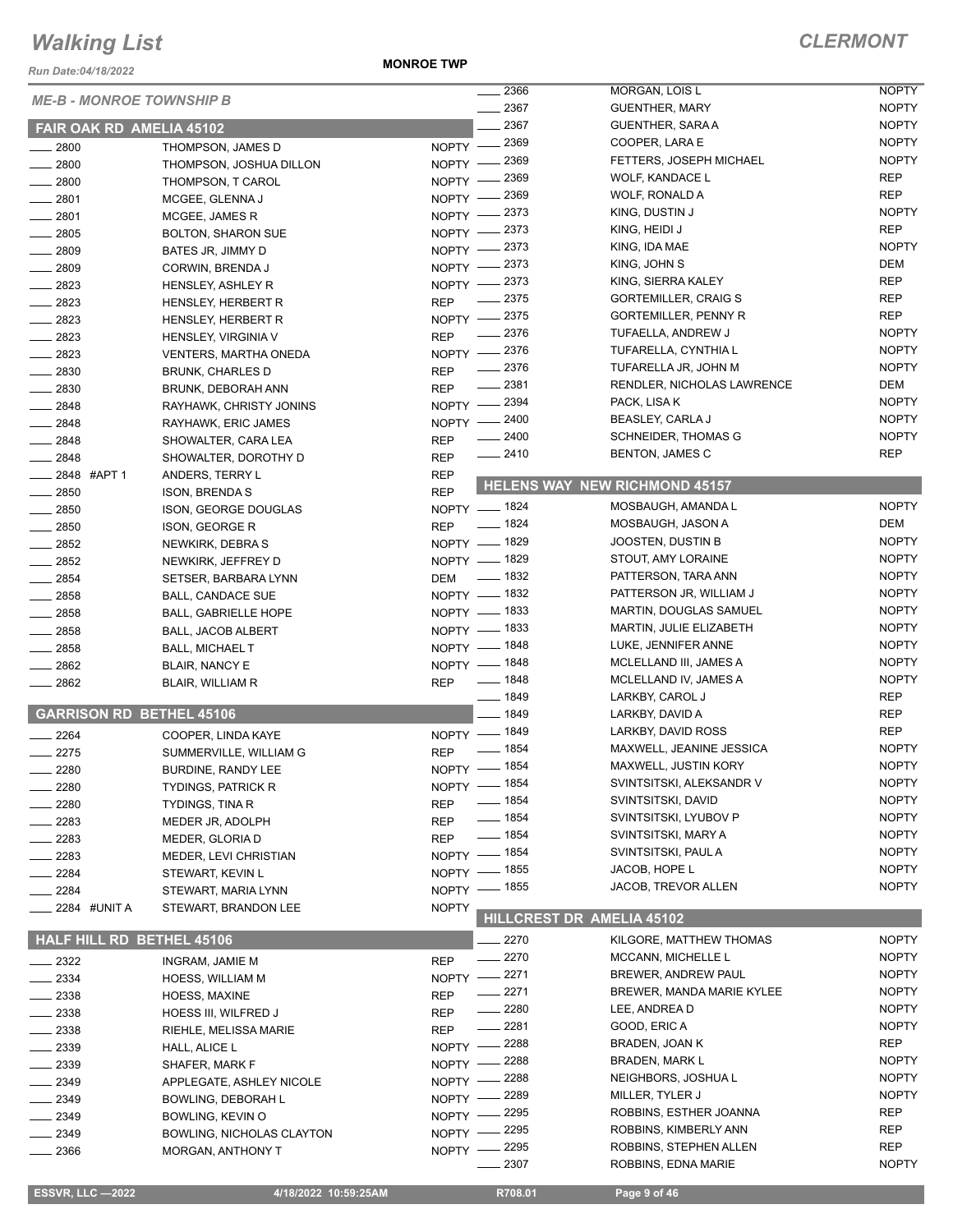# Walking List

## CLERMONT

Run Date:04/18/2022

**MONROE TWP**

### ME-B - MONROE TOWNSHIP B

#### FAIR OAK RD AMELIA 45102

| No. | Name | Party |
|---|---|---|
| 2800 | THOMPSON, JAMES D | NOPTY |
| 2800 | THOMPSON, JOSHUA DILLON | NOPTY |
| 2800 | THOMPSON, T CAROL | NOPTY |
| 2801 | MCGEE, GLENNA J | NOPTY |
| 2801 | MCGEE, JAMES R | NOPTY |
| 2805 | BOLTON, SHARON SUE | NOPTY |
| 2809 | BATES JR, JIMMY D | NOPTY |
| 2809 | CORWIN, BRENDA J | NOPTY |
| 2823 | HENSLEY, ASHLEY R | NOPTY |
| 2823 | HENSLEY, HERBERT R | REP |
| 2823 | HENSLEY, HERBERT R | NOPTY |
| 2823 | HENSLEY, VIRGINIA V | REP |
| 2823 | VENTERS, MARTHA ONEDA | NOPTY |
| 2830 | BRUNK, CHARLES D | REP |
| 2830 | BRUNK, DEBORAH ANN | REP |
| 2848 | RAYHAWK, CHRISTY JONINS | NOPTY |
| 2848 | RAYHAWK, ERIC JAMES | NOPTY |
| 2848 | SHOWALTER, CARA LEA | REP |
| 2848 | SHOWALTER, DOROTHY D | REP |
| 2848 #APT 1 | ANDERS, TERRY L | REP |
| 2850 | ISON, BRENDA S | REP |
| 2850 | ISON, GEORGE DOUGLAS | NOPTY |
| 2850 | ISON, GEORGE R | REP |
| 2852 | NEWKIRK, DEBRA S | NOPTY |
| 2852 | NEWKIRK, JEFFREY D | NOPTY |
| 2854 | SETSER, BARBARA LYNN | DEM |
| 2858 | BALL, CANDACE SUE | NOPTY |
| 2858 | BALL, GABRIELLE HOPE | NOPTY |
| 2858 | BALL, JACOB ALBERT | NOPTY |
| 2858 | BALL, MICHAEL T | NOPTY |
| 2862 | BLAIR, NANCY E | NOPTY |
| 2862 | BLAIR, WILLIAM R | REP |

#### GARRISON RD BETHEL 45106

| No. | Name | Party |
|---|---|---|
| 2264 | COOPER, LINDA KAYE | NOPTY |
| 2275 | SUMMERVILLE, WILLIAM G | REP |
| 2280 | BURDINE, RANDY LEE | NOPTY |
| 2280 | TYDINGS, PATRICK R | NOPTY |
| 2280 | TYDINGS, TINA R | REP |
| 2283 | MEDER JR, ADOLPH | REP |
| 2283 | MEDER, GLORIA D | REP |
| 2283 | MEDER, LEVI CHRISTIAN | NOPTY |
| 2284 | STEWART, KEVIN L | NOPTY |
| 2284 | STEWART, MARIA LYNN | NOPTY |
| 2284 #UNIT A | STEWART, BRANDON LEE | NOPTY |

#### HALF HILL RD BETHEL 45106

| No. | Name | Party |
|---|---|---|
| 2322 | INGRAM, JAMIE M | REP |
| 2334 | HOESS, WILLIAM M | NOPTY |
| 2338 | HOESS, MAXINE | REP |
| 2338 | HOESS III, WILFRED J | REP |
| 2338 | RIEHLE, MELISSA MARIE | REP |
| 2339 | HALL, ALICE L | NOPTY |
| 2339 | SHAFER, MARK F | NOPTY |
| 2349 | APPLEGATE, ASHLEY NICOLE | NOPTY |
| 2349 | BOWLING, DEBORAH L | NOPTY |
| 2349 | BOWLING, KEVIN O | NOPTY |
| 2349 | BOWLING, NICHOLAS CLAYTON | NOPTY |
| 2366 | MORGAN, ANTHONY T | NOPTY |
| 2366 | MORGAN, LOIS L | NOPTY |
| 2367 | GUENTHER, MARY | NOPTY |
| 2367 | GUENTHER, SARA A | NOPTY |
| 2369 | COOPER, LARA E | NOPTY |
| 2369 | FETTERS, JOSEPH MICHAEL | NOPTY |
| 2369 | WOLF, KANDACE L | REP |
| 2369 | WOLF, RONALD A | REP |
| 2373 | KING, DUSTIN J | NOPTY |
| 2373 | KING, HEIDI J | REP |
| 2373 | KING, IDA MAE | NOPTY |
| 2373 | KING, JOHN S | DEM |
| 2373 | KING, SIERRA KALEY | REP |
| 2375 | GORTEMILLER, CRAIG S | REP |
| 2375 | GORTEMILLER, PENNY R | REP |
| 2376 | TUFAELLA, ANDREW J | NOPTY |
| 2376 | TUFARELLA, CYNTHIA L | NOPTY |
| 2376 | TUFARELLA JR, JOHN M | NOPTY |
| 2381 | RENDLER, NICHOLAS LAWRENCE | DEM |
| 2394 | PACK, LISA K | NOPTY |
| 2400 | BEASLEY, CARLA J | NOPTY |
| 2400 | SCHNEIDER, THOMAS G | NOPTY |
| 2410 | BENTON, JAMES C | REP |

#### HELENS WAY NEW RICHMOND 45157

| No. | Name | Party |
|---|---|---|
| 1824 | MOSBAUGH, AMANDA L | NOPTY |
| 1824 | MOSBAUGH, JASON A | DEM |
| 1829 | JOOSTEN, DUSTIN B | NOPTY |
| 1829 | STOUT, AMY LORAINE | NOPTY |
| 1832 | PATTERSON, TARA ANN | NOPTY |
| 1832 | PATTERSON JR, WILLIAM J | NOPTY |
| 1833 | MARTIN, DOUGLAS SAMUEL | NOPTY |
| 1833 | MARTIN, JULIE ELIZABETH | NOPTY |
| 1848 | LUKE, JENNIFER ANNE | NOPTY |
| 1848 | MCLELLAND III, JAMES A | NOPTY |
| 1848 | MCLELLAND IV, JAMES A | NOPTY |
| 1849 | LARKBY, CAROL J | REP |
| 1849 | LARKBY, DAVID A | REP |
| 1849 | LARKBY, DAVID ROSS | REP |
| 1854 | MAXWELL, JEANINE JESSICA | NOPTY |
| 1854 | MAXWELL, JUSTIN KORY | NOPTY |
| 1854 | SVINTSITSKI, ALEKSANDR V | NOPTY |
| 1854 | SVINTSITSKI, DAVID | NOPTY |
| 1854 | SVINTSITSKI, LYUBOV P | NOPTY |
| 1854 | SVINTSITSKI, MARY A | NOPTY |
| 1854 | SVINTSITSKI, PAUL A | NOPTY |
| 1855 | JACOB, HOPE L | NOPTY |
| 1855 | JACOB, TREVOR ALLEN | NOPTY |

#### HILLCREST DR AMELIA 45102

| No. | Name | Party |
|---|---|---|
| 2270 | KILGORE, MATTHEW THOMAS | NOPTY |
| 2270 | MCCANN, MICHELLE L | NOPTY |
| 2271 | BREWER, ANDREW PAUL | NOPTY |
| 2271 | BREWER, MANDA MARIE KYLEE | NOPTY |
| 2280 | LEE, ANDREA D | NOPTY |
| 2281 | GOOD, ERIC A | NOPTY |
| 2288 | BRADEN, JOAN K | REP |
| 2288 | BRADEN, MARK L | NOPTY |
| 2288 | NEIGHBORS, JOSHUA L | NOPTY |
| 2289 | MILLER, TYLER J | NOPTY |
| 2295 | ROBBINS, ESTHER JOANNA | REP |
| 2295 | ROBBINS, KIMBERLY ANN | REP |
| 2295 | ROBBINS, STEPHEN ALLEN | REP |
| 2307 | ROBBINS, EDNA MARIE | NOPTY |

ESSVR, LLC —2022 | 4/18/2022 10:59:25AM | R708.01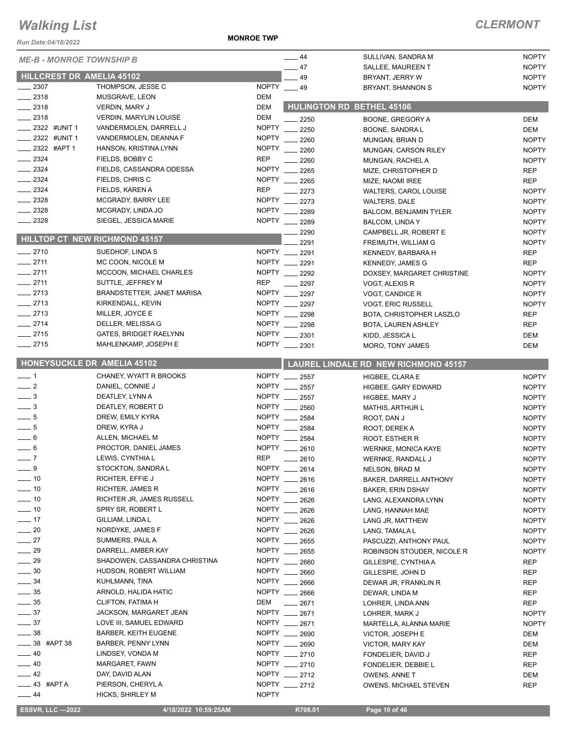# Walking List

**CLERMONT**

**MONROE TWP**

*ME-B - MONROE TOWNSHIP B*

## HILLCREST DR AMELIA 45102

| No. | Name | Party |
|---|---|---|
| 2307 | THOMPSON, JESSE C | NOPTY |
| 2318 | MUSGRAVE, LEON | DEM |
| 2318 | VERDIN, MARY J | DEM |
| 2318 | VERDIN, MARYLIN LOUISE | DEM |
| 2322 #UNIT 1 | VANDERMOLEN, DARRELL J | NOPTY |
| 2322 #UNIT 1 | VANDERMOLEN, DEANNA F | NOPTY |
| 2322 #APT 1 | HANSON, KRISTINA LYNN | NOPTY |
| 2324 | FIELDS, BOBBY C | REP |
| 2324 | FIELDS, CASSANDRA ODESSA | NOPTY |
| 2324 | FIELDS, CHRIS C | NOPTY |
| 2324 | FIELDS, KAREN A | REP |
| 2328 | MCGRADY, BARRY LEE | NOPTY |
| 2328 | MCGRADY, LINDA JO | NOPTY |
| 2328 | SIEGEL, JESSICA MARIE | NOPTY |

## HILLTOP CT NEW RICHMOND 45157

| No. | Name | Party |
|---|---|---|
| 2710 | SUEDHOF, LINDA S | NOPTY |
| 2711 | MC COON, NICOLE M | NOPTY |
| 2711 | MCCOON, MICHAEL CHARLES | NOPTY |
| 2711 | SUTTLE, JEFFREY M | REP |
| 2713 | BRANDSTETTER, JANET MARISA | NOPTY |
| 2713 | KIRKENDALL, KEVIN | NOPTY |
| 2713 | MILLER, JOYCE E | NOPTY |
| 2714 | DELLER, MELISSA G | NOPTY |
| 2715 | GATES, BRIDGET RAELYNN | NOPTY |
| 2715 | MAHLENKAMP, JOSEPH E | NOPTY |

## HONEYSUCKLE DR AMELIA 45102

| No. | Name | Party |
|---|---|---|
| 1 | CHANEY, WYATT R BROOKS | NOPTY |
| 2 | DANIEL, CONNIE J | NOPTY |
| 3 | DEATLEY, LYNN A | NOPTY |
| 3 | DEATLEY, ROBERT D | NOPTY |
| 5 | DREW, EMILY KYRA | NOPTY |
| 5 | DREW, KYRA J | NOPTY |
| 6 | ALLEN, MICHAEL M | NOPTY |
| 6 | PROCTOR, DANIEL JAMES | NOPTY |
| 7 | LEWIS, CYNTHIA L | REP |
| 9 | STOCKTON, SANDRA L | NOPTY |
| 10 | RICHTER, EFFIE J | NOPTY |
| 10 | RICHTER, JAMES R | NOPTY |
| 10 | RICHTER JR, JAMES RUSSELL | NOPTY |
| 10 | SPRY SR, ROBERT L | NOPTY |
| 17 | GILLIAM, LINDA L | NOPTY |
| 20 | NORDYKE, JAMES F | NOPTY |
| 27 | SUMMERS, PAUL A | NOPTY |
| 29 | DARRELL, AMBER KAY | NOPTY |
| 29 | SHADOWEN, CASSANDRA CHRISTINA | NOPTY |
| 30 | HUDSON, ROBERT WILLIAM | NOPTY |
| 34 | KUHLMANN, TINA | NOPTY |
| 35 | ARNOLD, HALIDA HATIC | NOPTY |
| 35 | CLIFTON, FATIMA H | DEM |
| 37 | JACKSON, MARGARET JEAN | NOPTY |
| 37 | LOVE III, SAMUEL EDWARD | NOPTY |
| 38 | BARBER, KEITH EUGENE | NOPTY |
| 38 #APT 38 | BARBER, PENNY LYNN | NOPTY |
| 40 | LINDSEY, VONDA M | NOPTY |
| 40 | MARGARET, FAWN | NOPTY |
| 42 | DAY, DAVID ALAN | NOPTY |
| 43 #APT A | PIERSON, CHERYL A | NOPTY |
| 44 | HICKS, SHIRLEY M | NOPTY |
| 44 | SULLIVAN, SANDRA M | NOPTY |
| 47 | SALLEE, MAUREEN T | NOPTY |
| 49 | BRYANT, JERRY W | NOPTY |
| 49 | BRYANT, SHANNON S | NOPTY |

## HULINGTON RD BETHEL 45106

| No. | Name | Party |
|---|---|---|
| 2250 | BOONE, GREGORY A | DEM |
| 2250 | BOONE, SANDRA L | DEM |
| 2260 | MUNGAN, BRIAN D | NOPTY |
| 2260 | MUNGAN, CARSON RILEY | NOPTY |
| 2260 | MUNGAN, RACHEL A | NOPTY |
| 2265 | MIZE, CHRISTOPHER D | REP |
| 2265 | MIZE, NAOMI IREE | REP |
| 2273 | WALTERS, CAROL LOUISE | NOPTY |
| 2273 | WALTERS, DALE | NOPTY |
| 2289 | BALCOM, BENJAMIN TYLER | NOPTY |
| 2289 | BALCOM, LINDA Y | NOPTY |
| 2290 | CAMPBELL JR, ROBERT E | NOPTY |
| 2291 | FREIMUTH, WILLIAM G | NOPTY |
| 2291 | KENNEDY, BARBARA H | REP |
| 2291 | KENNEDY, JAMES G | REP |
| 2292 | DOXSEY, MARGARET CHRISTINE | NOPTY |
| 2297 | VOGT, ALEXIS R | NOPTY |
| 2297 | VOGT, CANDICE R | NOPTY |
| 2297 | VOGT, ERIC RUSSELL | NOPTY |
| 2298 | BOTA, CHRISTOPHER LASZLO | REP |
| 2298 | BOTA, LAUREN ASHLEY | REP |
| 2301 | KIDD, JESSICA L | DEM |
| 2301 | MORO, TONY JAMES | DEM |

## LAUREL LINDALE RD NEW RICHMOND 45157

| No. | Name | Party |
|---|---|---|
| 2557 | HIGBEE, CLARA E | NOPTY |
| 2557 | HIGBEE, GARY EDWARD | NOPTY |
| 2557 | HIGBEE, MARY J | NOPTY |
| 2560 | MATHIS, ARTHUR L | NOPTY |
| 2584 | ROOT, DAN J | NOPTY |
| 2584 | ROOT, DEREK A | NOPTY |
| 2584 | ROOT, ESTHER R | NOPTY |
| 2610 | WERNKE, MONICA KAYE | NOPTY |
| 2610 | WERNKE, RANDALL J | NOPTY |
| 2614 | NELSON, BRAD M | NOPTY |
| 2616 | BAKER, DARRELL ANTHONY | NOPTY |
| 2616 | BAKER, ERIN DSHAY | NOPTY |
| 2626 | LANG, ALEXANDRA LYNN | NOPTY |
| 2626 | LANG, HANNAH MAE | NOPTY |
| 2626 | LANG JR, MATTHEW | NOPTY |
| 2626 | LANG, TAMALA L | NOPTY |
| 2655 | PASCUZZI, ANTHONY PAUL | NOPTY |
| 2655 | ROBINSON STOUDER, NICOLE R | NOPTY |
| 2660 | GILLESPIE, CYNTHIA A | REP |
| 2660 | GILLESPIE, JOHN D | REP |
| 2666 | DEWAR JR, FRANKLIN R | REP |
| 2666 | DEWAR, LINDA M | REP |
| 2671 | LOHRER, LINDA ANN | REP |
| 2671 | LOHRER, MARK J | NOPTY |
| 2671 | MARTELLA, ALANNA MARIE | NOPTY |
| 2690 | VICTOR, JOSEPH E | DEM |
| 2690 | VICTOR, MARY KAY | DEM |
| 2710 | FONDELIER, DAVID J | REP |
| 2710 | FONDELIER, DEBBIE L | REP |
| 2712 | OWENS, ANNE T | DEM |
| 2712 | OWENS, MICHAEL STEVEN | REP |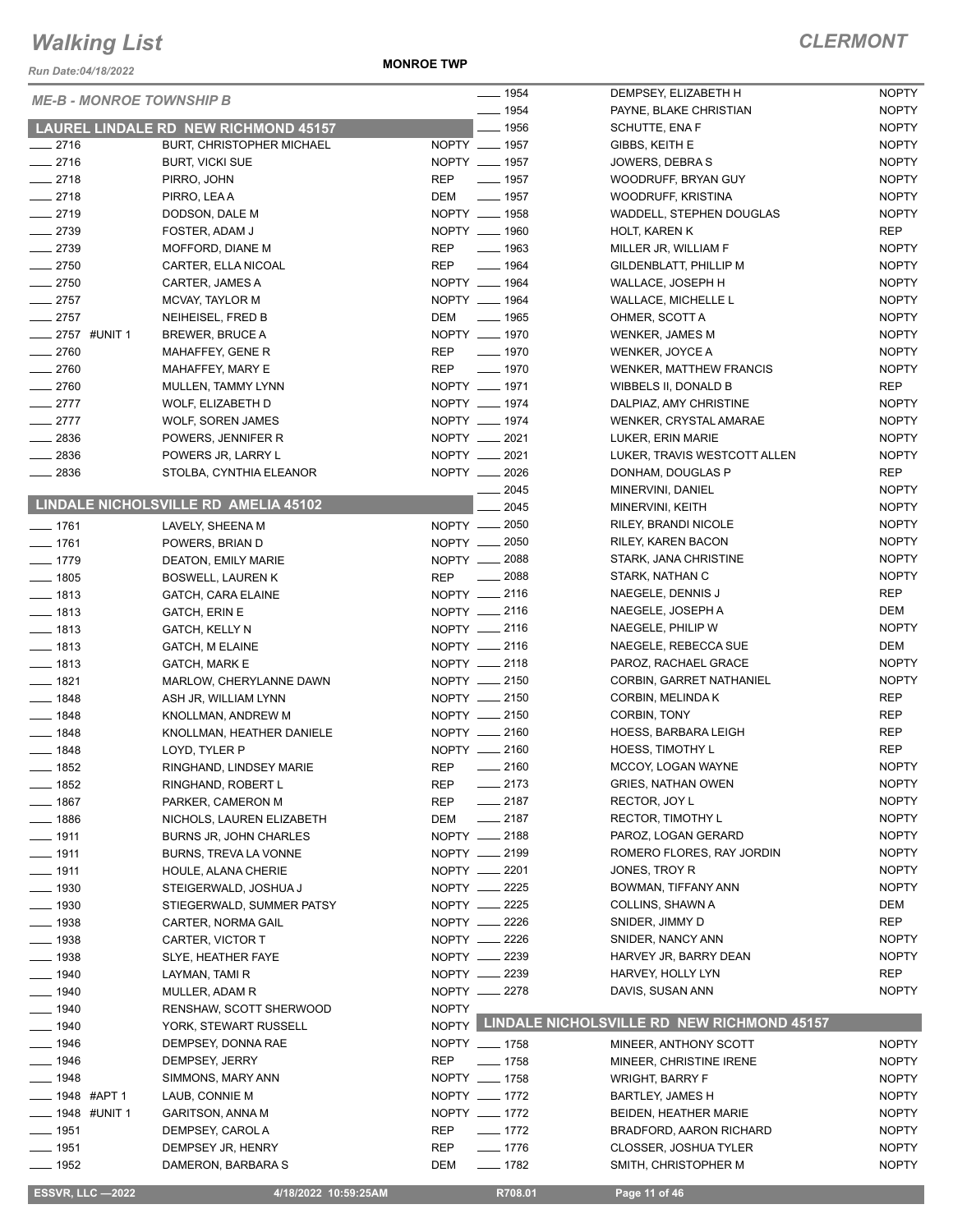# Walking List

## CLERMONT

*Run Date:04/18/2022*

**MONROE TWP**

*ME-B - MONROE TOWNSHIP B*

### LAUREL LINDALE RD NEW RICHMOND 45157

| No. | Name | Party |
|---|---|---|
| ___ 2716 | BURT, CHRISTOPHER MICHAEL | NOPTY |
| ___ 2716 | BURT, VICKI SUE | NOPTY |
| ___ 2718 | PIRRO, JOHN | REP |
| ___ 2718 | PIRRO, LEA A | DEM |
| ___ 2719 | DODSON, DALE M | NOPTY |
| ___ 2739 | FOSTER, ADAM J | NOPTY |
| ___ 2739 | MOFFORD, DIANE M | REP |
| ___ 2750 | CARTER, ELLA NICOAL | REP |
| ___ 2750 | CARTER, JAMES A | NOPTY |
| ___ 2757 | MCVAY, TAYLOR M | NOPTY |
| ___ 2757 | NEIHEISEL, FRED B | DEM |
| ___ 2757 #UNIT 1 | BREWER, BRUCE A | NOPTY |
| ___ 2760 | MAHAFFEY, GENE R | REP |
| ___ 2760 | MAHAFFEY, MARY E | REP |
| ___ 2760 | MULLEN, TAMMY LYNN | NOPTY |
| ___ 2777 | WOLF, ELIZABETH D | NOPTY |
| ___ 2777 | WOLF, SOREN JAMES | NOPTY |
| ___ 2836 | POWERS, JENNIFER R | NOPTY |
| ___ 2836 | POWERS JR, LARRY L | NOPTY |
| ___ 2836 | STOLBA, CYNTHIA ELEANOR | NOPTY |

### LINDALE NICHOLSVILLE RD AMELIA 45102

| No. | Name | Party |
|---|---|---|
| ___ 1761 | LAVELY, SHEENA M | NOPTY |
| ___ 1761 | POWERS, BRIAN D | NOPTY |
| ___ 1779 | DEATON, EMILY MARIE | NOPTY |
| ___ 1805 | BOSWELL, LAUREN K | REP |
| ___ 1813 | GATCH, CARA ELAINE | NOPTY |
| ___ 1813 | GATCH, ERIN E | NOPTY |
| ___ 1813 | GATCH, KELLY N | NOPTY |
| ___ 1813 | GATCH, M ELAINE | NOPTY |
| ___ 1813 | GATCH, MARK E | NOPTY |
| ___ 1821 | MARLOW, CHERYLANNE DAWN | NOPTY |
| ___ 1848 | ASH JR, WILLIAM LYNN | NOPTY |
| ___ 1848 | KNOLLMAN, ANDREW M | NOPTY |
| ___ 1848 | KNOLLMAN, HEATHER DANIELE | NOPTY |
| ___ 1848 | LOYD, TYLER P | NOPTY |
| ___ 1852 | RINGHAND, LINDSEY MARIE | REP |
| ___ 1852 | RINGHAND, ROBERT L | REP |
| ___ 1867 | PARKER, CAMERON M | REP |
| ___ 1886 | NICHOLS, LAUREN ELIZABETH | DEM |
| ___ 1911 | BURNS JR, JOHN CHARLES | NOPTY |
| ___ 1911 | BURNS, TREVA LA VONNE | NOPTY |
| ___ 1911 | HOULE, ALANA CHERIE | NOPTY |
| ___ 1930 | STEIGERWALD, JOSHUA J | NOPTY |
| ___ 1930 | STEIGERWALD, SUMMER PATSY | NOPTY |
| ___ 1938 | CARTER, NORMA GAIL | NOPTY |
| ___ 1938 | CARTER, VICTOR T | NOPTY |
| ___ 1938 | SLYE, HEATHER FAYE | NOPTY |
| ___ 1940 | LAYMAN, TAMI R | NOPTY |
| ___ 1940 | MULLER, ADAM R | NOPTY |
| ___ 1940 | RENSHAW, SCOTT SHERWOOD | NOPTY |
| ___ 1940 | YORK, STEWART RUSSELL | NOPTY |
| ___ 1946 | DEMPSEY, DONNA RAE | NOPTY |
| ___ 1946 | DEMPSEY, JERRY | REP |
| ___ 1948 | SIMMONS, MARY ANN | NOPTY |
| ___ 1948 #APT 1 | LAUB, CONNIE M | NOPTY |
| ___ 1948 #UNIT 1 | GARITSON, ANNA M | NOPTY |
| ___ 1951 | DEMPSEY, CAROL A | REP |
| ___ 1951 | DEMPSEY JR, HENRY | REP |
| ___ 1952 | DAMERON, BARBARA S | DEM |
| ___ 1954 | DEMPSEY, ELIZABETH H | NOPTY |
| ___ 1954 | PAYNE, BLAKE CHRISTIAN | NOPTY |
| ___ 1956 | SCHUTTE, ENA F | NOPTY |
| ___ 1957 | GIBBS, KEITH E | NOPTY |
| ___ 1957 | JOWERS, DEBRA S | NOPTY |
| ___ 1957 | WOODRUFF, BRYAN GUY | NOPTY |
| ___ 1957 | WOODRUFF, KRISTINA | NOPTY |
| ___ 1958 | WADDELL, STEPHEN DOUGLAS | NOPTY |
| ___ 1960 | HOLT, KAREN K | REP |
| ___ 1963 | MILLER JR, WILLIAM F | NOPTY |
| ___ 1964 | GILDENBLATT, PHILLIP M | NOPTY |
| ___ 1964 | WALLACE, JOSEPH H | NOPTY |
| ___ 1964 | WALLACE, MICHELLE L | NOPTY |
| ___ 1965 | OHMER, SCOTT A | NOPTY |
| ___ 1970 | WENKER, JAMES M | NOPTY |
| ___ 1970 | WENKER, JOYCE A | NOPTY |
| ___ 1970 | WENKER, MATTHEW FRANCIS | NOPTY |
| ___ 1971 | WIBBELS II, DONALD B | REP |
| ___ 1974 | DALPIAZ, AMY CHRISTINE | NOPTY |
| ___ 1974 | WENKER, CRYSTAL AMARAE | NOPTY |
| ___ 2021 | LUKER, ERIN MARIE | NOPTY |
| ___ 2021 | LUKER, TRAVIS WESTCOTT ALLEN | NOPTY |
| ___ 2026 | DONHAM, DOUGLAS P | REP |
| ___ 2045 | MINERVINI, DANIEL | NOPTY |
| ___ 2045 | MINERVINI, KEITH | NOPTY |
| ___ 2050 | RILEY, BRANDI NICOLE | NOPTY |
| ___ 2050 | RILEY, KAREN BACON | NOPTY |
| ___ 2088 | STARK, JANA CHRISTINE | NOPTY |
| ___ 2088 | STARK, NATHAN C | NOPTY |
| ___ 2116 | NAEGELE, DENNIS J | REP |
| ___ 2116 | NAEGELE, JOSEPH A | DEM |
| ___ 2116 | NAEGELE, PHILIP W | NOPTY |
| ___ 2116 | NAEGELE, REBECCA SUE | DEM |
| ___ 2118 | PAROZ, RACHAEL GRACE | NOPTY |
| ___ 2150 | CORBIN, GARRET NATHANIEL | NOPTY |
| ___ 2150 | CORBIN, MELINDA K | REP |
| ___ 2150 | CORBIN, TONY | REP |
| ___ 2160 | HOESS, BARBARA LEIGH | REP |
| ___ 2160 | HOESS, TIMOTHY L | REP |
| ___ 2160 | MCCOY, LOGAN WAYNE | NOPTY |
| ___ 2173 | GRIES, NATHAN OWEN | NOPTY |
| ___ 2187 | RECTOR, JOY L | NOPTY |
| ___ 2187 | RECTOR, TIMOTHY L | NOPTY |
| ___ 2188 | PAROZ, LOGAN GERARD | NOPTY |
| ___ 2199 | ROMERO FLORES, RAY JORDIN | NOPTY |
| ___ 2201 | JONES, TROY R | NOPTY |
| ___ 2225 | BOWMAN, TIFFANY ANN | NOPTY |
| ___ 2225 | COLLINS, SHAWN A | DEM |
| ___ 2226 | SNIDER, JIMMY D | REP |
| ___ 2226 | SNIDER, NANCY ANN | NOPTY |
| ___ 2239 | HARVEY JR, BARRY DEAN | NOPTY |
| ___ 2239 | HARVEY, HOLLY LYN | REP |
| ___ 2278 | DAVIS, SUSAN ANN | NOPTY |

### LINDALE NICHOLSVILLE RD NEW RICHMOND 45157

| No. | Name | Party |
|---|---|---|
| ___ 1758 | MINEER, ANTHONY SCOTT | NOPTY |
| ___ 1758 | MINEER, CHRISTINE IRENE | NOPTY |
| ___ 1758 | WRIGHT, BARRY F | NOPTY |
| ___ 1772 | BARTLEY, JAMES H | NOPTY |
| ___ 1772 | BEIDEN, HEATHER MARIE | NOPTY |
| ___ 1772 | BRADFORD, AARON RICHARD | NOPTY |
| ___ 1776 | CLOSSER, JOSHUA TYLER | NOPTY |
| ___ 1782 | SMITH, CHRISTOPHER M | NOPTY |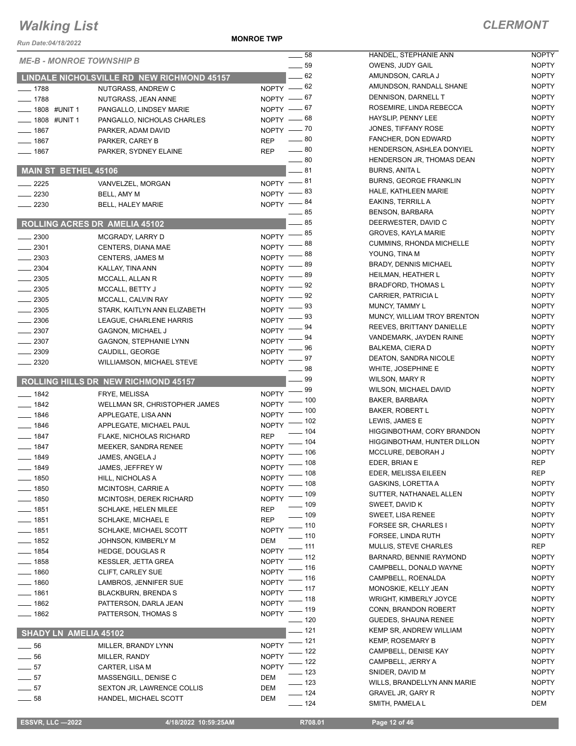# Walking List

**MONROE TWP**

## CLERMONT

### ME-B - MONROE TOWNSHIP B

### LINDALE NICHOLSVILLE RD NEW RICHMOND 45157

| No. | Name | Party |
|---|---|---|
| 1788 | NUTGRASS, ANDREW C | NOPTY |
| 1788 | NUTGRASS, JEAN ANNE | NOPTY |
| 1808 #UNIT 1 | PANGALLO, LINDSEY MARIE | NOPTY |
| 1808 #UNIT 1 | PANGALLO, NICHOLAS CHARLES | NOPTY |
| 1867 | PARKER, ADAM DAVID | NOPTY |
| 1867 | PARKER, CAREY B | REP |
| 1867 | PARKER, SYDNEY ELAINE | REP |

### MAIN ST BETHEL 45106

| No. | Name | Party |
|---|---|---|
| 2225 | VANVELZEL, MORGAN | NOPTY |
| 2230 | BELL, AMY M | NOPTY |
| 2230 | BELL, HALEY MARIE | NOPTY |

### ROLLING ACRES DR AMELIA 45102

| No. | Name | Party |
|---|---|---|
| 2300 | MCGRADY, LARRY D | NOPTY |
| 2301 | CENTERS, DIANA MAE | NOPTY |
| 2303 | CENTERS, JAMES M | NOPTY |
| 2304 | KALLAY, TINA ANN | NOPTY |
| 2305 | MCCALL, ALLAN R | NOPTY |
| 2305 | MCCALL, BETTY J | NOPTY |
| 2305 | MCCALL, CALVIN RAY | NOPTY |
| 2305 | STARK, KAITLYN ANN ELIZABETH | NOPTY |
| 2306 | LEAGUE, CHARLENE HARRIS | NOPTY |
| 2307 | GAGNON, MICHAEL J | NOPTY |
| 2307 | GAGNON, STEPHANIE LYNN | NOPTY |
| 2309 | CAUDILL, GEORGE | NOPTY |
| 2320 | WILLIAMSON, MICHAEL STEVE | NOPTY |

### ROLLING HILLS DR NEW RICHMOND 45157

| No. | Name | Party |
|---|---|---|
| 1842 | FRYE, MELISSA | NOPTY |
| 1842 | WELLMAN SR, CHRISTOPHER JAMES | NOPTY |
| 1846 | APPLEGATE, LISA ANN | NOPTY |
| 1846 | APPLEGATE, MICHAEL PAUL | NOPTY |
| 1847 | FLAKE, NICHOLAS RICHARD | REP |
| 1847 | MEEKER, SANDRA RENEE | NOPTY |
| 1849 | JAMES, ANGELA J | NOPTY |
| 1849 | JAMES, JEFFREY W | NOPTY |
| 1850 | HILL, NICHOLAS A | NOPTY |
| 1850 | MCINTOSH, CARRIE A | NOPTY |
| 1850 | MCINTOSH, DEREK RICHARD | NOPTY |
| 1851 | SCHLAKE, HELEN MILEE | REP |
| 1851 | SCHLAKE, MICHAEL E | REP |
| 1851 | SCHLAKE, MICHAEL SCOTT | NOPTY |
| 1852 | JOHNSON, KIMBERLY M | DEM |
| 1854 | HEDGE, DOUGLAS R | NOPTY |
| 1858 | KESSLER, JETTA GREA | NOPTY |
| 1860 | CLIFT, CARLEY SUE | NOPTY |
| 1860 | LAMBROS, JENNIFER SUE | NOPTY |
| 1861 | BLACKBURN, BRENDA S | NOPTY |
| 1862 | PATTERSON, DARLA JEAN | NOPTY |
| 1862 | PATTERSON, THOMAS S | NOPTY |

### SHADY LN AMELIA 45102

| No. | Name | Party |
|---|---|---|
| 56 | MILLER, BRANDY LYNN | NOPTY |
| 56 | MILLER, RANDY | NOPTY |
| 57 | CARTER, LISA M | NOPTY |
| 57 | MASSENGILL, DENISE C | DEM |
| 57 | SEXTON JR, LAWRENCE COLLIS | DEM |
| 58 | HANDEL, MICHAEL SCOTT | DEM |
| 58 | HANDEL, STEPHANIE ANN | NOPTY |
| 59 | OWENS, JUDY GAIL | NOPTY |
| 62 | AMUNDSON, CARLA J | NOPTY |
| 62 | AMUNDSON, RANDALL SHANE | NOPTY |
| 67 | DENNISON, DARNELL T | NOPTY |
| 67 | ROSEMIRE, LINDA REBECCA | NOPTY |
| 68 | HAYSLIP, PENNY LEE | NOPTY |
| 70 | JONES, TIFFANY ROSE | NOPTY |
| 80 | FANCHER, DON EDWARD | NOPTY |
| 80 | HENDERSON, ASHLEA DONYIEL | NOPTY |
| 80 | HENDERSON JR, THOMAS DEAN | NOPTY |
| 81 | BURNS, ANITA L | NOPTY |
| 81 | BURNS, GEORGE FRANKLIN | NOPTY |
| 83 | HALE, KATHLEEN MARIE | NOPTY |
| 84 | EAKINS, TERRILL A | NOPTY |
| 85 | BENSON, BARBARA | NOPTY |
| 85 | DEERWESTER, DAVID C | NOPTY |
| 85 | GROVES, KAYLA MARIE | NOPTY |
| 88 | CUMMINS, RHONDA MICHELLE | NOPTY |
| 88 | YOUNG, TINA M | NOPTY |
| 89 | BRADY, DENNIS MICHAEL | NOPTY |
| 89 | HEILMAN, HEATHER L | NOPTY |
| 92 | BRADFORD, THOMAS L | NOPTY |
| 92 | CARRIER, PATRICIA L | NOPTY |
| 93 | MUNCY, TAMMY L | NOPTY |
| 93 | MUNCY, WILLIAM TROY BRENTON | NOPTY |
| 94 | REEVES, BRITTANY DANIELLE | NOPTY |
| 94 | VANDEMARK, JAYDEN RAINE | NOPTY |
| 96 | BALKEMA, CIERA D | NOPTY |
| 97 | DEATON, SANDRA NICOLE | NOPTY |
| 98 | WHITE, JOSEPHINE E | NOPTY |
| 99 | WILSON, MARY R | NOPTY |
| 99 | WILSON, MICHAEL DAVID | NOPTY |
| 100 | BAKER, BARBARA | NOPTY |
| 100 | BAKER, ROBERT L | NOPTY |
| 102 | LEWIS, JAMES E | NOPTY |
| 104 | HIGGINBOTHAM, CORY BRANDON | NOPTY |
| 104 | HIGGINBOTHAM, HUNTER DILLON | NOPTY |
| 106 | MCCLURE, DEBORAH J | NOPTY |
| 108 | EDER, BRIAN E | REP |
| 108 | EDER, MELISSA EILEEN | REP |
| 108 | GASKINS, LORETTA A | NOPTY |
| 109 | SUTTER, NATHANAEL ALLEN | NOPTY |
| 109 | SWEET, DAVID K | NOPTY |
| 109 | SWEET, LISA RENEE | NOPTY |
| 110 | FORSEE SR, CHARLES I | NOPTY |
| 110 | FORSEE, LINDA RUTH | NOPTY |
| 111 | MULLIS, STEVE CHARLES | REP |
| 112 | BARNARD, BENNIE RAYMOND | NOPTY |
| 116 | CAMPBELL, DONALD WAYNE | NOPTY |
| 116 | CAMPBELL, ROENALDA | NOPTY |
| 117 | MONOSKIE, KELLY JEAN | NOPTY |
| 118 | WRIGHT, KIMBERLY JOYCE | NOPTY |
| 119 | CONN, BRANDON ROBERT | NOPTY |
| 120 | GUEDES, SHAUNA RENEE | NOPTY |
| 121 | KEMP SR, ANDREW WILLIAM | NOPTY |
| 121 | KEMP, ROSEMARY B | NOPTY |
| 122 | CAMPBELL, DENISE KAY | NOPTY |
| 122 | CAMPBELL, JERRY A | NOPTY |
| 123 | SNIDER, DAVID M | NOPTY |
| 123 | WILLS, BRANDELLYN ANN MARIE | NOPTY |
| 124 | GRAVEL JR, GARY R | NOPTY |
| 124 | SMITH, PAMELA L | DEM |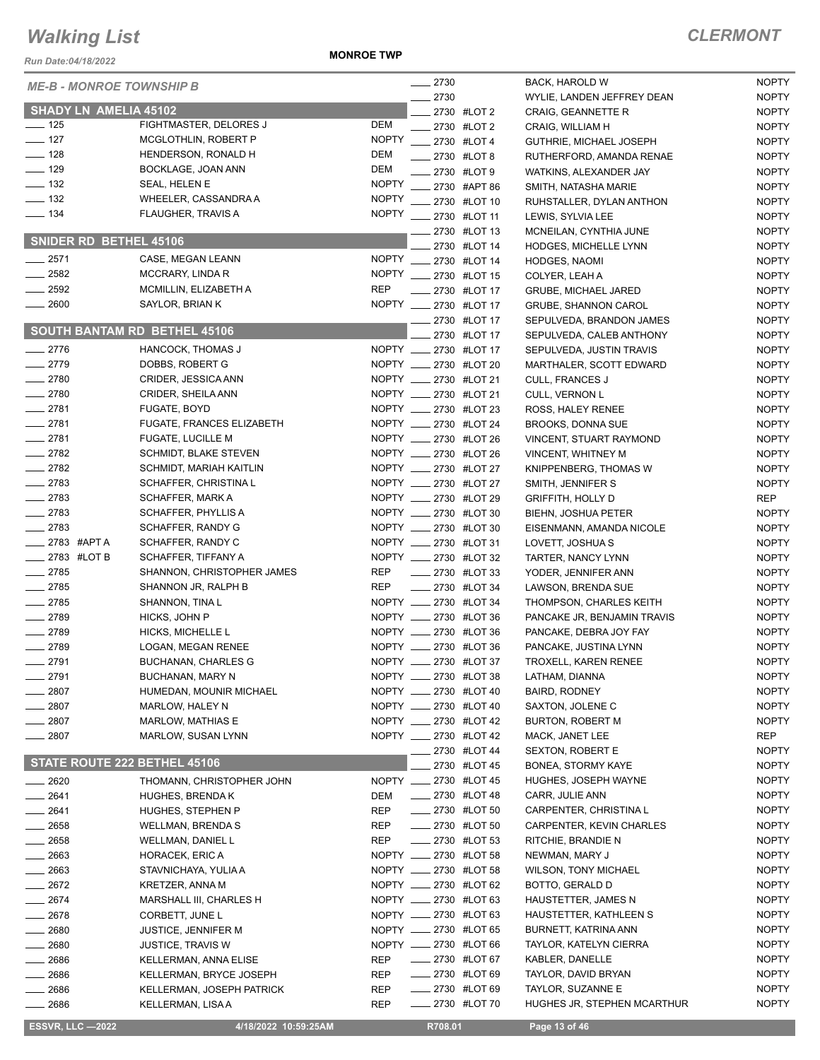# Walking List

## CLERMONT

Run Date:04/18/2022

**MONROE TWP**

### ME-B - MONROE TOWNSHIP B

#### SHADY LN AMELIA 45102

| Address | Name | Party |
|---|---|---|
| 125 | FIGHTMASTER, DELORES J | DEM |
| 127 | MCGLOTHLIN, ROBERT P | NOPTY |
| 128 | HENDERSON, RONALD H | DEM |
| 129 | BOCKLAGE, JOAN ANN | DEM |
| 132 | SEAL, HELEN E | NOPTY |
| 132 | WHEELER, CASSANDRA A | NOPTY |
| 134 | FLAUGHER, TRAVIS A | NOPTY |

#### SNIDER RD BETHEL 45106

| Address | Name | Party |
|---|---|---|
| 2571 | CASE, MEGAN LEANN | NOPTY |
| 2582 | MCCRARY, LINDA R | NOPTY |
| 2592 | MCMILLIN, ELIZABETH A | REP |
| 2600 | SAYLOR, BRIAN K | NOPTY |

#### SOUTH BANTAM RD BETHEL 45106

| Address | Name | Party |
|---|---|---|
| 2776 | HANCOCK, THOMAS J | NOPTY |
| 2779 | DOBBS, ROBERT G | NOPTY |
| 2780 | CRIDER, JESSICA ANN | NOPTY |
| 2780 | CRIDER, SHEILA ANN | NOPTY |
| 2781 | FUGATE, BOYD | NOPTY |
| 2781 | FUGATE, FRANCES ELIZABETH | NOPTY |
| 2781 | FUGATE, LUCILLE M | NOPTY |
| 2782 | SCHMIDT, BLAKE STEVEN | NOPTY |
| 2782 | SCHMIDT, MARIAH KAITLIN | NOPTY |
| 2783 | SCHAFFER, CHRISTINA L | NOPTY |
| 2783 | SCHAFFER, MARK A | NOPTY |
| 2783 | SCHAFFER, PHYLLIS A | NOPTY |
| 2783 | SCHAFFER, RANDY G | NOPTY |
| 2783 #APT A | SCHAFFER, RANDY C | NOPTY |
| 2783 #LOT B | SCHAFFER, TIFFANY A | NOPTY |
| 2785 | SHANNON, CHRISTOPHER JAMES | REP |
| 2785 | SHANNON JR, RALPH B | REP |
| 2785 | SHANNON, TINA L | NOPTY |
| 2789 | HICKS, JOHN P | NOPTY |
| 2789 | HICKS, MICHELLE L | NOPTY |
| 2789 | LOGAN, MEGAN RENEE | NOPTY |
| 2791 | BUCHANAN, CHARLES G | NOPTY |
| 2791 | BUCHANAN, MARY N | NOPTY |
| 2807 | HUMEDAN, MOUNIR MICHAEL | NOPTY |
| 2807 | MARLOW, HALEY N | NOPTY |
| 2807 | MARLOW, MATHIAS E | NOPTY |
| 2807 | MARLOW, SUSAN LYNN | NOPTY |

#### STATE ROUTE 222 BETHEL 45106

| Address | Name | Party |
|---|---|---|
| 2620 | THOMANN, CHRISTOPHER JOHN | NOPTY |
| 2641 | HUGHES, BRENDA K | DEM |
| 2641 | HUGHES, STEPHEN P | REP |
| 2658 | WELLMAN, BRENDA S | REP |
| 2658 | WELLMAN, DANIEL L | REP |
| 2663 | HORACEK, ERIC A | NOPTY |
| 2663 | STAVNICHAYA, YULIA A | NOPTY |
| 2672 | KRETZER, ANNA M | NOPTY |
| 2674 | MARSHALL III, CHARLES H | NOPTY |
| 2678 | CORBETT, JUNE L | NOPTY |
| 2680 | JUSTICE, JENNIFER M | NOPTY |
| 2680 | JUSTICE, TRAVIS W | NOPTY |
| 2686 | KELLERMAN, ANNA ELISE | REP |
| 2686 | KELLERMAN, BRYCE JOSEPH | REP |
| 2686 | KELLERMAN, JOSEPH PATRICK | REP |
| 2686 | KELLERMAN, LISA A | REP |
| 2730 | BACK, HAROLD W | NOPTY |
| 2730 | WYLIE, LANDEN JEFFREY DEAN | NOPTY |
| 2730 #LOT 2 | CRAIG, GEANNETTE R | NOPTY |
| 2730 #LOT 2 | CRAIG, WILLIAM H | NOPTY |
| 2730 #LOT 4 | GUTHRIE, MICHAEL JOSEPH | NOPTY |
| 2730 #LOT 8 | RUTHERFORD, AMANDA RENAE | NOPTY |
| 2730 #LOT 9 | WATKINS, ALEXANDER JAY | NOPTY |
| 2730 #APT 86 | SMITH, NATASHA MARIE | NOPTY |
| 2730 #LOT 10 | RUHSTALLER, DYLAN ANTHON | NOPTY |
| 2730 #LOT 11 | LEWIS, SYLVIA LEE | NOPTY |
| 2730 #LOT 13 | MCNEILAN, CYNTHIA JUNE | NOPTY |
| 2730 #LOT 14 | HODGES, MICHELLE LYNN | NOPTY |
| 2730 #LOT 14 | HODGES, NAOMI | NOPTY |
| 2730 #LOT 15 | COLYER, LEAH A | NOPTY |
| 2730 #LOT 17 | GRUBE, MICHAEL JARED | NOPTY |
| 2730 #LOT 17 | GRUBE, SHANNON CAROL | NOPTY |
| 2730 #LOT 17 | SEPULVEDA, BRANDON JAMES | NOPTY |
| 2730 #LOT 17 | SEPULVEDA, CALEB ANTHONY | NOPTY |
| 2730 #LOT 17 | SEPULVEDA, JUSTIN TRAVIS | NOPTY |
| 2730 #LOT 20 | MARTHALER, SCOTT EDWARD | NOPTY |
| 2730 #LOT 21 | CULL, FRANCES J | NOPTY |
| 2730 #LOT 21 | CULL, VERNON L | NOPTY |
| 2730 #LOT 23 | ROSS, HALEY RENEE | NOPTY |
| 2730 #LOT 24 | BROOKS, DONNA SUE | NOPTY |
| 2730 #LOT 26 | VINCENT, STUART RAYMOND | NOPTY |
| 2730 #LOT 26 | VINCENT, WHITNEY M | NOPTY |
| 2730 #LOT 27 | KNIPPENBERG, THOMAS W | NOPTY |
| 2730 #LOT 27 | SMITH, JENNIFER S | NOPTY |
| 2730 #LOT 29 | GRIFFITH, HOLLY D | REP |
| 2730 #LOT 30 | BIEHN, JOSHUA PETER | NOPTY |
| 2730 #LOT 30 | EISENMANN, AMANDA NICOLE | NOPTY |
| 2730 #LOT 31 | LOVETT, JOSHUA S | NOPTY |
| 2730 #LOT 32 | TARTER, NANCY LYNN | NOPTY |
| 2730 #LOT 33 | YODER, JENNIFER ANN | NOPTY |
| 2730 #LOT 34 | LAWSON, BRENDA SUE | NOPTY |
| 2730 #LOT 34 | THOMPSON, CHARLES KEITH | NOPTY |
| 2730 #LOT 36 | PANCAKE JR, BENJAMIN TRAVIS | NOPTY |
| 2730 #LOT 36 | PANCAKE, DEBRA JOY FAY | NOPTY |
| 2730 #LOT 36 | PANCAKE, JUSTINA LYNN | NOPTY |
| 2730 #LOT 37 | TROXELL, KAREN RENEE | NOPTY |
| 2730 #LOT 38 | LATHAM, DIANNA | NOPTY |
| 2730 #LOT 40 | BAIRD, RODNEY | NOPTY |
| 2730 #LOT 40 | SAXTON, JOLENE C | NOPTY |
| 2730 #LOT 42 | BURTON, ROBERT M | NOPTY |
| 2730 #LOT 42 | MACK, JANET LEE | REP |
| 2730 #LOT 44 | SEXTON, ROBERT E | NOPTY |
| 2730 #LOT 45 | BONEA, STORMY KAYE | NOPTY |
| 2730 #LOT 45 | HUGHES, JOSEPH WAYNE | NOPTY |
| 2730 #LOT 48 | CARR, JULIE ANN | NOPTY |
| 2730 #LOT 50 | CARPENTER, CHRISTINA L | NOPTY |
| 2730 #LOT 50 | CARPENTER, KEVIN CHARLES | NOPTY |
| 2730 #LOT 53 | RITCHIE, BRANDIE N | NOPTY |
| 2730 #LOT 58 | NEWMAN, MARY J | NOPTY |
| 2730 #LOT 58 | WILSON, TONY MICHAEL | NOPTY |
| 2730 #LOT 62 | BOTTO, GERALD D | NOPTY |
| 2730 #LOT 63 | HAUSTETTER, JAMES N | NOPTY |
| 2730 #LOT 63 | HAUSTETTER, KATHLEEN S | NOPTY |
| 2730 #LOT 65 | BURNETT, KATRINA ANN | NOPTY |
| 2730 #LOT 66 | TAYLOR, KATELYN CIERRA | NOPTY |
| 2730 #LOT 67 | KABLER, DANELLE | NOPTY |
| 2730 #LOT 69 | TAYLOR, DAVID BRYAN | NOPTY |
| 2730 #LOT 69 | TAYLOR, SUZANNE E | NOPTY |
| 2730 #LOT 70 | HUGHES JR, STEPHEN MCARTHUR | NOPTY |

ESSVR, LLC —2022 4/18/2022 10:59:25AM R708.01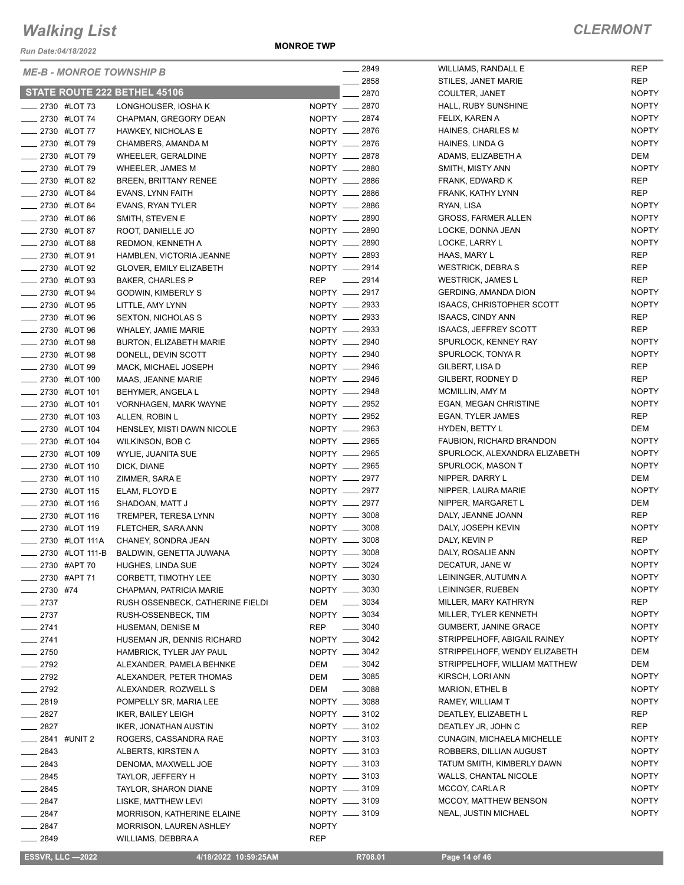# Walking List

*CLERMONT*

Run Date:04/18/2022

**MONROE TWP**

*ME-B - MONROE TOWNSHIP B*

### STATE ROUTE 222 BETHEL 45106

| Address | Unit | Name | Party |
|---|---|---|---|
| ____ 2730 | #LOT 73 | LONGHOUSER, IOSHA K | NOPTY |
| ____ 2730 | #LOT 74 | CHAPMAN, GREGORY DEAN | NOPTY |
| ____ 2730 | #LOT 77 | HAWKEY, NICHOLAS E | NOPTY |
| ____ 2730 | #LOT 79 | CHAMBERS, AMANDA M | NOPTY |
| ____ 2730 | #LOT 79 | WHEELER, GERALDINE | NOPTY |
| ____ 2730 | #LOT 79 | WHEELER, JAMES M | NOPTY |
| ____ 2730 | #LOT 82 | BREEN, BRITTANY RENEE | NOPTY |
| ____ 2730 | #LOT 84 | EVANS, LYNN FAITH | NOPTY |
| ____ 2730 | #LOT 84 | EVANS, RYAN TYLER | NOPTY |
| ____ 2730 | #LOT 86 | SMITH, STEVEN E | NOPTY |
| ____ 2730 | #LOT 87 | ROOT, DANIELLE JO | NOPTY |
| ____ 2730 | #LOT 88 | REDMON, KENNETH A | NOPTY |
| ____ 2730 | #LOT 91 | HAMBLEN, VICTORIA JEANNE | NOPTY |
| ____ 2730 | #LOT 92 | GLOVER, EMILY ELIZABETH | NOPTY |
| ____ 2730 | #LOT 93 | BAKER, CHARLES P | REP |
| ____ 2730 | #LOT 94 | GODWIN, KIMBERLY S | NOPTY |
| ____ 2730 | #LOT 95 | LITTLE, AMY LYNN | NOPTY |
| ____ 2730 | #LOT 96 | SEXTON, NICHOLAS S | NOPTY |
| ____ 2730 | #LOT 96 | WHALEY, JAMIE MARIE | NOPTY |
| ____ 2730 | #LOT 98 | BURTON, ELIZABETH MARIE | NOPTY |
| ____ 2730 | #LOT 98 | DONELL, DEVIN SCOTT | NOPTY |
| ____ 2730 | #LOT 99 | MACK, MICHAEL JOSEPH | NOPTY |
| ____ 2730 | #LOT 100 | MAAS, JEANNE MARIE | NOPTY |
| ____ 2730 | #LOT 101 | BEHYMER, ANGELA L | NOPTY |
| ____ 2730 | #LOT 101 | VORNHAGEN, MARK WAYNE | NOPTY |
| ____ 2730 | #LOT 103 | ALLEN, ROBIN L | NOPTY |
| ____ 2730 | #LOT 104 | HENSLEY, MISTI DAWN NICOLE | NOPTY |
| ____ 2730 | #LOT 104 | WILKINSON, BOB C | NOPTY |
| ____ 2730 | #LOT 109 | WYLIE, JUANITA SUE | NOPTY |
| ____ 2730 | #LOT 110 | DICK, DIANE | NOPTY |
| ____ 2730 | #LOT 110 | ZIMMER, SARA E | NOPTY |
| ____ 2730 | #LOT 115 | ELAM, FLOYD E | NOPTY |
| ____ 2730 | #LOT 116 | SHADOAN, MATT J | NOPTY |
| ____ 2730 | #LOT 116 | TREMPER, TERESA LYNN | NOPTY |
| ____ 2730 | #LOT 119 | FLETCHER, SARA ANN | NOPTY |
| ____ 2730 | #LOT 111A | CHANEY, SONDRA JEAN | NOPTY |
| ____ 2730 | #LOT 111-B | BALDWIN, GENETTA JUWANA | NOPTY |
| ____ 2730 | #APT 70 | HUGHES, LINDA SUE | NOPTY |
| ____ 2730 | #APT 71 | CORBETT, TIMOTHY LEE | NOPTY |
| ____ 2730 | #74 | CHAPMAN, PATRICIA MARIE | NOPTY |
| ____ 2737 | | RUSH OSSENBECK, CATHERINE FIELDI | DEM |
| ____ 2737 | | RUSH-OSSENBECK, TIM | NOPTY |
| ____ 2741 | | HUSEMAN, DENISE M | REP |
| ____ 2741 | | HUSEMAN JR, DENNIS RICHARD | NOPTY |
| ____ 2750 | | HAMBRICK, TYLER JAY PAUL | NOPTY |
| ____ 2792 | | ALEXANDER, PAMELA BEHNKE | DEM |
| ____ 2792 | | ALEXANDER, PETER THOMAS | DEM |
| ____ 2792 | | ALEXANDER, ROZWELL S | DEM |
| ____ 2819 | | POMPELLY SR, MARIA LEE | NOPTY |
| ____ 2827 | | IKER, BAILEY LEIGH | NOPTY |
| ____ 2827 | | IKER, JONATHAN AUSTIN | NOPTY |
| ____ 2841 | #UNIT 2 | ROGERS, CASSANDRA RAE | NOPTY |
| ____ 2843 | | ALBERTS, KIRSTEN A | NOPTY |
| ____ 2843 | | DENOMA, MAXWELL JOE | NOPTY |
| ____ 2845 | | TAYLOR, JEFFERY H | NOPTY |
| ____ 2845 | | TAYLOR, SHARON DIANE | NOPTY |
| ____ 2847 | | LISKE, MATTHEW LEVI | NOPTY |
| ____ 2847 | | MORRISON, KATHERINE ELAINE | NOPTY |
| ____ 2847 | | MORRISON, LAUREN ASHLEY | NOPTY |
| ____ 2849 | | WILLIAMS, DEBBRA A | REP |
| ____ 2849 | | WILLIAMS, RANDALL E | REP |
| ____ 2858 | | STILES, JANET MARIE | REP |
| ____ 2870 | | COULTER, JANET | NOPTY |
| ____ 2870 | | HALL, RUBY SUNSHINE | NOPTY |
| ____ 2874 | | FELIX, KAREN A | NOPTY |
| ____ 2876 | | HAINES, CHARLES M | NOPTY |
| ____ 2876 | | HAINES, LINDA G | NOPTY |
| ____ 2878 | | ADAMS, ELIZABETH A | DEM |
| ____ 2880 | | SMITH, MISTY ANN | NOPTY |
| ____ 2886 | | FRANK, EDWARD K | REP |
| ____ 2886 | | FRANK, KATHY LYNN | REP |
| ____ 2886 | | RYAN, LISA | NOPTY |
| ____ 2890 | | GROSS, FARMER ALLEN | NOPTY |
| ____ 2890 | | LOCKE, DONNA JEAN | NOPTY |
| ____ 2890 | | LOCKE, LARRY L | NOPTY |
| ____ 2893 | | HAAS, MARY L | REP |
| ____ 2914 | | WESTRICK, DEBRA S | REP |
| ____ 2914 | | WESTRICK, JAMES L | REP |
| ____ 2917 | | GERDING, AMANDA DION | NOPTY |
| ____ 2933 | | ISAACS, CHRISTOPHER SCOTT | NOPTY |
| ____ 2933 | | ISAACS, CINDY ANN | REP |
| ____ 2933 | | ISAACS, JEFFREY SCOTT | REP |
| ____ 2940 | | SPURLOCK, KENNEY RAY | NOPTY |
| ____ 2940 | | SPURLOCK, TONYA R | NOPTY |
| ____ 2946 | | GILBERT, LISA D | REP |
| ____ 2946 | | GILBERT, RODNEY D | REP |
| ____ 2948 | | MCMILLIN, AMY M | NOPTY |
| ____ 2952 | | EGAN, MEGAN CHRISTINE | NOPTY |
| ____ 2952 | | EGAN, TYLER JAMES | REP |
| ____ 2963 | | HYDEN, BETTY L | DEM |
| ____ 2965 | | FAUBION, RICHARD BRANDON | NOPTY |
| ____ 2965 | | SPURLOCK, ALEXANDRA ELIZABETH | NOPTY |
| ____ 2965 | | SPURLOCK, MASON T | NOPTY |
| ____ 2977 | | NIPPER, DARRY L | DEM |
| ____ 2977 | | NIPPER, LAURA MARIE | NOPTY |
| ____ 2977 | | NIPPER, MARGARET L | DEM |
| ____ 3008 | | DALY, JEANNE JOANN | REP |
| ____ 3008 | | DALY, JOSEPH KEVIN | NOPTY |
| ____ 3008 | | DALY, KEVIN P | REP |
| ____ 3008 | | DALY, ROSALIE ANN | NOPTY |
| ____ 3024 | | DECATUR, JANE W | NOPTY |
| ____ 3030 | | LEININGER, AUTUMN A | NOPTY |
| ____ 3030 | | LEININGER, RUEBEN | NOPTY |
| ____ 3034 | | MILLER, MARY KATHRYN | REP |
| ____ 3034 | | MILLER, TYLER KENNETH | NOPTY |
| ____ 3040 | | GUMBERT, JANINE GRACE | NOPTY |
| ____ 3042 | | STRIPPELHOFF, ABIGAIL RAINEY | NOPTY |
| ____ 3042 | | STRIPPELHOFF, WENDY ELIZABETH | DEM |
| ____ 3042 | | STRIPPELHOFF, WILLIAM MATTHEW | DEM |
| ____ 3085 | | KIRSCH, LORI ANN | NOPTY |
| ____ 3088 | | MARION, ETHEL B | NOPTY |
| ____ 3088 | | RAMEY, WILLIAM T | NOPTY |
| ____ 3102 | | DEATLEY, ELIZABETH L | REP |
| ____ 3102 | | DEATLEY JR, JOHN C | REP |
| ____ 3103 | | CUNAGIN, MICHAELA MICHELLE | NOPTY |
| ____ 3103 | | ROBBERS, DILLIAN AUGUST | NOPTY |
| ____ 3103 | | TATUM SMITH, KIMBERLY DAWN | NOPTY |
| ____ 3103 | | WALLS, CHANTAL NICOLE | NOPTY |
| ____ 3109 | | MCCOY, CARLA R | NOPTY |
| ____ 3109 | | MCCOY, MATTHEW BENSON | NOPTY |
| ____ 3109 | | NEAL, JUSTIN MICHAEL | NOPTY |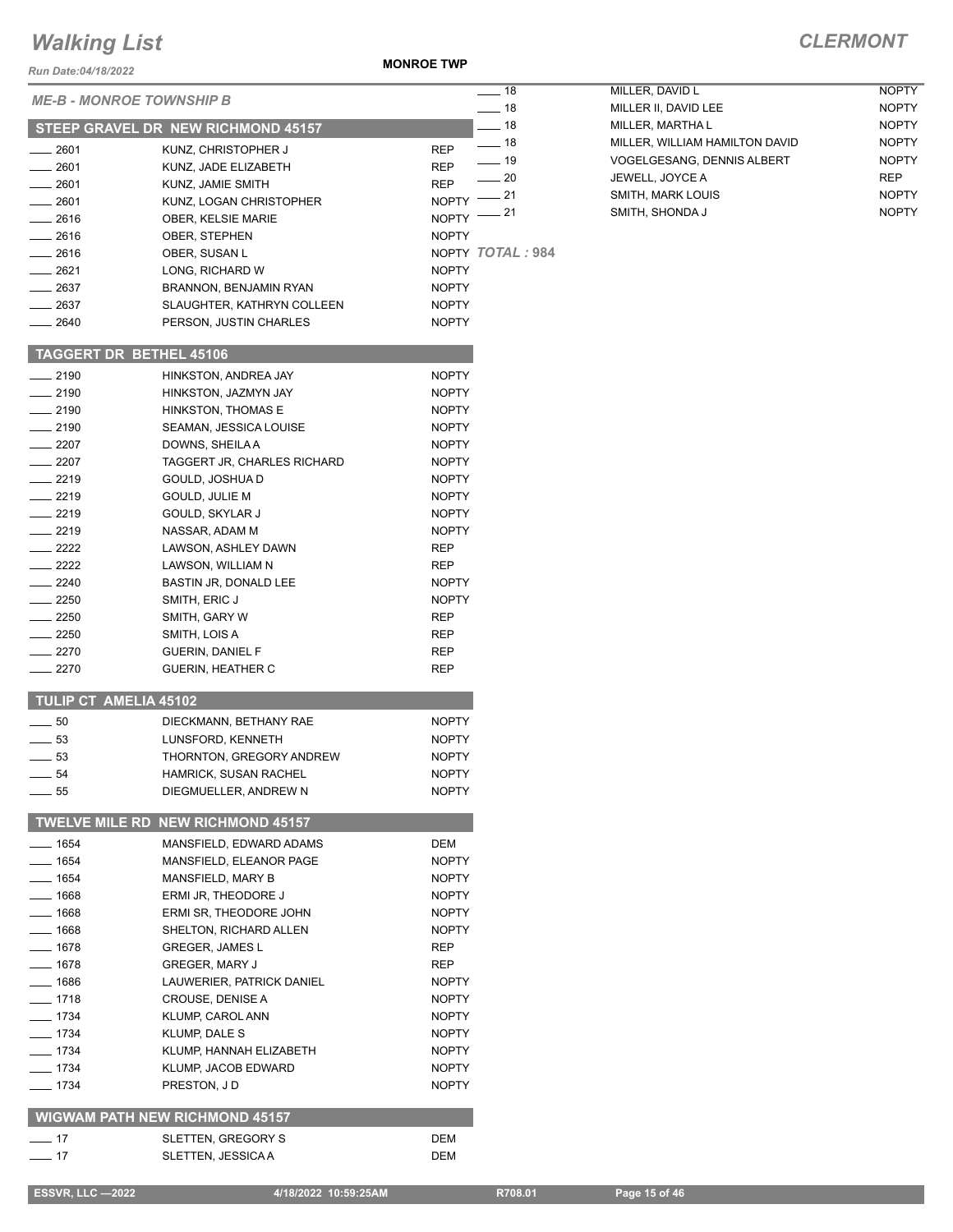# Walking List

## CLERMONT

Run Date:04/18/2022

**MONROE TWP**

### ME-B - MONROE TOWNSHIP B

#### STEEP GRAVEL DR NEW RICHMOND 45157

| | | |
|---|---|---|
| ____ 2601 | KUNZ, CHRISTOPHER J | REP |
| ____ 2601 | KUNZ, JADE ELIZABETH | REP |
| ____ 2601 | KUNZ, JAMIE SMITH | REP |
| ____ 2601 | KUNZ, LOGAN CHRISTOPHER | NOPTY |
| ____ 2616 | OBER, KELSIE MARIE | NOPTY |
| ____ 2616 | OBER, STEPHEN | NOPTY |
| ____ 2616 | OBER, SUSAN L | NOPTY |
| ____ 2621 | LONG, RICHARD W | NOPTY |
| ____ 2637 | BRANNON, BENJAMIN RYAN | NOPTY |
| ____ 2637 | SLAUGHTER, KATHRYN COLLEEN | NOPTY |
| ____ 2640 | PERSON, JUSTIN CHARLES | NOPTY |

#### TAGGERT DR BETHEL 45106

| | | |
|---|---|---|
| ____ 2190 | HINKSTON, ANDREA JAY | NOPTY |
| ____ 2190 | HINKSTON, JAZMYN JAY | NOPTY |
| ____ 2190 | HINKSTON, THOMAS E | NOPTY |
| ____ 2190 | SEAMAN, JESSICA LOUISE | NOPTY |
| ____ 2207 | DOWNS, SHEILA A | NOPTY |
| ____ 2207 | TAGGERT JR, CHARLES RICHARD | NOPTY |
| ____ 2219 | GOULD, JOSHUA D | NOPTY |
| ____ 2219 | GOULD, JULIE M | NOPTY |
| ____ 2219 | GOULD, SKYLAR J | NOPTY |
| ____ 2219 | NASSAR, ADAM M | NOPTY |
| ____ 2222 | LAWSON, ASHLEY DAWN | REP |
| ____ 2222 | LAWSON, WILLIAM N | REP |
| ____ 2240 | BASTIN JR, DONALD LEE | NOPTY |
| ____ 2250 | SMITH, ERIC J | NOPTY |
| ____ 2250 | SMITH, GARY W | REP |
| ____ 2250 | SMITH, LOIS A | REP |
| ____ 2270 | GUERIN, DANIEL F | REP |
| ____ 2270 | GUERIN, HEATHER C | REP |

#### TULIP CT AMELIA 45102

| | | |
|---|---|---|
| ____ 50 | DIECKMANN, BETHANY RAE | NOPTY |
| ____ 53 | LUNSFORD, KENNETH | NOPTY |
| ____ 53 | THORNTON, GREGORY ANDREW | NOPTY |
| ____ 54 | HAMRICK, SUSAN RACHEL | NOPTY |
| ____ 55 | DIEGMUELLER, ANDREW N | NOPTY |

#### TWELVE MILE RD NEW RICHMOND 45157

| | | |
|---|---|---|
| ____ 1654 | MANSFIELD, EDWARD ADAMS | DEM |
| ____ 1654 | MANSFIELD, ELEANOR PAGE | NOPTY |
| ____ 1654 | MANSFIELD, MARY B | NOPTY |
| ____ 1668 | ERMI JR, THEODORE J | NOPTY |
| ____ 1668 | ERMI SR, THEODORE JOHN | NOPTY |
| ____ 1668 | SHELTON, RICHARD ALLEN | NOPTY |
| ____ 1678 | GREGER, JAMES L | REP |
| ____ 1678 | GREGER, MARY J | REP |
| ____ 1686 | LAUWERIER, PATRICK DANIEL | NOPTY |
| ____ 1718 | CROUSE, DENISE A | NOPTY |
| ____ 1734 | KLUMP, CAROL ANN | NOPTY |
| ____ 1734 | KLUMP, DALE S | NOPTY |
| ____ 1734 | KLUMP, HANNAH ELIZABETH | NOPTY |
| ____ 1734 | KLUMP, JACOB EDWARD | NOPTY |
| ____ 1734 | PRESTON, J D | NOPTY |

#### WIGWAM PATH NEW RICHMOND 45157

| | | |
|---|---|---|
| ____ 17 | SLETTEN, GREGORY S | DEM |
| ____ 17 | SLETTEN, JESSICA A | DEM |
| ____ 18 | MILLER, DAVID L | NOPTY |
| ____ 18 | MILLER II, DAVID LEE | NOPTY |
| ____ 18 | MILLER, MARTHA L | NOPTY |
| ____ 18 | MILLER, WILLIAM HAMILTON DAVID | NOPTY |
| ____ 19 | VOGELGESANG, DENNIS ALBERT | NOPTY |
| ____ 20 | JEWELL, JOYCE A | REP |
| ____ 21 | SMITH, MARK LOUIS | NOPTY |
| ____ 21 | SMITH, SHONDA J | NOPTY |

*TOTAL : 984*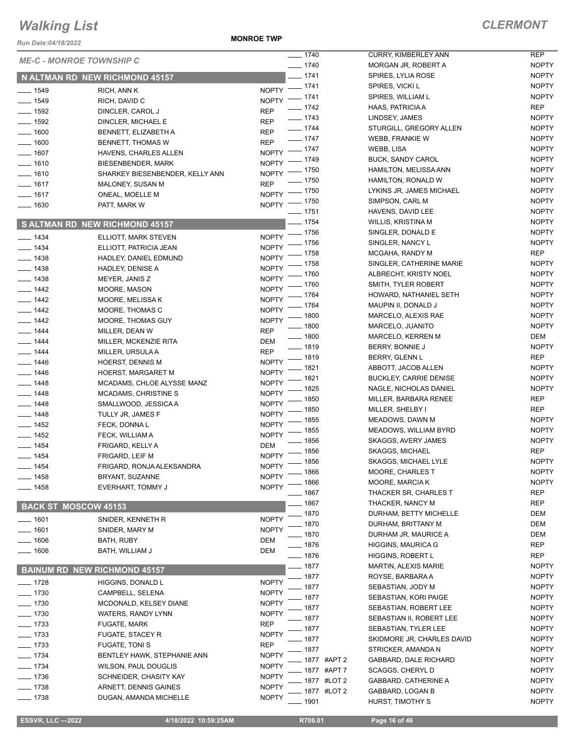# Walking List

## CLERMONT

Run Date:04/18/2022

MONROE TWP

### ME-C - MONROE TOWNSHIP C

#### N ALTMAN RD NEW RICHMOND 45157

| No. | Name | Party |
|---|---|---|
| 1549 | RICH, ANN K | NOPTY |
| 1549 | RICH, DAVID C | NOPTY |
| 1592 | DINCLER, CAROL J | REP |
| 1592 | DINCLER, MICHAEL E | REP |
| 1600 | BENNETT, ELIZABETH A | REP |
| 1600 | BENNETT, THOMAS W | REP |
| 1607 | HAVENS, CHARLES ALLEN | NOPTY |
| 1610 | BIESENBENDER, MARK | NOPTY |
| 1610 | SHARKEY BIESENBENDER, KELLY ANN | NOPTY |
| 1617 | MALONEY, SUSAN M | REP |
| 1617 | ONEAL, MOELLE M | NOPTY |
| 1630 | PATT, MARK W | NOPTY |

#### S ALTMAN RD NEW RICHMOND 45157

| No. | Name | Party |
|---|---|---|
| 1434 | ELLIOTT, MARK STEVEN | NOPTY |
| 1434 | ELLIOTT, PATRICIA JEAN | NOPTY |
| 1438 | HADLEY, DANIEL EDMUND | NOPTY |
| 1438 | HADLEY, DENISE A | NOPTY |
| 1438 | MEYER, JANIS Z | NOPTY |
| 1442 | MOORE, MASON | NOPTY |
| 1442 | MOORE, MELISSA K | NOPTY |
| 1442 | MOORE, THOMAS C | NOPTY |
| 1442 | MOORE, THOMAS GUY | NOPTY |
| 1444 | MILLER, DEAN W | REP |
| 1444 | MILLER, MCKENZIE RITA | DEM |
| 1444 | MILLER, URSULA A | REP |
| 1446 | HOERST, DENNIS M | NOPTY |
| 1446 | HOERST, MARGARET M | NOPTY |
| 1448 | MCADAMS, CHLOE ALYSSE MANZ | NOPTY |
| 1448 | MCADAMS, CHRISTINE S | NOPTY |
| 1448 | SMALLWOOD, JESSICA A | NOPTY |
| 1448 | TULLY JR, JAMES F | NOPTY |
| 1452 | FECK, DONNA L | NOPTY |
| 1452 | FECK, WILLIAM A | NOPTY |
| 1454 | FRIGARD, KELLY A | DEM |
| 1454 | FRIGARD, LEIF M | NOPTY |
| 1454 | FRIGARD, RONJA ALEKSANDRA | NOPTY |
| 1458 | BRYANT, SUZANNE | NOPTY |
| 1458 | EVERHART, TOMMY J | NOPTY |

#### BACK ST MOSCOW 45153

| No. | Name | Party |
|---|---|---|
| 1601 | SNIDER, KENNETH R | NOPTY |
| 1601 | SNIDER, MARY M | NOPTY |
| 1606 | BATH, RUBY | DEM |
| 1606 | BATH, WILLIAM J | DEM |

#### BAINUM RD NEW RICHMOND 45157

| No. | Name | Party |
|---|---|---|
| 1728 | HIGGINS, DONALD L | NOPTY |
| 1730 | CAMPBELL, SELENA | NOPTY |
| 1730 | MCDONALD, KELSEY DIANE | NOPTY |
| 1730 | WATERS, RANDY LYNN | NOPTY |
| 1733 | FUGATE, MARK | REP |
| 1733 | FUGATE, STACEY R | NOPTY |
| 1733 | FUGATE, TONI S | REP |
| 1734 | BENTLEY HAWK, STEPHANIE ANN | NOPTY |
| 1734 | WILSON, PAUL DOUGLIS | NOPTY |
| 1736 | SCHNEIDER, CHASITY KAY | NOPTY |
| 1738 | ARNETT, DENNIS GAINES | NOPTY |
| 1738 | DUGAN, AMANDA MICHELLE | NOPTY |
| 1740 | CURRY, KIMBERLEY ANN | REP |
| 1740 | MORGAN JR, ROBERT A | NOPTY |
| 1741 | SPIRES, LYLIA ROSE | NOPTY |
| 1741 | SPIRES, VICKI L | NOPTY |
| 1741 | SPIRES, WILLIAM L | NOPTY |
| 1742 | HAAS, PATRICIA A | REP |
| 1743 | LINDSEY, JAMES | NOPTY |
| 1744 | STURGILL, GREGORY ALLEN | NOPTY |
| 1747 | WEBB, FRANKIE W | NOPTY |
| 1747 | WEBB, LISA | NOPTY |
| 1749 | BUCK, SANDY CAROL | NOPTY |
| 1750 | HAMILTON, MELISSA ANN | NOPTY |
| 1750 | HAMILTON, RONALD W | NOPTY |
| 1750 | LYKINS JR, JAMES MICHAEL | NOPTY |
| 1750 | SIMPSON, CARL M | NOPTY |
| 1751 | HAVENS, DAVID LEE | NOPTY |
| 1754 | WILLIS, KRISTINA M | NOPTY |
| 1756 | SINGLER, DONALD E | NOPTY |
| 1756 | SINGLER, NANCY L | NOPTY |
| 1758 | MCGAHA, RANDY M | REP |
| 1758 | SINGLER, CATHERINE MARIE | NOPTY |
| 1760 | ALBRECHT, KRISTY NOEL | NOPTY |
| 1760 | SMITH, TYLER ROBERT | NOPTY |
| 1764 | HOWARD, NATHANIEL SETH | NOPTY |
| 1764 | MAUPIN II, DONALD J | NOPTY |
| 1800 | MARCELO, ALEXIS RAE | NOPTY |
| 1800 | MARCELO, JUANITO | NOPTY |
| 1800 | MARCELO, KERREN M | DEM |
| 1819 | BERRY, BONNIE J | NOPTY |
| 1819 | BERRY, GLENN L | REP |
| 1821 | ABBOTT, JACOB ALLEN | NOPTY |
| 1821 | BUCKLEY, CARRIE DENISE | NOPTY |
| 1825 | NAGLE, NICHOLAS DANIEL | NOPTY |
| 1850 | MILLER, BARBARA RENEE | REP |
| 1850 | MILLER, SHELBY I | REP |
| 1855 | MEADOWS, DAWN M | NOPTY |
| 1855 | MEADOWS, WILLIAM BYRD | NOPTY |
| 1856 | SKAGGS, AVERY JAMES | NOPTY |
| 1856 | SKAGGS, MICHAEL | REP |
| 1856 | SKAGGS, MICHAEL LYLE | NOPTY |
| 1866 | MOORE, CHARLES T | NOPTY |
| 1866 | MOORE, MARCIA K | NOPTY |
| 1867 | THACKER SR, CHARLES T | REP |
| 1867 | THACKER, NANCY M | REP |
| 1870 | DURHAM, BETTY MICHELLE | DEM |
| 1870 | DURHAM, BRITTANY M | DEM |
| 1870 | DURHAM JR, MAURICE A | DEM |
| 1876 | HIGGINS, MAURICA G | REP |
| 1876 | HIGGINS, ROBERT L | REP |
| 1877 | MARTIN, ALEXIS MARIE | NOPTY |
| 1877 | ROYSE, BARBARA A | NOPTY |
| 1877 | SEBASTIAN, JODY M | NOPTY |
| 1877 | SEBASTIAN, KORI PAIGE | NOPTY |
| 1877 | SEBASTIAN, ROBERT LEE | NOPTY |
| 1877 | SEBASTIAN II, ROBERT LEE | NOPTY |
| 1877 | SEBASTIAN, TYLER LEE | NOPTY |
| 1877 | SKIDMORE JR, CHARLES DAVID | NOPTY |
| 1877 | STRICKER, AMANDA N | NOPTY |
| 1877 #APT 2 | GABBARD, DALE RICHARD | NOPTY |
| 1877 #APT 7 | SCAGGS, CHERYL D | NOPTY |
| 1877 #LOT 2 | GABBARD, CATHERINE A | NOPTY |
| 1877 #LOT 2 | GABBARD, LOGAN B | NOPTY |
| 1901 | HURST, TIMOTHY S | NOPTY |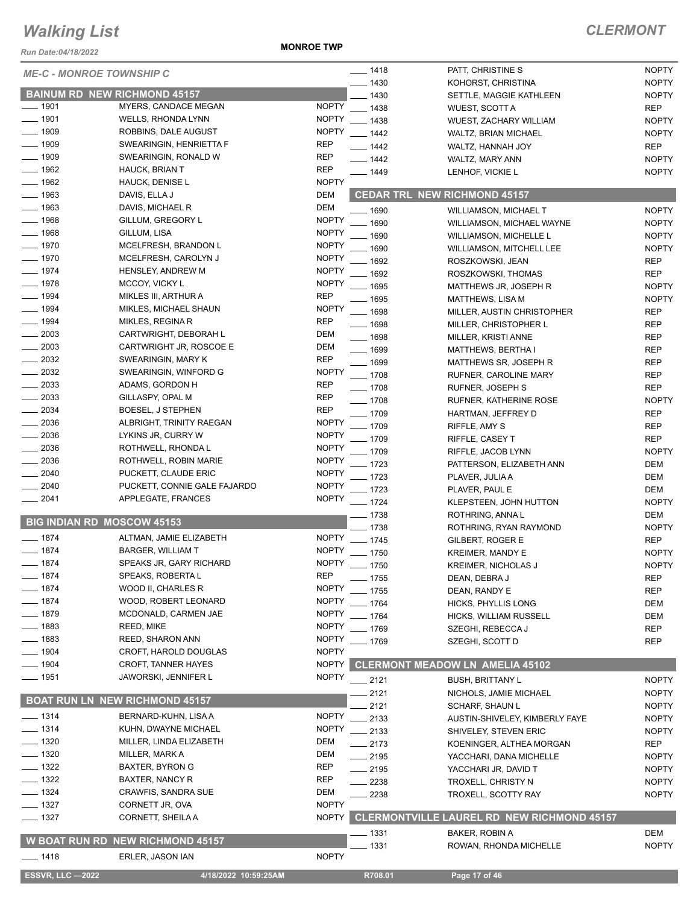# Walking List

**CLERMONT**

**MONROE TWP**

Run Date:04/18/2022

*ME-C - MONROE TOWNSHIP C*

## BAINUM RD NEW RICHMOND 45157

| No. | Name | Party |
|---|---|---|
| ____ 1901 | MYERS, CANDACE MEGAN | NOPTY |
| ____ 1901 | WELLS, RHONDA LYNN | NOPTY |
| ____ 1909 | ROBBINS, DALE AUGUST | NOPTY |
| ____ 1909 | SWEARINGIN, HENRIETTA F | REP |
| ____ 1909 | SWEARINGIN, RONALD W | REP |
| ____ 1962 | HAUCK, BRIAN T | REP |
| ____ 1962 | HAUCK, DENISE L | NOPTY |
| ____ 1963 | DAVIS, ELLA J | DEM |
| ____ 1963 | DAVIS, MICHAEL R | DEM |
| ____ 1968 | GILLUM, GREGORY L | NOPTY |
| ____ 1968 | GILLUM, LISA | NOPTY |
| ____ 1970 | MCELFRESH, BRANDON L | NOPTY |
| ____ 1970 | MCELFRESH, CAROLYN J | NOPTY |
| ____ 1974 | HENSLEY, ANDREW M | NOPTY |
| ____ 1978 | MCCOY, VICKY L | NOPTY |
| ____ 1994 | MIKLES III, ARTHUR A | REP |
| ____ 1994 | MIKLES, MICHAEL SHAUN | NOPTY |
| ____ 1994 | MIKLES, REGINA R | REP |
| ____ 2003 | CARTWRIGHT, DEBORAH L | DEM |
| ____ 2003 | CARTWRIGHT JR, ROSCOE E | DEM |
| ____ 2032 | SWEARINGIN, MARY K | REP |
| ____ 2032 | SWEARINGIN, WINFORD G | NOPTY |
| ____ 2033 | ADAMS, GORDON H | REP |
| ____ 2033 | GILLASPY, OPAL M | REP |
| ____ 2034 | BOESEL, J STEPHEN | REP |
| ____ 2036 | ALBRIGHT, TRINITY RAEGAN | NOPTY |
| ____ 2036 | LYKINS JR, CURRY W | NOPTY |
| ____ 2036 | ROTHWELL, RHONDA L | NOPTY |
| ____ 2036 | ROTHWELL, ROBIN MARIE | NOPTY |
| ____ 2040 | PUCKETT, CLAUDE ERIC | NOPTY |
| ____ 2040 | PUCKETT, CONNIE GALE FAJARDO | NOPTY |
| ____ 2041 | APPLEGATE, FRANCES | NOPTY |

## BIG INDIAN RD MOSCOW 45153

| No. | Name | Party |
|---|---|---|
| ____ 1874 | ALTMAN, JAMIE ELIZABETH | NOPTY |
| ____ 1874 | BARGER, WILLIAM T | NOPTY |
| ____ 1874 | SPEAKS JR, GARY RICHARD | NOPTY |
| ____ 1874 | SPEAKS, ROBERTA L | REP |
| ____ 1874 | WOOD II, CHARLES R | NOPTY |
| ____ 1874 | WOOD, ROBERT LEONARD | NOPTY |
| ____ 1879 | MCDONALD, CARMEN JAE | NOPTY |
| ____ 1883 | REED, MIKE | NOPTY |
| ____ 1883 | REED, SHARON ANN | NOPTY |
| ____ 1904 | CROFT, HAROLD DOUGLAS | NOPTY |
| ____ 1904 | CROFT, TANNER HAYES | NOPTY |
| ____ 1951 | JAWORSKI, JENNIFER L | NOPTY |

## BOAT RUN LN NEW RICHMOND 45157

| No. | Name | Party |
|---|---|---|
| ____ 1314 | BERNARD-KUHN, LISA A | NOPTY |
| ____ 1314 | KUHN, DWAYNE MICHAEL | NOPTY |
| ____ 1320 | MILLER, LINDA ELIZABETH | DEM |
| ____ 1320 | MILLER, MARK A | DEM |
| ____ 1322 | BAXTER, BYRON G | REP |
| ____ 1322 | BAXTER, NANCY R | REP |
| ____ 1324 | CRAWFIS, SANDRA SUE | DEM |
| ____ 1327 | CORNETT JR, OVA | NOPTY |
| ____ 1327 | CORNETT, SHEILA A | NOPTY |

## W BOAT RUN RD NEW RICHMOND 45157

| No. | Name | Party |
|---|---|---|
| ____ 1418 | ERLER, JASON IAN | NOPTY |
| ____ 1418 | PATT, CHRISTINE S | NOPTY |
| ____ 1430 | KOHORST, CHRISTINA | NOPTY |
| ____ 1430 | SETTLE, MAGGIE KATHLEEN | NOPTY |
| ____ 1438 | WUEST, SCOTT A | REP |
| ____ 1438 | WUEST, ZACHARY WILLIAM | NOPTY |
| ____ 1442 | WALTZ, BRIAN MICHAEL | NOPTY |
| ____ 1442 | WALTZ, HANNAH JOY | REP |
| ____ 1442 | WALTZ, MARY ANN | NOPTY |
| ____ 1449 | LENHOF, VICKIE L | NOPTY |

## CEDAR TRL NEW RICHMOND 45157

| No. | Name | Party |
|---|---|---|
| ____ 1690 | WILLIAMSON, MICHAEL T | NOPTY |
| ____ 1690 | WILLIAMSON, MICHAEL WAYNE | NOPTY |
| ____ 1690 | WILLIAMSON, MICHELLE L | NOPTY |
| ____ 1690 | WILLIAMSON, MITCHELL LEE | NOPTY |
| ____ 1692 | ROSZKOWSKI, JEAN | REP |
| ____ 1692 | ROSZKOWSKI, THOMAS | REP |
| ____ 1695 | MATTHEWS JR, JOSEPH R | NOPTY |
| ____ 1695 | MATTHEWS, LISA M | NOPTY |
| ____ 1698 | MILLER, AUSTIN CHRISTOPHER | REP |
| ____ 1698 | MILLER, CHRISTOPHER L | REP |
| ____ 1698 | MILLER, KRISTI ANNE | REP |
| ____ 1699 | MATTHEWS, BERTHA I | REP |
| ____ 1699 | MATTHEWS SR, JOSEPH R | REP |
| ____ 1708 | RUFNER, CAROLINE MARY | REP |
| ____ 1708 | RUFNER, JOSEPH S | REP |
| ____ 1708 | RUFNER, KATHERINE ROSE | NOPTY |
| ____ 1709 | HARTMAN, JEFFREY D | REP |
| ____ 1709 | RIFFLE, AMY S | REP |
| ____ 1709 | RIFFLE, CASEY T | REP |
| ____ 1709 | RIFFLE, JACOB LYNN | NOPTY |
| ____ 1723 | PATTERSON, ELIZABETH ANN | DEM |
| ____ 1723 | PLAVER, JULIA A | DEM |
| ____ 1723 | PLAVER, PAUL E | DEM |
| ____ 1724 | KLEPSTEEN, JOHN HUTTON | NOPTY |
| ____ 1738 | ROTHRING, ANNA L | DEM |
| ____ 1738 | ROTHRING, RYAN RAYMOND | NOPTY |
| ____ 1745 | GILBERT, ROGER E | REP |
| ____ 1750 | KREIMER, MANDY E | NOPTY |
| ____ 1750 | KREIMER, NICHOLAS J | NOPTY |
| ____ 1755 | DEAN, DEBRA J | REP |
| ____ 1755 | DEAN, RANDY E | REP |
| ____ 1764 | HICKS, PHYLLIS LONG | DEM |
| ____ 1764 | HICKS, WILLIAM RUSSELL | DEM |
| ____ 1769 | SZEGHI, REBECCA J | REP |
| ____ 1769 | SZEGHI, SCOTT D | REP |

## CLERMONT MEADOW LN AMELIA 45102

| No. | Name | Party |
|---|---|---|
| ____ 2121 | BUSH, BRITTANY L | NOPTY |
| ____ 2121 | NICHOLS, JAMIE MICHAEL | NOPTY |
| ____ 2121 | SCHARF, SHAUN L | NOPTY |
| ____ 2133 | AUSTIN-SHIVELEY, KIMBERLY FAYE | NOPTY |
| ____ 2133 | SHIVELEY, STEVEN ERIC | NOPTY |
| ____ 2173 | KOENINGER, ALTHEA MORGAN | REP |
| ____ 2195 | YACCHARI, DANA MICHELLE | NOPTY |
| ____ 2195 | YACCHARI JR, DAVID T | NOPTY |
| ____ 2238 | TROXELL, CHRISTY N | NOPTY |
| ____ 2238 | TROXELL, SCOTTY RAY | NOPTY |

## CLERMONTVILLE LAUREL RD NEW RICHMOND 45157

| No. | Name | Party |
|---|---|---|
| ____ 1331 | BAKER, ROBIN A | DEM |
| ____ 1331 | ROWAN, RHONDA MICHELLE | NOPTY |

ESSVR, LLC —2022 | 4/18/2022 10:59:25AM | R708.01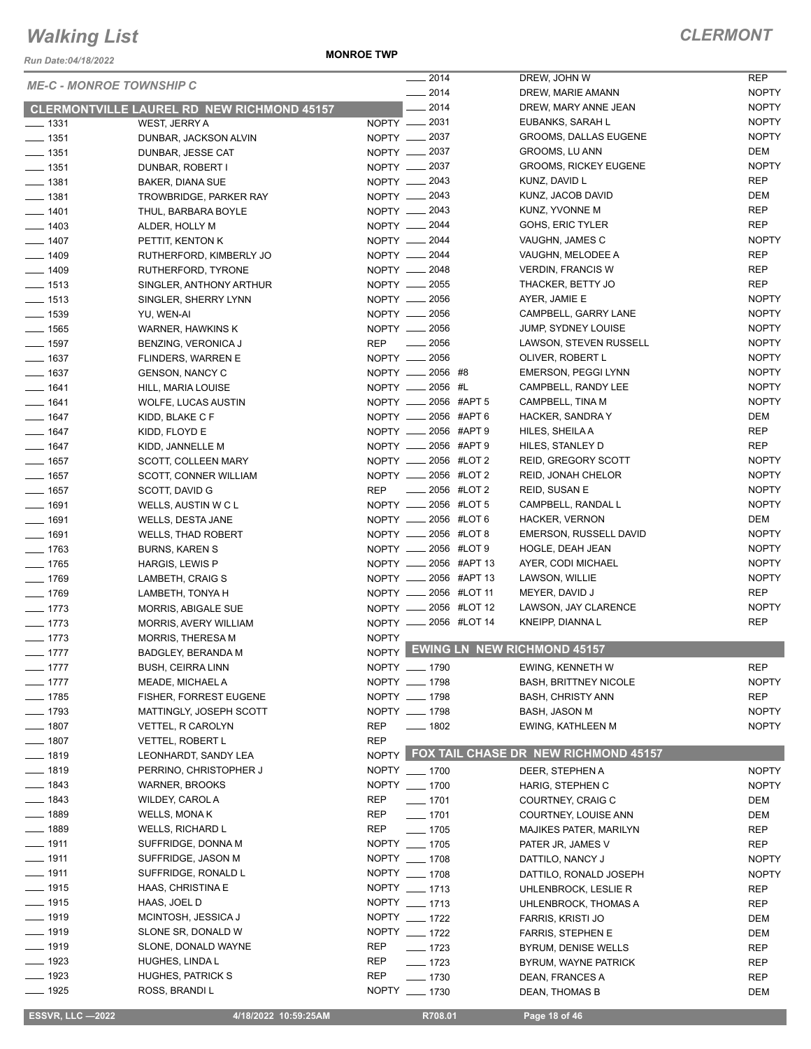# Walking List

## CLERMONT

Run Date:04/18/2022

**MONROE TWP**

### ME-C - MONROE TOWNSHIP C

### CLERMONTVILLE LAUREL RD NEW RICHMOND 45157

| No. | Name | Party |
|---|---|---|
| 1331 | WEST, JERRY A | NOPTY |
| 1351 | DUNBAR, JACKSON ALVIN | NOPTY |
| 1351 | DUNBAR, JESSE CAT | NOPTY |
| 1351 | DUNBAR, ROBERT I | NOPTY |
| 1381 | BAKER, DIANA SUE | NOPTY |
| 1381 | TROWBRIDGE, PARKER RAY | NOPTY |
| 1401 | THUL, BARBARA BOYLE | NOPTY |
| 1403 | ALDER, HOLLY M | NOPTY |
| 1407 | PETTIT, KENTON K | NOPTY |
| 1409 | RUTHERFORD, KIMBERLY JO | NOPTY |
| 1409 | RUTHERFORD, TYRONE | NOPTY |
| 1513 | SINGLER, ANTHONY ARTHUR | NOPTY |
| 1513 | SINGLER, SHERRY LYNN | NOPTY |
| 1539 | YU, WEN-AI | NOPTY |
| 1565 | WARNER, HAWKINS K | NOPTY |
| 1597 | BENZING, VERONICA J | REP |
| 1637 | FLINDERS, WARREN E | NOPTY |
| 1637 | GENSON, NANCY C | NOPTY |
| 1641 | HILL, MARIA LOUISE | NOPTY |
| 1641 | WOLFE, LUCAS AUSTIN | NOPTY |
| 1647 | KIDD, BLAKE C F | NOPTY |
| 1647 | KIDD, FLOYD E | NOPTY |
| 1647 | KIDD, JANNELLE M | NOPTY |
| 1657 | SCOTT, COLLEEN MARY | NOPTY |
| 1657 | SCOTT, CONNER WILLIAM | NOPTY |
| 1657 | SCOTT, DAVID G | REP |
| 1691 | WELLS, AUSTIN W C L | NOPTY |
| 1691 | WELLS, DESTA JANE | NOPTY |
| 1691 | WELLS, THAD ROBERT | NOPTY |
| 1763 | BURNS, KAREN S | NOPTY |
| 1765 | HARGIS, LEWIS P | NOPTY |
| 1769 | LAMBETH, CRAIG S | NOPTY |
| 1769 | LAMBETH, TONYA H | NOPTY |
| 1773 | MORRIS, ABIGALE SUE | NOPTY |
| 1773 | MORRIS, AVERY WILLIAM | NOPTY |
| 1773 | MORRIS, THERESA M | NOPTY |
| 1777 | BADGLEY, BERANDA M | NOPTY |
| 1777 | BUSH, CEIRRA LINN | NOPTY |
| 1777 | MEADE, MICHAEL A | NOPTY |
| 1785 | FISHER, FORREST EUGENE | NOPTY |
| 1793 | MATTINGLY, JOSEPH SCOTT | NOPTY |
| 1807 | VETTEL, R CAROLYN | REP |
| 1807 | VETTEL, ROBERT L | REP |
| 1819 | LEONHARDT, SANDY LEA | NOPTY |
| 1819 | PERRINO, CHRISTOPHER J | NOPTY |
| 1843 | WARNER, BROOKS | NOPTY |
| 1843 | WILDEY, CAROL A | REP |
| 1889 | WELLS, MONA K | REP |
| 1889 | WELLS, RICHARD L | REP |
| 1911 | SUFFRIDGE, DONNA M | NOPTY |
| 1911 | SUFFRIDGE, JASON M | NOPTY |
| 1911 | SUFFRIDGE, RONALD L | NOPTY |
| 1915 | HAAS, CHRISTINA E | NOPTY |
| 1915 | HAAS, JOEL D | NOPTY |
| 1919 | MCINTOSH, JESSICA J | NOPTY |
| 1919 | SLONE SR, DONALD W | NOPTY |
| 1919 | SLONE, DONALD WAYNE | REP |
| 1923 | HUGHES, LINDA L | REP |
| 1923 | HUGHES, PATRICK S | REP |
| 1925 | ROSS, BRANDI L | NOPTY |
| 2014 | DREW, JOHN W | REP |
| 2014 | DREW, MARIE AMANN | NOPTY |
| 2014 | DREW, MARY ANNE JEAN | NOPTY |
| 2031 | EUBANKS, SARAH L | NOPTY |
| 2037 | GROOMS, DALLAS EUGENE | NOPTY |
| 2037 | GROOMS, LU ANN | DEM |
| 2037 | GROOMS, RICKEY EUGENE | NOPTY |
| 2043 | KUNZ, DAVID L | REP |
| 2043 | KUNZ, JACOB DAVID | DEM |
| 2043 | KUNZ, YVONNE M | REP |
| 2044 | GOHS, ERIC TYLER | REP |
| 2044 | VAUGHN, JAMES C | NOPTY |
| 2044 | VAUGHN, MELODEE A | REP |
| 2048 | VERDIN, FRANCIS W | REP |
| 2055 | THACKER, BETTY JO | REP |
| 2056 | AYER, JAMIE E | NOPTY |
| 2056 | CAMPBELL, GARRY LANE | NOPTY |
| 2056 | JUMP, SYDNEY LOUISE | NOPTY |
| 2056 | LAWSON, STEVEN RUSSELL | NOPTY |
| 2056 | OLIVER, ROBERT L | NOPTY |
| 2056 #8 | EMERSON, PEGGI LYNN | NOPTY |
| 2056 #L | CAMPBELL, RANDY LEE | NOPTY |
| 2056 #APT 5 | CAMPBELL, TINA M | NOPTY |
| 2056 #APT 6 | HACKER, SANDRA Y | DEM |
| 2056 #APT 9 | HILES, SHEILA A | REP |
| 2056 #APT 9 | HILES, STANLEY D | REP |
| 2056 #LOT 2 | REID, GREGORY SCOTT | NOPTY |
| 2056 #LOT 2 | REID, JONAH CHELOR | NOPTY |
| 2056 #LOT 2 | REID, SUSAN E | NOPTY |
| 2056 #LOT 5 | CAMPBELL, RANDAL L | NOPTY |
| 2056 #LOT 6 | HACKER, VERNON | DEM |
| 2056 #LOT 8 | EMERSON, RUSSELL DAVID | NOPTY |
| 2056 #LOT 9 | HOGLE, DEAH JEAN | NOPTY |
| 2056 #APT 13 | AYER, CODI MICHAEL | NOPTY |
| 2056 #APT 13 | LAWSON, WILLIE | NOPTY |
| 2056 #LOT 11 | MEYER, DAVID J | REP |
| 2056 #LOT 12 | LAWSON, JAY CLARENCE | NOPTY |
| 2056 #LOT 14 | KNEIPP, DIANNA L | REP |

### EWING LN NEW RICHMOND 45157

| No. | Name | Party |
|---|---|---|
| 1790 | EWING, KENNETH W | REP |
| 1798 | BASH, BRITTNEY NICOLE | NOPTY |
| 1798 | BASH, CHRISTY ANN | REP |
| 1798 | BASH, JASON M | NOPTY |
| 1802 | EWING, KATHLEEN M | NOPTY |

### FOX TAIL CHASE DR NEW RICHMOND 45157

| No. | Name | Party |
|---|---|---|
| 1700 | DEER, STEPHEN A | NOPTY |
| 1700 | HARIG, STEPHEN C | NOPTY |
| 1701 | COURTNEY, CRAIG C | DEM |
| 1701 | COURTNEY, LOUISE ANN | DEM |
| 1705 | MAJIKES PATER, MARILYN | REP |
| 1705 | PATER JR, JAMES V | REP |
| 1708 | DATTILO, NANCY J | NOPTY |
| 1708 | DATTILO, RONALD JOSEPH | NOPTY |
| 1713 | UHLENBROCK, LESLIE R | REP |
| 1713 | UHLENBROCK, THOMAS A | REP |
| 1722 | FARRIS, KRISTI JO | DEM |
| 1722 | FARRIS, STEPHEN E | DEM |
| 1723 | BYRUM, DENISE WELLS | REP |
| 1723 | BYRUM, WAYNE PATRICK | REP |
| 1730 | DEAN, FRANCES A | REP |
| 1730 | DEAN, THOMAS B | DEM |

ESSVR, LLC —2022 4/18/2022 10:59:25AM R708.01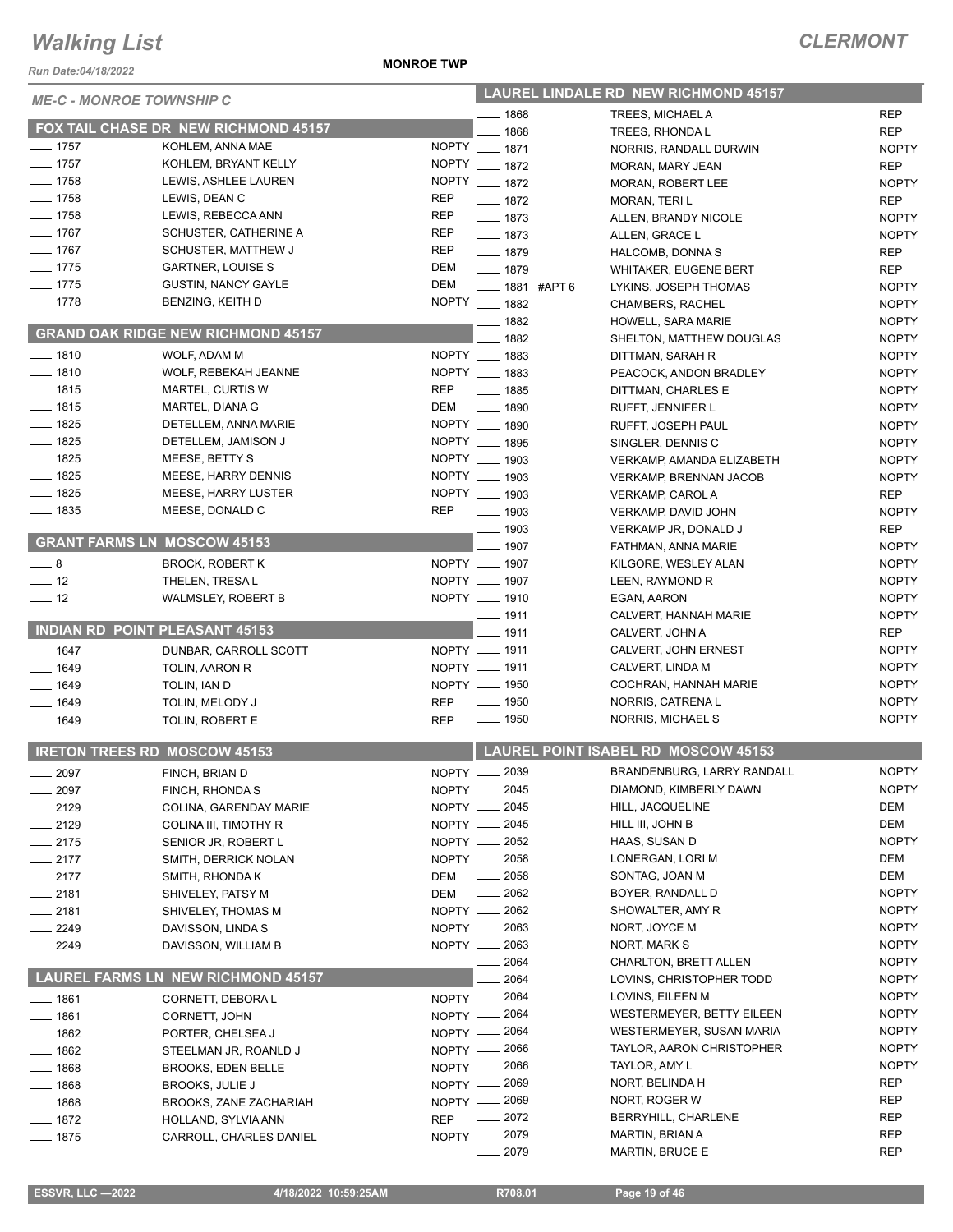# Walking List

## CLERMONT

Run Date:04/18/2022

**MONROE TWP**

*ME-C - MONROE TOWNSHIP C*

### FOX TAIL CHASE DR NEW RICHMOND 45157

| No. | Name | Party |
|---|---|---|
| 1757 | KOHLEM, ANNA MAE | NOPTY |
| 1757 | KOHLEM, BRYANT KELLY | NOPTY |
| 1758 | LEWIS, ASHLEE LAUREN | NOPTY |
| 1758 | LEWIS, DEAN C | REP |
| 1758 | LEWIS, REBECCA ANN | REP |
| 1767 | SCHUSTER, CATHERINE A | REP |
| 1767 | SCHUSTER, MATTHEW J | REP |
| 1775 | GARTNER, LOUISE S | DEM |
| 1775 | GUSTIN, NANCY GAYLE | DEM |
| 1778 | BENZING, KEITH D | NOPTY |

### GRAND OAK RIDGE NEW RICHMOND 45157

| No. | Name | Party |
|---|---|---|
| 1810 | WOLF, ADAM M | NOPTY |
| 1810 | WOLF, REBEKAH JEANNE | NOPTY |
| 1815 | MARTEL, CURTIS W | REP |
| 1815 | MARTEL, DIANA G | DEM |
| 1825 | DETELLEM, ANNA MARIE | NOPTY |
| 1825 | DETELLEM, JAMISON J | NOPTY |
| 1825 | MEESE, BETTY S | NOPTY |
| 1825 | MEESE, HARRY DENNIS | NOPTY |
| 1825 | MEESE, HARRY LUSTER | NOPTY |
| 1835 | MEESE, DONALD C | REP |

### GRANT FARMS LN MOSCOW 45153

| No. | Name | Party |
|---|---|---|
| 8 | BROCK, ROBERT K | NOPTY |
| 12 | THELEN, TRESA L | NOPTY |
| 12 | WALMSLEY, ROBERT B | NOPTY |

### INDIAN RD POINT PLEASANT 45153

| No. | Name | Party |
|---|---|---|
| 1647 | DUNBAR, CARROLL SCOTT | NOPTY |
| 1649 | TOLIN, AARON R | NOPTY |
| 1649 | TOLIN, IAN D | NOPTY |
| 1649 | TOLIN, MELODY J | REP |
| 1649 | TOLIN, ROBERT E | REP |

### IRETON TREES RD MOSCOW 45153

| No. | Name | Party |
|---|---|---|
| 2097 | FINCH, BRIAN D | NOPTY |
| 2097 | FINCH, RHONDA S | NOPTY |
| 2129 | COLINA, GARENDAY MARIE | NOPTY |
| 2129 | COLINA III, TIMOTHY R | NOPTY |
| 2175 | SENIOR JR, ROBERT L | NOPTY |
| 2177 | SMITH, DERRICK NOLAN | NOPTY |
| 2177 | SMITH, RHONDA K | DEM |
| 2181 | SHIVELEY, PATSY M | DEM |
| 2181 | SHIVELEY, THOMAS M | NOPTY |
| 2249 | DAVISSON, LINDA S | NOPTY |
| 2249 | DAVISSON, WILLIAM B | NOPTY |

### LAUREL FARMS LN NEW RICHMOND 45157

| No. | Name | Party |
|---|---|---|
| 1861 | CORNETT, DEBORA L | NOPTY |
| 1861 | CORNETT, JOHN | NOPTY |
| 1862 | PORTER, CHELSEA J | NOPTY |
| 1862 | STEELMAN JR, ROANLD J | NOPTY |
| 1868 | BROOKS, EDEN BELLE | NOPTY |
| 1868 | BROOKS, JULIE J | NOPTY |
| 1868 | BROOKS, ZANE ZACHARIAH | NOPTY |
| 1872 | HOLLAND, SYLVIA ANN | REP |
| 1875 | CARROLL, CHARLES DANIEL | NOPTY |

### LAUREL LINDALE RD NEW RICHMOND 45157

| No. | Name | Party |
|---|---|---|
| 1868 | TREES, MICHAEL A | REP |
| 1868 | TREES, RHONDA L | REP |
| 1871 | NORRIS, RANDALL DURWIN | NOPTY |
| 1872 | MORAN, MARY JEAN | REP |
| 1872 | MORAN, ROBERT LEE | NOPTY |
| 1872 | MORAN, TERI L | REP |
| 1873 | ALLEN, BRANDY NICOLE | NOPTY |
| 1873 | ALLEN, GRACE L | NOPTY |
| 1879 | HALCOMB, DONNA S | REP |
| 1879 | WHITAKER, EUGENE BERT | REP |
| 1881 #APT 6 | LYKINS, JOSEPH THOMAS | NOPTY |
| 1882 | CHAMBERS, RACHEL | NOPTY |
| 1882 | HOWELL, SARA MARIE | NOPTY |
| 1882 | SHELTON, MATTHEW DOUGLAS | NOPTY |
| 1883 | DITTMAN, SARAH R | NOPTY |
| 1883 | PEACOCK, ANDON BRADLEY | NOPTY |
| 1885 | DITTMAN, CHARLES E | NOPTY |
| 1890 | RUFFT, JENNIFER L | NOPTY |
| 1890 | RUFFT, JOSEPH PAUL | NOPTY |
| 1895 | SINGLER, DENNIS C | NOPTY |
| 1903 | VERKAMP, AMANDA ELIZABETH | NOPTY |
| 1903 | VERKAMP, BRENNAN JACOB | NOPTY |
| 1903 | VERKAMP, CAROL A | REP |
| 1903 | VERKAMP, DAVID JOHN | NOPTY |
| 1903 | VERKAMP JR, DONALD J | REP |
| 1907 | FATHMAN, ANNA MARIE | NOPTY |
| 1907 | KILGORE, WESLEY ALAN | NOPTY |
| 1907 | LEEN, RAYMOND R | NOPTY |
| 1910 | EGAN, AARON | NOPTY |
| 1911 | CALVERT, HANNAH MARIE | NOPTY |
| 1911 | CALVERT, JOHN A | REP |
| 1911 | CALVERT, JOHN ERNEST | NOPTY |
| 1911 | CALVERT, LINDA M | NOPTY |
| 1950 | COCHRAN, HANNAH MARIE | NOPTY |
| 1950 | NORRIS, CATRENA L | NOPTY |
| 1950 | NORRIS, MICHAEL S | NOPTY |

### LAUREL POINT ISABEL RD MOSCOW 45153

| No. | Name | Party |
|---|---|---|
| 2039 | BRANDENBURG, LARRY RANDALL | NOPTY |
| 2045 | DIAMOND, KIMBERLY DAWN | NOPTY |
| 2045 | HILL, JACQUELINE | DEM |
| 2045 | HILL III, JOHN B | DEM |
| 2052 | HAAS, SUSAN D | NOPTY |
| 2058 | LONERGAN, LORI M | DEM |
| 2058 | SONTAG, JOAN M | DEM |
| 2062 | BOYER, RANDALL D | NOPTY |
| 2062 | SHOWALTER, AMY R | NOPTY |
| 2063 | NORT, JOYCE M | NOPTY |
| 2063 | NORT, MARK S | NOPTY |
| 2064 | CHARLTON, BRETT ALLEN | NOPTY |
| 2064 | LOVINS, CHRISTOPHER TODD | NOPTY |
| 2064 | LOVINS, EILEEN M | NOPTY |
| 2064 | WESTERMEYER, BETTY EILEEN | NOPTY |
| 2064 | WESTERMEYER, SUSAN MARIA | NOPTY |
| 2066 | TAYLOR, AARON CHRISTOPHER | NOPTY |
| 2066 | TAYLOR, AMY L | NOPTY |
| 2069 | NORT, BELINDA H | REP |
| 2069 | NORT, ROGER W | REP |
| 2072 | BERRYHILL, CHARLENE | REP |
| 2079 | MARTIN, BRIAN A | REP |
| 2079 | MARTIN, BRUCE E | REP |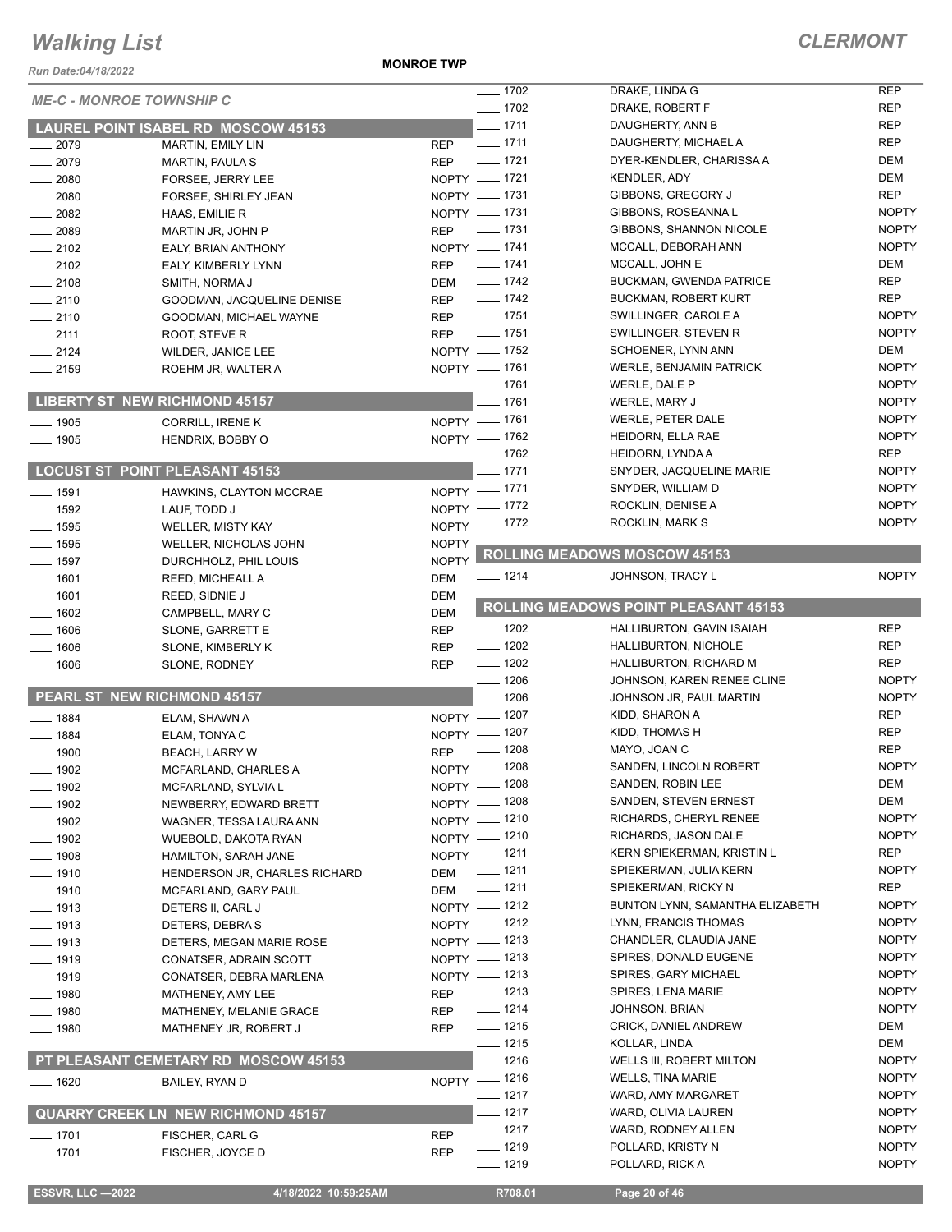# Walking List

**MONROE TWP** — **CLERMONT**

*Run Date:04/18/2022*

*ME-C - MONROE TOWNSHIP C*

## LAUREL POINT ISABEL RD MOSCOW 45153

| No. | Name | Party |
|---|---|---|
| 2079 | MARTIN, EMILY LIN | REP |
| 2079 | MARTIN, PAULA S | REP |
| 2080 | FORSEE, JERRY LEE | NOPTY |
| 2080 | FORSEE, SHIRLEY JEAN | NOPTY |
| 2082 | HAAS, EMILIE R | NOPTY |
| 2089 | MARTIN JR, JOHN P | REP |
| 2102 | EALY, BRIAN ANTHONY | NOPTY |
| 2102 | EALY, KIMBERLY LYNN | REP |
| 2108 | SMITH, NORMA J | DEM |
| 2110 | GOODMAN, JACQUELINE DENISE | REP |
| 2110 | GOODMAN, MICHAEL WAYNE | REP |
| 2111 | ROOT, STEVE R | REP |
| 2124 | WILDER, JANICE LEE | NOPTY |
| 2159 | ROEHM JR, WALTER A | NOPTY |

## LIBERTY ST NEW RICHMOND 45157

| No. | Name | Party |
|---|---|---|
| 1905 | CORRILL, IRENE K | NOPTY |
| 1905 | HENDRIX, BOBBY O | NOPTY |

## LOCUST ST POINT PLEASANT 45153

| No. | Name | Party |
|---|---|---|
| 1591 | HAWKINS, CLAYTON MCCRAE | NOPTY |
| 1592 | LAUF, TODD J | NOPTY |
| 1595 | WELLER, MISTY KAY | NOPTY |
| 1595 | WELLER, NICHOLAS JOHN | NOPTY |
| 1597 | DURCHHOLZ, PHIL LOUIS | NOPTY |
| 1601 | REED, MICHEALL A | DEM |
| 1601 | REED, SIDNIE J | DEM |
| 1602 | CAMPBELL, MARY C | DEM |
| 1606 | SLONE, GARRETT E | REP |
| 1606 | SLONE, KIMBERLY K | REP |
| 1606 | SLONE, RODNEY | REP |

## PEARL ST NEW RICHMOND 45157

| No. | Name | Party |
|---|---|---|
| 1884 | ELAM, SHAWN A | NOPTY |
| 1884 | ELAM, TONYA C | NOPTY |
| 1900 | BEACH, LARRY W | REP |
| 1902 | MCFARLAND, CHARLES A | NOPTY |
| 1902 | MCFARLAND, SYLVIA L | NOPTY |
| 1902 | NEWBERRY, EDWARD BRETT | NOPTY |
| 1902 | WAGNER, TESSA LAURA ANN | NOPTY |
| 1902 | WUEBOLD, DAKOTA RYAN | NOPTY |
| 1908 | HAMILTON, SARAH JANE | NOPTY |
| 1910 | HENDERSON JR, CHARLES RICHARD | DEM |
| 1910 | MCFARLAND, GARY PAUL | DEM |
| 1913 | DETERS II, CARL J | NOPTY |
| 1913 | DETERS, DEBRA S | NOPTY |
| 1913 | DETERS, MEGAN MARIE ROSE | NOPTY |
| 1919 | CONATSER, ADRAIN SCOTT | NOPTY |
| 1919 | CONATSER, DEBRA MARLENA | NOPTY |
| 1980 | MATHENEY, AMY LEE | REP |
| 1980 | MATHENEY, MELANIE GRACE | REP |
| 1980 | MATHENEY JR, ROBERT J | REP |

## PT PLEASANT CEMETARY RD MOSCOW 45153

| No. | Name | Party |
|---|---|---|
| 1620 | BAILEY, RYAN D | NOPTY |

## QUARRY CREEK LN NEW RICHMOND 45157

| No. | Name | Party |
|---|---|---|
| 1701 | FISCHER, CARL G | REP |
| 1701 | FISCHER, JOYCE D | REP |
| 1702 | DRAKE, LINDA G | REP |
| 1702 | DRAKE, ROBERT F | REP |
| 1711 | DAUGHERTY, ANN B | REP |
| 1711 | DAUGHERTY, MICHAEL A | REP |
| 1721 | DYER-KENDLER, CHARISSA A | DEM |
| 1721 | KENDLER, ADY | DEM |
| 1731 | GIBBONS, GREGORY J | REP |
| 1731 | GIBBONS, ROSEANNA L | NOPTY |
| 1731 | GIBBONS, SHANNON NICOLE | NOPTY |
| 1741 | MCCALL, DEBORAH ANN | NOPTY |
| 1741 | MCCALL, JOHN E | DEM |
| 1742 | BUCKMAN, GWENDA PATRICE | REP |
| 1742 | BUCKMAN, ROBERT KURT | REP |
| 1751 | SWILLINGER, CAROLE A | NOPTY |
| 1751 | SWILLINGER, STEVEN R | NOPTY |
| 1752 | SCHOENER, LYNN ANN | DEM |
| 1761 | WERLE, BENJAMIN PATRICK | NOPTY |
| 1761 | WERLE, DALE P | NOPTY |
| 1761 | WERLE, MARY J | NOPTY |
| 1761 | WERLE, PETER DALE | NOPTY |
| 1762 | HEIDORN, ELLA RAE | NOPTY |
| 1762 | HEIDORN, LYNDA A | REP |
| 1771 | SNYDER, JACQUELINE MARIE | NOPTY |
| 1771 | SNYDER, WILLIAM D | NOPTY |
| 1772 | ROCKLIN, DENISE A | NOPTY |
| 1772 | ROCKLIN, MARK S | NOPTY |

## ROLLING MEADOWS MOSCOW 45153

| No. | Name | Party |
|---|---|---|
| 1214 | JOHNSON, TRACY L | NOPTY |

## ROLLING MEADOWS POINT PLEASANT 45153

| No. | Name | Party |
|---|---|---|
| 1202 | HALLIBURTON, GAVIN ISAIAH | REP |
| 1202 | HALLIBURTON, NICHOLE | REP |
| 1202 | HALLIBURTON, RICHARD M | REP |
| 1206 | JOHNSON, KAREN RENEE CLINE | NOPTY |
| 1206 | JOHNSON JR, PAUL MARTIN | NOPTY |
| 1207 | KIDD, SHARON A | REP |
| 1207 | KIDD, THOMAS H | REP |
| 1208 | MAYO, JOAN C | REP |
| 1208 | SANDEN, LINCOLN ROBERT | NOPTY |
| 1208 | SANDEN, ROBIN LEE | DEM |
| 1208 | SANDEN, STEVEN ERNEST | DEM |
| 1210 | RICHARDS, CHERYL RENEE | NOPTY |
| 1210 | RICHARDS, JASON DALE | NOPTY |
| 1211 | KERN SPIEKERMAN, KRISTIN L | REP |
| 1211 | SPIEKERMAN, JULIA KERN | NOPTY |
| 1211 | SPIEKERMAN, RICKY N | REP |
| 1212 | BUNTON LYNN, SAMANTHA ELIZABETH | NOPTY |
| 1212 | LYNN, FRANCIS THOMAS | NOPTY |
| 1213 | CHANDLER, CLAUDIA JANE | NOPTY |
| 1213 | SPIRES, DONALD EUGENE | NOPTY |
| 1213 | SPIRES, GARY MICHAEL | NOPTY |
| 1213 | SPIRES, LENA MARIE | NOPTY |
| 1214 | JOHNSON, BRIAN | NOPTY |
| 1215 | CRICK, DANIEL ANDREW | DEM |
| 1215 | KOLLAR, LINDA | DEM |
| 1216 | WELLS III, ROBERT MILTON | NOPTY |
| 1216 | WELLS, TINA MARIE | NOPTY |
| 1217 | WARD, AMY MARGARET | NOPTY |
| 1217 | WARD, OLIVIA LAUREN | NOPTY |
| 1217 | WARD, RODNEY ALLEN | NOPTY |
| 1219 | POLLARD, KRISTY N | NOPTY |
| 1219 | POLLARD, RICK A | NOPTY |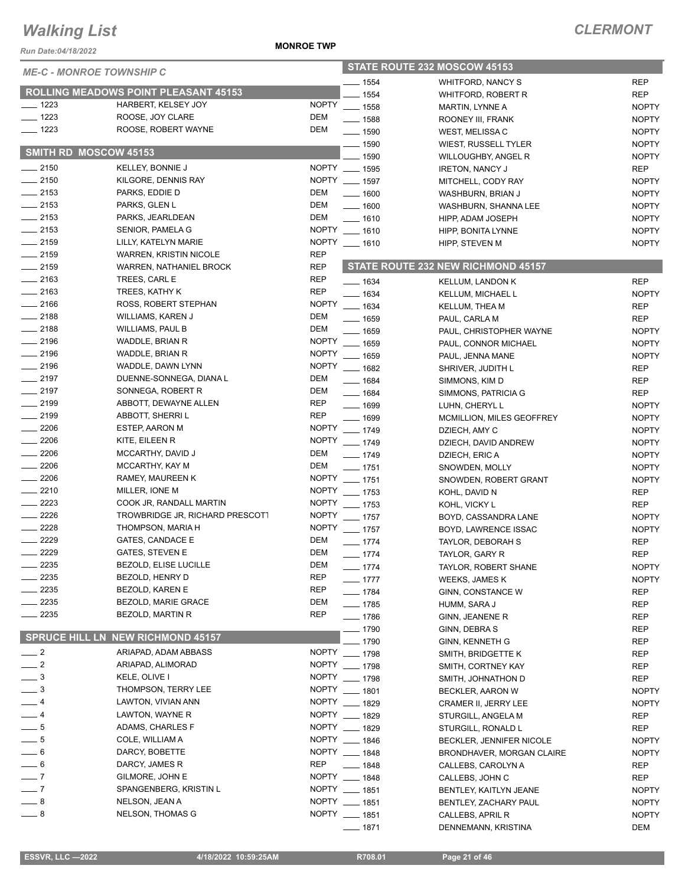# Walking List

## CLERMONT

*Run Date:04/18/2022*

**MONROE TWP**

*ME-C - MONROE TOWNSHIP C*

### ROLLING MEADOWS POINT PLEASANT 45153

| No. | Name | Party |
|---|---|---|
| 1223 | HARBERT, KELSEY JOY | NOPTY |
| 1223 | ROOSE, JOY CLARE | DEM |
| 1223 | ROOSE, ROBERT WAYNE | DEM |

### SMITH RD MOSCOW 45153

| No. | Name | Party |
|---|---|---|
| 2150 | KELLEY, BONNIE J | NOPTY |
| 2150 | KILGORE, DENNIS RAY | NOPTY |
| 2153 | PARKS, EDDIE D | DEM |
| 2153 | PARKS, GLEN L | DEM |
| 2153 | PARKS, JEARLDEAN | DEM |
| 2153 | SENIOR, PAMELA G | NOPTY |
| 2159 | LILLY, KATELYN MARIE | NOPTY |
| 2159 | WARREN, KRISTIN NICOLE | REP |
| 2159 | WARREN, NATHANIEL BROCK | REP |
| 2163 | TREES, CARL E | REP |
| 2163 | TREES, KATHY K | REP |
| 2166 | ROSS, ROBERT STEPHAN | NOPTY |
| 2188 | WILLIAMS, KAREN J | DEM |
| 2188 | WILLIAMS, PAUL B | DEM |
| 2196 | WADDLE, BRIAN R | NOPTY |
| 2196 | WADDLE, BRIAN R | NOPTY |
| 2196 | WADDLE, DAWN LYNN | NOPTY |
| 2197 | DUENNE-SONNEGA, DIANA L | DEM |
| 2197 | SONNEGA, ROBERT R | DEM |
| 2199 | ABBOTT, DEWAYNE ALLEN | REP |
| 2199 | ABBOTT, SHERRI L | REP |
| 2206 | ESTEP, AARON M | NOPTY |
| 2206 | KITE, EILEEN R | NOPTY |
| 2206 | MCCARTHY, DAVID J | DEM |
| 2206 | MCCARTHY, KAY M | DEM |
| 2206 | RAMEY, MAUREEN K | NOPTY |
| 2210 | MILLER, IONE M | NOPTY |
| 2223 | COOK JR, RANDALL MARTIN | NOPTY |
| 2226 | TROWBRIDGE JR, RICHARD PRESCOTT | NOPTY |
| 2228 | THOMPSON, MARIA H | NOPTY |
| 2229 | GATES, CANDACE E | DEM |
| 2229 | GATES, STEVEN E | DEM |
| 2235 | BEZOLD, ELISE LUCILLE | DEM |
| 2235 | BEZOLD, HENRY D | REP |
| 2235 | BEZOLD, KAREN E | REP |
| 2235 | BEZOLD, MARIE GRACE | DEM |
| 2235 | BEZOLD, MARTIN R | REP |

### SPRUCE HILL LN NEW RICHMOND 45157

| No. | Name | Party |
|---|---|---|
| 2 | ARIAPAD, ADAM ABBASS | NOPTY |
| 2 | ARIAPAD, ALIMORAD | NOPTY |
| 3 | KELE, OLIVE I | NOPTY |
| 3 | THOMPSON, TERRY LEE | NOPTY |
| 4 | LAWTON, VIVIAN ANN | NOPTY |
| 4 | LAWTON, WAYNE R | NOPTY |
| 5 | ADAMS, CHARLES F | NOPTY |
| 5 | COLE, WILLIAM A | NOPTY |
| 6 | DARCY, BOBETTE | NOPTY |
| 6 | DARCY, JAMES R | REP |
| 7 | GILMORE, JOHN E | NOPTY |
| 7 | SPANGENBERG, KRISTIN L | NOPTY |
| 8 | NELSON, JEAN A | NOPTY |
| 8 | NELSON, THOMAS G | NOPTY |

### STATE ROUTE 232 MOSCOW 45153

| No. | Name | Party |
|---|---|---|
| 1554 | WHITFORD, NANCY S | REP |
| 1554 | WHITFORD, ROBERT R | REP |
| 1558 | MARTIN, LYNNE A | NOPTY |
| 1588 | ROONEY III, FRANK | NOPTY |
| 1590 | WEST, MELISSA C | NOPTY |
| 1590 | WIEST, RUSSELL TYLER | NOPTY |
| 1590 | WILLOUGHBY, ANGEL R | NOPTY |
| 1595 | IRETON, NANCY J | REP |
| 1597 | MITCHELL, CODY RAY | NOPTY |
| 1600 | WASHBURN, BRIAN J | NOPTY |
| 1600 | WASHBURN, SHANNA LEE | NOPTY |
| 1610 | HIPP, ADAM JOSEPH | NOPTY |
| 1610 | HIPP, BONITA LYNNE | NOPTY |
| 1610 | HIPP, STEVEN M | NOPTY |

### STATE ROUTE 232 NEW RICHMOND 45157

| No. | Name | Party |
|---|---|---|
| 1634 | KELLUM, LANDON K | REP |
| 1634 | KELLUM, MICHAEL L | NOPTY |
| 1634 | KELLUM, THEA M | REP |
| 1659 | PAUL, CARLA M | REP |
| 1659 | PAUL, CHRISTOPHER WAYNE | NOPTY |
| 1659 | PAUL, CONNOR MICHAEL | NOPTY |
| 1659 | PAUL, JENNA MANE | NOPTY |
| 1682 | SHRIVER, JUDITH L | REP |
| 1684 | SIMMONS, KIM D | REP |
| 1684 | SIMMONS, PATRICIA G | REP |
| 1699 | LUHN, CHERYL L | NOPTY |
| 1699 | MCMILLION, MILES GEOFFREY | NOPTY |
| 1749 | DZIECH, AMY C | NOPTY |
| 1749 | DZIECH, DAVID ANDREW | NOPTY |
| 1749 | DZIECH, ERIC A | NOPTY |
| 1751 | SNOWDEN, MOLLY | NOPTY |
| 1751 | SNOWDEN, ROBERT GRANT | NOPTY |
| 1753 | KOHL, DAVID N | REP |
| 1753 | KOHL, VICKY L | REP |
| 1757 | BOYD, CASSANDRA LANE | NOPTY |
| 1757 | BOYD, LAWRENCE ISSAC | NOPTY |
| 1774 | TAYLOR, DEBORAH S | REP |
| 1774 | TAYLOR, GARY R | REP |
| 1774 | TAYLOR, ROBERT SHANE | NOPTY |
| 1777 | WEEKS, JAMES K | NOPTY |
| 1784 | GINN, CONSTANCE W | REP |
| 1785 | HUMM, SARA J | REP |
| 1786 | GINN, JEANENE R | REP |
| 1790 | GINN, DEBRA S | REP |
| 1790 | GINN, KENNETH G | REP |
| 1798 | SMITH, BRIDGETTE K | REP |
| 1798 | SMITH, CORTNEY KAY | REP |
| 1798 | SMITH, JOHNATHON D | REP |
| 1801 | BECKLER, AARON W | NOPTY |
| 1829 | CRAMER II, JERRY LEE | NOPTY |
| 1829 | STURGILL, ANGELA M | REP |
| 1829 | STURGILL, RONALD L | REP |
| 1846 | BECKLER, JENNIFER NICOLE | NOPTY |
| 1848 | BRONDHAVER, MORGAN CLAIRE | NOPTY |
| 1848 | CALLEBS, CAROLYN A | REP |
| 1848 | CALLEBS, JOHN C | REP |
| 1851 | BENTLEY, KAITLYN JEANE | NOPTY |
| 1851 | BENTLEY, ZACHARY PAUL | NOPTY |
| 1851 | CALLEBS, APRIL R | NOPTY |
| 1871 | DENNEMANN, KRISTINA | DEM |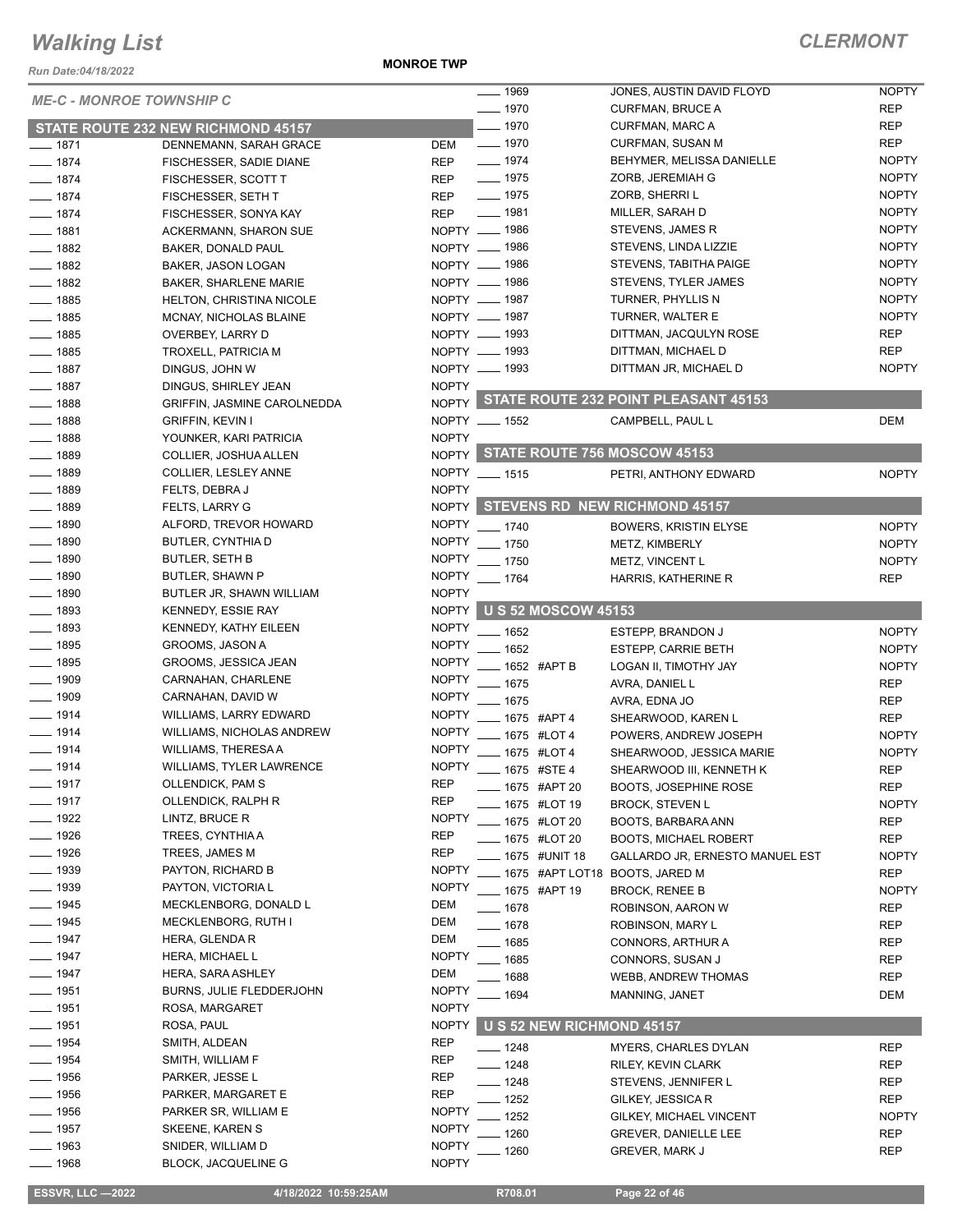# Walking List

## CLERMONT

Run Date:04/18/2022

MONROE TWP

### ME-C - MONROE TOWNSHIP C

#### STATE ROUTE 232 NEW RICHMOND 45157

| No. | Name | Party |
|---|---|---|
| ___ 1871 | DENNEMANN, SARAH GRACE | DEM |
| ___ 1874 | FISCHESSER, SADIE DIANE | REP |
| ___ 1874 | FISCHESSER, SCOTT T | REP |
| ___ 1874 | FISCHESSER, SETH T | REP |
| ___ 1874 | FISCHESSER, SONYA KAY | REP |
| ___ 1881 | ACKERMANN, SHARON SUE | NOPTY |
| ___ 1882 | BAKER, DONALD PAUL | NOPTY |
| ___ 1882 | BAKER, JASON LOGAN | NOPTY |
| ___ 1882 | BAKER, SHARLENE MARIE | NOPTY |
| ___ 1885 | HELTON, CHRISTINA NICOLE | NOPTY |
| ___ 1885 | MCNAY, NICHOLAS BLAINE | NOPTY |
| ___ 1885 | OVERBEY, LARRY D | NOPTY |
| ___ 1885 | TROXELL, PATRICIA M | NOPTY |
| ___ 1887 | DINGUS, JOHN W | NOPTY |
| ___ 1887 | DINGUS, SHIRLEY JEAN | NOPTY |
| ___ 1888 | GRIFFIN, JASMINE CAROLNEDDA | NOPTY |
| ___ 1888 | GRIFFIN, KEVIN I | NOPTY |
| ___ 1888 | YOUNKER, KARI PATRICIA | NOPTY |
| ___ 1889 | COLLIER, JOSHUA ALLEN | NOPTY |
| ___ 1889 | COLLIER, LESLEY ANNE | NOPTY |
| ___ 1889 | FELTS, DEBRA J | NOPTY |
| ___ 1889 | FELTS, LARRY G | NOPTY |
| ___ 1890 | ALFORD, TREVOR HOWARD | NOPTY |
| ___ 1890 | BUTLER, CYNTHIA D | NOPTY |
| ___ 1890 | BUTLER, SETH B | NOPTY |
| ___ 1890 | BUTLER, SHAWN P | NOPTY |
| ___ 1890 | BUTLER JR, SHAWN WILLIAM | NOPTY |
| ___ 1893 | KENNEDY, ESSIE RAY | NOPTY |
| ___ 1893 | KENNEDY, KATHY EILEEN | NOPTY |
| ___ 1895 | GROOMS, JASON A | NOPTY |
| ___ 1895 | GROOMS, JESSICA JEAN | NOPTY |
| ___ 1909 | CARNAHAN, CHARLENE | NOPTY |
| ___ 1909 | CARNAHAN, DAVID W | NOPTY |
| ___ 1914 | WILLIAMS, LARRY EDWARD | NOPTY |
| ___ 1914 | WILLIAMS, NICHOLAS ANDREW | NOPTY |
| ___ 1914 | WILLIAMS, THERESA A | NOPTY |
| ___ 1914 | WILLIAMS, TYLER LAWRENCE | NOPTY |
| ___ 1917 | OLLENDICK, PAM S | REP |
| ___ 1917 | OLLENDICK, RALPH R | REP |
| ___ 1922 | LINTZ, BRUCE R | NOPTY |
| ___ 1926 | TREES, CYNTHIA A | REP |
| ___ 1926 | TREES, JAMES M | REP |
| ___ 1939 | PAYTON, RICHARD B | NOPTY |
| ___ 1939 | PAYTON, VICTORIA L | NOPTY |
| ___ 1945 | MECKLENBORG, DONALD L | DEM |
| ___ 1945 | MECKLENBORG, RUTH I | DEM |
| ___ 1947 | HERA, GLENDA R | DEM |
| ___ 1947 | HERA, MICHAEL L | NOPTY |
| ___ 1947 | HERA, SARA ASHLEY | DEM |
| ___ 1951 | BURNS, JULIE FLEDDERJOHN | NOPTY |
| ___ 1951 | ROSA, MARGARET | NOPTY |
| ___ 1951 | ROSA, PAUL | NOPTY |
| ___ 1954 | SMITH, ALDEAN | REP |
| ___ 1954 | SMITH, WILLIAM F | REP |
| ___ 1956 | PARKER, JESSE L | REP |
| ___ 1956 | PARKER, MARGARET E | REP |
| ___ 1956 | PARKER SR, WILLIAM E | NOPTY |
| ___ 1957 | SKEENE, KAREN S | NOPTY |
| ___ 1963 | SNIDER, WILLIAM D | NOPTY |
| ___ 1968 | BLOCK, JACQUELINE G | NOPTY |
| ___ 1969 | JONES, AUSTIN DAVID FLOYD | NOPTY |
| ___ 1970 | CURFMAN, BRUCE A | REP |
| ___ 1970 | CURFMAN, MARC A | REP |
| ___ 1970 | CURFMAN, SUSAN M | REP |
| ___ 1974 | BEHYMER, MELISSA DANIELLE | NOPTY |
| ___ 1975 | ZORB, JEREMIAH G | NOPTY |
| ___ 1975 | ZORB, SHERRI L | NOPTY |
| ___ 1981 | MILLER, SARAH D | NOPTY |
| ___ 1986 | STEVENS, JAMES R | NOPTY |
| ___ 1986 | STEVENS, LINDA LIZZIE | NOPTY |
| ___ 1986 | STEVENS, TABITHA PAIGE | NOPTY |
| ___ 1986 | STEVENS, TYLER JAMES | NOPTY |
| ___ 1987 | TURNER, PHYLLIS N | NOPTY |
| ___ 1987 | TURNER, WALTER E | NOPTY |
| ___ 1993 | DITTMAN, JACQULYN ROSE | REP |
| ___ 1993 | DITTMAN, MICHAEL D | REP |
| ___ 1993 | DITTMAN JR, MICHAEL D | NOPTY |

#### STATE ROUTE 232 POINT PLEASANT 45153

| No. | Name | Party |
|---|---|---|
| ___ 1552 | CAMPBELL, PAUL L | DEM |

#### STATE ROUTE 756 MOSCOW 45153

| No. | Name | Party |
|---|---|---|
| ___ 1515 | PETRI, ANTHONY EDWARD | NOPTY |

#### STEVENS RD NEW RICHMOND 45157

| No. | Name | Party |
|---|---|---|
| ___ 1740 | BOWERS, KRISTIN ELYSE | NOPTY |
| ___ 1750 | METZ, KIMBERLY | NOPTY |
| ___ 1750 | METZ, VINCENT L | NOPTY |
| ___ 1764 | HARRIS, KATHERINE R | REP |

#### U S 52 MOSCOW 45153

| No. | Name | Party |
|---|---|---|
| ___ 1652 | ESTEPP, BRANDON J | NOPTY |
| ___ 1652 | ESTEPP, CARRIE BETH | NOPTY |
| ___ 1652 #APT B | LOGAN II, TIMOTHY JAY | NOPTY |
| ___ 1675 | AVRA, DANIEL L | REP |
| ___ 1675 | AVRA, EDNA JO | REP |
| ___ 1675 #APT 4 | SHEARWOOD, KAREN L | REP |
| ___ 1675 #LOT 4 | POWERS, ANDREW JOSEPH | NOPTY |
| ___ 1675 #LOT 4 | SHEARWOOD, JESSICA MARIE | NOPTY |
| ___ 1675 #STE 4 | SHEARWOOD III, KENNETH K | REP |
| ___ 1675 #APT 20 | BOOTS, JOSEPHINE ROSE | REP |
| ___ 1675 #LOT 19 | BROCK, STEVEN L | NOPTY |
| ___ 1675 #LOT 20 | BOOTS, BARBARA ANN | REP |
| ___ 1675 #LOT 20 | BOOTS, MICHAEL ROBERT | REP |
| ___ 1675 #UNIT 18 | GALLARDO JR, ERNESTO MANUEL EST | NOPTY |
| ___ 1675 #APT LOT18 | BOOTS, JARED M | REP |
| ___ 1675 #APT 19 | BROCK, RENEE B | NOPTY |
| ___ 1678 | ROBINSON, AARON W | REP |
| ___ 1678 | ROBINSON, MARY L | REP |
| ___ 1685 | CONNORS, ARTHUR A | REP |
| ___ 1685 | CONNORS, SUSAN J | REP |
| ___ 1688 | WEBB, ANDREW THOMAS | REP |
| ___ 1694 | MANNING, JANET | DEM |

#### U S 52 NEW RICHMOND 45157

| No. | Name | Party |
|---|---|---|
| ___ 1248 | MYERS, CHARLES DYLAN | REP |
| ___ 1248 | RILEY, KEVIN CLARK | REP |
| ___ 1248 | STEVENS, JENNIFER L | REP |
| ___ 1252 | GILKEY, JESSICA R | REP |
| ___ 1252 | GILKEY, MICHAEL VINCENT | NOPTY |
| ___ 1260 | GREVER, DANIELLE LEE | REP |
| ___ 1260 | GREVER, MARK J | REP |

ESSVR, LLC —2022 | 4/18/2022 10:59:25AM | R708.01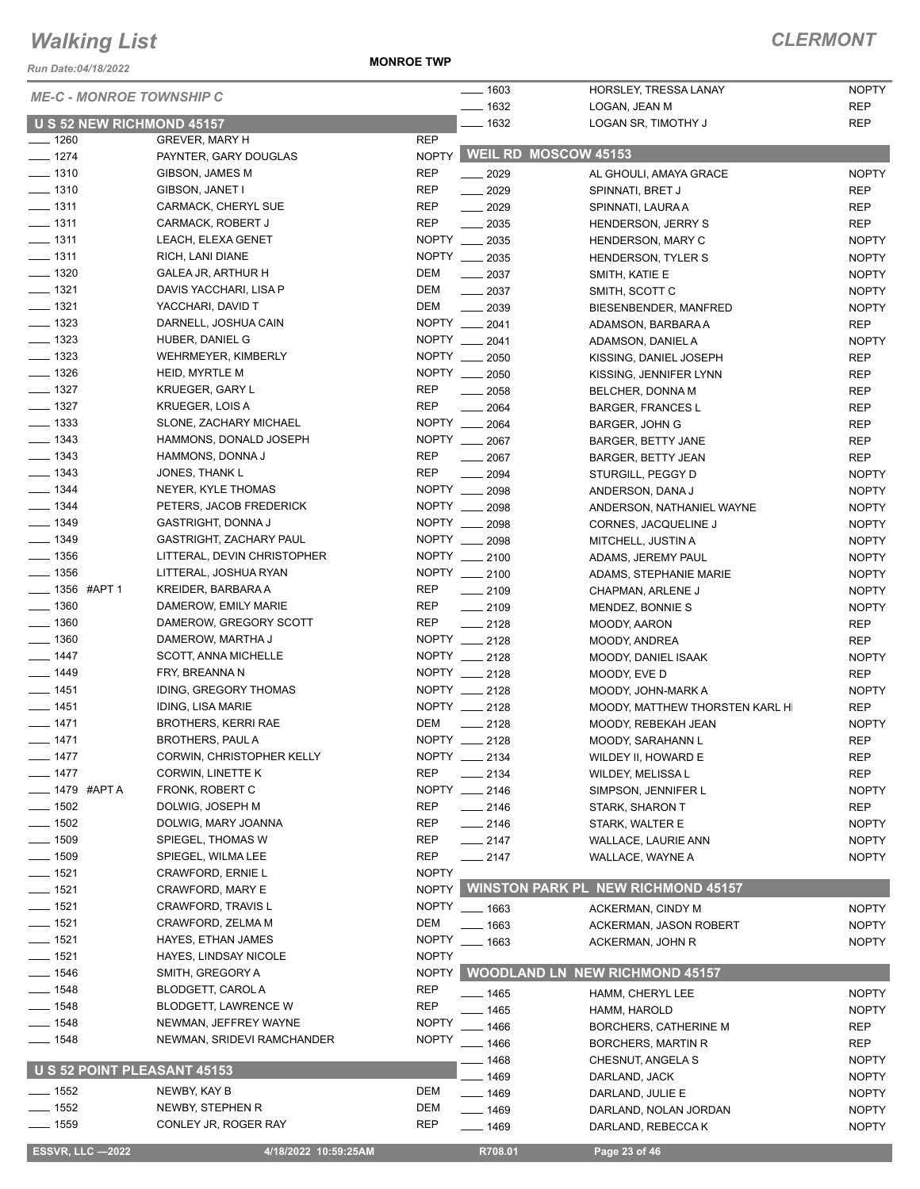# Walking List

## CLERMONT

Run Date:04/18/2022

MONROE TWP

### ME-C - MONROE TOWNSHIP C

#### U S 52 NEW RICHMOND 45157

| No. | Name | Party |
|---|---|---|
| 1260 | GREVER, MARY H | REP |
| 1274 | PAYNTER, GARY DOUGLAS | NOPTY |
| 1310 | GIBSON, JAMES M | REP |
| 1310 | GIBSON, JANET I | REP |
| 1311 | CARMACK, CHERYL SUE | REP |
| 1311 | CARMACK, ROBERT J | REP |
| 1311 | LEACH, ELEXA GENET | NOPTY |
| 1311 | RICH, LANI DIANE | NOPTY |
| 1320 | GALEA JR, ARTHUR H | DEM |
| 1321 | DAVIS YACCHARI, LISA P | DEM |
| 1321 | YACCHARI, DAVID T | DEM |
| 1323 | DARNELL, JOSHUA CAIN | NOPTY |
| 1323 | HUBER, DANIEL G | NOPTY |
| 1323 | WEHRMEYER, KIMBERLY | NOPTY |
| 1326 | HEID, MYRTLE M | NOPTY |
| 1327 | KRUEGER, GARY L | REP |
| 1327 | KRUEGER, LOIS A | REP |
| 1333 | SLONE, ZACHARY MICHAEL | NOPTY |
| 1343 | HAMMONS, DONALD JOSEPH | NOPTY |
| 1343 | HAMMONS, DONNA J | REP |
| 1343 | JONES, THANK L | REP |
| 1344 | NEYER, KYLE THOMAS | NOPTY |
| 1344 | PETERS, JACOB FREDERICK | NOPTY |
| 1349 | GASTRIGHT, DONNA J | NOPTY |
| 1349 | GASTRIGHT, ZACHARY PAUL | NOPTY |
| 1356 | LITTERAL, DEVIN CHRISTOPHER | NOPTY |
| 1356 | LITTERAL, JOSHUA RYAN | NOPTY |
| 1356 #APT 1 | KREIDER, BARBARA A | REP |
| 1360 | DAMEROW, EMILY MARIE | REP |
| 1360 | DAMEROW, GREGORY SCOTT | REP |
| 1360 | DAMEROW, MARTHA J | NOPTY |
| 1447 | SCOTT, ANNA MICHELLE | NOPTY |
| 1449 | FRY, BREANNA N | NOPTY |
| 1451 | IDING, GREGORY THOMAS | NOPTY |
| 1451 | IDING, LISA MARIE | NOPTY |
| 1471 | BROTHERS, KERRI RAE | DEM |
| 1471 | BROTHERS, PAUL A | NOPTY |
| 1477 | CORWIN, CHRISTOPHER KELLY | NOPTY |
| 1477 | CORWIN, LINETTE K | REP |
| 1479 #APT A | FRONK, ROBERT C | NOPTY |
| 1502 | DOLWIG, JOSEPH M | REP |
| 1502 | DOLWIG, MARY JOANNA | REP |
| 1509 | SPIEGEL, THOMAS W | REP |
| 1509 | SPIEGEL, WILMA LEE | REP |
| 1521 | CRAWFORD, ERNIE L | NOPTY |
| 1521 | CRAWFORD, MARY E | NOPTY |
| 1521 | CRAWFORD, TRAVIS L | NOPTY |
| 1521 | CRAWFORD, ZELMA M | DEM |
| 1521 | HAYES, ETHAN JAMES | NOPTY |
| 1521 | HAYES, LINDSAY NICOLE | NOPTY |
| 1546 | SMITH, GREGORY A | NOPTY |
| 1548 | BLODGETT, CAROL A | REP |
| 1548 | BLODGETT, LAWRENCE W | REP |
| 1548 | NEWMAN, JEFFREY WAYNE | NOPTY |
| 1548 | NEWMAN, SRIDEVI RAMCHANDER | NOPTY |

#### U S 52 POINT PLEASANT 45153

| No. | Name | Party |
|---|---|---|
| 1552 | NEWBY, KAY B | DEM |
| 1552 | NEWBY, STEPHEN R | DEM |
| 1559 | CONLEY JR, ROGER RAY | REP |
| 1603 | HORSLEY, TRESSA LANAY | NOPTY |
| 1632 | LOGAN, JEAN M | REP |
| 1632 | LOGAN SR, TIMOTHY J | REP |

#### WEIL RD MOSCOW 45153

| No. | Name | Party |
|---|---|---|
| 2029 | AL GHOULI, AMAYA GRACE | NOPTY |
| 2029 | SPINNATI, BRET J | REP |
| 2029 | SPINNATI, LAURA A | REP |
| 2035 | HENDERSON, JERRY S | REP |
| 2035 | HENDERSON, MARY C | NOPTY |
| 2035 | HENDERSON, TYLER S | NOPTY |
| 2037 | SMITH, KATIE E | NOPTY |
| 2037 | SMITH, SCOTT C | NOPTY |
| 2039 | BIESENBENDER, MANFRED | NOPTY |
| 2041 | ADAMSON, BARBARA A | REP |
| 2041 | ADAMSON, DANIEL A | NOPTY |
| 2050 | KISSING, DANIEL JOSEPH | REP |
| 2050 | KISSING, JENNIFER LYNN | REP |
| 2058 | BELCHER, DONNA M | REP |
| 2064 | BARGER, FRANCES L | REP |
| 2064 | BARGER, JOHN G | REP |
| 2067 | BARGER, BETTY JANE | REP |
| 2067 | BARGER, BETTY JEAN | REP |
| 2094 | STURGILL, PEGGY D | NOPTY |
| 2098 | ANDERSON, DANA J | NOPTY |
| 2098 | ANDERSON, NATHANIEL WAYNE | NOPTY |
| 2098 | CORNES, JACQUELINE J | NOPTY |
| 2098 | MITCHELL, JUSTIN A | NOPTY |
| 2100 | ADAMS, JEREMY PAUL | NOPTY |
| 2100 | ADAMS, STEPHANIE MARIE | NOPTY |
| 2109 | CHAPMAN, ARLENE J | NOPTY |
| 2109 | MENDEZ, BONNIE S | NOPTY |
| 2128 | MOODY, AARON | REP |
| 2128 | MOODY, ANDREA | REP |
| 2128 | MOODY, DANIEL ISAAK | NOPTY |
| 2128 | MOODY, EVE D | REP |
| 2128 | MOODY, JOHN-MARK A | NOPTY |
| 2128 | MOODY, MATTHEW THORSTEN KARL H | REP |
| 2128 | MOODY, REBEKAH JEAN | NOPTY |
| 2128 | MOODY, SARAHANN L | REP |
| 2134 | WILDEY II, HOWARD E | REP |
| 2134 | WILDEY, MELISSA L | REP |
| 2146 | SIMPSON, JENNIFER L | NOPTY |
| 2146 | STARK, SHARON T | REP |
| 2146 | STARK, WALTER E | NOPTY |
| 2147 | WALLACE, LAURIE ANN | NOPTY |
| 2147 | WALLACE, WAYNE A | NOPTY |

#### WINSTON PARK PL NEW RICHMOND 45157

| No. | Name | Party |
|---|---|---|
| 1663 | ACKERMAN, CINDY M | NOPTY |
| 1663 | ACKERMAN, JASON ROBERT | NOPTY |
| 1663 | ACKERMAN, JOHN R | NOPTY |

#### WOODLAND LN NEW RICHMOND 45157

| No. | Name | Party |
|---|---|---|
| 1465 | HAMM, CHERYL LEE | NOPTY |
| 1465 | HAMM, HAROLD | NOPTY |
| 1466 | BORCHERS, CATHERINE M | REP |
| 1466 | BORCHERS, MARTIN R | REP |
| 1468 | CHESNUT, ANGELA S | NOPTY |
| 1469 | DARLAND, JACK | NOPTY |
| 1469 | DARLAND, JULIE E | NOPTY |
| 1469 | DARLAND, NOLAN JORDAN | NOPTY |
| 1469 | DARLAND, REBECCA K | NOPTY |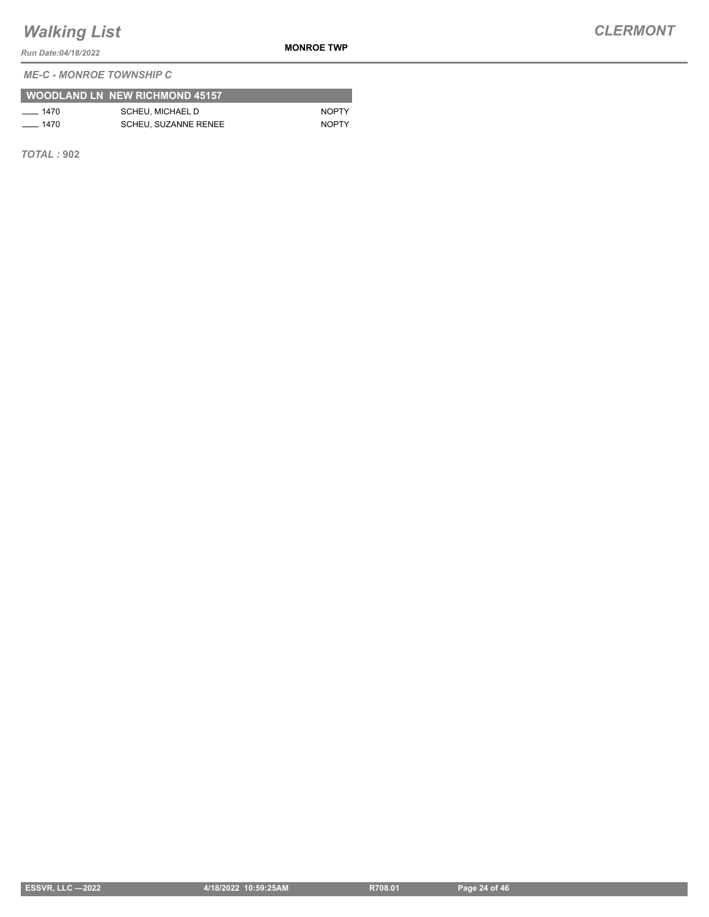*ME-C - MONROE TOWNSHIP C*

| WOODLAND LN NEW RICHMOND 45157 | | |
|---|---|---|
| ____ 1470 | SCHEU, MICHAEL D | NOPTY |
| ____ 1470 | SCHEU, SUZANNE RENEE | NOPTY |

***TOTAL :*** **902**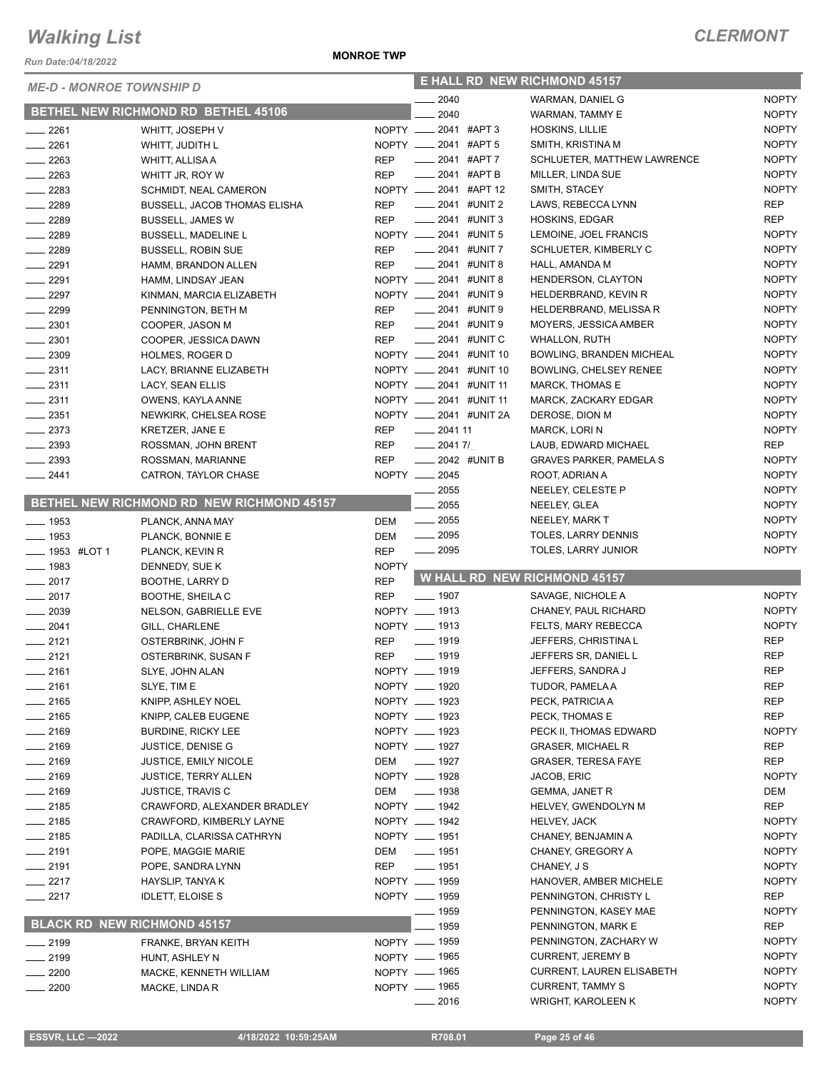# Walking List

## CLERMONT

Run Date:04/18/2022

**MONROE TWP**

*ME-D - MONROE TOWNSHIP D*

### BETHEL NEW RICHMOND RD BETHEL 45106

| No. | Name | Party |
|---|---|---|
| ____ 2261 | WHITT, JOSEPH V | NOPTY |
| ____ 2261 | WHITT, JUDITH L | NOPTY |
| ____ 2263 | WHITT, ALLISA A | REP |
| ____ 2263 | WHITT JR, ROY W | REP |
| ____ 2283 | SCHMIDT, NEAL CAMERON | NOPTY |
| ____ 2289 | BUSSELL, JACOB THOMAS ELISHA | REP |
| ____ 2289 | BUSSELL, JAMES W | REP |
| ____ 2289 | BUSSELL, MADELINE L | NOPTY |
| ____ 2289 | BUSSELL, ROBIN SUE | REP |
| ____ 2291 | HAMM, BRANDON ALLEN | REP |
| ____ 2291 | HAMM, LINDSAY JEAN | NOPTY |
| ____ 2297 | KINMAN, MARCIA ELIZABETH | NOPTY |
| ____ 2299 | PENNINGTON, BETH M | REP |
| ____ 2301 | COOPER, JASON M | REP |
| ____ 2301 | COOPER, JESSICA DAWN | REP |
| ____ 2309 | HOLMES, ROGER D | NOPTY |
| ____ 2311 | LACY, BRIANNE ELIZABETH | NOPTY |
| ____ 2311 | LACY, SEAN ELLIS | NOPTY |
| ____ 2311 | OWENS, KAYLA ANNE | NOPTY |
| ____ 2351 | NEWKIRK, CHELSEA ROSE | NOPTY |
| ____ 2373 | KRETZER, JANE E | REP |
| ____ 2393 | ROSSMAN, JOHN BRENT | REP |
| ____ 2393 | ROSSMAN, MARIANNE | REP |
| ____ 2441 | CATRON, TAYLOR CHASE | NOPTY |

### BETHEL NEW RICHMOND RD NEW RICHMOND 45157

| No. | Name | Party |
|---|---|---|
| ____ 1953 | PLANCK, ANNA MAY | DEM |
| ____ 1953 | PLANCK, BONNIE E | DEM |
| ____ 1953 #LOT 1 | PLANCK, KEVIN R | REP |
| ____ 1983 | DENNEDY, SUE K | NOPTY |
| ____ 2017 | BOOTHE, LARRY D | REP |
| ____ 2017 | BOOTHE, SHEILA C | REP |
| ____ 2039 | NELSON, GABRIELLE EVE | NOPTY |
| ____ 2041 | GILL, CHARLENE | NOPTY |
| ____ 2121 | OSTERBRINK, JOHN F | REP |
| ____ 2121 | OSTERBRINK, SUSAN F | REP |
| ____ 2161 | SLYE, JOHN ALAN | NOPTY |
| ____ 2161 | SLYE, TIM E | NOPTY |
| ____ 2165 | KNIPP, ASHLEY NOEL | NOPTY |
| ____ 2165 | KNIPP, CALEB EUGENE | NOPTY |
| ____ 2169 | BURDINE, RICKY LEE | NOPTY |
| ____ 2169 | JUSTICE, DENISE G | NOPTY |
| ____ 2169 | JUSTICE, EMILY NICOLE | DEM |
| ____ 2169 | JUSTICE, TERRY ALLEN | NOPTY |
| ____ 2169 | JUSTICE, TRAVIS C | DEM |
| ____ 2185 | CRAWFORD, ALEXANDER BRADLEY | NOPTY |
| ____ 2185 | CRAWFORD, KIMBERLY LAYNE | NOPTY |
| ____ 2185 | PADILLA, CLARISSA CATHRYN | NOPTY |
| ____ 2191 | POPE, MAGGIE MARIE | DEM |
| ____ 2191 | POPE, SANDRA LYNN | REP |
| ____ 2217 | HAYSLIP, TANYA K | NOPTY |
| ____ 2217 | IDLETT, ELOISE S | NOPTY |

### BLACK RD NEW RICHMOND 45157

| No. | Name | Party |
|---|---|---|
| ____ 2199 | FRANKE, BRYAN KEITH | NOPTY |
| ____ 2199 | HUNT, ASHLEY N | NOPTY |
| ____ 2200 | MACKE, KENNETH WILLIAM | NOPTY |
| ____ 2200 | MACKE, LINDA R | NOPTY |

### E HALL RD NEW RICHMOND 45157

| No. | Name | Party |
|---|---|---|
| ____ 2040 | WARMAN, DANIEL G | NOPTY |
| ____ 2040 | WARMAN, TAMMY E | NOPTY |
| ____ 2041 #APT 3 | HOSKINS, LILLIE | NOPTY |
| ____ 2041 #APT 5 | SMITH, KRISTINA M | NOPTY |
| ____ 2041 #APT 7 | SCHLUETER, MATTHEW LAWRENCE | NOPTY |
| ____ 2041 #APT B | MILLER, LINDA SUE | NOPTY |
| ____ 2041 #APT 12 | SMITH, STACEY | NOPTY |
| ____ 2041 #UNIT 2 | LAWS, REBECCA LYNN | REP |
| ____ 2041 #UNIT 3 | HOSKINS, EDGAR | REP |
| ____ 2041 #UNIT 5 | LEMOINE, JOEL FRANCIS | NOPTY |
| ____ 2041 #UNIT 7 | SCHLUETER, KIMBERLY C | NOPTY |
| ____ 2041 #UNIT 8 | HALL, AMANDA M | NOPTY |
| ____ 2041 #UNIT 8 | HENDERSON, CLAYTON | NOPTY |
| ____ 2041 #UNIT 9 | HELDERBRAND, KEVIN R | NOPTY |
| ____ 2041 #UNIT 9 | HELDERBRAND, MELISSA R | NOPTY |
| ____ 2041 #UNIT 9 | MOYERS, JESSICA AMBER | NOPTY |
| ____ 2041 #UNIT C | WHALLON, RUTH | NOPTY |
| ____ 2041 #UNIT 10 | BOWLING, BRANDEN MICHEAL | NOPTY |
| ____ 2041 #UNIT 10 | BOWLING, CHELSEY RENEE | NOPTY |
| ____ 2041 #UNIT 11 | MARCK, THOMAS E | NOPTY |
| ____ 2041 #UNIT 11 | MARCK, ZACKARY EDGAR | NOPTY |
| ____ 2041 #UNIT 2A | DEROSE, DION M | NOPTY |
| ____ 2041 11 | MARCK, LORI N | NOPTY |
| ____ 2041 7/_ | LAUB, EDWARD MICHAEL | REP |
| ____ 2042 #UNIT B | GRAVES PARKER, PAMELA S | NOPTY |
| ____ 2045 | ROOT, ADRIAN A | NOPTY |
| ____ 2055 | NEELEY, CELESTE P | NOPTY |
| ____ 2055 | NEELEY, GLEA | NOPTY |
| ____ 2055 | NEELEY, MARK T | NOPTY |
| ____ 2095 | TOLES, LARRY DENNIS | NOPTY |
| ____ 2095 | TOLES, LARRY JUNIOR | NOPTY |

### W HALL RD NEW RICHMOND 45157

| No. | Name | Party |
|---|---|---|
| ____ 1907 | SAVAGE, NICHOLE A | NOPTY |
| ____ 1913 | CHANEY, PAUL RICHARD | NOPTY |
| ____ 1913 | FELTS, MARY REBECCA | NOPTY |
| ____ 1919 | JEFFERS, CHRISTINA L | REP |
| ____ 1919 | JEFFERS SR, DANIEL L | REP |
| ____ 1919 | JEFFERS, SANDRA J | REP |
| ____ 1920 | TUDOR, PAMELA A | REP |
| ____ 1923 | PECK, PATRICIA A | REP |
| ____ 1923 | PECK, THOMAS E | REP |
| ____ 1923 | PECK II, THOMAS EDWARD | NOPTY |
| ____ 1927 | GRASER, MICHAEL R | REP |
| ____ 1927 | GRASER, TERESA FAYE | REP |
| ____ 1928 | JACOB, ERIC | NOPTY |
| ____ 1938 | GEMMA, JANET R | DEM |
| ____ 1942 | HELVEY, GWENDOLYN M | REP |
| ____ 1942 | HELVEY, JACK | NOPTY |
| ____ 1951 | CHANEY, BENJAMIN A | NOPTY |
| ____ 1951 | CHANEY, GREGORY A | NOPTY |
| ____ 1951 | CHANEY, J S | NOPTY |
| ____ 1959 | HANOVER, AMBER MICHELE | NOPTY |
| ____ 1959 | PENNINGTON, CHRISTY L | REP |
| ____ 1959 | PENNINGTON, KASEY MAE | NOPTY |
| ____ 1959 | PENNINGTON, MARK E | REP |
| ____ 1959 | PENNINGTON, ZACHARY W | NOPTY |
| ____ 1965 | CURRENT, JEREMY B | NOPTY |
| ____ 1965 | CURRENT, LAUREN ELISABETH | NOPTY |
| ____ 1965 | CURRENT, TAMMY S | NOPTY |
| ____ 2016 | WRIGHT, KAROLEEN K | NOPTY |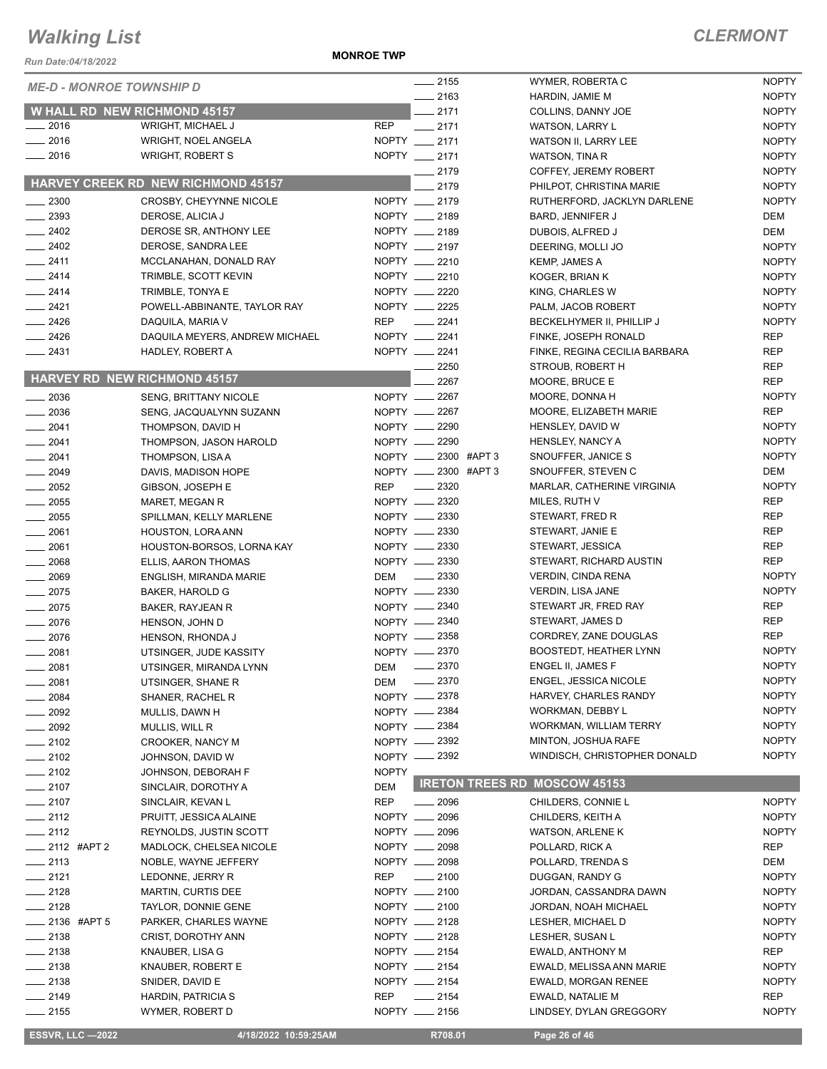# Walking List

## CLERMONT

Run Date:04/18/2022

**MONROE TWP**

*ME-D - MONROE TOWNSHIP D*

### W HALL RD NEW RICHMOND 45157

| No. | Name | Party |
|---|---|---|
| 2016 | WRIGHT, MICHAEL J | REP |
| 2016 | WRIGHT, NOEL ANGELA | NOPTY |
| 2016 | WRIGHT, ROBERT S | NOPTY |

### HARVEY CREEK RD NEW RICHMOND 45157

| No. | Name | Party |
|---|---|---|
| 2300 | CROSBY, CHEYYNNE NICOLE | NOPTY |
| 2393 | DEROSE, ALICIA J | NOPTY |
| 2402 | DEROSE SR, ANTHONY LEE | NOPTY |
| 2402 | DEROSE, SANDRA LEE | NOPTY |
| 2411 | MCCLANAHAN, DONALD RAY | NOPTY |
| 2414 | TRIMBLE, SCOTT KEVIN | NOPTY |
| 2414 | TRIMBLE, TONYA E | NOPTY |
| 2421 | POWELL-ABBINANTE, TAYLOR RAY | NOPTY |
| 2426 | DAQUILA, MARIA V | REP |
| 2426 | DAQUILA MEYERS, ANDREW MICHAEL | NOPTY |
| 2431 | HADLEY, ROBERT A | NOPTY |

### HARVEY RD NEW RICHMOND 45157

| No. | Name | Party |
|---|---|---|
| 2036 | SENG, BRITTANY NICOLE | NOPTY |
| 2036 | SENG, JACQUALYNN SUZANN | NOPTY |
| 2041 | THOMPSON, DAVID H | NOPTY |
| 2041 | THOMPSON, JASON HAROLD | NOPTY |
| 2041 | THOMPSON, LISA A | NOPTY |
| 2049 | DAVIS, MADISON HOPE | NOPTY |
| 2052 | GIBSON, JOSEPH E | REP |
| 2055 | MARET, MEGAN R | NOPTY |
| 2055 | SPILLMAN, KELLY MARLENE | NOPTY |
| 2061 | HOUSTON, LORA ANN | NOPTY |
| 2061 | HOUSTON-BORSOS, LORNA KAY | NOPTY |
| 2068 | ELLIS, AARON THOMAS | NOPTY |
| 2069 | ENGLISH, MIRANDA MARIE | DEM |
| 2075 | BAKER, HAROLD G | NOPTY |
| 2075 | BAKER, RAYJEAN R | NOPTY |
| 2076 | HENSON, JOHN D | NOPTY |
| 2076 | HENSON, RHONDA J | NOPTY |
| 2081 | UTSINGER, JUDE KASSITY | NOPTY |
| 2081 | UTSINGER, MIRANDA LYNN | DEM |
| 2081 | UTSINGER, SHANE R | DEM |
| 2084 | SHANER, RACHEL R | NOPTY |
| 2092 | MULLIS, DAWN H | NOPTY |
| 2092 | MULLIS, WILL R | NOPTY |
| 2102 | CROOKER, NANCY M | NOPTY |
| 2102 | JOHNSON, DAVID W | NOPTY |
| 2102 | JOHNSON, DEBORAH F | NOPTY |
| 2107 | SINCLAIR, DOROTHY A | DEM |
| 2107 | SINCLAIR, KEVAN L | REP |
| 2112 | PRUITT, JESSICA ALAINE | NOPTY |
| 2112 | REYNOLDS, JUSTIN SCOTT | NOPTY |
| 2112 #APT 2 | MADLOCK, CHELSEA NICOLE | NOPTY |
| 2113 | NOBLE, WAYNE JEFFERY | NOPTY |
| 2121 | LEDONNE, JERRY R | REP |
| 2128 | MARTIN, CURTIS DEE | NOPTY |
| 2128 | TAYLOR, DONNIE GENE | NOPTY |
| 2136 #APT 5 | PARKER, CHARLES WAYNE | NOPTY |
| 2138 | CRIST, DOROTHY ANN | NOPTY |
| 2138 | KNAUBER, LISA G | NOPTY |
| 2138 | KNAUBER, ROBERT E | NOPTY |
| 2138 | SNIDER, DAVID E | NOPTY |
| 2149 | HARDIN, PATRICIA S | REP |
| 2155 | WYMER, ROBERT D | NOPTY |
| 2155 | WYMER, ROBERTA C | NOPTY |
| 2163 | HARDIN, JAMIE M | NOPTY |
| 2171 | COLLINS, DANNY JOE | NOPTY |
| 2171 | WATSON, LARRY L | NOPTY |
| 2171 | WATSON II, LARRY LEE | NOPTY |
| 2171 | WATSON, TINA R | NOPTY |
| 2179 | COFFEY, JEREMY ROBERT | NOPTY |
| 2179 | PHILPOT, CHRISTINA MARIE | NOPTY |
| 2179 | RUTHERFORD, JACKLYN DARLENE | NOPTY |
| 2189 | BARD, JENNIFER J | DEM |
| 2189 | DUBOIS, ALFRED J | DEM |
| 2197 | DEERING, MOLLI JO | NOPTY |
| 2210 | KEMP, JAMES A | NOPTY |
| 2210 | KOGER, BRIAN K | NOPTY |
| 2220 | KING, CHARLES W | NOPTY |
| 2225 | PALM, JACOB ROBERT | NOPTY |
| 2241 | BECKELHYMER II, PHILLIP J | NOPTY |
| 2241 | FINKE, JOSEPH RONALD | REP |
| 2241 | FINKE, REGINA CECILIA BARBARA | REP |
| 2250 | STROUB, ROBERT H | REP |
| 2267 | MOORE, BRUCE E | REP |
| 2267 | MOORE, DONNA H | NOPTY |
| 2267 | MOORE, ELIZABETH MARIE | REP |
| 2290 | HENSLEY, DAVID W | NOPTY |
| 2290 | HENSLEY, NANCY A | NOPTY |
| 2300 #APT 3 | SNOUFFER, JANICE S | NOPTY |
| 2300 #APT 3 | SNOUFFER, STEVEN C | DEM |
| 2320 | MARLAR, CATHERINE VIRGINIA | NOPTY |
| 2320 | MILES, RUTH V | REP |
| 2330 | STEWART, FRED R | REP |
| 2330 | STEWART, JANIE E | REP |
| 2330 | STEWART, JESSICA | REP |
| 2330 | STEWART, RICHARD AUSTIN | REP |
| 2330 | VERDIN, CINDA RENA | NOPTY |
| 2330 | VERDIN, LISA JANE | NOPTY |
| 2340 | STEWART JR, FRED RAY | REP |
| 2340 | STEWART, JAMES D | REP |
| 2358 | CORDREY, ZANE DOUGLAS | REP |
| 2370 | BOOSTEDT, HEATHER LYNN | NOPTY |
| 2370 | ENGEL II, JAMES F | NOPTY |
| 2370 | ENGEL, JESSICA NICOLE | NOPTY |
| 2378 | HARVEY, CHARLES RANDY | NOPTY |
| 2384 | WORKMAN, DEBBY L | NOPTY |
| 2384 | WORKMAN, WILLIAM TERRY | NOPTY |
| 2392 | MINTON, JOSHUA RAFE | NOPTY |
| 2392 | WINDISCH, CHRISTOPHER DONALD | NOPTY |

### IRETON TREES RD MOSCOW 45153

| No. | Name | Party |
|---|---|---|
| 2096 | CHILDERS, CONNIE L | NOPTY |
| 2096 | CHILDERS, KEITH A | NOPTY |
| 2096 | WATSON, ARLENE K | NOPTY |
| 2098 | POLLARD, RICK A | REP |
| 2098 | POLLARD, TRENDA S | DEM |
| 2100 | DUGGAN, RANDY G | NOPTY |
| 2100 | JORDAN, CASSANDRA DAWN | NOPTY |
| 2100 | JORDAN, NOAH MICHAEL | NOPTY |
| 2128 | LESHER, MICHAEL D | NOPTY |
| 2128 | LESHER, SUSAN L | NOPTY |
| 2154 | EWALD, ANTHONY M | REP |
| 2154 | EWALD, MELISSA ANN MARIE | NOPTY |
| 2154 | EWALD, MORGAN RENEE | NOPTY |
| 2154 | EWALD, NATALIE M | REP |
| 2156 | LINDSEY, DYLAN GREGGORY | NOPTY |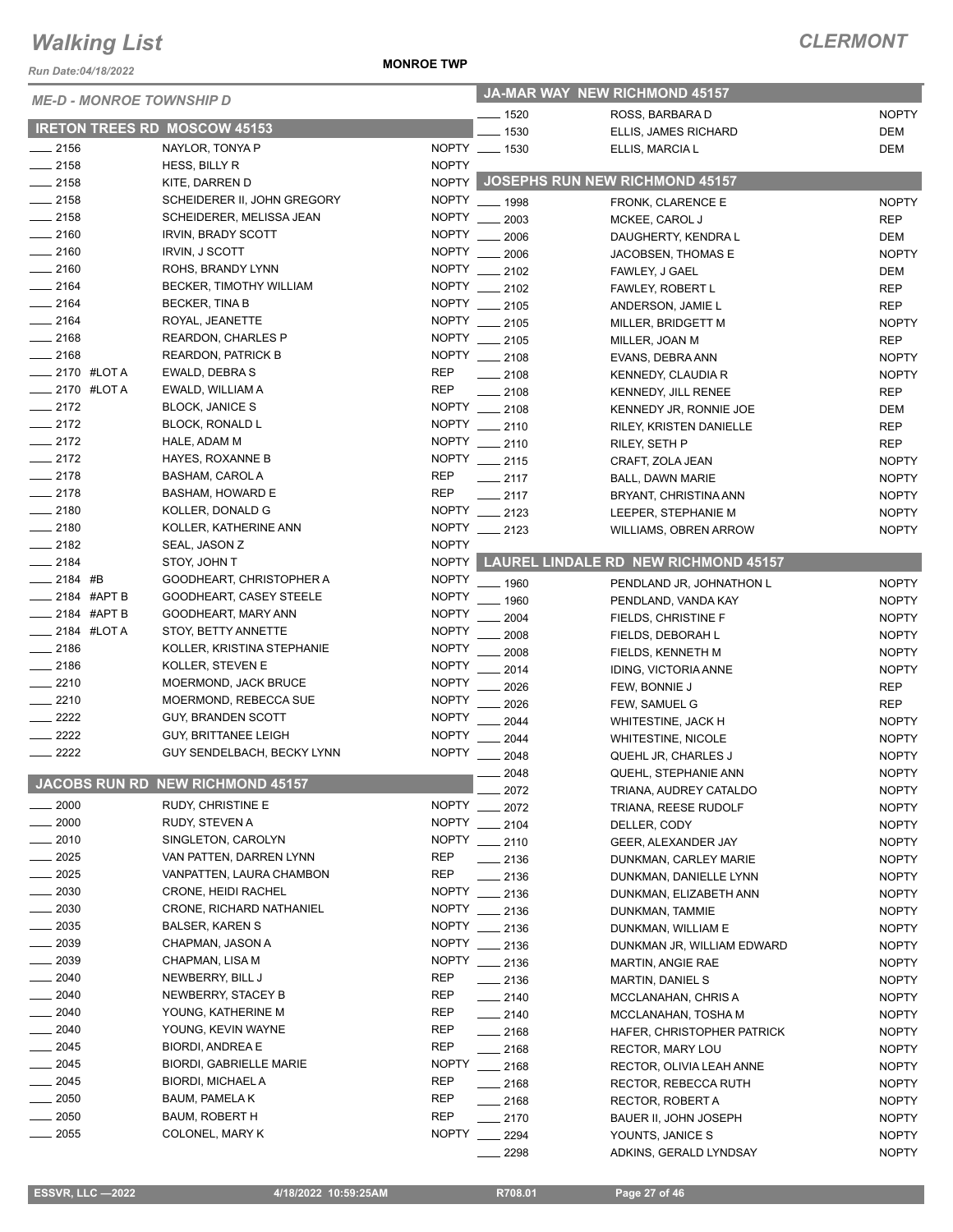# Walking List

**CLERMONT**

Run Date:04/18/2022

**MONROE TWP**

*ME-D - MONROE TOWNSHIP D*

## IRETON TREES RD MOSCOW 45153

| No. | Name | Party |
|---|---|---|
| ___ 2156 | NAYLOR, TONYA P | NOPTY |
| ___ 2158 | HESS, BILLY R | NOPTY |
| ___ 2158 | KITE, DARREN D | NOPTY |
| ___ 2158 | SCHEIDERER II, JOHN GREGORY | NOPTY |
| ___ 2158 | SCHEIDERER, MELISSA JEAN | NOPTY |
| ___ 2160 | IRVIN, BRADY SCOTT | NOPTY |
| ___ 2160 | IRVIN, J SCOTT | NOPTY |
| ___ 2160 | ROHS, BRANDY LYNN | NOPTY |
| ___ 2164 | BECKER, TIMOTHY WILLIAM | NOPTY |
| ___ 2164 | BECKER, TINA B | NOPTY |
| ___ 2164 | ROYAL, JEANETTE | NOPTY |
| ___ 2168 | REARDON, CHARLES P | NOPTY |
| ___ 2168 | REARDON, PATRICK B | NOPTY |
| ___ 2170 #LOT A | EWALD, DEBRA S | REP |
| ___ 2170 #LOT A | EWALD, WILLIAM A | REP |
| ___ 2172 | BLOCK, JANICE S | NOPTY |
| ___ 2172 | BLOCK, RONALD L | NOPTY |
| ___ 2172 | HALE, ADAM M | NOPTY |
| ___ 2172 | HAYES, ROXANNE B | NOPTY |
| ___ 2178 | BASHAM, CAROL A | REP |
| ___ 2178 | BASHAM, HOWARD E | REP |
| ___ 2180 | KOLLER, DONALD G | NOPTY |
| ___ 2180 | KOLLER, KATHERINE ANN | NOPTY |
| ___ 2182 | SEAL, JASON Z | NOPTY |
| ___ 2184 | STOY, JOHN T | NOPTY |
| ___ 2184 #B | GOODHEART, CHRISTOPHER A | NOPTY |
| ___ 2184 #APT B | GOODHEART, CASEY STEELE | NOPTY |
| ___ 2184 #APT B | GOODHEART, MARY ANN | NOPTY |
| ___ 2184 #LOT A | STOY, BETTY ANNETTE | NOPTY |
| ___ 2186 | KOLLER, KRISTINA STEPHANIE | NOPTY |
| ___ 2186 | KOLLER, STEVEN E | NOPTY |
| ___ 2210 | MOERMOND, JACK BRUCE | NOPTY |
| ___ 2210 | MOERMOND, REBECCA SUE | NOPTY |
| ___ 2222 | GUY, BRANDEN SCOTT | NOPTY |
| ___ 2222 | GUY, BRITTANEE LEIGH | NOPTY |
| ___ 2222 | GUY SENDELBACH, BECKY LYNN | NOPTY |

## JACOBS RUN RD NEW RICHMOND 45157

| No. | Name | Party |
|---|---|---|
| ___ 2000 | RUDY, CHRISTINE E | NOPTY |
| ___ 2000 | RUDY, STEVEN A | NOPTY |
| ___ 2010 | SINGLETON, CAROLYN | NOPTY |
| ___ 2025 | VAN PATTEN, DARREN LYNN | REP |
| ___ 2025 | VANPATTEN, LAURA CHAMBON | REP |
| ___ 2030 | CRONE, HEIDI RACHEL | NOPTY |
| ___ 2030 | CRONE, RICHARD NATHANIEL | NOPTY |
| ___ 2035 | BALSER, KAREN S | NOPTY |
| ___ 2039 | CHAPMAN, JASON A | NOPTY |
| ___ 2039 | CHAPMAN, LISA M | NOPTY |
| ___ 2040 | NEWBERRY, BILL J | REP |
| ___ 2040 | NEWBERRY, STACEY B | REP |
| ___ 2040 | YOUNG, KATHERINE M | REP |
| ___ 2040 | YOUNG, KEVIN WAYNE | REP |
| ___ 2045 | BIORDI, ANDREA E | REP |
| ___ 2045 | BIORDI, GABRIELLE MARIE | NOPTY |
| ___ 2045 | BIORDI, MICHAEL A | REP |
| ___ 2050 | BAUM, PAMELA K | REP |
| ___ 2050 | BAUM, ROBERT H | REP |
| ___ 2055 | COLONEL, MARY K | NOPTY |

## JA-MAR WAY NEW RICHMOND 45157

| No. | Name | Party |
|---|---|---|
| ___ 1520 | ROSS, BARBARA D | NOPTY |
| ___ 1530 | ELLIS, JAMES RICHARD | DEM |
| ___ 1530 | ELLIS, MARCIA L | DEM |

## JOSEPHS RUN NEW RICHMOND 45157

| No. | Name | Party |
|---|---|---|
| ___ 1998 | FRONK, CLARENCE E | NOPTY |
| ___ 2003 | MCKEE, CAROL J | REP |
| ___ 2006 | DAUGHERTY, KENDRA L | DEM |
| ___ 2006 | JACOBSEN, THOMAS E | NOPTY |
| ___ 2102 | FAWLEY, J GAEL | DEM |
| ___ 2102 | FAWLEY, ROBERT L | REP |
| ___ 2105 | ANDERSON, JAMIE L | REP |
| ___ 2105 | MILLER, BRIDGETT M | NOPTY |
| ___ 2105 | MILLER, JOAN M | REP |
| ___ 2108 | EVANS, DEBRA ANN | NOPTY |
| ___ 2108 | KENNEDY, CLAUDIA R | NOPTY |
| ___ 2108 | KENNEDY, JILL RENEE | REP |
| ___ 2108 | KENNEDY JR, RONNIE JOE | DEM |
| ___ 2110 | RILEY, KRISTEN DANIELLE | REP |
| ___ 2110 | RILEY, SETH P | REP |
| ___ 2115 | CRAFT, ZOLA JEAN | NOPTY |
| ___ 2117 | BALL, DAWN MARIE | NOPTY |
| ___ 2117 | BRYANT, CHRISTINA ANN | NOPTY |
| ___ 2123 | LEEPER, STEPHANIE M | NOPTY |
| ___ 2123 | WILLIAMS, OBREN ARROW | NOPTY |

## LAUREL LINDALE RD NEW RICHMOND 45157

| No. | Name | Party |
|---|---|---|
| ___ 1960 | PENDLAND JR, JOHNATHON L | NOPTY |
| ___ 1960 | PENDLAND, VANDA KAY | NOPTY |
| ___ 2004 | FIELDS, CHRISTINE F | NOPTY |
| ___ 2008 | FIELDS, DEBORAH L | NOPTY |
| ___ 2008 | FIELDS, KENNETH M | NOPTY |
| ___ 2014 | IDING, VICTORIA ANNE | NOPTY |
| ___ 2026 | FEW, BONNIE J | REP |
| ___ 2026 | FEW, SAMUEL G | REP |
| ___ 2044 | WHITESTINE, JACK H | NOPTY |
| ___ 2044 | WHITESTINE, NICOLE | NOPTY |
| ___ 2048 | QUEHL JR, CHARLES J | NOPTY |
| ___ 2048 | QUEHL, STEPHANIE ANN | NOPTY |
| ___ 2072 | TRIANA, AUDREY CATALDO | NOPTY |
| ___ 2072 | TRIANA, REESE RUDOLF | NOPTY |
| ___ 2104 | DELLER, CODY | NOPTY |
| ___ 2110 | GEER, ALEXANDER JAY | NOPTY |
| ___ 2136 | DUNKMAN, CARLEY MARIE | NOPTY |
| ___ 2136 | DUNKMAN, DANIELLE LYNN | NOPTY |
| ___ 2136 | DUNKMAN, ELIZABETH ANN | NOPTY |
| ___ 2136 | DUNKMAN, TAMMIE | NOPTY |
| ___ 2136 | DUNKMAN, WILLIAM E | NOPTY |
| ___ 2136 | DUNKMAN JR, WILLIAM EDWARD | NOPTY |
| ___ 2136 | MARTIN, ANGIE RAE | NOPTY |
| ___ 2136 | MARTIN, DANIEL S | NOPTY |
| ___ 2140 | MCCLANAHAN, CHRIS A | NOPTY |
| ___ 2140 | MCCLANAHAN, TOSHA M | NOPTY |
| ___ 2168 | HAFER, CHRISTOPHER PATRICK | NOPTY |
| ___ 2168 | RECTOR, MARY LOU | NOPTY |
| ___ 2168 | RECTOR, OLIVIA LEAH ANNE | NOPTY |
| ___ 2168 | RECTOR, REBECCA RUTH | NOPTY |
| ___ 2168 | RECTOR, ROBERT A | NOPTY |
| ___ 2170 | BAUER II, JOHN JOSEPH | NOPTY |
| ___ 2294 | YOUNTS, JANICE S | NOPTY |
| ___ 2298 | ADKINS, GERALD LYNDSAY | NOPTY |

ESSVR, LLC —2022 4/18/2022 10:59:25AM R708.01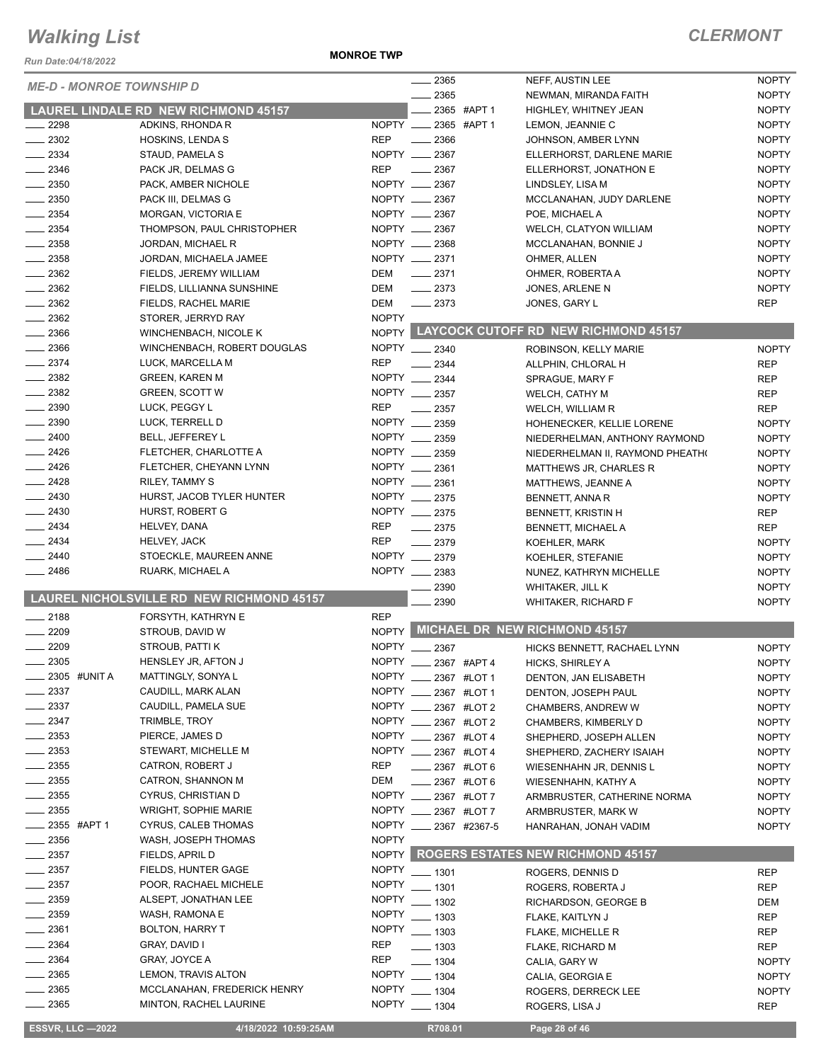# Walking List

## CLERMONT

Run Date:04/18/2022

**MONROE TWP**

### ME-D - MONROE TOWNSHIP D

#### LAUREL LINDALE RD NEW RICHMOND 45157

| No. | Name | Party |
|---|---|---|
| 2298 | ADKINS, RHONDA R | NOPTY |
| 2302 | HOSKINS, LENDA S | REP |
| 2334 | STAUD, PAMELA S | NOPTY |
| 2346 | PACK JR, DELMAS G | REP |
| 2350 | PACK, AMBER NICHOLE | NOPTY |
| 2350 | PACK III, DELMAS G | NOPTY |
| 2354 | MORGAN, VICTORIA E | NOPTY |
| 2354 | THOMPSON, PAUL CHRISTOPHER | NOPTY |
| 2358 | JORDAN, MICHAEL R | NOPTY |
| 2358 | JORDAN, MICHAELA JAMEE | NOPTY |
| 2362 | FIELDS, JEREMY WILLIAM | DEM |
| 2362 | FIELDS, LILLIANNA SUNSHINE | DEM |
| 2362 | FIELDS, RACHEL MARIE | DEM |
| 2362 | STORER, JERRYD RAY | NOPTY |
| 2366 | WINCHENBACH, NICOLE K | NOPTY |
| 2366 | WINCHENBACH, ROBERT DOUGLAS | NOPTY |
| 2374 | LUCK, MARCELLA M | REP |
| 2382 | GREEN, KAREN M | NOPTY |
| 2382 | GREEN, SCOTT W | NOPTY |
| 2390 | LUCK, PEGGY L | REP |
| 2390 | LUCK, TERRELL D | NOPTY |
| 2400 | BELL, JEFFEREY L | NOPTY |
| 2426 | FLETCHER, CHARLOTTE A | NOPTY |
| 2426 | FLETCHER, CHEYANN LYNN | NOPTY |
| 2428 | RILEY, TAMMY S | NOPTY |
| 2430 | HURST, JACOB TYLER HUNTER | NOPTY |
| 2430 | HURST, ROBERT G | NOPTY |
| 2434 | HELVEY, DANA | REP |
| 2434 | HELVEY, JACK | REP |
| 2440 | STOECKLE, MAUREEN ANNE | NOPTY |
| 2486 | RUARK, MICHAEL A | NOPTY |

#### LAUREL NICHOLSVILLE RD NEW RICHMOND 45157

| No. | Name | Party |
|---|---|---|
| 2188 | FORSYTH, KATHRYN E | REP |
| 2209 | STROUB, DAVID W | NOPTY |
| 2209 | STROUB, PATTI K | NOPTY |
| 2305 | HENSLEY JR, AFTON J | NOPTY |
| 2305 #UNIT A | MATTINGLY, SONYA L | NOPTY |
| 2337 | CAUDILL, MARK ALAN | NOPTY |
| 2337 | CAUDILL, PAMELA SUE | NOPTY |
| 2347 | TRIMBLE, TROY | NOPTY |
| 2353 | PIERCE, JAMES D | NOPTY |
| 2353 | STEWART, MICHELLE M | NOPTY |
| 2355 | CATRON, ROBERT J | REP |
| 2355 | CATRON, SHANNON M | DEM |
| 2355 | CYRUS, CHRISTIAN D | NOPTY |
| 2355 | WRIGHT, SOPHIE MARIE | NOPTY |
| 2355 #APT 1 | CYRUS, CALEB THOMAS | NOPTY |
| 2356 | WASH, JOSEPH THOMAS | NOPTY |
| 2357 | FIELDS, APRIL D | NOPTY |
| 2357 | FIELDS, HUNTER GAGE | NOPTY |
| 2357 | POOR, RACHAEL MICHELE | NOPTY |
| 2359 | ALSEPT, JONATHAN LEE | NOPTY |
| 2359 | WASH, RAMONA E | NOPTY |
| 2361 | BOLTON, HARRY T | NOPTY |
| 2364 | GRAY, DAVID I | REP |
| 2364 | GRAY, JOYCE A | REP |
| 2365 | LEMON, TRAVIS ALTON | NOPTY |
| 2365 | MCCLANAHAN, FREDERICK HENRY | NOPTY |
| 2365 | MINTON, RACHEL LAURINE | NOPTY |
| 2365 | NEFF, AUSTIN LEE | NOPTY |
| 2365 | NEWMAN, MIRANDA FAITH | NOPTY |
| 2365 #APT 1 | HIGHLEY, WHITNEY JEAN | NOPTY |
| 2365 #APT 1 | LEMON, JEANNIE C | NOPTY |
| 2366 | JOHNSON, AMBER LYNN | NOPTY |
| 2367 | ELLERHORST, DARLENE MARIE | NOPTY |
| 2367 | ELLERHORST, JONATHON E | NOPTY |
| 2367 | LINDSLEY, LISA M | NOPTY |
| 2367 | MCCLANAHAN, JUDY DARLENE | NOPTY |
| 2367 | POE, MICHAEL A | NOPTY |
| 2367 | WELCH, CLATYON WILLIAM | NOPTY |
| 2368 | MCCLANAHAN, BONNIE J | NOPTY |
| 2371 | OHMER, ALLEN | NOPTY |
| 2371 | OHMER, ROBERTA A | NOPTY |
| 2373 | JONES, ARLENE N | NOPTY |
| 2373 | JONES, GARY L | REP |

#### LAYCOCK CUTOFF RD NEW RICHMOND 45157

| No. | Name | Party |
|---|---|---|
| 2340 | ROBINSON, KELLY MARIE | NOPTY |
| 2344 | ALLPHIN, CHLORAL H | REP |
| 2344 | SPRAGUE, MARY F | REP |
| 2357 | WELCH, CATHY M | REP |
| 2357 | WELCH, WILLIAM R | REP |
| 2359 | HOHENECKER, KELLIE LORENE | NOPTY |
| 2359 | NIEDERHELMAN, ANTHONY RAYMOND | NOPTY |
| 2359 | NIEDERHELMAN II, RAYMOND PHEATH( | NOPTY |
| 2361 | MATTHEWS JR, CHARLES R | NOPTY |
| 2361 | MATTHEWS, JEANNE A | NOPTY |
| 2375 | BENNETT, ANNA R | NOPTY |
| 2375 | BENNETT, KRISTIN H | REP |
| 2375 | BENNETT, MICHAEL A | REP |
| 2379 | KOEHLER, MARK | NOPTY |
| 2379 | KOEHLER, STEFANIE | NOPTY |
| 2383 | NUNEZ, KATHRYN MICHELLE | NOPTY |
| 2390 | WHITAKER, JILL K | NOPTY |
| 2390 | WHITAKER, RICHARD F | NOPTY |

#### MICHAEL DR NEW RICHMOND 45157

| No. | Name | Party |
|---|---|---|
| 2367 | HICKS BENNETT, RACHAEL LYNN | NOPTY |
| 2367 #APT 4 | HICKS, SHIRLEY A | NOPTY |
| 2367 #LOT 1 | DENTON, JAN ELISABETH | NOPTY |
| 2367 #LOT 1 | DENTON, JOSEPH PAUL | NOPTY |
| 2367 #LOT 2 | CHAMBERS, ANDREW W | NOPTY |
| 2367 #LOT 2 | CHAMBERS, KIMBERLY D | NOPTY |
| 2367 #LOT 4 | SHEPHERD, JOSEPH ALLEN | NOPTY |
| 2367 #LOT 4 | SHEPHERD, ZACHERY ISAIAH | NOPTY |
| 2367 #LOT 6 | WIESENHAHN JR, DENNIS L | NOPTY |
| 2367 #LOT 6 | WIESENHAHN, KATHY A | NOPTY |
| 2367 #LOT 7 | ARMBRUSTER, CATHERINE NORMA | NOPTY |
| 2367 #LOT 7 | ARMBRUSTER, MARK W | NOPTY |
| 2367 #2367-5 | HANRAHAN, JONAH VADIM | NOPTY |

#### ROGERS ESTATES NEW RICHMOND 45157

| No. | Name | Party |
|---|---|---|
| 1301 | ROGERS, DENNIS D | REP |
| 1301 | ROGERS, ROBERTA J | REP |
| 1302 | RICHARDSON, GEORGE B | DEM |
| 1303 | FLAKE, KAITLYN J | REP |
| 1303 | FLAKE, MICHELLE R | REP |
| 1303 | FLAKE, RICHARD M | REP |
| 1304 | CALIA, GARY W | NOPTY |
| 1304 | CALIA, GEORGIA E | NOPTY |
| 1304 | ROGERS, DERRECK LEE | NOPTY |
| 1304 | ROGERS, LISA J | REP |

ESSVR, LLC —2022 4/18/2022 10:59:25AM R708.01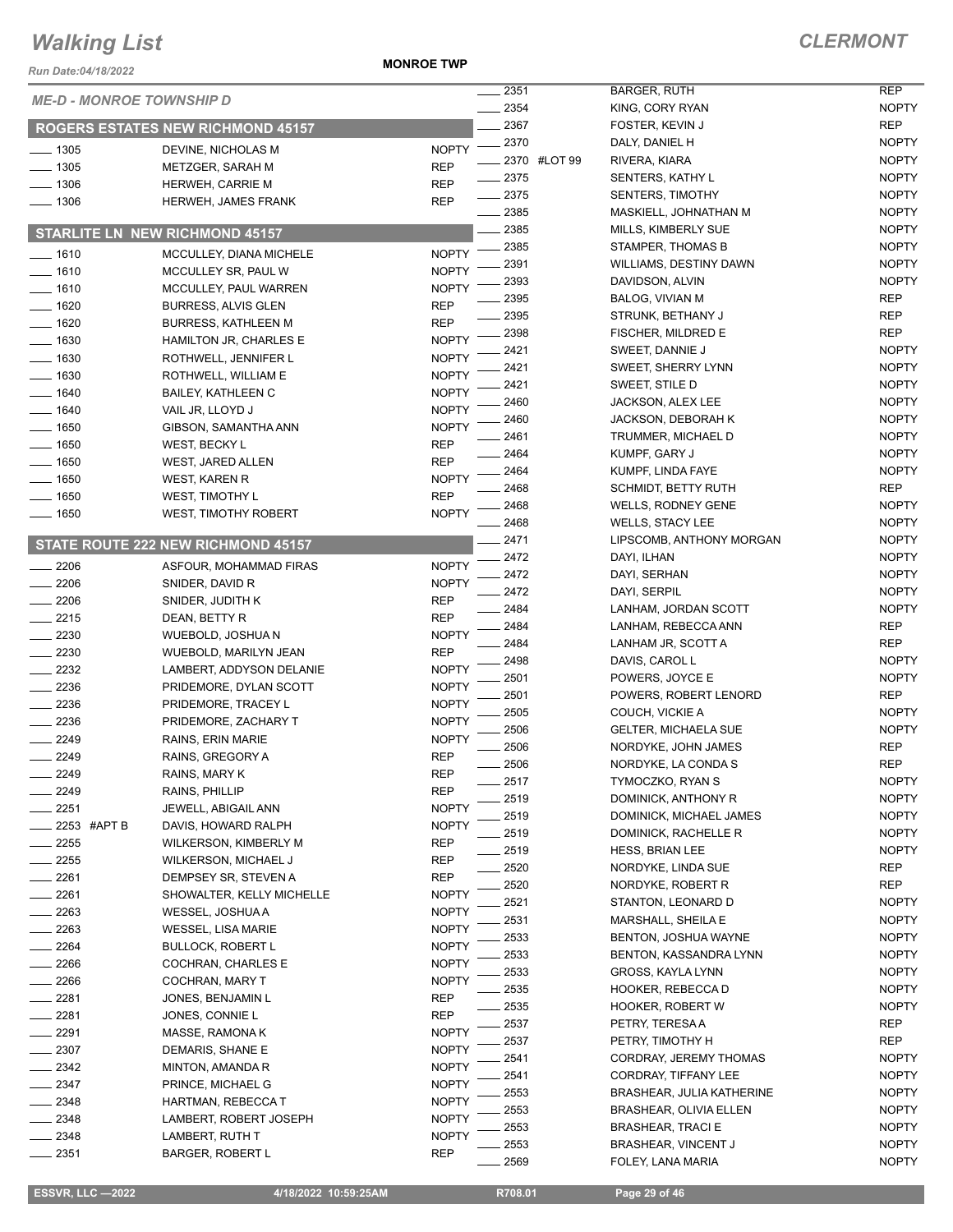# Walking List

## CLERMONT

Run Date:04/18/2022

**MONROE TWP**

*ME-D - MONROE TOWNSHIP D*

### ROGERS ESTATES NEW RICHMOND 45157

| No. | Name | Party |
|---|---|---|
| 1305 | DEVINE, NICHOLAS M | NOPTY |
| 1305 | METZGER, SARAH M | REP |
| 1306 | HERWEH, CARRIE M | REP |
| 1306 | HERWEH, JAMES FRANK | REP |

### STARLITE LN NEW RICHMOND 45157

| No. | Name | Party |
|---|---|---|
| 1610 | MCCULLEY, DIANA MICHELE | NOPTY |
| 1610 | MCCULLEY SR, PAUL W | NOPTY |
| 1610 | MCCULLEY, PAUL WARREN | NOPTY |
| 1620 | BURRESS, ALVIS GLEN | REP |
| 1620 | BURRESS, KATHLEEN M | REP |
| 1630 | HAMILTON JR, CHARLES E | NOPTY |
| 1630 | ROTHWELL, JENNIFER L | NOPTY |
| 1630 | ROTHWELL, WILLIAM E | NOPTY |
| 1640 | BAILEY, KATHLEEN C | NOPTY |
| 1640 | VAIL JR, LLOYD J | NOPTY |
| 1650 | GIBSON, SAMANTHA ANN | NOPTY |
| 1650 | WEST, BECKY L | REP |
| 1650 | WEST, JARED ALLEN | REP |
| 1650 | WEST, KAREN R | NOPTY |
| 1650 | WEST, TIMOTHY L | REP |
| 1650 | WEST, TIMOTHY ROBERT | NOPTY |

### STATE ROUTE 222 NEW RICHMOND 45157

| No. | Name | Party |
|---|---|---|
| 2206 | ASFOUR, MOHAMMAD FIRAS | NOPTY |
| 2206 | SNIDER, DAVID R | NOPTY |
| 2206 | SNIDER, JUDITH K | REP |
| 2215 | DEAN, BETTY R | REP |
| 2230 | WUEBOLD, JOSHUA N | NOPTY |
| 2230 | WUEBOLD, MARILYN JEAN | REP |
| 2232 | LAMBERT, ADDYSON DELANIE | NOPTY |
| 2236 | PRIDEMORE, DYLAN SCOTT | NOPTY |
| 2236 | PRIDEMORE, TRACEY L | NOPTY |
| 2236 | PRIDEMORE, ZACHARY T | NOPTY |
| 2249 | RAINS, ERIN MARIE | NOPTY |
| 2249 | RAINS, GREGORY A | REP |
| 2249 | RAINS, MARY K | REP |
| 2249 | RAINS, PHILLIP | REP |
| 2251 | JEWELL, ABIGAIL ANN | NOPTY |
| 2253 #APT B | DAVIS, HOWARD RALPH | NOPTY |
| 2255 | WILKERSON, KIMBERLY M | REP |
| 2255 | WILKERSON, MICHAEL J | REP |
| 2261 | DEMPSEY SR, STEVEN A | REP |
| 2261 | SHOWALTER, KELLY MICHELLE | NOPTY |
| 2263 | WESSEL, JOSHUA A | NOPTY |
| 2263 | WESSEL, LISA MARIE | NOPTY |
| 2264 | BULLOCK, ROBERT L | NOPTY |
| 2266 | COCHRAN, CHARLES E | NOPTY |
| 2266 | COCHRAN, MARY T | NOPTY |
| 2281 | JONES, BENJAMIN L | REP |
| 2281 | JONES, CONNIE L | REP |
| 2291 | MASSE, RAMONA K | NOPTY |
| 2307 | DEMARIS, SHANE E | NOPTY |
| 2342 | MINTON, AMANDA R | NOPTY |
| 2347 | PRINCE, MICHAEL G | NOPTY |
| 2348 | HARTMAN, REBECCA T | NOPTY |
| 2348 | LAMBERT, ROBERT JOSEPH | NOPTY |
| 2348 | LAMBERT, RUTH T | NOPTY |
| 2351 | BARGER, ROBERT L | REP |
| 2351 | BARGER, RUTH | REP |
| 2354 | KING, CORY RYAN | NOPTY |
| 2367 | FOSTER, KEVIN J | REP |
| 2370 | DALY, DANIEL H | NOPTY |
| 2370 #LOT 99 | RIVERA, KIARA | NOPTY |
| 2375 | SENTERS, KATHY L | NOPTY |
| 2375 | SENTERS, TIMOTHY | NOPTY |
| 2385 | MASKIELL, JOHNATHAN M | NOPTY |
| 2385 | MILLS, KIMBERLY SUE | NOPTY |
| 2385 | STAMPER, THOMAS B | NOPTY |
| 2391 | WILLIAMS, DESTINY DAWN | NOPTY |
| 2393 | DAVIDSON, ALVIN | NOPTY |
| 2395 | BALOG, VIVIAN M | REP |
| 2395 | STRUNK, BETHANY J | REP |
| 2398 | FISCHER, MILDRED E | REP |
| 2421 | SWEET, DANNIE J | NOPTY |
| 2421 | SWEET, SHERRY LYNN | NOPTY |
| 2421 | SWEET, STILE D | NOPTY |
| 2460 | JACKSON, ALEX LEE | NOPTY |
| 2460 | JACKSON, DEBORAH K | NOPTY |
| 2461 | TRUMMER, MICHAEL D | NOPTY |
| 2464 | KUMPF, GARY J | NOPTY |
| 2464 | KUMPF, LINDA FAYE | NOPTY |
| 2468 | SCHMIDT, BETTY RUTH | REP |
| 2468 | WELLS, RODNEY GENE | NOPTY |
| 2468 | WELLS, STACY LEE | NOPTY |
| 2471 | LIPSCOMB, ANTHONY MORGAN | NOPTY |
| 2472 | DAYI, ILHAN | NOPTY |
| 2472 | DAYI, SERHAN | NOPTY |
| 2472 | DAYI, SERPIL | NOPTY |
| 2484 | LANHAM, JORDAN SCOTT | NOPTY |
| 2484 | LANHAM, REBECCA ANN | REP |
| 2484 | LANHAM JR, SCOTT A | REP |
| 2498 | DAVIS, CAROL L | NOPTY |
| 2501 | POWERS, JOYCE E | NOPTY |
| 2501 | POWERS, ROBERT LENORD | REP |
| 2505 | COUCH, VICKIE A | NOPTY |
| 2506 | GELTER, MICHAELA SUE | NOPTY |
| 2506 | NORDYKE, JOHN JAMES | REP |
| 2506 | NORDYKE, LA CONDA S | REP |
| 2517 | TYMOCZKO, RYAN S | NOPTY |
| 2519 | DOMINICK, ANTHONY R | NOPTY |
| 2519 | DOMINICK, MICHAEL JAMES | NOPTY |
| 2519 | DOMINICK, RACHELLE R | NOPTY |
| 2519 | HESS, BRIAN LEE | NOPTY |
| 2520 | NORDYKE, LINDA SUE | REP |
| 2520 | NORDYKE, ROBERT R | REP |
| 2521 | STANTON, LEONARD D | NOPTY |
| 2531 | MARSHALL, SHEILA E | NOPTY |
| 2533 | BENTON, JOSHUA WAYNE | NOPTY |
| 2533 | BENTON, KASSANDRA LYNN | NOPTY |
| 2533 | GROSS, KAYLA LYNN | NOPTY |
| 2535 | HOOKER, REBECCA D | NOPTY |
| 2535 | HOOKER, ROBERT W | NOPTY |
| 2537 | PETRY, TERESA A | REP |
| 2537 | PETRY, TIMOTHY H | REP |
| 2541 | CORDRAY, JEREMY THOMAS | NOPTY |
| 2541 | CORDRAY, TIFFANY LEE | NOPTY |
| 2553 | BRASHEAR, JULIA KATHERINE | NOPTY |
| 2553 | BRASHEAR, OLIVIA ELLEN | NOPTY |
| 2553 | BRASHEAR, TRACI E | NOPTY |
| 2553 | BRASHEAR, VINCENT J | NOPTY |
| 2569 | FOLEY, LANA MARIA | NOPTY |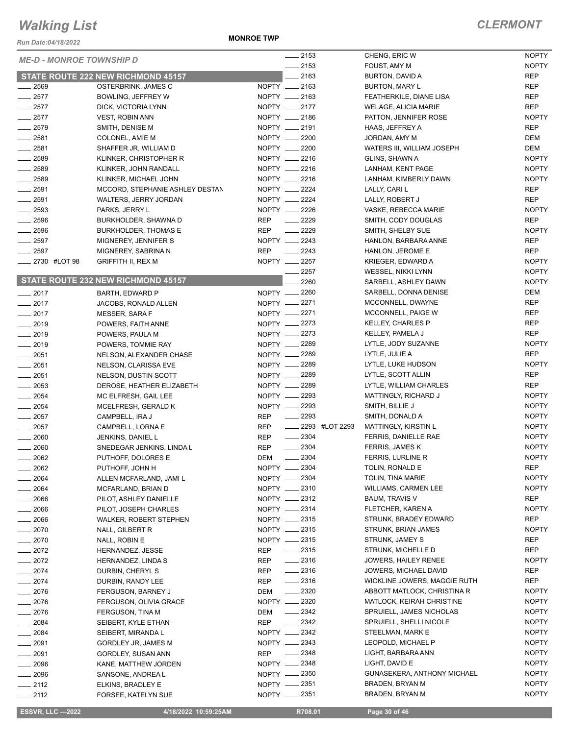# Walking List

**CLERMONT**

Run Date:04/18/2022

**MONROE TWP**

*ME-D - MONROE TOWNSHIP D*

## STATE ROUTE 222 NEW RICHMOND 45157

| No. | Name | Party |
|---|---|---|
| 2569 | OSTERBRINK, JAMES C | NOPTY |
| 2577 | BOWLING, JEFFREY W | NOPTY |
| 2577 | DICK, VICTORIA LYNN | NOPTY |
| 2577 | VEST, ROBIN ANN | NOPTY |
| 2579 | SMITH, DENISE M | NOPTY |
| 2581 | COLONEL, AMIE M | NOPTY |
| 2581 | SHAFFER JR, WILLIAM D | NOPTY |
| 2589 | KLINKER, CHRISTOPHER R | NOPTY |
| 2589 | KLINKER, JOHN RANDALL | NOPTY |
| 2589 | KLINKER, MICHAEL JOHN | NOPTY |
| 2591 | MCCORD, STEPHANIE ASHLEY DESTAN | NOPTY |
| 2591 | WALTERS, JERRY JORDAN | NOPTY |
| 2593 | PARKS, JERRY L | NOPTY |
| 2596 | BURKHOLDER, SHAWNA D | REP |
| 2596 | BURKHOLDER, THOMAS E | REP |
| 2597 | MIGNEREY, JENNIFER S | NOPTY |
| 2597 | MIGNEREY, SABRINA N | REP |
| 2730 #LOT 98 | GRIFFITH II, REX M | NOPTY |

## STATE ROUTE 232 NEW RICHMOND 45157

| No. | Name | Party |
|---|---|---|
| 2017 | BARTH, EDWARD P | NOPTY |
| 2017 | JACOBS, RONALD ALLEN | NOPTY |
| 2017 | MESSER, SARA F | NOPTY |
| 2019 | POWERS, FAITH ANNE | NOPTY |
| 2019 | POWERS, PAULA M | NOPTY |
| 2019 | POWERS, TOMMIE RAY | NOPTY |
| 2051 | NELSON, ALEXANDER CHASE | NOPTY |
| 2051 | NELSON, CLARISSA EVE | NOPTY |
| 2051 | NELSON, DUSTIN SCOTT | NOPTY |
| 2053 | DEROSE, HEATHER ELIZABETH | NOPTY |
| 2054 | MC ELFRESH, GAIL LEE | NOPTY |
| 2054 | MCELFRESH, GERALD K | NOPTY |
| 2057 | CAMPBELL, IRA J | REP |
| 2057 | CAMPBELL, LORNA E | REP |
| 2060 | JENKINS, DANIEL L | REP |
| 2060 | SNEDEGAR JENKINS, LINDA L | REP |
| 2062 | PUTHOFF, DOLORES E | DEM |
| 2062 | PUTHOFF, JOHN H | NOPTY |
| 2064 | ALLEN MCFARLAND, JAMI L | NOPTY |
| 2064 | MCFARLAND, BRIAN D | NOPTY |
| 2066 | PILOT, ASHLEY DANIELLE | NOPTY |
| 2066 | PILOT, JOSEPH CHARLES | NOPTY |
| 2066 | WALKER, ROBERT STEPHEN | NOPTY |
| 2070 | NALL, GILBERT R | NOPTY |
| 2070 | NALL, ROBIN E | NOPTY |
| 2072 | HERNANDEZ, JESSE | REP |
| 2072 | HERNANDEZ, LINDA S | REP |
| 2074 | DURBIN, CHERYL S | REP |
| 2074 | DURBIN, RANDY LEE | REP |
| 2076 | FERGUSON, BARNEY J | DEM |
| 2076 | FERGUSON, OLIVIA GRACE | NOPTY |
| 2076 | FERGUSON, TINA M | DEM |
| 2084 | SEIBERT, KYLE ETHAN | REP |
| 2084 | SEIBERT, MIRANDA L | NOPTY |
| 2091 | GORDLEY JR, JAMES M | NOPTY |
| 2091 | GORDLEY, SUSAN ANN | REP |
| 2096 | KANE, MATTHEW JORDEN | NOPTY |
| 2096 | SANSONE, ANDREA L | NOPTY |
| 2112 | ELKINS, BRADLEY E | NOPTY |
| 2112 | FORSEE, KATELYN SUE | NOPTY |
| 2153 | CHENG, ERIC W | NOPTY |
| 2153 | FOUST, AMY M | NOPTY |
| 2163 | BURTON, DAVID A | REP |
| 2163 | BURTON, MARY L | REP |
| 2163 | FEATHERKILE, DIANE LISA | REP |
| 2177 | WELAGE, ALICIA MARIE | REP |
| 2186 | PATTON, JENNIFER ROSE | NOPTY |
| 2191 | HAAS, JEFFREY A | REP |
| 2200 | JORDAN, AMY M | DEM |
| 2200 | WATERS III, WILLIAM JOSEPH | DEM |
| 2216 | GLINS, SHAWN A | NOPTY |
| 2216 | LANHAM, KENT PAGE | NOPTY |
| 2216 | LANHAM, KIMBERLY DAWN | NOPTY |
| 2224 | LALLY, CARI L | REP |
| 2224 | LALLY, ROBERT J | REP |
| 2226 | VASKE, REBECCA MARIE | NOPTY |
| 2229 | SMITH, CODY DOUGLAS | REP |
| 2229 | SMITH, SHELBY SUE | NOPTY |
| 2243 | HANLON, BARBARA ANNE | REP |
| 2243 | HANLON, JEROME E | REP |
| 2257 | KRIEGER, EDWARD A | NOPTY |
| 2257 | WESSEL, NIKKI LYNN | NOPTY |
| 2260 | SARBELL, ASHLEY DAWN | NOPTY |
| 2260 | SARBELL, DONNA DENISE | DEM |
| 2271 | MCCONNELL, DWAYNE | REP |
| 2271 | MCCONNELL, PAIGE W | REP |
| 2273 | KELLEY, CHARLES P | REP |
| 2273 | KELLEY, PAMELA J | REP |
| 2289 | LYTLE, JODY SUZANNE | NOPTY |
| 2289 | LYTLE, JULIE A | REP |
| 2289 | LYTLE, LUKE HUDSON | NOPTY |
| 2289 | LYTLE, SCOTT ALLIN | REP |
| 2289 | LYTLE, WILLIAM CHARLES | REP |
| 2293 | MATTINGLY, RICHARD J | NOPTY |
| 2293 | SMITH, BILLIE J | NOPTY |
| 2293 | SMITH, DONALD A | NOPTY |
| 2293 #LOT 2293 | MATTINGLY, KIRSTIN L | NOPTY |
| 2304 | FERRIS, DANIELLE RAE | NOPTY |
| 2304 | FERRIS, JAMES K | NOPTY |
| 2304 | FERRIS, LURLINE R | NOPTY |
| 2304 | TOLIN, RONALD E | REP |
| 2304 | TOLIN, TINA MARIE | NOPTY |
| 2310 | WILLIAMS, CARMEN LEE | NOPTY |
| 2312 | BAUM, TRAVIS V | REP |
| 2314 | FLETCHER, KAREN A | NOPTY |
| 2315 | STRUNK, BRADEY EDWARD | REP |
| 2315 | STRUNK, BRIAN JAMES | NOPTY |
| 2315 | STRUNK, JAMEY S | REP |
| 2315 | STRUNK, MICHELLE D | REP |
| 2316 | JOWERS, HAILEY RENEE | NOPTY |
| 2316 | JOWERS, MICHAEL DAVID | REP |
| 2316 | WICKLINE JOWERS, MAGGIE RUTH | REP |
| 2320 | ABBOTT MATLOCK, CHRISTINA R | NOPTY |
| 2320 | MATLOCK, KEIRAH CHRISTINE | NOPTY |
| 2342 | SPRUIELL, JAMES NICHOLAS | NOPTY |
| 2342 | SPRUIELL, SHELLI NICOLE | NOPTY |
| 2342 | STEELMAN, MARK E | NOPTY |
| 2343 | LEOPOLD, MICHAEL P | NOPTY |
| 2348 | LIGHT, BARBARA ANN | NOPTY |
| 2348 | LIGHT, DAVID E | NOPTY |
| 2350 | GUNASEKERA, ANTHONY MICHAEL | NOPTY |
| 2351 | BRADEN, BRYAN M | NOPTY |
| 2351 | BRADEN, BRYAN M | NOPTY |

ESSVR, LLC —2022 | 4/18/2022 10:59:25AM | R708.01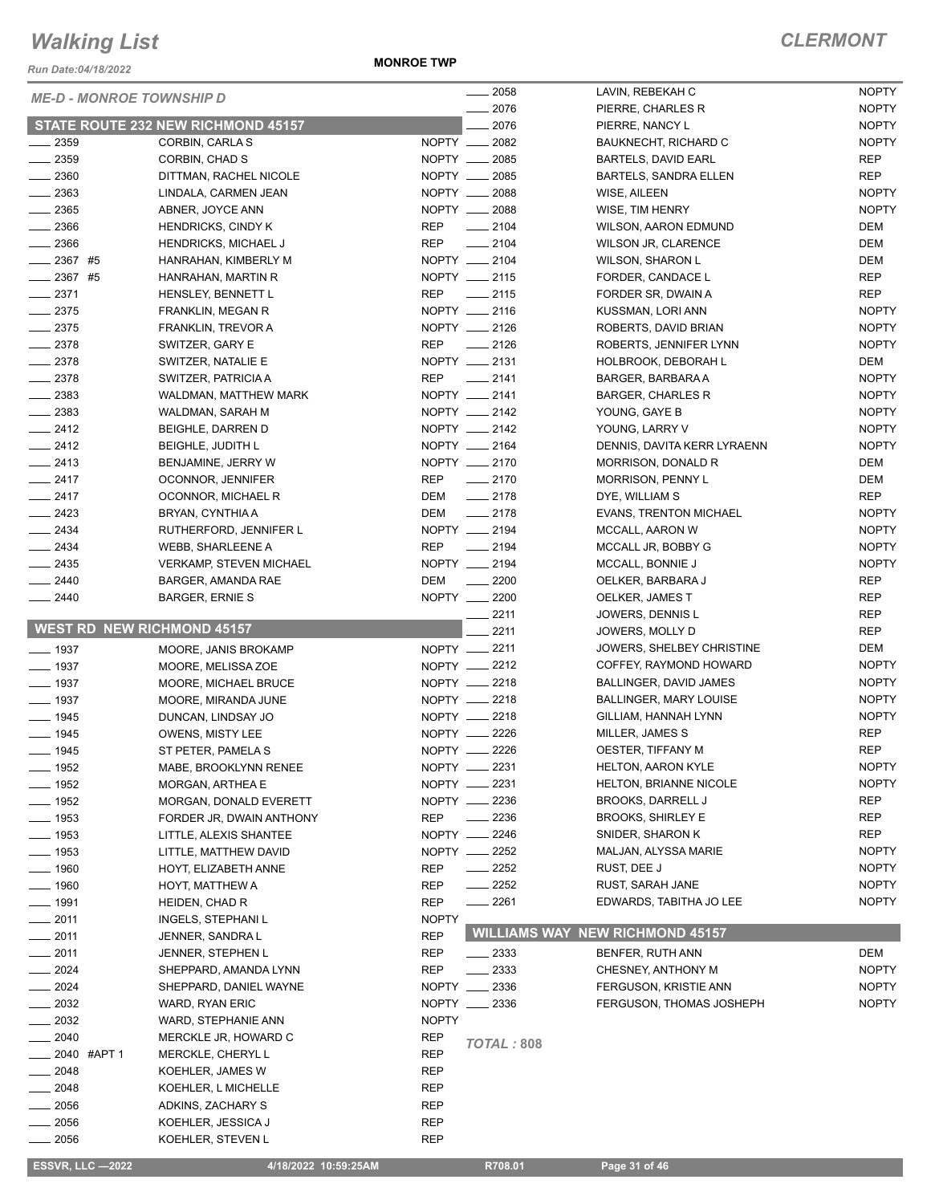# Walking List

## CLERMONT

*Run Date:04/18/2022*

**MONROE TWP**

*ME-D - MONROE TOWNSHIP D*

### STATE ROUTE 232 NEW RICHMOND 45157

| No. | Name | Party |
|---|---|---|
| 2359 | CORBIN, CARLA S | NOPTY |
| 2359 | CORBIN, CHAD S | NOPTY |
| 2360 | DITTMAN, RACHEL NICOLE | NOPTY |
| 2363 | LINDALA, CARMEN JEAN | NOPTY |
| 2365 | ABNER, JOYCE ANN | NOPTY |
| 2366 | HENDRICKS, CINDY K | REP |
| 2366 | HENDRICKS, MICHAEL J | REP |
| 2367 #5 | HANRAHAN, KIMBERLY M | NOPTY |
| 2367 #5 | HANRAHAN, MARTIN R | NOPTY |
| 2371 | HENSLEY, BENNETT L | REP |
| 2375 | FRANKLIN, MEGAN R | NOPTY |
| 2375 | FRANKLIN, TREVOR A | NOPTY |
| 2378 | SWITZER, GARY E | REP |
| 2378 | SWITZER, NATALIE E | NOPTY |
| 2378 | SWITZER, PATRICIA A | REP |
| 2383 | WALDMAN, MATTHEW MARK | NOPTY |
| 2383 | WALDMAN, SARAH M | NOPTY |
| 2412 | BEIGHLE, DARREN D | NOPTY |
| 2412 | BEIGHLE, JUDITH L | NOPTY |
| 2413 | BENJAMINE, JERRY W | NOPTY |
| 2417 | OCONNOR, JENNIFER | REP |
| 2417 | OCONNOR, MICHAEL R | DEM |
| 2423 | BRYAN, CYNTHIA A | DEM |
| 2434 | RUTHERFORD, JENNIFER L | NOPTY |
| 2434 | WEBB, SHARLEENE A | REP |
| 2435 | VERKAMP, STEVEN MICHAEL | NOPTY |
| 2440 | BARGER, AMANDA RAE | DEM |
| 2440 | BARGER, ERNIE S | NOPTY |

### WEST RD NEW RICHMOND 45157

| No. | Name | Party |
|---|---|---|
| 1937 | MOORE, JANIS BROKAMP | NOPTY |
| 1937 | MOORE, MELISSA ZOE | NOPTY |
| 1937 | MOORE, MICHAEL BRUCE | NOPTY |
| 1937 | MOORE, MIRANDA JUNE | NOPTY |
| 1945 | DUNCAN, LINDSAY JO | NOPTY |
| 1945 | OWENS, MISTY LEE | NOPTY |
| 1945 | ST PETER, PAMELA S | NOPTY |
| 1952 | MABE, BROOKLYNN RENEE | NOPTY |
| 1952 | MORGAN, ARTHEA E | NOPTY |
| 1952 | MORGAN, DONALD EVERETT | NOPTY |
| 1953 | FORDER JR, DWAIN ANTHONY | REP |
| 1953 | LITTLE, ALEXIS SHANTEE | NOPTY |
| 1953 | LITTLE, MATTHEW DAVID | NOPTY |
| 1960 | HOYT, ELIZABETH ANNE | REP |
| 1960 | HOYT, MATTHEW A | REP |
| 1991 | HEIDEN, CHAD R | REP |
| 2011 | INGELS, STEPHANI L | NOPTY |
| 2011 | JENNER, SANDRA L | REP |
| 2011 | JENNER, STEPHEN L | REP |
| 2024 | SHEPPARD, AMANDA LYNN | REP |
| 2024 | SHEPPARD, DANIEL WAYNE | NOPTY |
| 2032 | WARD, RYAN ERIC | NOPTY |
| 2032 | WARD, STEPHANIE ANN | NOPTY |
| 2040 | MERCKLE JR, HOWARD C | REP |
| 2040 #APT 1 | MERCKLE, CHERYL L | REP |
| 2048 | KOEHLER, JAMES W | REP |
| 2048 | KOEHLER, L MICHELLE | REP |
| 2056 | ADKINS, ZACHARY S | REP |
| 2056 | KOEHLER, JESSICA J | REP |
| 2056 | KOEHLER, STEVEN L | REP |
| 2058 | LAVIN, REBEKAH C | NOPTY |
| 2076 | PIERRE, CHARLES R | NOPTY |
| 2076 | PIERRE, NANCY L | NOPTY |
| 2082 | BAUKNECHT, RICHARD C | NOPTY |
| 2085 | BARTELS, DAVID EARL | REP |
| 2085 | BARTELS, SANDRA ELLEN | REP |
| 2088 | WISE, AILEEN | NOPTY |
| 2088 | WISE, TIM HENRY | NOPTY |
| 2104 | WILSON, AARON EDMUND | DEM |
| 2104 | WILSON JR, CLARENCE | DEM |
| 2104 | WILSON, SHARON L | DEM |
| 2115 | FORDER, CANDACE L | REP |
| 2115 | FORDER SR, DWAIN A | REP |
| 2116 | KUSSMAN, LORI ANN | NOPTY |
| 2126 | ROBERTS, DAVID BRIAN | NOPTY |
| 2126 | ROBERTS, JENNIFER LYNN | NOPTY |
| 2131 | HOLBROOK, DEBORAH L | DEM |
| 2141 | BARGER, BARBARA A | NOPTY |
| 2141 | BARGER, CHARLES R | NOPTY |
| 2142 | YOUNG, GAYE B | NOPTY |
| 2142 | YOUNG, LARRY V | NOPTY |
| 2164 | DENNIS, DAVITA KERR LYRAENN | NOPTY |
| 2170 | MORRISON, DONALD R | DEM |
| 2170 | MORRISON, PENNY L | DEM |
| 2178 | DYE, WILLIAM S | REP |
| 2178 | EVANS, TRENTON MICHAEL | NOPTY |
| 2194 | MCCALL, AARON W | NOPTY |
| 2194 | MCCALL JR, BOBBY G | NOPTY |
| 2194 | MCCALL, BONNIE J | NOPTY |
| 2200 | OELKER, BARBARA J | REP |
| 2200 | OELKER, JAMES T | REP |
| 2211 | JOWERS, DENNIS L | REP |
| 2211 | JOWERS, MOLLY D | REP |
| 2211 | JOWERS, SHELBEY CHRISTINE | DEM |
| 2212 | COFFEY, RAYMOND HOWARD | NOPTY |
| 2218 | BALLINGER, DAVID JAMES | NOPTY |
| 2218 | BALLINGER, MARY LOUISE | NOPTY |
| 2218 | GILLIAM, HANNAH LYNN | NOPTY |
| 2226 | MILLER, JAMES S | REP |
| 2226 | OESTER, TIFFANY M | REP |
| 2231 | HELTON, AARON KYLE | NOPTY |
| 2231 | HELTON, BRIANNE NICOLE | NOPTY |
| 2236 | BROOKS, DARRELL J | REP |
| 2236 | BROOKS, SHIRLEY E | REP |
| 2246 | SNIDER, SHARON K | REP |
| 2252 | MALJAN, ALYSSA MARIE | NOPTY |
| 2252 | RUST, DEE J | NOPTY |
| 2252 | RUST, SARAH JANE | NOPTY |
| 2261 | EDWARDS, TABITHA JO LEE | NOPTY |

### WILLIAMS WAY NEW RICHMOND 45157

| No. | Name | Party |
|---|---|---|
| 2333 | BENFER, RUTH ANN | DEM |
| 2333 | CHESNEY, ANTHONY M | NOPTY |
| 2336 | FERGUSON, KRISTIE ANN | NOPTY |
| 2336 | FERGUSON, THOMAS JOSHEPH | NOPTY |

*TOTAL : 808*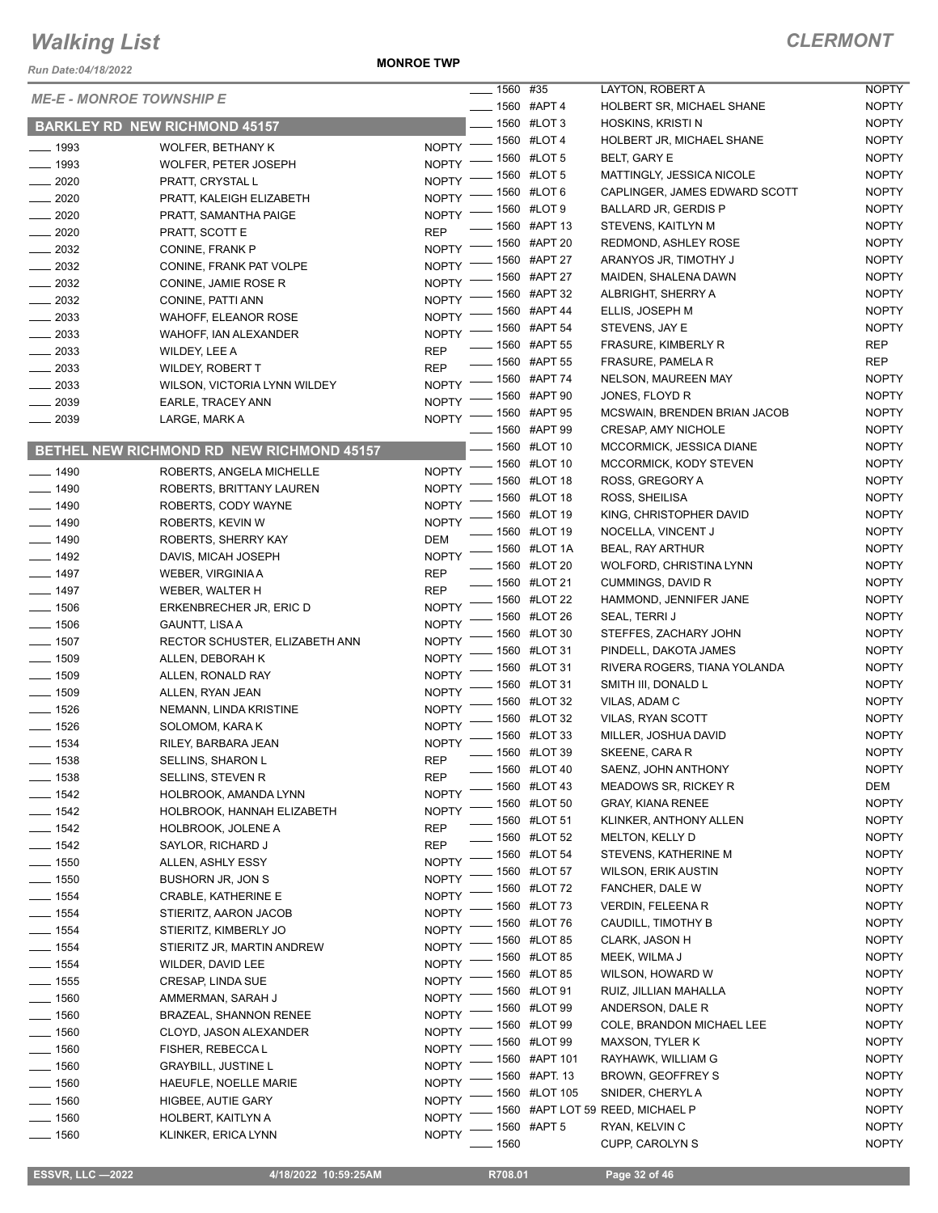# Walking List

## CLERMONT

*Run Date:04/18/2022*

**MONROE TWP**

*ME-E - MONROE TOWNSHIP E*

### BARKLEY RD NEW RICHMOND 45157

| No. | Name | Party |
|---|---|---|
| 1993 | WOLFER, BETHANY K | NOPTY |
| 1993 | WOLFER, PETER JOSEPH | NOPTY |
| 2020 | PRATT, CRYSTAL L | NOPTY |
| 2020 | PRATT, KALEIGH ELIZABETH | NOPTY |
| 2020 | PRATT, SAMANTHA PAIGE | NOPTY |
| 2020 | PRATT, SCOTT E | REP |
| 2032 | CONINE, FRANK P | NOPTY |
| 2032 | CONINE, FRANK PAT VOLPE | NOPTY |
| 2032 | CONINE, JAMIE ROSE R | NOPTY |
| 2032 | CONINE, PATTI ANN | NOPTY |
| 2033 | WAHOFF, ELEANOR ROSE | NOPTY |
| 2033 | WAHOFF, IAN ALEXANDER | NOPTY |
| 2033 | WILDEY, LEE A | REP |
| 2033 | WILDEY, ROBERT T | REP |
| 2033 | WILSON, VICTORIA LYNN WILDEY | NOPTY |
| 2039 | EARLE, TRACEY ANN | NOPTY |
| 2039 | LARGE, MARK A | NOPTY |

### BETHEL NEW RICHMOND RD NEW RICHMOND 45157

| No. | Unit | Name | Party |
|---|---|---|---|
| 1490 | | ROBERTS, ANGELA MICHELLE | NOPTY |
| 1490 | | ROBERTS, BRITTANY LAUREN | NOPTY |
| 1490 | | ROBERTS, CODY WAYNE | NOPTY |
| 1490 | | ROBERTS, KEVIN W | NOPTY |
| 1490 | | ROBERTS, SHERRY KAY | DEM |
| 1492 | | DAVIS, MICAH JOSEPH | NOPTY |
| 1497 | | WEBER, VIRGINIA A | REP |
| 1497 | | WEBER, WALTER H | REP |
| 1506 | | ERKENBRECHER JR, ERIC D | NOPTY |
| 1506 | | GAUNTT, LISA A | NOPTY |
| 1507 | | RECTOR SCHUSTER, ELIZABETH ANN | NOPTY |
| 1509 | | ALLEN, DEBORAH K | NOPTY |
| 1509 | | ALLEN, RONALD RAY | NOPTY |
| 1509 | | ALLEN, RYAN JEAN | NOPTY |
| 1526 | | NEMANN, LINDA KRISTINE | NOPTY |
| 1526 | | SOLOMOM, KARA K | NOPTY |
| 1534 | | RILEY, BARBARA JEAN | NOPTY |
| 1538 | | SELLINS, SHARON L | REP |
| 1538 | | SELLINS, STEVEN R | REP |
| 1542 | | HOLBROOK, AMANDA LYNN | NOPTY |
| 1542 | | HOLBROOK, HANNAH ELIZABETH | NOPTY |
| 1542 | | HOLBROOK, JOLENE A | REP |
| 1542 | | SAYLOR, RICHARD J | REP |
| 1550 | | ALLEN, ASHLY ESSY | NOPTY |
| 1550 | | BUSHORN JR, JON S | NOPTY |
| 1554 | | CRABLE, KATHERINE E | NOPTY |
| 1554 | | STIERITZ, AARON JACOB | NOPTY |
| 1554 | | STIERITZ, KIMBERLY JO | NOPTY |
| 1554 | | STIERITZ JR, MARTIN ANDREW | NOPTY |
| 1554 | | WILDER, DAVID LEE | NOPTY |
| 1555 | | CRESAP, LINDA SUE | NOPTY |
| 1560 | | AMMERMAN, SARAH J | NOPTY |
| 1560 | | BRAZEAL, SHANNON RENEE | NOPTY |
| 1560 | | CLOYD, JASON ALEXANDER | NOPTY |
| 1560 | | FISHER, REBECCA L | NOPTY |
| 1560 | | GRAYBILL, JUSTINE L | NOPTY |
| 1560 | | HAEUFLE, NOELLE MARIE | NOPTY |
| 1560 | | HIGBEE, AUTIE GARY | NOPTY |
| 1560 | | HOLBERT, KAITLYN A | NOPTY |
| 1560 | | KLINKER, ERICA LYNN | NOPTY |
| 1560 | #35 | LAYTON, ROBERT A | NOPTY |
| 1560 | #APT 4 | HOLBERT SR, MICHAEL SHANE | NOPTY |
| 1560 | #LOT 3 | HOSKINS, KRISTI N | NOPTY |
| 1560 | #LOT 4 | HOLBERT JR, MICHAEL SHANE | NOPTY |
| 1560 | #LOT 5 | BELT, GARY E | NOPTY |
| 1560 | #LOT 5 | MATTINGLY, JESSICA NICOLE | NOPTY |
| 1560 | #LOT 6 | CAPLINGER, JAMES EDWARD SCOTT | NOPTY |
| 1560 | #LOT 9 | BALLARD JR, GERDIS P | NOPTY |
| 1560 | #APT 13 | STEVENS, KAITLYN M | NOPTY |
| 1560 | #APT 20 | REDMOND, ASHLEY ROSE | NOPTY |
| 1560 | #APT 27 | ARANYOS JR, TIMOTHY J | NOPTY |
| 1560 | #APT 27 | MAIDEN, SHALENA DAWN | NOPTY |
| 1560 | #APT 32 | ALBRIGHT, SHERRY A | NOPTY |
| 1560 | #APT 44 | ELLIS, JOSEPH M | NOPTY |
| 1560 | #APT 54 | STEVENS, JAY E | NOPTY |
| 1560 | #APT 55 | FRASURE, KIMBERLY R | REP |
| 1560 | #APT 55 | FRASURE, PAMELA R | REP |
| 1560 | #APT 74 | NELSON, MAUREEN MAY | NOPTY |
| 1560 | #APT 90 | JONES, FLOYD R | NOPTY |
| 1560 | #APT 95 | MCSWAIN, BRENDEN BRIAN JACOB | NOPTY |
| 1560 | #APT 99 | CRESAP, AMY NICHOLE | NOPTY |
| 1560 | #LOT 10 | MCCORMICK, JESSICA DIANE | NOPTY |
| 1560 | #LOT 10 | MCCORMICK, KODY STEVEN | NOPTY |
| 1560 | #LOT 18 | ROSS, GREGORY A | NOPTY |
| 1560 | #LOT 18 | ROSS, SHEILISA | NOPTY |
| 1560 | #LOT 19 | KING, CHRISTOPHER DAVID | NOPTY |
| 1560 | #LOT 19 | NOCELLA, VINCENT J | NOPTY |
| 1560 | #LOT 1A | BEAL, RAY ARTHUR | NOPTY |
| 1560 | #LOT 20 | WOLFORD, CHRISTINA LYNN | NOPTY |
| 1560 | #LOT 21 | CUMMINGS, DAVID R | NOPTY |
| 1560 | #LOT 22 | HAMMOND, JENNIFER JANE | NOPTY |
| 1560 | #LOT 26 | SEAL, TERRI J | NOPTY |
| 1560 | #LOT 30 | STEFFES, ZACHARY JOHN | NOPTY |
| 1560 | #LOT 31 | PINDELL, DAKOTA JAMES | NOPTY |
| 1560 | #LOT 31 | RIVERA ROGERS, TIANA YOLANDA | NOPTY |
| 1560 | #LOT 31 | SMITH III, DONALD L | NOPTY |
| 1560 | #LOT 32 | VILAS, ADAM C | NOPTY |
| 1560 | #LOT 32 | VILAS, RYAN SCOTT | NOPTY |
| 1560 | #LOT 33 | MILLER, JOSHUA DAVID | NOPTY |
| 1560 | #LOT 39 | SKEENE, CARA R | NOPTY |
| 1560 | #LOT 40 | SAENZ, JOHN ANTHONY | NOPTY |
| 1560 | #LOT 43 | MEADOWS SR, RICKEY R | DEM |
| 1560 | #LOT 50 | GRAY, KIANA RENEE | NOPTY |
| 1560 | #LOT 51 | KLINKER, ANTHONY ALLEN | NOPTY |
| 1560 | #LOT 52 | MELTON, KELLY D | NOPTY |
| 1560 | #LOT 54 | STEVENS, KATHERINE M | NOPTY |
| 1560 | #LOT 57 | WILSON, ERIK AUSTIN | NOPTY |
| 1560 | #LOT 72 | FANCHER, DALE W | NOPTY |
| 1560 | #LOT 73 | VERDIN, FELEENA R | NOPTY |
| 1560 | #LOT 76 | CAUDILL, TIMOTHY B | NOPTY |
| 1560 | #LOT 85 | CLARK, JASON H | NOPTY |
| 1560 | #LOT 85 | MEEK, WILMA J | NOPTY |
| 1560 | #LOT 85 | WILSON, HOWARD W | NOPTY |
| 1560 | #LOT 91 | RUIZ, JILLIAN MAHALLA | NOPTY |
| 1560 | #LOT 99 | ANDERSON, DALE R | NOPTY |
| 1560 | #LOT 99 | COLE, BRANDON MICHAEL LEE | NOPTY |
| 1560 | #LOT 99 | MAXSON, TYLER K | NOPTY |
| 1560 | #APT 101 | RAYHAWK, WILLIAM G | NOPTY |
| 1560 | #APT. 13 | BROWN, GEOFFREY S | NOPTY |
| 1560 | #LOT 105 | SNIDER, CHERYL A | NOPTY |
| 1560 | #APT LOT 59 | REED, MICHAEL P | NOPTY |
| 1560 | #APT 5 | RYAN, KELVIN C | NOPTY |
| 1560 | | CUPP, CAROLYN S | NOPTY |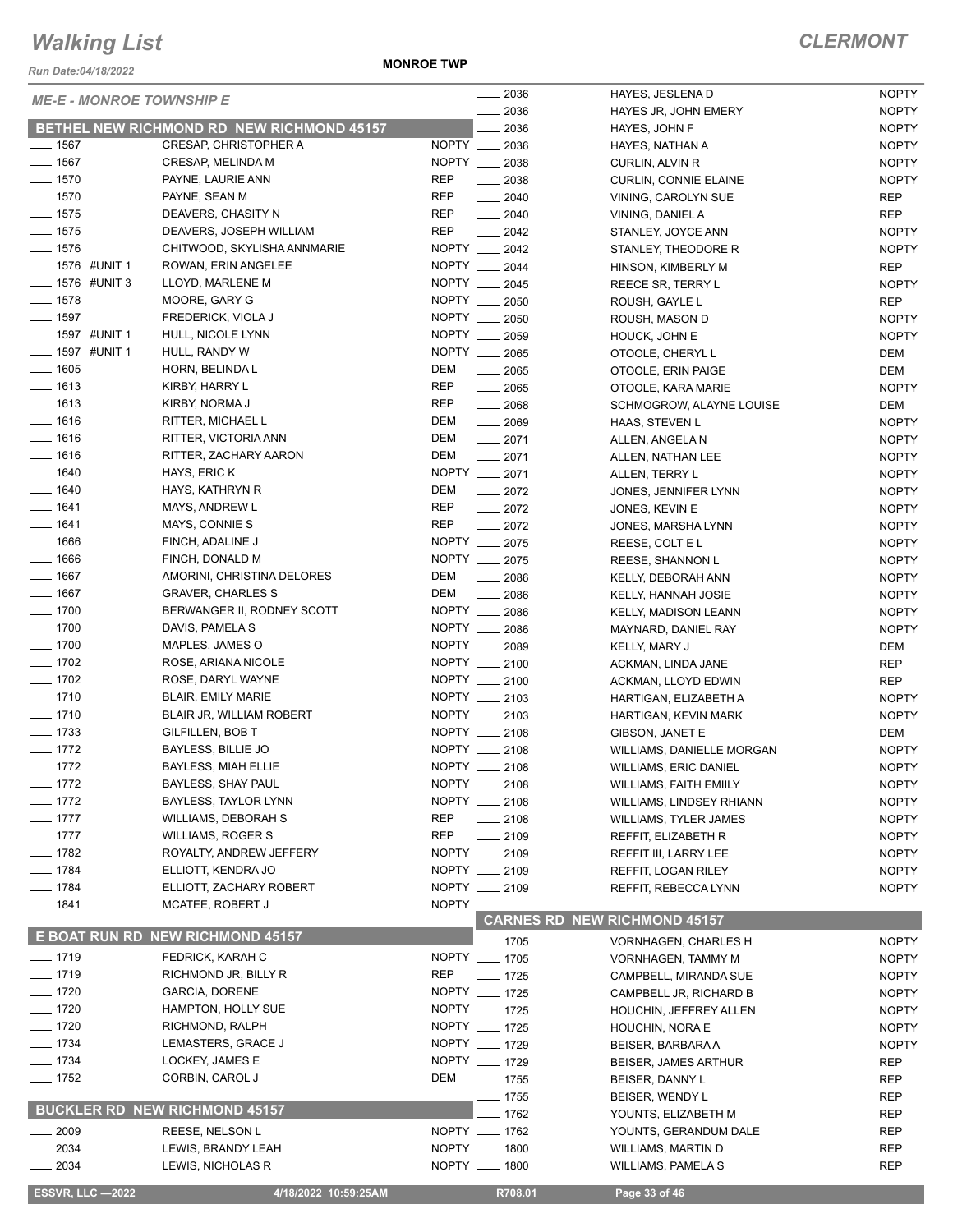# Walking List

*CLERMONT*

MONROE TWP

*ME-E - MONROE TOWNSHIP E*

## BETHEL NEW RICHMOND RD NEW RICHMOND 45157

| Number | Name | Party |
|---|---|---|
| 1567 | CRESAP, CHRISTOPHER A | NOPTY |
| 1567 | CRESAP, MELINDA M | NOPTY |
| 1570 | PAYNE, LAURIE ANN | REP |
| 1570 | PAYNE, SEAN M | REP |
| 1575 | DEAVERS, CHASITY N | REP |
| 1575 | DEAVERS, JOSEPH WILLIAM | REP |
| 1576 | CHITWOOD, SKYLISHA ANNMARIE | NOPTY |
| 1576 #UNIT 1 | ROWAN, ERIN ANGELEE | NOPTY |
| 1576 #UNIT 3 | LLOYD, MARLENE M | NOPTY |
| 1578 | MOORE, GARY G | NOPTY |
| 1597 | FREDERICK, VIOLA J | NOPTY |
| 1597 #UNIT 1 | HULL, NICOLE LYNN | NOPTY |
| 1597 #UNIT 1 | HULL, RANDY W | NOPTY |
| 1605 | HORN, BELINDA L | DEM |
| 1613 | KIRBY, HARRY L | REP |
| 1613 | KIRBY, NORMA J | REP |
| 1616 | RITTER, MICHAEL L | DEM |
| 1616 | RITTER, VICTORIA ANN | DEM |
| 1616 | RITTER, ZACHARY AARON | DEM |
| 1640 | HAYS, ERIC K | NOPTY |
| 1640 | HAYS, KATHRYN R | DEM |
| 1641 | MAYS, ANDREW L | REP |
| 1641 | MAYS, CONNIE S | REP |
| 1666 | FINCH, ADALINE J | NOPTY |
| 1666 | FINCH, DONALD M | NOPTY |
| 1667 | AMORINI, CHRISTINA DELORES | DEM |
| 1667 | GRAVER, CHARLES S | DEM |
| 1700 | BERWANGER II, RODNEY SCOTT | NOPTY |
| 1700 | DAVIS, PAMELA S | NOPTY |
| 1700 | MAPLES, JAMES O | NOPTY |
| 1702 | ROSE, ARIANA NICOLE | NOPTY |
| 1702 | ROSE, DARYL WAYNE | NOPTY |
| 1710 | BLAIR, EMILY MARIE | NOPTY |
| 1710 | BLAIR JR, WILLIAM ROBERT | NOPTY |
| 1733 | GILFILLEN, BOB T | NOPTY |
| 1772 | BAYLESS, BILLIE JO | NOPTY |
| 1772 | BAYLESS, MIAH ELLIE | NOPTY |
| 1772 | BAYLESS, SHAY PAUL | NOPTY |
| 1772 | BAYLESS, TAYLOR LYNN | NOPTY |
| 1777 | WILLIAMS, DEBORAH S | REP |
| 1777 | WILLIAMS, ROGER S | REP |
| 1782 | ROYALTY, ANDREW JEFFERY | NOPTY |
| 1784 | ELLIOTT, KENDRA JO | NOPTY |
| 1784 | ELLIOTT, ZACHARY ROBERT | NOPTY |
| 1841 | MCATEE, ROBERT J | NOPTY |

## E BOAT RUN RD NEW RICHMOND 45157

| Number | Name | Party |
|---|---|---|
| 1719 | FEDRICK, KARAH C | NOPTY |
| 1719 | RICHMOND JR, BILLY R | REP |
| 1720 | GARCIA, DORENE | NOPTY |
| 1720 | HAMPTON, HOLLY SUE | NOPTY |
| 1720 | RICHMOND, RALPH | NOPTY |
| 1734 | LEMASTERS, GRACE J | NOPTY |
| 1734 | LOCKEY, JAMES E | NOPTY |
| 1752 | CORBIN, CAROL J | DEM |

## BUCKLER RD NEW RICHMOND 45157

| Number | Name | Party |
|---|---|---|
| 2009 | REESE, NELSON L | NOPTY |
| 2034 | LEWIS, BRANDY LEAH | NOPTY |
| 2034 | LEWIS, NICHOLAS R | NOPTY |
| 2036 | HAYES, JESLENA D | NOPTY |
| 2036 | HAYES JR, JOHN EMERY | NOPTY |
| 2036 | HAYES, JOHN F | NOPTY |
| 2036 | HAYES, NATHAN A | NOPTY |
| 2038 | CURLIN, ALVIN R | NOPTY |
| 2038 | CURLIN, CONNIE ELAINE | NOPTY |
| 2040 | VINING, CAROLYN SUE | REP |
| 2040 | VINING, DANIEL A | REP |
| 2042 | STANLEY, JOYCE ANN | NOPTY |
| 2042 | STANLEY, THEODORE R | NOPTY |
| 2044 | HINSON, KIMBERLY M | REP |
| 2045 | REECE SR, TERRY L | NOPTY |
| 2050 | ROUSH, GAYLE L | REP |
| 2050 | ROUSH, MASON D | NOPTY |
| 2059 | HOUCK, JOHN E | NOPTY |
| 2065 | OTOOLE, CHERYL L | DEM |
| 2065 | OTOOLE, ERIN PAIGE | DEM |
| 2065 | OTOOLE, KARA MARIE | NOPTY |
| 2068 | SCHMOGROW, ALAYNE LOUISE | DEM |
| 2069 | HAAS, STEVEN L | NOPTY |
| 2071 | ALLEN, ANGELA N | NOPTY |
| 2071 | ALLEN, NATHAN LEE | NOPTY |
| 2071 | ALLEN, TERRY L | NOPTY |
| 2072 | JONES, JENNIFER LYNN | NOPTY |
| 2072 | JONES, KEVIN E | NOPTY |
| 2072 | JONES, MARSHA LYNN | NOPTY |
| 2075 | REESE, COLT E L | NOPTY |
| 2075 | REESE, SHANNON L | NOPTY |
| 2086 | KELLY, DEBORAH ANN | NOPTY |
| 2086 | KELLY, HANNAH JOSIE | NOPTY |
| 2086 | KELLY, MADISON LEANN | NOPTY |
| 2086 | MAYNARD, DANIEL RAY | NOPTY |
| 2089 | KELLY, MARY J | DEM |
| 2100 | ACKMAN, LINDA JANE | REP |
| 2100 | ACKMAN, LLOYD EDWIN | REP |
| 2103 | HARTIGAN, ELIZABETH A | NOPTY |
| 2103 | HARTIGAN, KEVIN MARK | NOPTY |
| 2108 | GIBSON, JANET E | DEM |
| 2108 | WILLIAMS, DANIELLE MORGAN | NOPTY |
| 2108 | WILLIAMS, ERIC DANIEL | NOPTY |
| 2108 | WILLIAMS, FAITH EMIILY | NOPTY |
| 2108 | WILLIAMS, LINDSEY RHIANN | NOPTY |
| 2108 | WILLIAMS, TYLER JAMES | NOPTY |
| 2109 | REFFIT, ELIZABETH R | NOPTY |
| 2109 | REFFIT III, LARRY LEE | NOPTY |
| 2109 | REFFIT, LOGAN RILEY | NOPTY |
| 2109 | REFFIT, REBECCA LYNN | NOPTY |

## CARNES RD NEW RICHMOND 45157

| Number | Name | Party |
|---|---|---|
| 1705 | VORNHAGEN, CHARLES H | NOPTY |
| 1705 | VORNHAGEN, TAMMY M | NOPTY |
| 1725 | CAMPBELL, MIRANDA SUE | NOPTY |
| 1725 | CAMPBELL JR, RICHARD B | NOPTY |
| 1725 | HOUCHIN, JEFFREY ALLEN | NOPTY |
| 1725 | HOUCHIN, NORA E | NOPTY |
| 1729 | BEISER, BARBARA A | NOPTY |
| 1729 | BEISER, JAMES ARTHUR | REP |
| 1755 | BEISER, DANNY L | REP |
| 1755 | BEISER, WENDY L | REP |
| 1762 | YOUNTS, ELIZABETH M | REP |
| 1762 | YOUNTS, GERANDUM DALE | REP |
| 1800 | WILLIAMS, MARTIN D | REP |
| 1800 | WILLIAMS, PAMELA S | REP |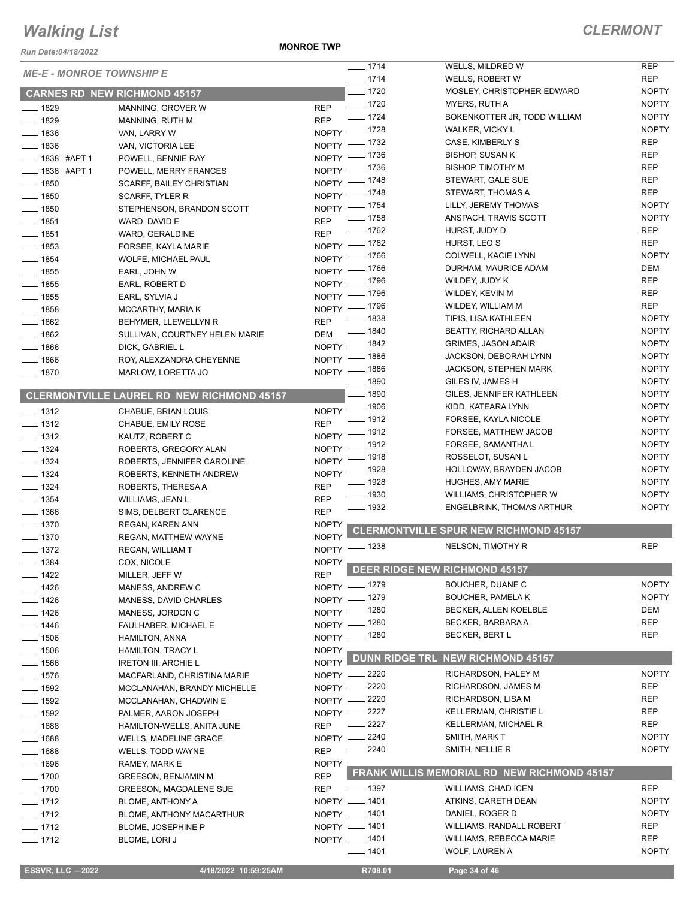## ME-E - MONROE TOWNSHIP E

### CARNES RD NEW RICHMOND 45157

| No. | Name | Party |
|---|---|---|
| 1829 | MANNING, GROVER W | REP |
| 1829 | MANNING, RUTH M | REP |
| 1836 | VAN, LARRY W | NOPTY |
| 1836 | VAN, VICTORIA LEE | NOPTY |
| 1838 #APT 1 | POWELL, BENNIE RAY | NOPTY |
| 1838 #APT 1 | POWELL, MERRY FRANCES | NOPTY |
| 1850 | SCARFF, BAILEY CHRISTIAN | NOPTY |
| 1850 | SCARFF, TYLER R | NOPTY |
| 1850 | STEPHENSON, BRANDON SCOTT | NOPTY |
| 1851 | WARD, DAVID E | REP |
| 1851 | WARD, GERALDINE | REP |
| 1853 | FORSEE, KAYLA MARIE | NOPTY |
| 1854 | WOLFE, MICHAEL PAUL | NOPTY |
| 1855 | EARL, JOHN W | NOPTY |
| 1855 | EARL, ROBERT D | NOPTY |
| 1855 | EARL, SYLVIA J | NOPTY |
| 1858 | MCCARTHY, MARIA K | NOPTY |
| 1862 | BEHYMER, LLEWELLYN R | REP |
| 1862 | SULLIVAN, COURTNEY HELEN MARIE | DEM |
| 1866 | DICK, GABRIEL L | NOPTY |
| 1866 | ROY, ALEXZANDRA CHEYENNE | NOPTY |
| 1870 | MARLOW, LORETTA JO | NOPTY |

### CLERMONTVILLE LAUREL RD NEW RICHMOND 45157

| No. | Name | Party |
|---|---|---|
| 1312 | CHABUE, BRIAN LOUIS | NOPTY |
| 1312 | CHABUE, EMILY ROSE | REP |
| 1312 | KAUTZ, ROBERT C | NOPTY |
| 1324 | ROBERTS, GREGORY ALAN | NOPTY |
| 1324 | ROBERTS, JENNIFER CAROLINE | NOPTY |
| 1324 | ROBERTS, KENNETH ANDREW | NOPTY |
| 1324 | ROBERTS, THERESA A | REP |
| 1354 | WILLIAMS, JEAN L | REP |
| 1366 | SIMS, DELBERT CLARENCE | REP |
| 1370 | REGAN, KAREN ANN | NOPTY |
| 1370 | REGAN, MATTHEW WAYNE | NOPTY |
| 1372 | REGAN, WILLIAM T | NOPTY |
| 1384 | COX, NICOLE | NOPTY |
| 1422 | MILLER, JEFF W | REP |
| 1426 | MANESS, ANDREW C | NOPTY |
| 1426 | MANESS, DAVID CHARLES | NOPTY |
| 1426 | MANESS, JORDON C | NOPTY |
| 1446 | FAULHABER, MICHAEL E | NOPTY |
| 1506 | HAMILTON, ANNA | NOPTY |
| 1506 | HAMILTON, TRACY L | NOPTY |
| 1566 | IRETON III, ARCHIE L | NOPTY |
| 1576 | MACFARLAND, CHRISTINA MARIE | NOPTY |
| 1592 | MCCLANAHAN, BRANDY MICHELLE | NOPTY |
| 1592 | MCCLANAHAN, CHADWIN E | NOPTY |
| 1592 | PALMER, AARON JOSEPH | NOPTY |
| 1688 | HAMILTON-WELLS, ANITA JUNE | REP |
| 1688 | WELLS, MADELINE GRACE | NOPTY |
| 1688 | WELLS, TODD WAYNE | REP |
| 1696 | RAMEY, MARK E | NOPTY |
| 1700 | GREESON, BENJAMIN M | REP |
| 1700 | GREESON, MAGDALENE SUE | REP |
| 1712 | BLOME, ANTHONY A | NOPTY |
| 1712 | BLOME, ANTHONY MACARTHUR | NOPTY |
| 1712 | BLOME, JOSEPHINE P | NOPTY |
| 1712 | BLOME, LORI J | NOPTY |
| 1714 | WELLS, MILDRED W | REP |
| 1714 | WELLS, ROBERT W | REP |
| 1720 | MOSLEY, CHRISTOPHER EDWARD | NOPTY |
| 1720 | MYERS, RUTH A | NOPTY |
| 1724 | BOKENKOTTER JR, TODD WILLIAM | NOPTY |
| 1728 | WALKER, VICKY L | NOPTY |
| 1732 | CASE, KIMBERLY S | REP |
| 1736 | BISHOP, SUSAN K | REP |
| 1736 | BISHOP, TIMOTHY M | REP |
| 1748 | STEWART, GALE SUE | REP |
| 1748 | STEWART, THOMAS A | REP |
| 1754 | LILLY, JEREMY THOMAS | NOPTY |
| 1758 | ANSPACH, TRAVIS SCOTT | NOPTY |
| 1762 | HURST, JUDY D | REP |
| 1762 | HURST, LEO S | REP |
| 1766 | COLWELL, KACIE LYNN | NOPTY |
| 1766 | DURHAM, MAURICE ADAM | DEM |
| 1796 | WILDEY, JUDY K | REP |
| 1796 | WILDEY, KEVIN M | REP |
| 1796 | WILDEY, WILLIAM M | REP |
| 1838 | TIPIS, LISA KATHLEEN | NOPTY |
| 1840 | BEATTY, RICHARD ALLAN | NOPTY |
| 1842 | GRIMES, JASON ADAIR | NOPTY |
| 1886 | JACKSON, DEBORAH LYNN | NOPTY |
| 1886 | JACKSON, STEPHEN MARK | NOPTY |
| 1890 | GILES IV, JAMES H | NOPTY |
| 1890 | GILES, JENNIFER KATHLEEN | NOPTY |
| 1906 | KIDD, KATEARA LYNN | NOPTY |
| 1912 | FORSEE, KAYLA NICOLE | NOPTY |
| 1912 | FORSEE, MATTHEW JACOB | NOPTY |
| 1912 | FORSEE, SAMANTHA L | NOPTY |
| 1918 | ROSSELOT, SUSAN L | NOPTY |
| 1928 | HOLLOWAY, BRAYDEN JACOB | NOPTY |
| 1928 | HUGHES, AMY MARIE | NOPTY |
| 1930 | WILLIAMS, CHRISTOPHER W | NOPTY |
| 1932 | ENGELBRINK, THOMAS ARTHUR | NOPTY |

### CLERMONTVILLE SPUR NEW RICHMOND 45157

| No. | Name | Party |
|---|---|---|
| 1238 | NELSON, TIMOTHY R | REP |

### DEER RIDGE NEW RICHMOND 45157

| No. | Name | Party |
|---|---|---|
| 1279 | BOUCHER, DUANE C | NOPTY |
| 1279 | BOUCHER, PAMELA K | NOPTY |
| 1280 | BECKER, ALLEN KOELBLE | DEM |
| 1280 | BECKER, BARBARA A | REP |
| 1280 | BECKER, BERT L | REP |

### DUNN RIDGE TRL NEW RICHMOND 45157

| No. | Name | Party |
|---|---|---|
| 2220 | RICHARDSON, HALEY M | NOPTY |
| 2220 | RICHARDSON, JAMES M | REP |
| 2220 | RICHARDSON, LISA M | REP |
| 2227 | KELLERMAN, CHRISTIE L | REP |
| 2227 | KELLERMAN, MICHAEL R | REP |
| 2240 | SMITH, MARK T | NOPTY |
| 2240 | SMITH, NELLIE R | NOPTY |

### FRANK WILLIS MEMORIAL RD NEW RICHMOND 45157

| No. | Name | Party |
|---|---|---|
| 1397 | WILLIAMS, CHAD ICEN | REP |
| 1401 | ATKINS, GARETH DEAN | NOPTY |
| 1401 | DANIEL, ROGER D | NOPTY |
| 1401 | WILLIAMS, RANDALL ROBERT | REP |
| 1401 | WILLIAMS, REBECCA MARIE | REP |
| 1401 | WOLF, LAUREN A | NOPTY |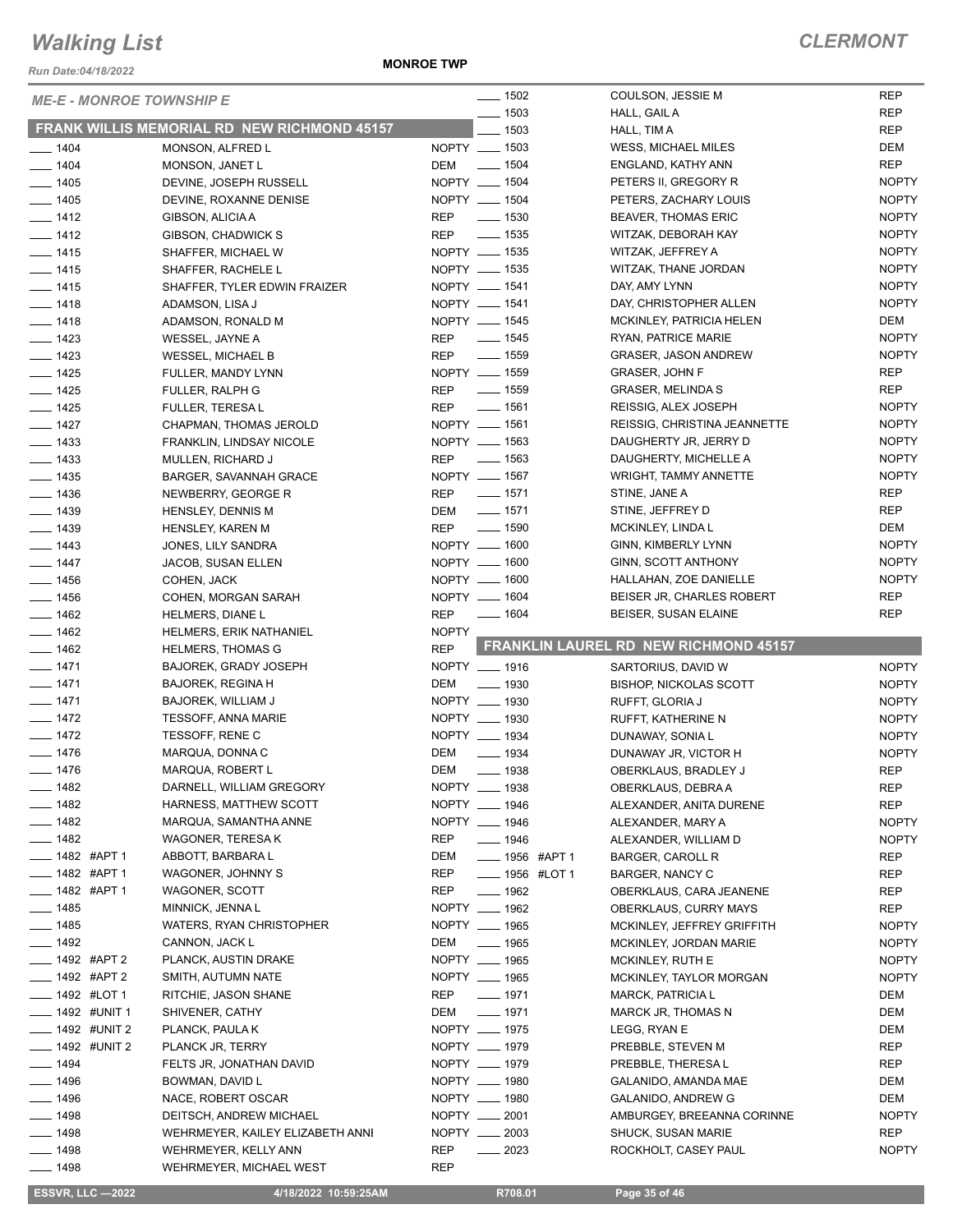# Walking List

**MONROE TWP** — **CLERMONT**

*Run Date:04/18/2022*

*ME-E - MONROE TOWNSHIP E*

## FRANK WILLIS MEMORIAL RD NEW RICHMOND 45157

| No. | Name | Party |
|---|---|---|
| ___ 1404 | MONSON, ALFRED L | NOPTY |
| ___ 1404 | MONSON, JANET L | DEM |
| ___ 1405 | DEVINE, JOSEPH RUSSELL | NOPTY |
| ___ 1405 | DEVINE, ROXANNE DENISE | NOPTY |
| ___ 1412 | GIBSON, ALICIA A | REP |
| ___ 1412 | GIBSON, CHADWICK S | REP |
| ___ 1415 | SHAFFER, MICHAEL W | NOPTY |
| ___ 1415 | SHAFFER, RACHELE L | NOPTY |
| ___ 1415 | SHAFFER, TYLER EDWIN FRAIZER | NOPTY |
| ___ 1418 | ADAMSON, LISA J | NOPTY |
| ___ 1418 | ADAMSON, RONALD M | NOPTY |
| ___ 1423 | WESSEL, JAYNE A | REP |
| ___ 1423 | WESSEL, MICHAEL B | REP |
| ___ 1425 | FULLER, MANDY LYNN | NOPTY |
| ___ 1425 | FULLER, RALPH G | REP |
| ___ 1425 | FULLER, TERESA L | REP |
| ___ 1427 | CHAPMAN, THOMAS JEROLD | NOPTY |
| ___ 1433 | FRANKLIN, LINDSAY NICOLE | NOPTY |
| ___ 1433 | MULLEN, RICHARD J | REP |
| ___ 1435 | BARGER, SAVANNAH GRACE | NOPTY |
| ___ 1436 | NEWBERRY, GEORGE R | REP |
| ___ 1439 | HENSLEY, DENNIS M | DEM |
| ___ 1439 | HENSLEY, KAREN M | REP |
| ___ 1443 | JONES, LILY SANDRA | NOPTY |
| ___ 1447 | JACOB, SUSAN ELLEN | NOPTY |
| ___ 1456 | COHEN, JACK | NOPTY |
| ___ 1456 | COHEN, MORGAN SARAH | NOPTY |
| ___ 1462 | HELMERS, DIANE L | REP |
| ___ 1462 | HELMERS, ERIK NATHANIEL | NOPTY |
| ___ 1462 | HELMERS, THOMAS G | REP |
| ___ 1471 | BAJOREK, GRADY JOSEPH | NOPTY |
| ___ 1471 | BAJOREK, REGINA H | DEM |
| ___ 1471 | BAJOREK, WILLIAM J | NOPTY |
| ___ 1472 | TESSOFF, ANNA MARIE | NOPTY |
| ___ 1472 | TESSOFF, RENE C | NOPTY |
| ___ 1476 | MARQUA, DONNA C | DEM |
| ___ 1476 | MARQUA, ROBERT L | DEM |
| ___ 1482 | DARNELL, WILLIAM GREGORY | NOPTY |
| ___ 1482 | HARNESS, MATTHEW SCOTT | NOPTY |
| ___ 1482 | MARQUA, SAMANTHA ANNE | NOPTY |
| ___ 1482 | WAGONER, TERESA K | REP |
| ___ 1482 #APT 1 | ABBOTT, BARBARA L | DEM |
| ___ 1482 #APT 1 | WAGONER, JOHNNY S | REP |
| ___ 1482 #APT 1 | WAGONER, SCOTT | REP |
| ___ 1485 | MINNICK, JENNA L | NOPTY |
| ___ 1485 | WATERS, RYAN CHRISTOPHER | NOPTY |
| ___ 1492 | CANNON, JACK L | DEM |
| ___ 1492 #APT 2 | PLANCK, AUSTIN DRAKE | NOPTY |
| ___ 1492 #APT 2 | SMITH, AUTUMN NATE | NOPTY |
| ___ 1492 #LOT 1 | RITCHIE, JASON SHANE | REP |
| ___ 1492 #UNIT 1 | SHIVENER, CATHY | DEM |
| ___ 1492 #UNIT 2 | PLANCK, PAULA K | NOPTY |
| ___ 1492 #UNIT 2 | PLANCK JR, TERRY | NOPTY |
| ___ 1494 | FELTS JR, JONATHAN DAVID | NOPTY |
| ___ 1496 | BOWMAN, DAVID L | NOPTY |
| ___ 1496 | NACE, ROBERT OSCAR | NOPTY |
| ___ 1498 | DEITSCH, ANDREW MICHAEL | NOPTY |
| ___ 1498 | WEHRMEYER, KAILEY ELIZABETH ANNI | NOPTY |
| ___ 1498 | WEHRMEYER, KELLY ANN | REP |
| ___ 1498 | WEHRMEYER, MICHAEL WEST | REP |
| ___ 1502 | COULSON, JESSIE M | REP |
| ___ 1503 | HALL, GAIL A | REP |
| ___ 1503 | HALL, TIM A | REP |
| ___ 1503 | WESS, MICHAEL MILES | DEM |
| ___ 1504 | ENGLAND, KATHY ANN | REP |
| ___ 1504 | PETERS II, GREGORY R | NOPTY |
| ___ 1504 | PETERS, ZACHARY LOUIS | NOPTY |
| ___ 1530 | BEAVER, THOMAS ERIC | NOPTY |
| ___ 1535 | WITZAK, DEBORAH KAY | NOPTY |
| ___ 1535 | WITZAK, JEFFREY A | NOPTY |
| ___ 1535 | WITZAK, THANE JORDAN | NOPTY |
| ___ 1541 | DAY, AMY LYNN | NOPTY |
| ___ 1541 | DAY, CHRISTOPHER ALLEN | NOPTY |
| ___ 1545 | MCKINLEY, PATRICIA HELEN | DEM |
| ___ 1545 | RYAN, PATRICE MARIE | NOPTY |
| ___ 1559 | GRASER, JASON ANDREW | NOPTY |
| ___ 1559 | GRASER, JOHN F | REP |
| ___ 1559 | GRASER, MELINDA S | REP |
| ___ 1561 | REISSIG, ALEX JOSEPH | NOPTY |
| ___ 1561 | REISSIG, CHRISTINA JEANNETTE | NOPTY |
| ___ 1563 | DAUGHERTY JR, JERRY D | NOPTY |
| ___ 1563 | DAUGHERTY, MICHELLE A | NOPTY |
| ___ 1567 | WRIGHT, TAMMY ANNETTE | NOPTY |
| ___ 1571 | STINE, JANE A | REP |
| ___ 1571 | STINE, JEFFREY D | REP |
| ___ 1590 | MCKINLEY, LINDA L | DEM |
| ___ 1600 | GINN, KIMBERLY LYNN | NOPTY |
| ___ 1600 | GINN, SCOTT ANTHONY | NOPTY |
| ___ 1600 | HALLAHAN, ZOE DANIELLE | NOPTY |
| ___ 1604 | BEISER JR, CHARLES ROBERT | REP |
| ___ 1604 | BEISER, SUSAN ELAINE | REP |

## FRANKLIN LAUREL RD NEW RICHMOND 45157

| No. | Name | Party |
|---|---|---|
| ___ 1916 | SARTORIUS, DAVID W | NOPTY |
| ___ 1930 | BISHOP, NICKOLAS SCOTT | NOPTY |
| ___ 1930 | RUFFT, GLORIA J | NOPTY |
| ___ 1930 | RUFFT, KATHERINE N | NOPTY |
| ___ 1934 | DUNAWAY, SONIA L | NOPTY |
| ___ 1934 | DUNAWAY JR, VICTOR H | NOPTY |
| ___ 1938 | OBERKLAUS, BRADLEY J | REP |
| ___ 1938 | OBERKLAUS, DEBRA A | REP |
| ___ 1946 | ALEXANDER, ANITA DURENE | REP |
| ___ 1946 | ALEXANDER, MARY A | NOPTY |
| ___ 1946 | ALEXANDER, WILLIAM D | NOPTY |
| ___ 1956 #APT 1 | BARGER, CAROLL R | REP |
| ___ 1956 #LOT 1 | BARGER, NANCY C | REP |
| ___ 1962 | OBERKLAUS, CARA JEANENE | REP |
| ___ 1962 | OBERKLAUS, CURRY MAYS | REP |
| ___ 1965 | MCKINLEY, JEFFREY GRIFFITH | NOPTY |
| ___ 1965 | MCKINLEY, JORDAN MARIE | NOPTY |
| ___ 1965 | MCKINLEY, RUTH E | NOPTY |
| ___ 1965 | MCKINLEY, TAYLOR MORGAN | NOPTY |
| ___ 1971 | MARCK, PATRICIA L | DEM |
| ___ 1971 | MARCK JR, THOMAS N | DEM |
| ___ 1975 | LEGG, RYAN E | DEM |
| ___ 1979 | PREBBLE, STEVEN M | REP |
| ___ 1979 | PREBBLE, THERESA L | REP |
| ___ 1980 | GALANIDO, AMANDA MAE | DEM |
| ___ 1980 | GALANIDO, ANDREW G | DEM |
| ___ 2001 | AMBURGEY, BREEANNA CORINNE | NOPTY |
| ___ 2003 | SHUCK, SUSAN MARIE | REP |
| ___ 2023 | ROCKHOLT, CASEY PAUL | NOPTY |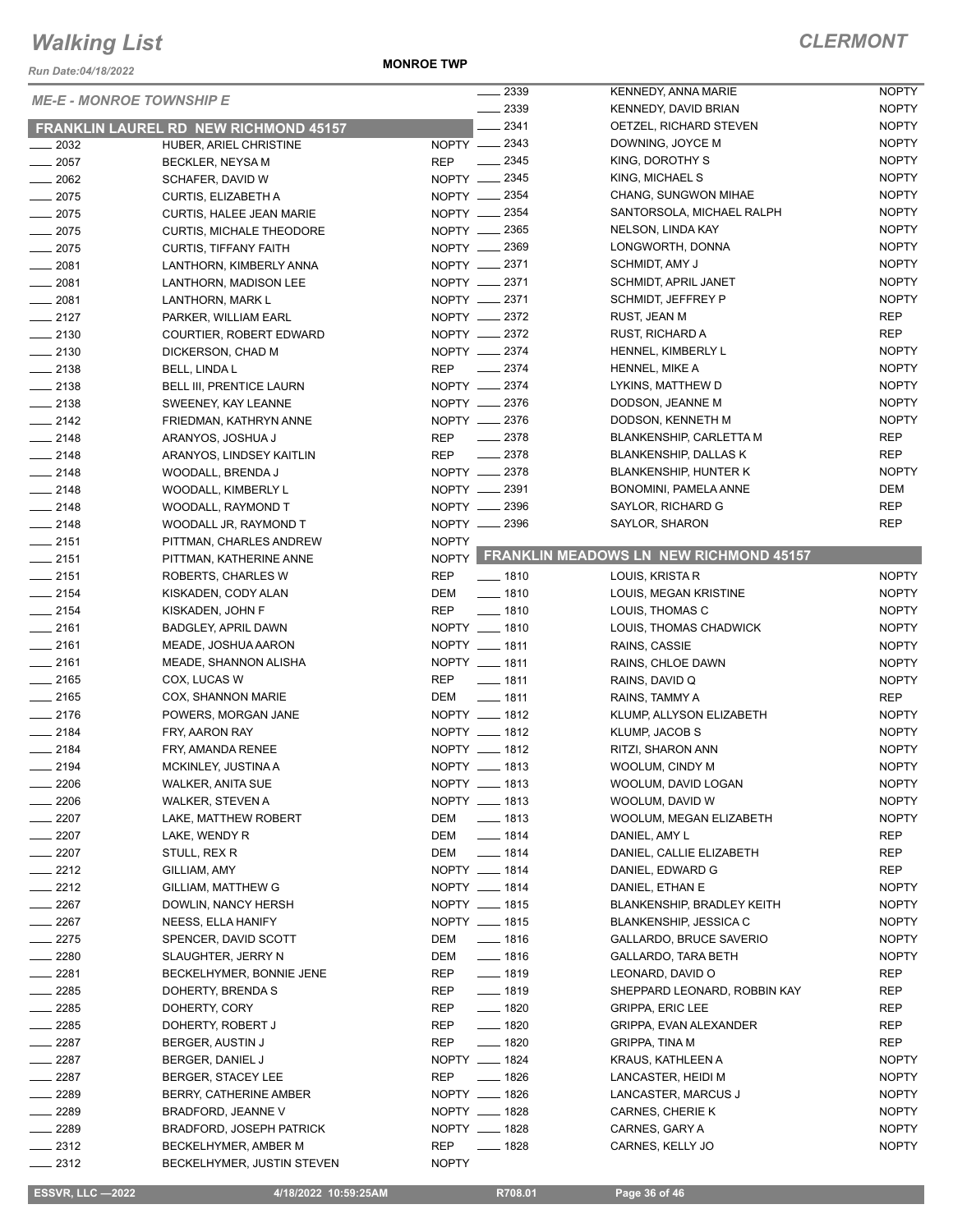# Walking List

## CLERMONT

*Run Date:04/18/2022*

**MONROE TWP**

*ME-E - MONROE TOWNSHIP E*

### FRANKLIN LAUREL RD NEW RICHMOND 45157

| No. | Name | Party |
|---|---|---|
| 2032 | HUBER, ARIEL CHRISTINE | NOPTY |
| 2057 | BECKLER, NEYSA M | REP |
| 2062 | SCHAFER, DAVID W | NOPTY |
| 2075 | CURTIS, ELIZABETH A | NOPTY |
| 2075 | CURTIS, HALEE JEAN MARIE | NOPTY |
| 2075 | CURTIS, MICHALE THEODORE | NOPTY |
| 2075 | CURTIS, TIFFANY FAITH | NOPTY |
| 2081 | LANTHORN, KIMBERLY ANNA | NOPTY |
| 2081 | LANTHORN, MADISON LEE | NOPTY |
| 2081 | LANTHORN, MARK L | NOPTY |
| 2127 | PARKER, WILLIAM EARL | NOPTY |
| 2130 | COURTIER, ROBERT EDWARD | NOPTY |
| 2130 | DICKERSON, CHAD M | NOPTY |
| 2138 | BELL, LINDA L | REP |
| 2138 | BELL III, PRENTICE LAURN | NOPTY |
| 2138 | SWEENEY, KAY LEANNE | NOPTY |
| 2142 | FRIEDMAN, KATHRYN ANNE | NOPTY |
| 2148 | ARANYOS, JOSHUA J | REP |
| 2148 | ARANYOS, LINDSEY KAITLIN | REP |
| 2148 | WOODALL, BRENDA J | NOPTY |
| 2148 | WOODALL, KIMBERLY L | NOPTY |
| 2148 | WOODALL, RAYMOND T | NOPTY |
| 2148 | WOODALL JR, RAYMOND T | NOPTY |
| 2151 | PITTMAN, CHARLES ANDREW | NOPTY |
| 2151 | PITTMAN, KATHERINE ANNE | NOPTY |
| 2151 | ROBERTS, CHARLES W | REP |
| 2154 | KISKADEN, CODY ALAN | DEM |
| 2154 | KISKADEN, JOHN F | REP |
| 2161 | BADGLEY, APRIL DAWN | NOPTY |
| 2161 | MEADE, JOSHUA AARON | NOPTY |
| 2161 | MEADE, SHANNON ALISHA | NOPTY |
| 2165 | COX, LUCAS W | REP |
| 2165 | COX, SHANNON MARIE | DEM |
| 2176 | POWERS, MORGAN JANE | NOPTY |
| 2184 | FRY, AARON RAY | NOPTY |
| 2184 | FRY, AMANDA RENEE | NOPTY |
| 2194 | MCKINLEY, JUSTINA A | NOPTY |
| 2206 | WALKER, ANITA SUE | NOPTY |
| 2206 | WALKER, STEVEN A | NOPTY |
| 2207 | LAKE, MATTHEW ROBERT | DEM |
| 2207 | LAKE, WENDY R | DEM |
| 2207 | STULL, REX R | DEM |
| 2212 | GILLIAM, AMY | NOPTY |
| 2212 | GILLIAM, MATTHEW G | NOPTY |
| 2267 | DOWLIN, NANCY HERSH | NOPTY |
| 2267 | NEESS, ELLA HANIFY | NOPTY |
| 2275 | SPENCER, DAVID SCOTT | DEM |
| 2280 | SLAUGHTER, JERRY N | DEM |
| 2281 | BECKELHYMER, BONNIE JENE | REP |
| 2285 | DOHERTY, BRENDA S | REP |
| 2285 | DOHERTY, CORY | REP |
| 2285 | DOHERTY, ROBERT J | REP |
| 2287 | BERGER, AUSTIN J | REP |
| 2287 | BERGER, DANIEL J | NOPTY |
| 2287 | BERGER, STACEY LEE | REP |
| 2289 | BERRY, CATHERINE AMBER | NOPTY |
| 2289 | BRADFORD, JEANNE V | NOPTY |
| 2289 | BRADFORD, JOSEPH PATRICK | NOPTY |
| 2312 | BECKELHYMER, AMBER M | REP |
| 2312 | BECKELHYMER, JUSTIN STEVEN | NOPTY |
| 2339 | KENNEDY, ANNA MARIE | NOPTY |
| 2339 | KENNEDY, DAVID BRIAN | NOPTY |
| 2341 | OETZEL, RICHARD STEVEN | NOPTY |
| 2343 | DOWNING, JOYCE M | NOPTY |
| 2345 | KING, DOROTHY S | NOPTY |
| 2345 | KING, MICHAEL S | NOPTY |
| 2354 | CHANG, SUNGWON MIHAE | NOPTY |
| 2354 | SANTORSOLA, MICHAEL RALPH | NOPTY |
| 2365 | NELSON, LINDA KAY | NOPTY |
| 2369 | LONGWORTH, DONNA | NOPTY |
| 2371 | SCHMIDT, AMY J | NOPTY |
| 2371 | SCHMIDT, APRIL JANET | NOPTY |
| 2371 | SCHMIDT, JEFFREY P | NOPTY |
| 2372 | RUST, JEAN M | REP |
| 2372 | RUST, RICHARD A | REP |
| 2374 | HENNEL, KIMBERLY L | NOPTY |
| 2374 | HENNEL, MIKE A | NOPTY |
| 2374 | LYKINS, MATTHEW D | NOPTY |
| 2376 | DODSON, JEANNE M | NOPTY |
| 2376 | DODSON, KENNETH M | NOPTY |
| 2378 | BLANKENSHIP, CARLETTA M | REP |
| 2378 | BLANKENSHIP, DALLAS K | REP |
| 2378 | BLANKENSHIP, HUNTER K | NOPTY |
| 2391 | BONOMINI, PAMELA ANNE | DEM |
| 2396 | SAYLOR, RICHARD G | REP |
| 2396 | SAYLOR, SHARON | REP |

### FRANKLIN MEADOWS LN NEW RICHMOND 45157

| No. | Name | Party |
|---|---|---|
| 1810 | LOUIS, KRISTA R | NOPTY |
| 1810 | LOUIS, MEGAN KRISTINE | NOPTY |
| 1810 | LOUIS, THOMAS C | NOPTY |
| 1810 | LOUIS, THOMAS CHADWICK | NOPTY |
| 1811 | RAINS, CASSIE | NOPTY |
| 1811 | RAINS, CHLOE DAWN | NOPTY |
| 1811 | RAINS, DAVID Q | NOPTY |
| 1811 | RAINS, TAMMY A | REP |
| 1812 | KLUMP, ALLYSON ELIZABETH | NOPTY |
| 1812 | KLUMP, JACOB S | NOPTY |
| 1812 | RITZI, SHARON ANN | NOPTY |
| 1813 | WOOLUM, CINDY M | NOPTY |
| 1813 | WOOLUM, DAVID LOGAN | NOPTY |
| 1813 | WOOLUM, DAVID W | NOPTY |
| 1813 | WOOLUM, MEGAN ELIZABETH | NOPTY |
| 1814 | DANIEL, AMY L | REP |
| 1814 | DANIEL, CALLIE ELIZABETH | REP |
| 1814 | DANIEL, EDWARD G | REP |
| 1814 | DANIEL, ETHAN E | NOPTY |
| 1815 | BLANKENSHIP, BRADLEY KEITH | NOPTY |
| 1815 | BLANKENSHIP, JESSICA C | NOPTY |
| 1816 | GALLARDO, BRUCE SAVERIO | NOPTY |
| 1816 | GALLARDO, TARA BETH | NOPTY |
| 1819 | LEONARD, DAVID O | REP |
| 1819 | SHEPPARD LEONARD, ROBBIN KAY | REP |
| 1820 | GRIPPA, ERIC LEE | REP |
| 1820 | GRIPPA, EVAN ALEXANDER | REP |
| 1820 | GRIPPA, TINA M | REP |
| 1824 | KRAUS, KATHLEEN A | NOPTY |
| 1826 | LANCASTER, HEIDI M | NOPTY |
| 1826 | LANCASTER, MARCUS J | NOPTY |
| 1828 | CARNES, CHERIE K | NOPTY |
| 1828 | CARNES, GARY A | NOPTY |
| 1828 | CARNES, KELLY JO | NOPTY |

ESSVR, LLC —2022 | 4/18/2022 10:59:25AM | R708.01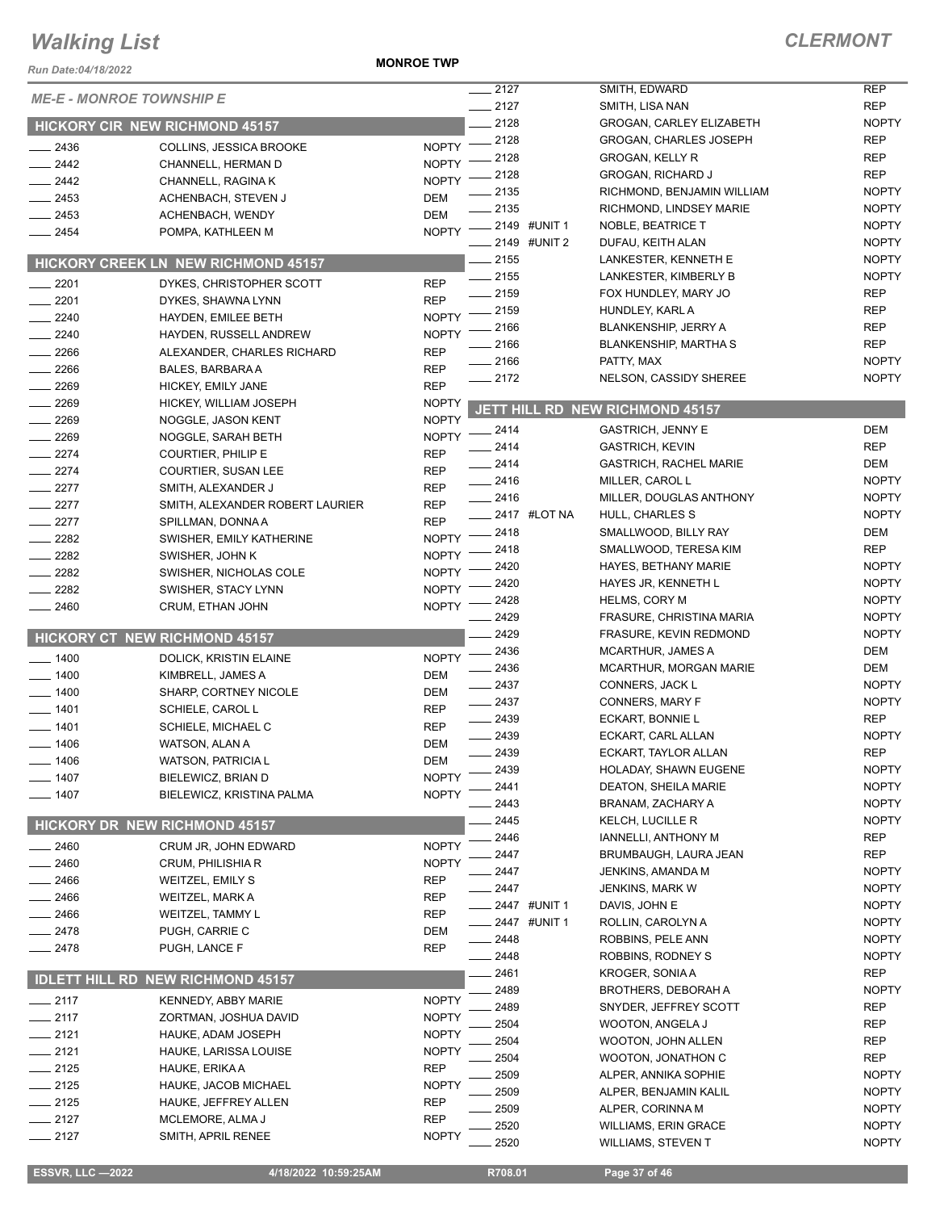# Walking List

**CLERMONT**

Run Date:04/18/2022

**MONROE TWP**

*ME-E - MONROE TOWNSHIP E*

## HICKORY CIR NEW RICHMOND 45157

| No. | Unit | Name | Party |
|---|---|---|---|
| 2436 | | COLLINS, JESSICA BROOKE | NOPTY |
| 2442 | | CHANNELL, HERMAN D | NOPTY |
| 2442 | | CHANNELL, RAGINA K | NOPTY |
| 2453 | | ACHENBACH, STEVEN J | DEM |
| 2453 | | ACHENBACH, WENDY | DEM |
| 2454 | | POMPA, KATHLEEN M | NOPTY |

## HICKORY CREEK LN NEW RICHMOND 45157

| No. | Unit | Name | Party |
|---|---|---|---|
| 2201 | | DYKES, CHRISTOPHER SCOTT | REP |
| 2201 | | DYKES, SHAWNA LYNN | REP |
| 2240 | | HAYDEN, EMILEE BETH | NOPTY |
| 2240 | | HAYDEN, RUSSELL ANDREW | NOPTY |
| 2266 | | ALEXANDER, CHARLES RICHARD | REP |
| 2266 | | BALES, BARBARA A | REP |
| 2269 | | HICKEY, EMILY JANE | REP |
| 2269 | | HICKEY, WILLIAM JOSEPH | NOPTY |
| 2269 | | NOGGLE, JASON KENT | NOPTY |
| 2269 | | NOGGLE, SARAH BETH | NOPTY |
| 2274 | | COURTIER, PHILIP E | REP |
| 2274 | | COURTIER, SUSAN LEE | REP |
| 2277 | | SMITH, ALEXANDER J | REP |
| 2277 | | SMITH, ALEXANDER ROBERT LAURIER | REP |
| 2277 | | SPILLMAN, DONNA A | REP |
| 2282 | | SWISHER, EMILY KATHERINE | NOPTY |
| 2282 | | SWISHER, JOHN K | NOPTY |
| 2282 | | SWISHER, NICHOLAS COLE | NOPTY |
| 2282 | | SWISHER, STACY LYNN | NOPTY |
| 2460 | | CRUM, ETHAN JOHN | NOPTY |

## HICKORY CT NEW RICHMOND 45157

| No. | Unit | Name | Party |
|---|---|---|---|
| 1400 | | DOLICK, KRISTIN ELAINE | NOPTY |
| 1400 | | KIMBRELL, JAMES A | DEM |
| 1400 | | SHARP, CORTNEY NICOLE | DEM |
| 1401 | | SCHIELE, CAROL L | REP |
| 1401 | | SCHIELE, MICHAEL C | REP |
| 1406 | | WATSON, ALAN A | DEM |
| 1406 | | WATSON, PATRICIA L | DEM |
| 1407 | | BIELEWICZ, BRIAN D | NOPTY |
| 1407 | | BIELEWICZ, KRISTINA PALMA | NOPTY |

## HICKORY DR NEW RICHMOND 45157

| No. | Unit | Name | Party |
|---|---|---|---|
| 2460 | | CRUM JR, JOHN EDWARD | NOPTY |
| 2460 | | CRUM, PHILISHIA R | NOPTY |
| 2466 | | WEITZEL, EMILY S | REP |
| 2466 | | WEITZEL, MARK A | REP |
| 2466 | | WEITZEL, TAMMY L | REP |
| 2478 | | PUGH, CARRIE C | DEM |
| 2478 | | PUGH, LANCE F | REP |

## IDLETT HILL RD NEW RICHMOND 45157

| No. | Unit | Name | Party |
|---|---|---|---|
| 2117 | | KENNEDY, ABBY MARIE | NOPTY |
| 2117 | | ZORTMAN, JOSHUA DAVID | NOPTY |
| 2121 | | HAUKE, ADAM JOSEPH | NOPTY |
| 2121 | | HAUKE, LARISSA LOUISE | NOPTY |
| 2125 | | HAUKE, ERIKA A | REP |
| 2125 | | HAUKE, JACOB MICHAEL | NOPTY |
| 2125 | | HAUKE, JEFFREY ALLEN | REP |
| 2127 | | MCLEMORE, ALMA J | REP |
| 2127 | | SMITH, APRIL RENEE | NOPTY |
| 2127 | | SMITH, EDWARD | REP |
| 2127 | | SMITH, LISA NAN | REP |
| 2128 | | GROGAN, CARLEY ELIZABETH | NOPTY |
| 2128 | | GROGAN, CHARLES JOSEPH | REP |
| 2128 | | GROGAN, KELLY R | REP |
| 2128 | | GROGAN, RICHARD J | REP |
| 2135 | | RICHMOND, BENJAMIN WILLIAM | NOPTY |
| 2135 | | RICHMOND, LINDSEY MARIE | NOPTY |
| 2149 | #UNIT 1 | NOBLE, BEATRICE T | NOPTY |
| 2149 | #UNIT 2 | DUFAU, KEITH ALAN | NOPTY |
| 2155 | | LANKESTER, KENNETH E | NOPTY |
| 2155 | | LANKESTER, KIMBERLY B | NOPTY |
| 2159 | | FOX HUNDLEY, MARY JO | REP |
| 2159 | | HUNDLEY, KARL A | REP |
| 2166 | | BLANKENSHIP, JERRY A | REP |
| 2166 | | BLANKENSHIP, MARTHA S | REP |
| 2166 | | PATTY, MAX | NOPTY |
| 2172 | | NELSON, CASSIDY SHEREE | NOPTY |

## JETT HILL RD NEW RICHMOND 45157

| No. | Unit | Name | Party |
|---|---|---|---|
| 2414 | | GASTRICH, JENNY E | DEM |
| 2414 | | GASTRICH, KEVIN | REP |
| 2414 | | GASTRICH, RACHEL MARIE | DEM |
| 2416 | | MILLER, CAROL L | NOPTY |
| 2416 | | MILLER, DOUGLAS ANTHONY | NOPTY |
| 2417 | #LOT NA | HULL, CHARLES S | NOPTY |
| 2418 | | SMALLWOOD, BILLY RAY | DEM |
| 2418 | | SMALLWOOD, TERESA KIM | REP |
| 2420 | | HAYES, BETHANY MARIE | NOPTY |
| 2420 | | HAYES JR, KENNETH L | NOPTY |
| 2428 | | HELMS, CORY M | NOPTY |
| 2429 | | FRASURE, CHRISTINA MARIA | NOPTY |
| 2429 | | FRASURE, KEVIN REDMOND | NOPTY |
| 2436 | | MCARTHUR, JAMES A | DEM |
| 2436 | | MCARTHUR, MORGAN MARIE | DEM |
| 2437 | | CONNERS, JACK L | NOPTY |
| 2437 | | CONNERS, MARY F | NOPTY |
| 2439 | | ECKART, BONNIE L | REP |
| 2439 | | ECKART, CARL ALLAN | NOPTY |
| 2439 | | ECKART, TAYLOR ALLAN | REP |
| 2439 | | HOLADAY, SHAWN EUGENE | NOPTY |
| 2441 | | DEATON, SHEILA MARIE | NOPTY |
| 2443 | | BRANAM, ZACHARY A | NOPTY |
| 2445 | | KELCH, LUCILLE R | NOPTY |
| 2446 | | IANNELLI, ANTHONY M | REP |
| 2447 | | BRUMBAUGH, LAURA JEAN | REP |
| 2447 | | JENKINS, AMANDA M | NOPTY |
| 2447 | | JENKINS, MARK W | NOPTY |
| 2447 | #UNIT 1 | DAVIS, JOHN E | NOPTY |
| 2447 | #UNIT 1 | ROLLIN, CAROLYN A | NOPTY |
| 2448 | | ROBBINS, PELE ANN | NOPTY |
| 2448 | | ROBBINS, RODNEY S | NOPTY |
| 2461 | | KROGER, SONIA A | REP |
| 2489 | | BROTHERS, DEBORAH A | NOPTY |
| 2489 | | SNYDER, JEFFREY SCOTT | REP |
| 2504 | | WOOTON, ANGELA J | REP |
| 2504 | | WOOTON, JOHN ALLEN | REP |
| 2504 | | WOOTON, JONATHON C | REP |
| 2509 | | ALPER, ANNIKA SOPHIE | NOPTY |
| 2509 | | ALPER, BENJAMIN KALIL | NOPTY |
| 2509 | | ALPER, CORINNA M | NOPTY |
| 2520 | | WILLIAMS, ERIN GRACE | NOPTY |
| 2520 | | WILLIAMS, STEVEN T | NOPTY |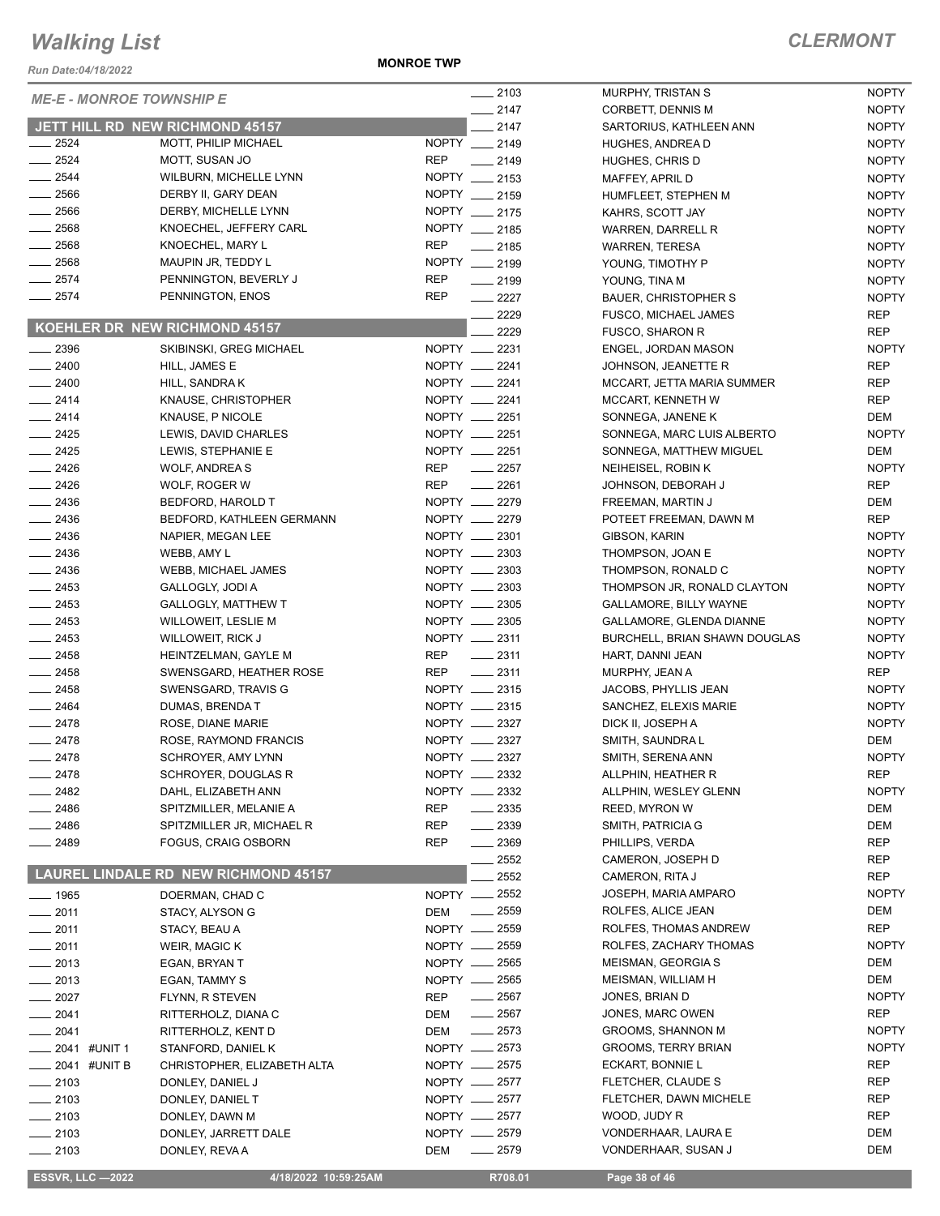# Walking List

**CLERMONT**

Run Date:04/18/2022

**MONROE TWP**

*ME-E - MONROE TOWNSHIP E*

## JETT HILL RD NEW RICHMOND 45157

| No. | Name | Party |
|---|---|---|
| 2524 | MOTT, PHILIP MICHAEL | NOPTY |
| 2524 | MOTT, SUSAN JO | REP |
| 2544 | WILBURN, MICHELLE LYNN | NOPTY |
| 2566 | DERBY II, GARY DEAN | NOPTY |
| 2566 | DERBY, MICHELLE LYNN | NOPTY |
| 2568 | KNOECHEL, JEFFERY CARL | NOPTY |
| 2568 | KNOECHEL, MARY L | REP |
| 2568 | MAUPIN JR, TEDDY L | NOPTY |
| 2574 | PENNINGTON, BEVERLY J | REP |
| 2574 | PENNINGTON, ENOS | REP |

## KOEHLER DR NEW RICHMOND 45157

| No. | Name | Party |
|---|---|---|
| 2396 | SKIBINSKI, GREG MICHAEL | NOPTY |
| 2400 | HILL, JAMES E | NOPTY |
| 2400 | HILL, SANDRA K | NOPTY |
| 2414 | KNAUSE, CHRISTOPHER | NOPTY |
| 2414 | KNAUSE, P NICOLE | NOPTY |
| 2425 | LEWIS, DAVID CHARLES | NOPTY |
| 2425 | LEWIS, STEPHANIE E | NOPTY |
| 2426 | WOLF, ANDREA S | REP |
| 2426 | WOLF, ROGER W | REP |
| 2436 | BEDFORD, HAROLD T | NOPTY |
| 2436 | BEDFORD, KATHLEEN GERMANN | NOPTY |
| 2436 | NAPIER, MEGAN LEE | NOPTY |
| 2436 | WEBB, AMY L | NOPTY |
| 2436 | WEBB, MICHAEL JAMES | NOPTY |
| 2453 | GALLOGLY, JODI A | NOPTY |
| 2453 | GALLOGLY, MATTHEW T | NOPTY |
| 2453 | WILLOWEIT, LESLIE M | NOPTY |
| 2453 | WILLOWEIT, RICK J | NOPTY |
| 2458 | HEINTZELMAN, GAYLE M | REP |
| 2458 | SWENSGARD, HEATHER ROSE | REP |
| 2458 | SWENSGARD, TRAVIS G | NOPTY |
| 2464 | DUMAS, BRENDA T | NOPTY |
| 2478 | ROSE, DIANE MARIE | NOPTY |
| 2478 | ROSE, RAYMOND FRANCIS | NOPTY |
| 2478 | SCHROYER, AMY LYNN | NOPTY |
| 2478 | SCHROYER, DOUGLAS R | NOPTY |
| 2482 | DAHL, ELIZABETH ANN | NOPTY |
| 2486 | SPITZMILLER, MELANIE A | REP |
| 2486 | SPITZMILLER JR, MICHAEL R | REP |
| 2489 | FOGUS, CRAIG OSBORN | REP |

## LAUREL LINDALE RD NEW RICHMOND 45157

| No. | Name | Party |
|---|---|---|
| 1965 | DOERMAN, CHAD C | NOPTY |
| 2011 | STACY, ALYSON G | DEM |
| 2011 | STACY, BEAU A | NOPTY |
| 2011 | WEIR, MAGIC K | NOPTY |
| 2013 | EGAN, BRYAN T | NOPTY |
| 2013 | EGAN, TAMMY S | NOPTY |
| 2027 | FLYNN, R STEVEN | REP |
| 2041 | RITTERHOLZ, DIANA C | DEM |
| 2041 | RITTERHOLZ, KENT D | DEM |
| 2041 #UNIT 1 | STANFORD, DANIEL K | NOPTY |
| 2041 #UNIT B | CHRISTOPHER, ELIZABETH ALTA | NOPTY |
| 2103 | DONLEY, DANIEL J | NOPTY |
| 2103 | DONLEY, DANIEL T | NOPTY |
| 2103 | DONLEY, DAWN M | NOPTY |
| 2103 | DONLEY, JARRETT DALE | NOPTY |
| 2103 | DONLEY, REVA A | DEM |
| 2103 | MURPHY, TRISTAN S | NOPTY |
| 2147 | CORBETT, DENNIS M | NOPTY |
| 2147 | SARTORIUS, KATHLEEN ANN | NOPTY |
| 2149 | HUGHES, ANDREA D | NOPTY |
| 2149 | HUGHES, CHRIS D | NOPTY |
| 2153 | MAFFEY, APRIL D | NOPTY |
| 2159 | HUMFLEET, STEPHEN M | NOPTY |
| 2175 | KAHRS, SCOTT JAY | NOPTY |
| 2185 | WARREN, DARRELL R | NOPTY |
| 2185 | WARREN, TERESA | NOPTY |
| 2199 | YOUNG, TIMOTHY P | NOPTY |
| 2199 | YOUNG, TINA M | NOPTY |
| 2227 | BAUER, CHRISTOPHER S | NOPTY |
| 2229 | FUSCO, MICHAEL JAMES | REP |
| 2229 | FUSCO, SHARON R | REP |
| 2231 | ENGEL, JORDAN MASON | NOPTY |
| 2241 | JOHNSON, JEANETTE R | REP |
| 2241 | MCCART, JETTA MARIA SUMMER | REP |
| 2241 | MCCART, KENNETH W | REP |
| 2251 | SONNEGA, JANENE K | DEM |
| 2251 | SONNEGA, MARC LUIS ALBERTO | NOPTY |
| 2251 | SONNEGA, MATTHEW MIGUEL | DEM |
| 2257 | NEIHEISEL, ROBIN K | NOPTY |
| 2261 | JOHNSON, DEBORAH J | REP |
| 2279 | FREEMAN, MARTIN J | DEM |
| 2279 | POTEET FREEMAN, DAWN M | REP |
| 2301 | GIBSON, KARIN | NOPTY |
| 2303 | THOMPSON, JOAN E | NOPTY |
| 2303 | THOMPSON, RONALD C | NOPTY |
| 2303 | THOMPSON JR, RONALD CLAYTON | NOPTY |
| 2305 | GALLAMORE, BILLY WAYNE | NOPTY |
| 2305 | GALLAMORE, GLENDA DIANNE | NOPTY |
| 2311 | BURCHELL, BRIAN SHAWN DOUGLAS | NOPTY |
| 2311 | HART, DANNI JEAN | NOPTY |
| 2311 | MURPHY, JEAN A | REP |
| 2315 | JACOBS, PHYLLIS JEAN | NOPTY |
| 2315 | SANCHEZ, ELEXIS MARIE | NOPTY |
| 2327 | DICK II, JOSEPH A | NOPTY |
| 2327 | SMITH, SAUNDRA L | DEM |
| 2327 | SMITH, SERENA ANN | NOPTY |
| 2332 | ALLPHIN, HEATHER R | REP |
| 2332 | ALLPHIN, WESLEY GLENN | NOPTY |
| 2335 | REED, MYRON W | DEM |
| 2339 | SMITH, PATRICIA G | DEM |
| 2369 | PHILLIPS, VERDA | REP |
| 2552 | CAMERON, JOSEPH D | REP |
| 2552 | CAMERON, RITA J | REP |
| 2552 | JOSEPH, MARIA AMPARO | NOPTY |
| 2559 | ROLFES, ALICE JEAN | DEM |
| 2559 | ROLFES, THOMAS ANDREW | REP |
| 2559 | ROLFES, ZACHARY THOMAS | NOPTY |
| 2565 | MEISMAN, GEORGIA S | DEM |
| 2565 | MEISMAN, WILLIAM H | DEM |
| 2567 | JONES, BRIAN D | NOPTY |
| 2567 | JONES, MARC OWEN | REP |
| 2573 | GROOMS, SHANNON M | NOPTY |
| 2573 | GROOMS, TERRY BRIAN | NOPTY |
| 2575 | ECKART, BONNIE L | REP |
| 2577 | FLETCHER, CLAUDE S | REP |
| 2577 | FLETCHER, DAWN MICHELE | REP |
| 2577 | WOOD, JUDY R | REP |
| 2579 | VONDERHAAR, LAURA E | DEM |
| 2579 | VONDERHAAR, SUSAN J | DEM |

ESSVR, LLC —2022 4/18/2022 10:59:25AM R708.01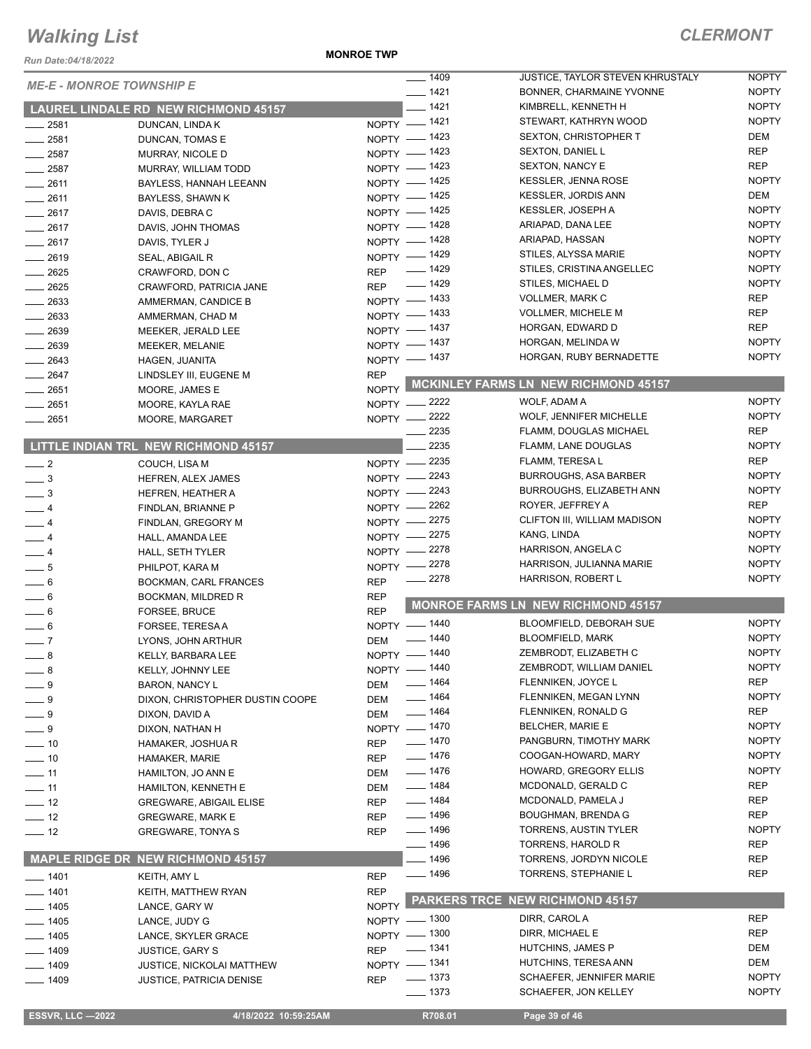# Walking List

## CLERMONT

Run Date:04/18/2022

**MONROE TWP**

*ME-E - MONROE TOWNSHIP E*

### LAUREL LINDALE RD NEW RICHMOND 45157

| No. | Name | Party |
|---|---|---|
| 2581 | DUNCAN, LINDA K | NOPTY |
| 2581 | DUNCAN, TOMAS E | NOPTY |
| 2587 | MURRAY, NICOLE D | NOPTY |
| 2587 | MURRAY, WILLIAM TODD | NOPTY |
| 2611 | BAYLESS, HANNAH LEEANN | NOPTY |
| 2611 | BAYLESS, SHAWN K | NOPTY |
| 2617 | DAVIS, DEBRA C | NOPTY |
| 2617 | DAVIS, JOHN THOMAS | NOPTY |
| 2617 | DAVIS, TYLER J | NOPTY |
| 2619 | SEAL, ABIGAIL R | NOPTY |
| 2625 | CRAWFORD, DON C | REP |
| 2625 | CRAWFORD, PATRICIA JANE | REP |
| 2633 | AMMERMAN, CANDICE B | NOPTY |
| 2633 | AMMERMAN, CHAD M | NOPTY |
| 2639 | MEEKER, JERALD LEE | NOPTY |
| 2639 | MEEKER, MELANIE | NOPTY |
| 2643 | HAGEN, JUANITA | NOPTY |
| 2647 | LINDSLEY III, EUGENE M | REP |
| 2651 | MOORE, JAMES E | NOPTY |
| 2651 | MOORE, KAYLA RAE | NOPTY |
| 2651 | MOORE, MARGARET | NOPTY |

### LITTLE INDIAN TRL NEW RICHMOND 45157

| No. | Name | Party |
|---|---|---|
| 2 | COUCH, LISA M | NOPTY |
| 3 | HEFREN, ALEX JAMES | NOPTY |
| 3 | HEFREN, HEATHER A | NOPTY |
| 4 | FINDLAN, BRIANNE P | NOPTY |
| 4 | FINDLAN, GREGORY M | NOPTY |
| 4 | HALL, AMANDA LEE | NOPTY |
| 4 | HALL, SETH TYLER | NOPTY |
| 5 | PHILPOT, KARA M | NOPTY |
| 6 | BOCKMAN, CARL FRANCES | REP |
| 6 | BOCKMAN, MILDRED R | REP |
| 6 | FORSEE, BRUCE | REP |
| 6 | FORSEE, TERESA A | NOPTY |
| 7 | LYONS, JOHN ARTHUR | DEM |
| 8 | KELLY, BARBARA LEE | NOPTY |
| 8 | KELLY, JOHNNY LEE | NOPTY |
| 9 | BARON, NANCY L | DEM |
| 9 | DIXON, CHRISTOPHER DUSTIN COOPE | DEM |
| 9 | DIXON, DAVID A | DEM |
| 9 | DIXON, NATHAN H | NOPTY |
| 10 | HAMAKER, JOSHUA R | REP |
| 10 | HAMAKER, MARIE | REP |
| 11 | HAMILTON, JO ANN E | DEM |
| 11 | HAMILTON, KENNETH E | DEM |
| 12 | GREGWARE, ABIGAIL ELISE | REP |
| 12 | GREGWARE, MARK E | REP |
| 12 | GREGWARE, TONYA S | REP |

### MAPLE RIDGE DR NEW RICHMOND 45157

| No. | Name | Party |
|---|---|---|
| 1401 | KEITH, AMY L | REP |
| 1401 | KEITH, MATTHEW RYAN | REP |
| 1405 | LANCE, GARY W | NOPTY |
| 1405 | LANCE, JUDY G | NOPTY |
| 1405 | LANCE, SKYLER GRACE | NOPTY |
| 1409 | JUSTICE, GARY S | REP |
| 1409 | JUSTICE, NICKOLAI MATTHEW | NOPTY |
| 1409 | JUSTICE, PATRICIA DENISE | REP |
| 1409 | JUSTICE, TAYLOR STEVEN KHRUSTALY | NOPTY |
| 1421 | BONNER, CHARMAINE YVONNE | NOPTY |
| 1421 | KIMBRELL, KENNETH H | NOPTY |
| 1421 | STEWART, KATHRYN WOOD | NOPTY |
| 1423 | SEXTON, CHRISTOPHER T | DEM |
| 1423 | SEXTON, DANIEL L | REP |
| 1423 | SEXTON, NANCY E | REP |
| 1425 | KESSLER, JENNA ROSE | NOPTY |
| 1425 | KESSLER, JORDIS ANN | DEM |
| 1425 | KESSLER, JOSEPH A | NOPTY |
| 1428 | ARIAPAD, DANA LEE | NOPTY |
| 1428 | ARIAPAD, HASSAN | NOPTY |
| 1429 | STILES, ALYSSA MARIE | NOPTY |
| 1429 | STILES, CRISTINA ANGELLEC | NOPTY |
| 1429 | STILES, MICHAEL D | NOPTY |
| 1433 | VOLLMER, MARK C | REP |
| 1433 | VOLLMER, MICHELE M | REP |
| 1437 | HORGAN, EDWARD D | REP |
| 1437 | HORGAN, MELINDA W | NOPTY |
| 1437 | HORGAN, RUBY BERNADETTE | NOPTY |

### MCKINLEY FARMS LN NEW RICHMOND 45157

| No. | Name | Party |
|---|---|---|
| 2222 | WOLF, ADAM A | NOPTY |
| 2222 | WOLF, JENNIFER MICHELLE | NOPTY |
| 2235 | FLAMM, DOUGLAS MICHAEL | REP |
| 2235 | FLAMM, LANE DOUGLAS | NOPTY |
| 2235 | FLAMM, TERESA L | REP |
| 2243 | BURROUGHS, ASA BARBER | NOPTY |
| 2243 | BURROUGHS, ELIZABETH ANN | NOPTY |
| 2262 | ROYER, JEFFREY A | REP |
| 2275 | CLIFTON III, WILLIAM MADISON | NOPTY |
| 2275 | KANG, LINDA | NOPTY |
| 2278 | HARRISON, ANGELA C | NOPTY |
| 2278 | HARRISON, JULIANNA MARIE | NOPTY |
| 2278 | HARRISON, ROBERT L | NOPTY |

### MONROE FARMS LN NEW RICHMOND 45157

| No. | Name | Party |
|---|---|---|
| 1440 | BLOOMFIELD, DEBORAH SUE | NOPTY |
| 1440 | BLOOMFIELD, MARK | NOPTY |
| 1440 | ZEMBRODT, ELIZABETH C | NOPTY |
| 1440 | ZEMBRODT, WILLIAM DANIEL | NOPTY |
| 1464 | FLENNIKEN, JOYCE L | REP |
| 1464 | FLENNIKEN, MEGAN LYNN | NOPTY |
| 1464 | FLENNIKEN, RONALD G | REP |
| 1470 | BELCHER, MARIE E | NOPTY |
| 1470 | PANGBURN, TIMOTHY MARK | NOPTY |
| 1476 | COOGAN-HOWARD, MARY | NOPTY |
| 1476 | HOWARD, GREGORY ELLIS | NOPTY |
| 1484 | MCDONALD, GERALD C | REP |
| 1484 | MCDONALD, PAMELA J | REP |
| 1496 | BOUGHMAN, BRENDA G | REP |
| 1496 | TORRENS, AUSTIN TYLER | NOPTY |
| 1496 | TORRENS, HAROLD R | REP |
| 1496 | TORRENS, JORDYN NICOLE | REP |
| 1496 | TORRENS, STEPHANIE L | REP |

### PARKERS TRCE NEW RICHMOND 45157

| No. | Name | Party |
|---|---|---|
| 1300 | DIRR, CAROL A | REP |
| 1300 | DIRR, MICHAEL E | REP |
| 1341 | HUTCHINS, JAMES P | DEM |
| 1341 | HUTCHINS, TERESA ANN | DEM |
| 1373 | SCHAEFER, JENNIFER MARIE | NOPTY |
| 1373 | SCHAEFER, JON KELLEY | NOPTY |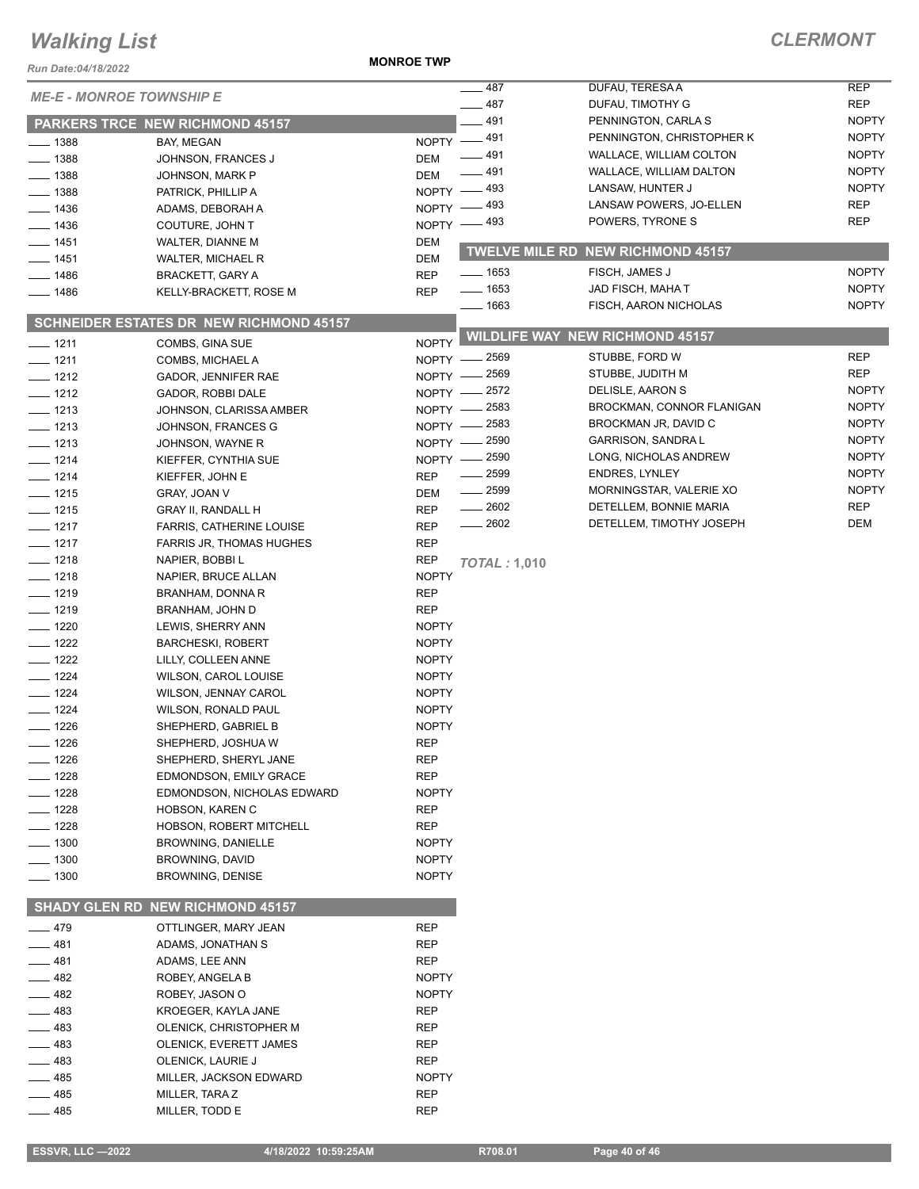# Walking List

## CLERMONT

Run Date:04/18/2022

MONROE TWP

### ME-E - MONROE TOWNSHIP E

#### PARKERS TRCE NEW RICHMOND 45157

| No. | Name | Party |
|---|---|---|
| 1388 | BAY, MEGAN | NOPTY |
| 1388 | JOHNSON, FRANCES J | DEM |
| 1388 | JOHNSON, MARK P | DEM |
| 1388 | PATRICK, PHILLIP A | NOPTY |
| 1436 | ADAMS, DEBORAH A | NOPTY |
| 1436 | COUTURE, JOHN T | NOPTY |
| 1451 | WALTER, DIANNE M | DEM |
| 1451 | WALTER, MICHAEL R | DEM |
| 1486 | BRACKETT, GARY A | REP |
| 1486 | KELLY-BRACKETT, ROSE M | REP |

#### SCHNEIDER ESTATES DR NEW RICHMOND 45157

| No. | Name | Party |
|---|---|---|
| 1211 | COMBS, GINA SUE | NOPTY |
| 1211 | COMBS, MICHAEL A | NOPTY |
| 1212 | GADOR, JENNIFER RAE | NOPTY |
| 1212 | GADOR, ROBBI DALE | NOPTY |
| 1213 | JOHNSON, CLARISSA AMBER | NOPTY |
| 1213 | JOHNSON, FRANCES G | NOPTY |
| 1213 | JOHNSON, WAYNE R | NOPTY |
| 1214 | KIEFFER, CYNTHIA SUE | NOPTY |
| 1214 | KIEFFER, JOHN E | REP |
| 1215 | GRAY, JOAN V | DEM |
| 1215 | GRAY II, RANDALL H | REP |
| 1217 | FARRIS, CATHERINE LOUISE | REP |
| 1217 | FARRIS JR, THOMAS HUGHES | REP |
| 1218 | NAPIER, BOBBI L | REP |
| 1218 | NAPIER, BRUCE ALLAN | NOPTY |
| 1219 | BRANHAM, DONNA R | REP |
| 1219 | BRANHAM, JOHN D | REP |
| 1220 | LEWIS, SHERRY ANN | NOPTY |
| 1222 | BARCHESKI, ROBERT | NOPTY |
| 1222 | LILLY, COLLEEN ANNE | NOPTY |
| 1224 | WILSON, CAROL LOUISE | NOPTY |
| 1224 | WILSON, JENNAY CAROL | NOPTY |
| 1224 | WILSON, RONALD PAUL | NOPTY |
| 1226 | SHEPHERD, GABRIEL B | NOPTY |
| 1226 | SHEPHERD, JOSHUA W | REP |
| 1226 | SHEPHERD, SHERYL JANE | REP |
| 1228 | EDMONDSON, EMILY GRACE | REP |
| 1228 | EDMONDSON, NICHOLAS EDWARD | NOPTY |
| 1228 | HOBSON, KAREN C | REP |
| 1228 | HOBSON, ROBERT MITCHELL | REP |
| 1300 | BROWNING, DANIELLE | NOPTY |
| 1300 | BROWNING, DAVID | NOPTY |
| 1300 | BROWNING, DENISE | NOPTY |

#### SHADY GLEN RD NEW RICHMOND 45157

| No. | Name | Party |
|---|---|---|
| 479 | OTTLINGER, MARY JEAN | REP |
| 481 | ADAMS, JONATHAN S | REP |
| 481 | ADAMS, LEE ANN | REP |
| 482 | ROBEY, ANGELA B | NOPTY |
| 482 | ROBEY, JASON O | NOPTY |
| 483 | KROEGER, KAYLA JANE | REP |
| 483 | OLENICK, CHRISTOPHER M | REP |
| 483 | OLENICK, EVERETT JAMES | REP |
| 483 | OLENICK, LAURIE J | REP |
| 485 | MILLER, JACKSON EDWARD | NOPTY |
| 485 | MILLER, TARA Z | REP |
| 485 | MILLER, TODD E | REP |
| 487 | DUFAU, TERESA A | REP |
| 487 | DUFAU, TIMOTHY G | REP |
| 491 | PENNINGTON, CARLA S | NOPTY |
| 491 | PENNINGTON, CHRISTOPHER K | NOPTY |
| 491 | WALLACE, WILLIAM COLTON | NOPTY |
| 491 | WALLACE, WILLIAM DALTON | NOPTY |
| 493 | LANSAW, HUNTER J | NOPTY |
| 493 | LANSAW POWERS, JO-ELLEN | REP |
| 493 | POWERS, TYRONE S | REP |

#### TWELVE MILE RD NEW RICHMOND 45157

| No. | Name | Party |
|---|---|---|
| 1653 | FISCH, JAMES J | NOPTY |
| 1653 | JAD FISCH, MAHA T | NOPTY |
| 1663 | FISCH, AARON NICHOLAS | NOPTY |

#### WILDLIFE WAY NEW RICHMOND 45157

| No. | Name | Party |
|---|---|---|
| 2569 | STUBBE, FORD W | REP |
| 2569 | STUBBE, JUDITH M | REP |
| 2572 | DELISLE, AARON S | NOPTY |
| 2583 | BROCKMAN, CONNOR FLANIGAN | NOPTY |
| 2583 | BROCKMAN JR, DAVID C | NOPTY |
| 2590 | GARRISON, SANDRA L | NOPTY |
| 2590 | LONG, NICHOLAS ANDREW | NOPTY |
| 2599 | ENDRES, LYNLEY | NOPTY |
| 2599 | MORNINGSTAR, VALERIE XO | NOPTY |
| 2602 | DETELLEM, BONNIE MARIA | REP |
| 2602 | DETELLEM, TIMOTHY JOSEPH | DEM |

*TOTAL :* **1,010**

ESSVR, LLC —2022 | 4/18/2022 10:59:25AM | R708.01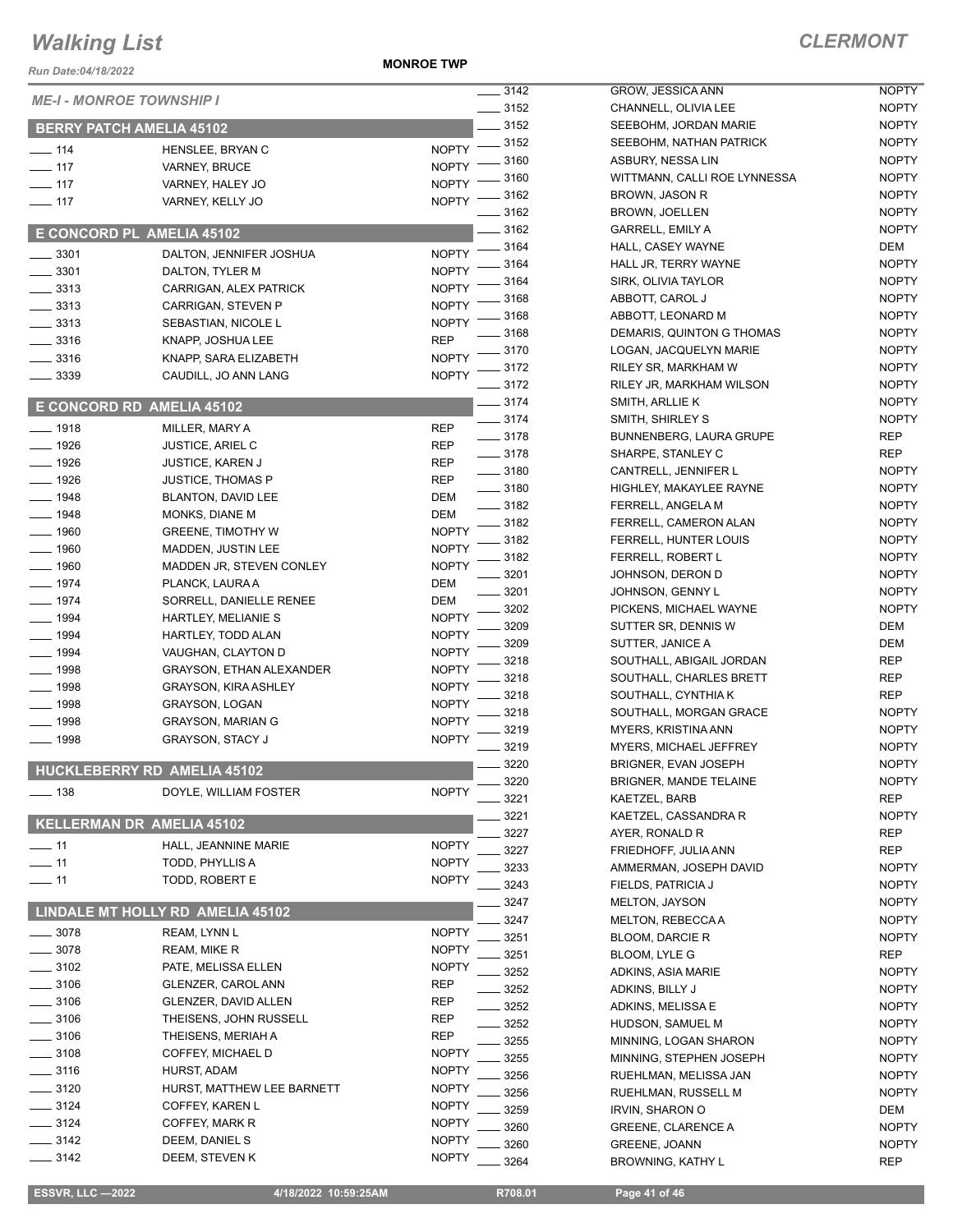# Walking List

## CLERMONT

Run Date:04/18/2022

MONROE TWP

### ME-I - MONROE TOWNSHIP I

#### BERRY PATCH AMELIA 45102

| | | |
|---|---|---|
| ____ 114 | HENSLEE, BRYAN C | NOPTY |
| ____ 117 | VARNEY, BRUCE | NOPTY |
| ____ 117 | VARNEY, HALEY JO | NOPTY |
| ____ 117 | VARNEY, KELLY JO | NOPTY |

#### E CONCORD PL AMELIA 45102

| | | |
|---|---|---|
| ____ 3301 | DALTON, JENNIFER JOSHUA | NOPTY |
| ____ 3301 | DALTON, TYLER M | NOPTY |
| ____ 3313 | CARRIGAN, ALEX PATRICK | NOPTY |
| ____ 3313 | CARRIGAN, STEVEN P | NOPTY |
| ____ 3313 | SEBASTIAN, NICOLE L | NOPTY |
| ____ 3316 | KNAPP, JOSHUA LEE | REP |
| ____ 3316 | KNAPP, SARA ELIZABETH | NOPTY |
| ____ 3339 | CAUDILL, JO ANN LANG | NOPTY |

#### E CONCORD RD AMELIA 45102

| | | |
|---|---|---|
| ____ 1918 | MILLER, MARY A | REP |
| ____ 1926 | JUSTICE, ARIEL C | REP |
| ____ 1926 | JUSTICE, KAREN J | REP |
| ____ 1926 | JUSTICE, THOMAS P | REP |
| ____ 1948 | BLANTON, DAVID LEE | DEM |
| ____ 1948 | MONKS, DIANE M | DEM |
| ____ 1960 | GREENE, TIMOTHY W | NOPTY |
| ____ 1960 | MADDEN, JUSTIN LEE | NOPTY |
| ____ 1960 | MADDEN JR, STEVEN CONLEY | NOPTY |
| ____ 1974 | PLANCK, LAURA A | DEM |
| ____ 1974 | SORRELL, DANIELLE RENEE | DEM |
| ____ 1994 | HARTLEY, MELIANIE S | NOPTY |
| ____ 1994 | HARTLEY, TODD ALAN | NOPTY |
| ____ 1994 | VAUGHAN, CLAYTON D | NOPTY |
| ____ 1998 | GRAYSON, ETHAN ALEXANDER | NOPTY |
| ____ 1998 | GRAYSON, KIRA ASHLEY | NOPTY |
| ____ 1998 | GRAYSON, LOGAN | NOPTY |
| ____ 1998 | GRAYSON, MARIAN G | NOPTY |
| ____ 1998 | GRAYSON, STACY J | NOPTY |

#### HUCKLEBERRY RD AMELIA 45102

| | | |
|---|---|---|
| ____ 138 | DOYLE, WILLIAM FOSTER | NOPTY |

#### KELLERMAN DR AMELIA 45102

| | | |
|---|---|---|
| ____ 11 | HALL, JEANNINE MARIE | NOPTY |
| ____ 11 | TODD, PHYLLIS A | NOPTY |
| ____ 11 | TODD, ROBERT E | NOPTY |

#### LINDALE MT HOLLY RD AMELIA 45102

| | | |
|---|---|---|
| ____ 3078 | REAM, LYNN L | NOPTY |
| ____ 3078 | REAM, MIKE R | NOPTY |
| ____ 3102 | PATE, MELISSA ELLEN | NOPTY |
| ____ 3106 | GLENZER, CAROL ANN | REP |
| ____ 3106 | GLENZER, DAVID ALLEN | REP |
| ____ 3106 | THEISENS, JOHN RUSSELL | REP |
| ____ 3106 | THEISENS, MERIAH A | REP |
| ____ 3108 | COFFEY, MICHAEL D | NOPTY |
| ____ 3116 | HURST, ADAM | NOPTY |
| ____ 3120 | HURST, MATTHEW LEE BARNETT | NOPTY |
| ____ 3124 | COFFEY, KAREN L | NOPTY |
| ____ 3124 | COFFEY, MARK R | NOPTY |
| ____ 3142 | DEEM, DANIEL S | NOPTY |
| ____ 3142 | DEEM, STEVEN K | NOPTY |
| ____ 3142 | GROW, JESSICA ANN | NOPTY |
| ____ 3152 | CHANNELL, OLIVIA LEE | NOPTY |
| ____ 3152 | SEEBOHM, JORDAN MARIE | NOPTY |
| ____ 3152 | SEEBOHM, NATHAN PATRICK | NOPTY |
| ____ 3160 | ASBURY, NESSA LIN | NOPTY |
| ____ 3160 | WITTMANN, CALLI ROE LYNNESSA | NOPTY |
| ____ 3162 | BROWN, JASON R | NOPTY |
| ____ 3162 | BROWN, JOELLEN | NOPTY |
| ____ 3162 | GARRELL, EMILY A | NOPTY |
| ____ 3164 | HALL, CASEY WAYNE | DEM |
| ____ 3164 | HALL JR, TERRY WAYNE | NOPTY |
| ____ 3164 | SIRK, OLIVIA TAYLOR | NOPTY |
| ____ 3168 | ABBOTT, CAROL J | NOPTY |
| ____ 3168 | ABBOTT, LEONARD M | NOPTY |
| ____ 3168 | DEMARIS, QUINTON G THOMAS | NOPTY |
| ____ 3170 | LOGAN, JACQUELYN MARIE | NOPTY |
| ____ 3172 | RILEY SR, MARKHAM W | NOPTY |
| ____ 3172 | RILEY JR, MARKHAM WILSON | NOPTY |
| ____ 3174 | SMITH, ARLLIE K | NOPTY |
| ____ 3174 | SMITH, SHIRLEY S | NOPTY |
| ____ 3178 | BUNNENBERG, LAURA GRUPE | REP |
| ____ 3178 | SHARPE, STANLEY C | REP |
| ____ 3180 | CANTRELL, JENNIFER L | NOPTY |
| ____ 3180 | HIGHLEY, MAKAYLEE RAYNE | NOPTY |
| ____ 3182 | FERRELL, ANGELA M | NOPTY |
| ____ 3182 | FERRELL, CAMERON ALAN | NOPTY |
| ____ 3182 | FERRELL, HUNTER LOUIS | NOPTY |
| ____ 3182 | FERRELL, ROBERT L | NOPTY |
| ____ 3201 | JOHNSON, DERON D | NOPTY |
| ____ 3201 | JOHNSON, GENNY L | NOPTY |
| ____ 3202 | PICKENS, MICHAEL WAYNE | NOPTY |
| ____ 3209 | SUTTER SR, DENNIS W | DEM |
| ____ 3209 | SUTTER, JANICE A | DEM |
| ____ 3218 | SOUTHALL, ABIGAIL JORDAN | REP |
| ____ 3218 | SOUTHALL, CHARLES BRETT | REP |
| ____ 3218 | SOUTHALL, CYNTHIA K | REP |
| ____ 3218 | SOUTHALL, MORGAN GRACE | NOPTY |
| ____ 3219 | MYERS, KRISTINA ANN | NOPTY |
| ____ 3219 | MYERS, MICHAEL JEFFREY | NOPTY |
| ____ 3220 | BRIGNER, EVAN JOSEPH | NOPTY |
| ____ 3220 | BRIGNER, MANDE TELAINE | NOPTY |
| ____ 3221 | KAETZEL, BARB | REP |
| ____ 3221 | KAETZEL, CASSANDRA R | NOPTY |
| ____ 3227 | AYER, RONALD R | REP |
| ____ 3227 | FRIEDHOFF, JULIA ANN | REP |
| ____ 3233 | AMMERMAN, JOSEPH DAVID | NOPTY |
| ____ 3243 | FIELDS, PATRICIA J | NOPTY |
| ____ 3247 | MELTON, JAYSON | NOPTY |
| ____ 3247 | MELTON, REBECCA A | NOPTY |
| ____ 3251 | BLOOM, DARCIE R | NOPTY |
| ____ 3251 | BLOOM, LYLE G | REP |
| ____ 3252 | ADKINS, ASIA MARIE | NOPTY |
| ____ 3252 | ADKINS, BILLY J | NOPTY |
| ____ 3252 | ADKINS, MELISSA E | NOPTY |
| ____ 3252 | HUDSON, SAMUEL M | NOPTY |
| ____ 3255 | MINNING, LOGAN SHARON | NOPTY |
| ____ 3255 | MINNING, STEPHEN JOSEPH | NOPTY |
| ____ 3256 | RUEHLMAN, MELISSA JAN | NOPTY |
| ____ 3256 | RUEHLMAN, RUSSELL M | NOPTY |
| ____ 3259 | IRVIN, SHARON O | DEM |
| ____ 3260 | GREENE, CLARENCE A | NOPTY |
| ____ 3260 | GREENE, JOANN | NOPTY |
| ____ 3264 | BROWNING, KATHY L | REP |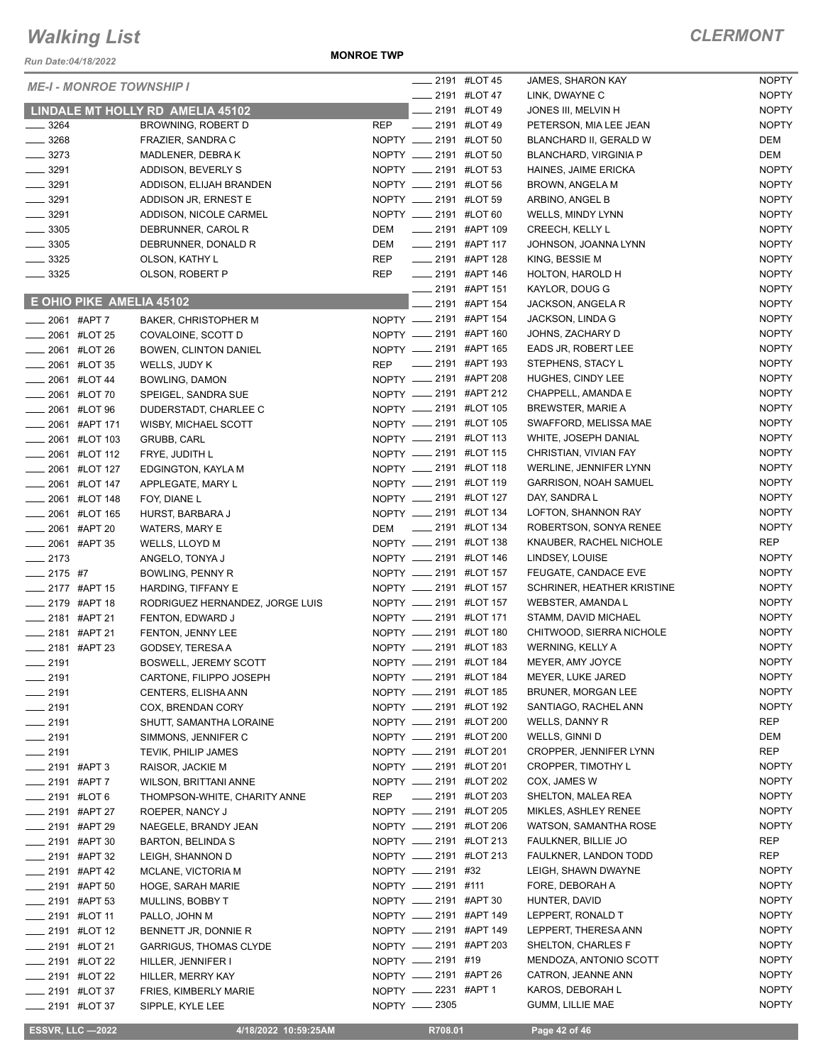# Walking List

## CLERMONT

Run Date:04/18/2022

**MONROE TWP**

*ME-I - MONROE TOWNSHIP I*

### LINDALE MT HOLLY RD AMELIA 45102

| Address | Name | Party |
|---|---|---|
| ____ 3264 | BROWNING, ROBERT D | REP |
| ____ 3268 | FRAZIER, SANDRA C | NOPTY |
| ____ 3273 | MADLENER, DEBRA K | NOPTY |
| ____ 3291 | ADDISON, BEVERLY S | NOPTY |
| ____ 3291 | ADDISON, ELIJAH BRANDEN | NOPTY |
| ____ 3291 | ADDISON JR, ERNEST E | NOPTY |
| ____ 3291 | ADDISON, NICOLE CARMEL | NOPTY |
| ____ 3305 | DEBRUNNER, CAROL R | DEM |
| ____ 3305 | DEBRUNNER, DONALD R | DEM |
| ____ 3325 | OLSON, KATHY L | REP |
| ____ 3325 | OLSON, ROBERT P | REP |

### E OHIO PIKE AMELIA 45102

| Address | Name | Party |
|---|---|---|
| ____ 2061 #APT 7 | BAKER, CHRISTOPHER M | NOPTY |
| ____ 2061 #LOT 25 | COVALOINE, SCOTT D | NOPTY |
| ____ 2061 #LOT 26 | BOWEN, CLINTON DANIEL | NOPTY |
| ____ 2061 #LOT 35 | WELLS, JUDY K | REP |
| ____ 2061 #LOT 44 | BOWLING, DAMON | NOPTY |
| ____ 2061 #LOT 70 | SPEIGEL, SANDRA SUE | NOPTY |
| ____ 2061 #LOT 96 | DUDERSTADT, CHARLEE C | NOPTY |
| ____ 2061 #APT 171 | WISBY, MICHAEL SCOTT | NOPTY |
| ____ 2061 #LOT 103 | GRUBB, CARL | NOPTY |
| ____ 2061 #LOT 112 | FRYE, JUDITH L | NOPTY |
| ____ 2061 #LOT 127 | EDGINGTON, KAYLA M | NOPTY |
| ____ 2061 #LOT 147 | APPLEGATE, MARY L | NOPTY |
| ____ 2061 #LOT 148 | FOY, DIANE L | NOPTY |
| ____ 2061 #LOT 165 | HURST, BARBARA J | NOPTY |
| ____ 2061 #APT 20 | WATERS, MARY E | DEM |
| ____ 2061 #APT 35 | WELLS, LLOYD M | NOPTY |
| ____ 2173 | ANGELO, TONYA J | NOPTY |
| ____ 2175 #7 | BOWLING, PENNY R | NOPTY |
| ____ 2177 #APT 15 | HARDING, TIFFANY E | NOPTY |
| ____ 2179 #APT 18 | RODRIGUEZ HERNANDEZ, JORGE LUIS | NOPTY |
| ____ 2181 #APT 21 | FENTON, EDWARD J | NOPTY |
| ____ 2181 #APT 21 | FENTON, JENNY LEE | NOPTY |
| ____ 2181 #APT 23 | GODSEY, TERESA A | NOPTY |
| ____ 2191 | BOSWELL, JEREMY SCOTT | NOPTY |
| ____ 2191 | CARTONE, FILIPPO JOSEPH | NOPTY |
| ____ 2191 | CENTERS, ELISHA ANN | NOPTY |
| ____ 2191 | COX, BRENDAN CORY | NOPTY |
| ____ 2191 | SHUTT, SAMANTHA LORAINE | NOPTY |
| ____ 2191 | SIMMONS, JENNIFER C | NOPTY |
| ____ 2191 | TEVIK, PHILIP JAMES | NOPTY |
| ____ 2191 #APT 3 | RAISOR, JACKIE M | NOPTY |
| ____ 2191 #APT 7 | WILSON, BRITTANI ANNE | NOPTY |
| ____ 2191 #LOT 6 | THOMPSON-WHITE, CHARITY ANNE | REP |
| ____ 2191 #APT 27 | ROEPER, NANCY J | NOPTY |
| ____ 2191 #APT 29 | NAEGELE, BRANDY JEAN | NOPTY |
| ____ 2191 #APT 30 | BARTON, BELINDA S | NOPTY |
| ____ 2191 #APT 32 | LEIGH, SHANNON D | NOPTY |
| ____ 2191 #APT 42 | MCLANE, VICTORIA M | NOPTY |
| ____ 2191 #APT 50 | HOGE, SARAH MARIE | NOPTY |
| ____ 2191 #APT 53 | MULLINS, BOBBY T | NOPTY |
| ____ 2191 #LOT 11 | PALLO, JOHN M | NOPTY |
| ____ 2191 #LOT 12 | BENNETT JR, DONNIE R | NOPTY |
| ____ 2191 #LOT 21 | GARRIGUS, THOMAS CLYDE | NOPTY |
| ____ 2191 #LOT 22 | HILLER, JENNIFER I | NOPTY |
| ____ 2191 #LOT 22 | HILLER, MERRY KAY | NOPTY |
| ____ 2191 #LOT 37 | FRIES, KIMBERLY MARIE | NOPTY |
| ____ 2191 #LOT 37 | SIPPLE, KYLE LEE | NOPTY |
| ____ 2191 #LOT 45 | JAMES, SHARON KAY | NOPTY |
| ____ 2191 #LOT 47 | LINK, DWAYNE C | NOPTY |
| ____ 2191 #LOT 49 | JONES III, MELVIN H | NOPTY |
| ____ 2191 #LOT 49 | PETERSON, MIA LEE JEAN | NOPTY |
| ____ 2191 #LOT 50 | BLANCHARD II, GERALD W | DEM |
| ____ 2191 #LOT 50 | BLANCHARD, VIRGINIA P | DEM |
| ____ 2191 #LOT 53 | HAINES, JAIME ERICKA | NOPTY |
| ____ 2191 #LOT 56 | BROWN, ANGELA M | NOPTY |
| ____ 2191 #LOT 59 | ARBINO, ANGEL B | NOPTY |
| ____ 2191 #LOT 60 | WELLS, MINDY LYNN | NOPTY |
| ____ 2191 #APT 109 | CREECH, KELLY L | NOPTY |
| ____ 2191 #APT 117 | JOHNSON, JOANNA LYNN | NOPTY |
| ____ 2191 #APT 128 | KING, BESSIE M | NOPTY |
| ____ 2191 #APT 146 | HOLTON, HAROLD H | NOPTY |
| ____ 2191 #APT 151 | KAYLOR, DOUG G | NOPTY |
| ____ 2191 #APT 154 | JACKSON, ANGELA R | NOPTY |
| ____ 2191 #APT 154 | JACKSON, LINDA G | NOPTY |
| ____ 2191 #APT 160 | JOHNS, ZACHARY D | NOPTY |
| ____ 2191 #APT 165 | EADS JR, ROBERT LEE | NOPTY |
| ____ 2191 #APT 193 | STEPHENS, STACY L | NOPTY |
| ____ 2191 #APT 208 | HUGHES, CINDY LEE | NOPTY |
| ____ 2191 #APT 212 | CHAPPELL, AMANDA E | NOPTY |
| ____ 2191 #LOT 105 | BREWSTER, MARIE A | NOPTY |
| ____ 2191 #LOT 105 | SWAFFORD, MELISSA MAE | NOPTY |
| ____ 2191 #LOT 113 | WHITE, JOSEPH DANIAL | NOPTY |
| ____ 2191 #LOT 115 | CHRISTIAN, VIVIAN FAY | NOPTY |
| ____ 2191 #LOT 118 | WERLINE, JENNIFER LYNN | NOPTY |
| ____ 2191 #LOT 119 | GARRISON, NOAH SAMUEL | NOPTY |
| ____ 2191 #LOT 127 | DAY, SANDRA L | NOPTY |
| ____ 2191 #LOT 134 | LOFTON, SHANNON RAY | NOPTY |
| ____ 2191 #LOT 134 | ROBERTSON, SONYA RENEE | NOPTY |
| ____ 2191 #LOT 138 | KNAUBER, RACHEL NICHOLE | REP |
| ____ 2191 #LOT 146 | LINDSEY, LOUISE | NOPTY |
| ____ 2191 #LOT 157 | FEUGATE, CANDACE EVE | NOPTY |
| ____ 2191 #LOT 157 | SCHRINER, HEATHER KRISTINE | NOPTY |
| ____ 2191 #LOT 157 | WEBSTER, AMANDA L | NOPTY |
| ____ 2191 #LOT 171 | STAMM, DAVID MICHAEL | NOPTY |
| ____ 2191 #LOT 180 | CHITWOOD, SIERRA NICHOLE | NOPTY |
| ____ 2191 #LOT 183 | WERNING, KELLY A | NOPTY |
| ____ 2191 #LOT 184 | MEYER, AMY JOYCE | NOPTY |
| ____ 2191 #LOT 184 | MEYER, LUKE JARED | NOPTY |
| ____ 2191 #LOT 185 | BRUNER, MORGAN LEE | NOPTY |
| ____ 2191 #LOT 192 | SANTIAGO, RACHEL ANN | NOPTY |
| ____ 2191 #LOT 200 | WELLS, DANNY R | REP |
| ____ 2191 #LOT 200 | WELLS, GINNI D | DEM |
| ____ 2191 #LOT 201 | CROPPER, JENNIFER LYNN | REP |
| ____ 2191 #LOT 201 | CROPPER, TIMOTHY L | NOPTY |
| ____ 2191 #LOT 202 | COX, JAMES W | NOPTY |
| ____ 2191 #LOT 203 | SHELTON, MALEA REA | NOPTY |
| ____ 2191 #LOT 205 | MIKLES, ASHLEY RENEE | NOPTY |
| ____ 2191 #LOT 206 | WATSON, SAMANTHA ROSE | NOPTY |
| ____ 2191 #LOT 213 | FAULKNER, BILLIE JO | REP |
| ____ 2191 #LOT 213 | FAULKNER, LANDON TODD | REP |
| ____ 2191 #32 | LEIGH, SHAWN DWAYNE | NOPTY |
| ____ 2191 #111 | FORE, DEBORAH A | NOPTY |
| ____ 2191 #APT 30 | HUNTER, DAVID | NOPTY |
| ____ 2191 #APT 149 | LEPPERT, RONALD T | NOPTY |
| ____ 2191 #APT 149 | LEPPERT, THERESA ANN | NOPTY |
| ____ 2191 #APT 203 | SHELTON, CHARLES F | NOPTY |
| ____ 2191 #19 | MENDOZA, ANTONIO SCOTT | NOPTY |
| ____ 2191 #APT 26 | CATRON, JEANNE ANN | NOPTY |
| ____ 2231 #APT 1 | KAROS, DEBORAH L | NOPTY |
| ____ 2305 | GUMM, LILLIE MAE | NOPTY |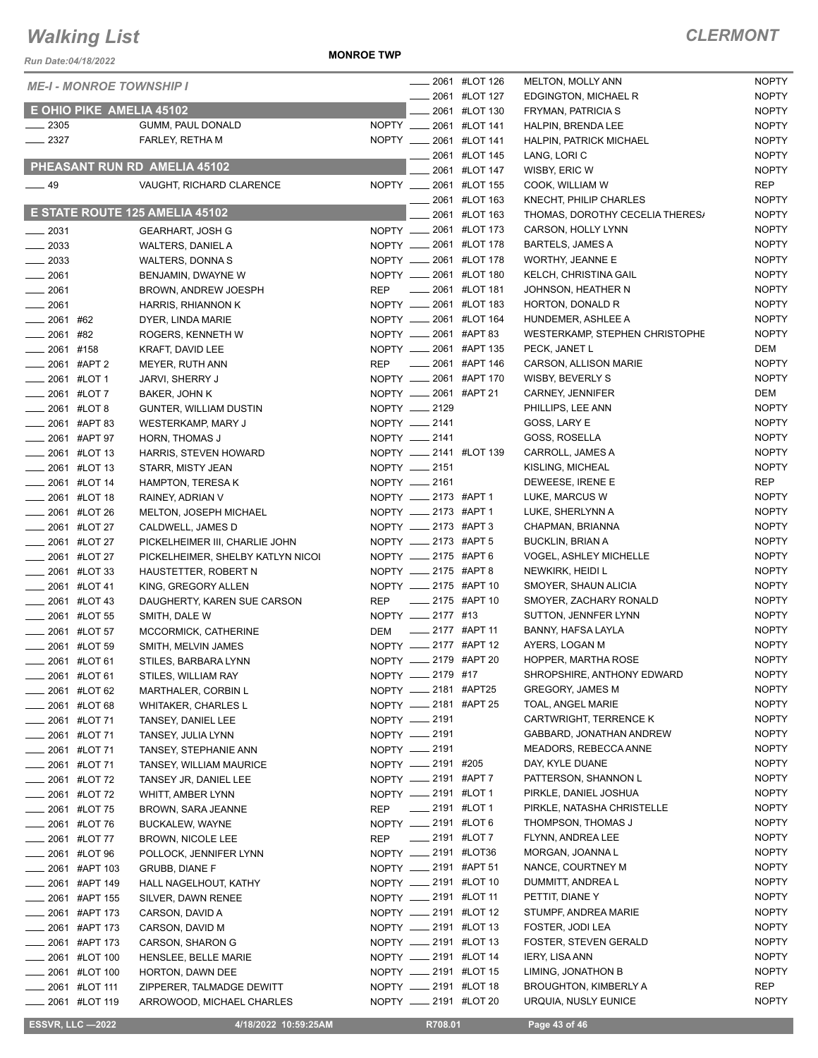# Walking List

**CLERMONT**

Run Date:04/18/2022

**MONROE TWP**

*ME-I - MONROE TOWNSHIP I*

## E OHIO PIKE AMELIA 45102

| Address | Name | Party |
|---|---|---|
| ___ 2305 | GUMM, PAUL DONALD | NOPTY |
| ___ 2327 | FARLEY, RETHA M | NOPTY |

## PHEASANT RUN RD AMELIA 45102

| Address | Name | Party |
|---|---|---|
| ___ 49 | VAUGHT, RICHARD CLARENCE | NOPTY |

## E STATE ROUTE 125 AMELIA 45102

| Address | Name | Party |
|---|---|---|
| ___ 2031 | GEARHART, JOSH G | NOPTY |
| ___ 2033 | WALTERS, DANIEL A | NOPTY |
| ___ 2033 | WALTERS, DONNA S | NOPTY |
| ___ 2061 | BENJAMIN, DWAYNE W | NOPTY |
| ___ 2061 | BROWN, ANDREW JOESPH | REP |
| ___ 2061 | HARRIS, RHIANNON K | NOPTY |
| ___ 2061 #62 | DYER, LINDA MARIE | NOPTY |
| ___ 2061 #82 | ROGERS, KENNETH W | NOPTY |
| ___ 2061 #158 | KRAFT, DAVID LEE | NOPTY |
| ___ 2061 #APT 2 | MEYER, RUTH ANN | REP |
| ___ 2061 #LOT 1 | JARVI, SHERRY J | NOPTY |
| ___ 2061 #LOT 7 | BAKER, JOHN K | NOPTY |
| ___ 2061 #LOT 8 | GUNTER, WILLIAM DUSTIN | NOPTY |
| ___ 2061 #APT 83 | WESTERKAMP, MARY J | NOPTY |
| ___ 2061 #APT 97 | HORN, THOMAS J | NOPTY |
| ___ 2061 #LOT 13 | HARRIS, STEVEN HOWARD | NOPTY |
| ___ 2061 #LOT 13 | STARR, MISTY JEAN | NOPTY |
| ___ 2061 #LOT 14 | HAMPTON, TERESA K | NOPTY |
| ___ 2061 #LOT 18 | RAINEY, ADRIAN V | NOPTY |
| ___ 2061 #LOT 26 | MELTON, JOSEPH MICHAEL | NOPTY |
| ___ 2061 #LOT 27 | CALDWELL, JAMES D | NOPTY |
| ___ 2061 #LOT 27 | PICKELHEIMER III, CHARLIE JOHN | NOPTY |
| ___ 2061 #LOT 27 | PICKELHEIMER, SHELBY KATLYN NICOI | NOPTY |
| ___ 2061 #LOT 33 | HAUSTETTER, ROBERT N | NOPTY |
| ___ 2061 #LOT 41 | KING, GREGORY ALLEN | NOPTY |
| ___ 2061 #LOT 43 | DAUGHERTY, KAREN SUE CARSON | REP |
| ___ 2061 #LOT 55 | SMITH, DALE W | NOPTY |
| ___ 2061 #LOT 57 | MCCORMICK, CATHERINE | DEM |
| ___ 2061 #LOT 59 | SMITH, MELVIN JAMES | NOPTY |
| ___ 2061 #LOT 61 | STILES, BARBARA LYNN | NOPTY |
| ___ 2061 #LOT 61 | STILES, WILLIAM RAY | NOPTY |
| ___ 2061 #LOT 62 | MARTHALER, CORBIN L | NOPTY |
| ___ 2061 #LOT 68 | WHITAKER, CHARLES L | NOPTY |
| ___ 2061 #LOT 71 | TANSEY, DANIEL LEE | NOPTY |
| ___ 2061 #LOT 71 | TANSEY, JULIA LYNN | NOPTY |
| ___ 2061 #LOT 71 | TANSEY, STEPHANIE ANN | NOPTY |
| ___ 2061 #LOT 71 | TANSEY, WILLIAM MAURICE | NOPTY |
| ___ 2061 #LOT 72 | TANSEY JR, DANIEL LEE | NOPTY |
| ___ 2061 #LOT 72 | WHITT, AMBER LYNN | NOPTY |
| ___ 2061 #LOT 75 | BROWN, SARA JEANNE | REP |
| ___ 2061 #LOT 76 | BUCKALEW, WAYNE | NOPTY |
| ___ 2061 #LOT 77 | BROWN, NICOLE LEE | REP |
| ___ 2061 #LOT 96 | POLLOCK, JENNIFER LYNN | NOPTY |
| ___ 2061 #APT 103 | GRUBB, DIANE F | NOPTY |
| ___ 2061 #APT 149 | HALL NAGELHOUT, KATHY | NOPTY |
| ___ 2061 #APT 155 | SILVER, DAWN RENEE | NOPTY |
| ___ 2061 #APT 173 | CARSON, DAVID A | NOPTY |
| ___ 2061 #APT 173 | CARSON, DAVID M | NOPTY |
| ___ 2061 #APT 173 | CARSON, SHARON G | NOPTY |
| ___ 2061 #LOT 100 | HENSLEE, BELLE MARIE | NOPTY |
| ___ 2061 #LOT 100 | HORTON, DAWN DEE | NOPTY |
| ___ 2061 #LOT 111 | ZIPPERER, TALMADGE DEWITT | NOPTY |
| ___ 2061 #LOT 119 | ARROWOOD, MICHAEL CHARLES | NOPTY |
| ___ 2061 #LOT 126 | MELTON, MOLLY ANN | NOPTY |
| ___ 2061 #LOT 127 | EDGINGTON, MICHAEL R | NOPTY |
| ___ 2061 #LOT 130 | FRYMAN, PATRICIA S | NOPTY |
| ___ 2061 #LOT 141 | HALPIN, BRENDA LEE | NOPTY |
| ___ 2061 #LOT 141 | HALPIN, PATRICK MICHAEL | NOPTY |
| ___ 2061 #LOT 145 | LANG, LORI C | NOPTY |
| ___ 2061 #LOT 147 | WISBY, ERIC W | NOPTY |
| ___ 2061 #LOT 155 | COOK, WILLIAM W | REP |
| ___ 2061 #LOT 163 | KNECHT, PHILIP CHARLES | NOPTY |
| ___ 2061 #LOT 163 | THOMAS, DOROTHY CECELIA THERES/ | NOPTY |
| ___ 2061 #LOT 173 | CARSON, HOLLY LYNN | NOPTY |
| ___ 2061 #LOT 178 | BARTELS, JAMES A | NOPTY |
| ___ 2061 #LOT 178 | WORTHY, JEANNE E | NOPTY |
| ___ 2061 #LOT 180 | KELCH, CHRISTINA GAIL | NOPTY |
| ___ 2061 #LOT 181 | JOHNSON, HEATHER N | NOPTY |
| ___ 2061 #LOT 183 | HORTON, DONALD R | NOPTY |
| ___ 2061 #LOT 164 | HUNDEMER, ASHLEE A | NOPTY |
| ___ 2061 #APT 83 | WESTERKAMP, STEPHEN CHRISTOPHE | NOPTY |
| ___ 2061 #APT 135 | PECK, JANET L | DEM |
| ___ 2061 #APT 146 | CARSON, ALLISON MARIE | NOPTY |
| ___ 2061 #APT 170 | WISBY, BEVERLY S | NOPTY |
| ___ 2061 #APT 21 | CARNEY, JENNIFER | DEM |
| ___ 2129 | PHILLIPS, LEE ANN | NOPTY |
| ___ 2141 | GOSS, LARY E | NOPTY |
| ___ 2141 | GOSS, ROSELLA | NOPTY |
| ___ 2141 #LOT 139 | CARROLL, JAMES A | NOPTY |
| ___ 2151 | KISLING, MICHEAL | NOPTY |
| ___ 2161 | DEWEESE, IRENE E | REP |
| ___ 2173 #APT 1 | LUKE, MARCUS W | NOPTY |
| ___ 2173 #APT 1 | LUKE, SHERLYNN A | NOPTY |
| ___ 2173 #APT 3 | CHAPMAN, BRIANNA | NOPTY |
| ___ 2173 #APT 5 | BUCKLIN, BRIAN A | NOPTY |
| ___ 2175 #APT 6 | VOGEL, ASHLEY MICHELLE | NOPTY |
| ___ 2175 #APT 8 | NEWKIRK, HEIDI L | NOPTY |
| ___ 2175 #APT 10 | SMOYER, SHAUN ALICIA | NOPTY |
| ___ 2175 #APT 10 | SMOYER, ZACHARY RONALD | NOPTY |
| ___ 2177 #13 | SUTTON, JENNFER LYNN | NOPTY |
| ___ 2177 #APT 11 | BANNY, HAFSA LAYLA | NOPTY |
| ___ 2177 #APT 12 | AYERS, LOGAN M | NOPTY |
| ___ 2179 #APT 20 | HOPPER, MARTHA ROSE | NOPTY |
| ___ 2179 #17 | SHROPSHIRE, ANTHONY EDWARD | NOPTY |
| ___ 2181 #APT25 | GREGORY, JAMES M | NOPTY |
| ___ 2181 #APT 25 | TOAL, ANGEL MARIE | NOPTY |
| ___ 2191 | CARTWRIGHT, TERRENCE K | NOPTY |
| ___ 2191 | GABBARD, JONATHAN ANDREW | NOPTY |
| ___ 2191 | MEADORS, REBECCA ANNE | NOPTY |
| ___ 2191 #205 | DAY, KYLE DUANE | NOPTY |
| ___ 2191 #APT 7 | PATTERSON, SHANNON L | NOPTY |
| ___ 2191 #LOT 1 | PIRKLE, DANIEL JOSHUA | NOPTY |
| ___ 2191 #LOT 1 | PIRKLE, NATASHA CHRISTELLE | NOPTY |
| ___ 2191 #LOT 6 | THOMPSON, THOMAS J | NOPTY |
| ___ 2191 #LOT 7 | FLYNN, ANDREA LEE | NOPTY |
| ___ 2191 #LOT36 | MORGAN, JOANNA L | NOPTY |
| ___ 2191 #APT 51 | NANCE, COURTNEY M | NOPTY |
| ___ 2191 #LOT 10 | DUMMITT, ANDREA L | NOPTY |
| ___ 2191 #LOT 11 | PETTIT, DIANE Y | NOPTY |
| ___ 2191 #LOT 12 | STUMPF, ANDREA MARIE | NOPTY |
| ___ 2191 #LOT 13 | FOSTER, JODI LEA | NOPTY |
| ___ 2191 #LOT 13 | FOSTER, STEVEN GERALD | NOPTY |
| ___ 2191 #LOT 14 | IERY, LISA ANN | NOPTY |
| ___ 2191 #LOT 15 | LIMING, JONATHON B | NOPTY |
| ___ 2191 #LOT 18 | BROUGHTON, KIMBERLY A | REP |
| ___ 2191 #LOT 20 | URQUIA, NUSLY EUNICE | NOPTY |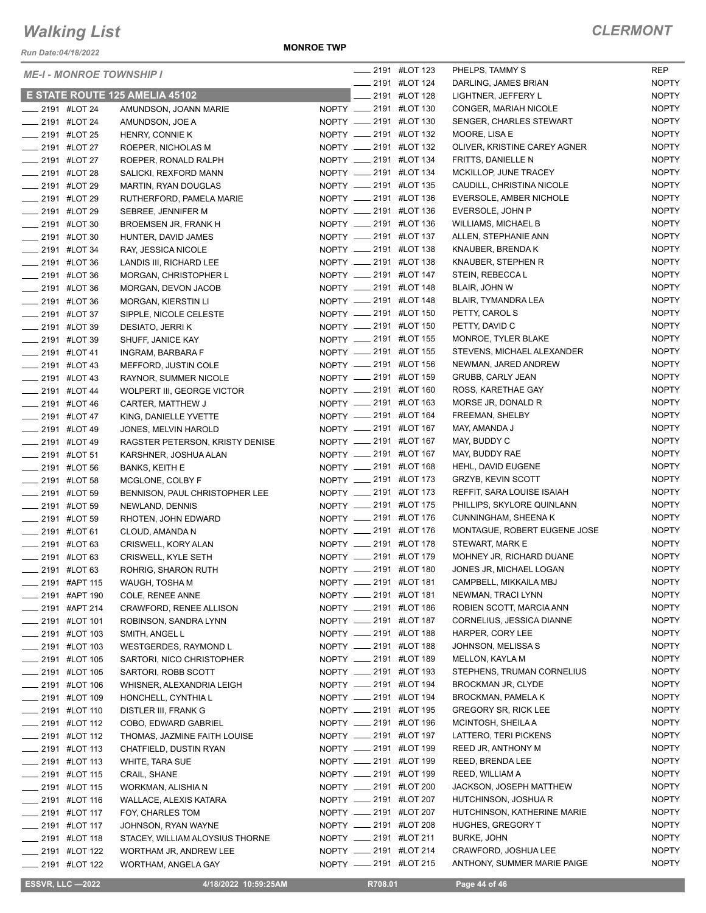# Walking List

*CLERMONT*

Run Date:04/18/2022

**MONROE TWP**

*ME-I - MONROE TOWNSHIP I*

## E STATE ROUTE 125 AMELIA 45102

| | Address | Unit | Name | Party |
|---|---|---|---|---|
| ____ | 2191 | #LOT 24 | AMUNDSON, JOANN MARIE | NOPTY |
| ____ | 2191 | #LOT 24 | AMUNDSON, JOE A | NOPTY |
| ____ | 2191 | #LOT 25 | HENRY, CONNIE K | NOPTY |
| ____ | 2191 | #LOT 27 | ROEPER, NICHOLAS M | NOPTY |
| ____ | 2191 | #LOT 27 | ROEPER, RONALD RALPH | NOPTY |
| ____ | 2191 | #LOT 28 | SALICKI, REXFORD MANN | NOPTY |
| ____ | 2191 | #LOT 29 | MARTIN, RYAN DOUGLAS | NOPTY |
| ____ | 2191 | #LOT 29 | RUTHERFORD, PAMELA MARIE | NOPTY |
| ____ | 2191 | #LOT 29 | SEBREE, JENNIFER M | NOPTY |
| ____ | 2191 | #LOT 30 | BROEMSEN JR, FRANK H | NOPTY |
| ____ | 2191 | #LOT 30 | HUNTER, DAVID JAMES | NOPTY |
| ____ | 2191 | #LOT 34 | RAY, JESSICA NICOLE | NOPTY |
| ____ | 2191 | #LOT 36 | LANDIS III, RICHARD LEE | NOPTY |
| ____ | 2191 | #LOT 36 | MORGAN, CHRISTOPHER L | NOPTY |
| ____ | 2191 | #LOT 36 | MORGAN, DEVON JACOB | NOPTY |
| ____ | 2191 | #LOT 36 | MORGAN, KIERSTIN LI | NOPTY |
| ____ | 2191 | #LOT 37 | SIPPLE, NICOLE CELESTE | NOPTY |
| ____ | 2191 | #LOT 39 | DESIATO, JERRI K | NOPTY |
| ____ | 2191 | #LOT 39 | SHUFF, JANICE KAY | NOPTY |
| ____ | 2191 | #LOT 41 | INGRAM, BARBARA F | NOPTY |
| ____ | 2191 | #LOT 43 | MEFFORD, JUSTIN COLE | NOPTY |
| ____ | 2191 | #LOT 43 | RAYNOR, SUMMER NICOLE | NOPTY |
| ____ | 2191 | #LOT 44 | WOLPERT III, GEORGE VICTOR | NOPTY |
| ____ | 2191 | #LOT 46 | CARTER, MATTHEW J | NOPTY |
| ____ | 2191 | #LOT 47 | KING, DANIELLE YVETTE | NOPTY |
| ____ | 2191 | #LOT 49 | JONES, MELVIN HAROLD | NOPTY |
| ____ | 2191 | #LOT 49 | RAGSTER PETERSON, KRISTY DENISE | NOPTY |
| ____ | 2191 | #LOT 51 | KARSHNER, JOSHUA ALAN | NOPTY |
| ____ | 2191 | #LOT 56 | BANKS, KEITH E | NOPTY |
| ____ | 2191 | #LOT 58 | MCGLONE, COLBY F | NOPTY |
| ____ | 2191 | #LOT 59 | BENNISON, PAUL CHRISTOPHER LEE | NOPTY |
| ____ | 2191 | #LOT 59 | NEWLAND, DENNIS | NOPTY |
| ____ | 2191 | #LOT 59 | RHOTEN, JOHN EDWARD | NOPTY |
| ____ | 2191 | #LOT 61 | CLOUD, AMANDA N | NOPTY |
| ____ | 2191 | #LOT 63 | CRISWELL, KORY ALAN | NOPTY |
| ____ | 2191 | #LOT 63 | CRISWELL, KYLE SETH | NOPTY |
| ____ | 2191 | #LOT 63 | ROHRIG, SHARON RUTH | NOPTY |
| ____ | 2191 | #APT 115 | WAUGH, TOSHA M | NOPTY |
| ____ | 2191 | #APT 190 | COLE, RENEE ANNE | NOPTY |
| ____ | 2191 | #APT 214 | CRAWFORD, RENEE ALLISON | NOPTY |
| ____ | 2191 | #LOT 101 | ROBINSON, SANDRA LYNN | NOPTY |
| ____ | 2191 | #LOT 103 | SMITH, ANGEL L | NOPTY |
| ____ | 2191 | #LOT 103 | WESTGERDES, RAYMOND L | NOPTY |
| ____ | 2191 | #LOT 105 | SARTORI, NICO CHRISTOPHER | NOPTY |
| ____ | 2191 | #LOT 105 | SARTORI, ROBB SCOTT | NOPTY |
| ____ | 2191 | #LOT 106 | WHISNER, ALEXANDRIA LEIGH | NOPTY |
| ____ | 2191 | #LOT 109 | HONCHELL, CYNTHIA L | NOPTY |
| ____ | 2191 | #LOT 110 | DISTLER III, FRANK G | NOPTY |
| ____ | 2191 | #LOT 112 | COBO, EDWARD GABRIEL | NOPTY |
| ____ | 2191 | #LOT 112 | THOMAS, JAZMINE FAITH LOUISE | NOPTY |
| ____ | 2191 | #LOT 113 | CHATFIELD, DUSTIN RYAN | NOPTY |
| ____ | 2191 | #LOT 113 | WHITE, TARA SUE | NOPTY |
| ____ | 2191 | #LOT 115 | CRAIL, SHANE | NOPTY |
| ____ | 2191 | #LOT 115 | WORKMAN, ALISHIA N | NOPTY |
| ____ | 2191 | #LOT 116 | WALLACE, ALEXIS KATARA | NOPTY |
| ____ | 2191 | #LOT 117 | FOY, CHARLES TOM | NOPTY |
| ____ | 2191 | #LOT 117 | JOHNSON, RYAN WAYNE | NOPTY |
| ____ | 2191 | #LOT 118 | STACEY, WILLIAM ALOYSIUS THORNE | NOPTY |
| ____ | 2191 | #LOT 122 | WORTHAM JR, ANDREW LEE | NOPTY |
| ____ | 2191 | #LOT 122 | WORTHAM, ANGELA GAY | NOPTY |
| ____ | 2191 | #LOT 123 | PHELPS, TAMMY S | REP |
| ____ | 2191 | #LOT 124 | DARLING, JAMES BRIAN | NOPTY |
| ____ | 2191 | #LOT 128 | LIGHTNER, JEFFERY L | NOPTY |
| ____ | 2191 | #LOT 130 | CONGER, MARIAH NICOLE | NOPTY |
| ____ | 2191 | #LOT 130 | SENGER, CHARLES STEWART | NOPTY |
| ____ | 2191 | #LOT 132 | MOORE, LISA E | NOPTY |
| ____ | 2191 | #LOT 132 | OLIVER, KRISTINE CAREY AGNER | NOPTY |
| ____ | 2191 | #LOT 134 | FRITTS, DANIELLE N | NOPTY |
| ____ | 2191 | #LOT 134 | MCKILLOP, JUNE TRACEY | NOPTY |
| ____ | 2191 | #LOT 135 | CAUDILL, CHRISTINA NICOLE | NOPTY |
| ____ | 2191 | #LOT 136 | EVERSOLE, AMBER NICHOLE | NOPTY |
| ____ | 2191 | #LOT 136 | EVERSOLE, JOHN P | NOPTY |
| ____ | 2191 | #LOT 136 | WILLIAMS, MICHAEL B | NOPTY |
| ____ | 2191 | #LOT 137 | ALLEN, STEPHANIE ANN | NOPTY |
| ____ | 2191 | #LOT 138 | KNAUBER, BRENDA K | NOPTY |
| ____ | 2191 | #LOT 138 | KNAUBER, STEPHEN R | NOPTY |
| ____ | 2191 | #LOT 147 | STEIN, REBECCA L | NOPTY |
| ____ | 2191 | #LOT 148 | BLAIR, JOHN W | NOPTY |
| ____ | 2191 | #LOT 148 | BLAIR, TYMANDRA LEA | NOPTY |
| ____ | 2191 | #LOT 150 | PETTY, CAROL S | NOPTY |
| ____ | 2191 | #LOT 150 | PETTY, DAVID C | NOPTY |
| ____ | 2191 | #LOT 155 | MONROE, TYLER BLAKE | NOPTY |
| ____ | 2191 | #LOT 155 | STEVENS, MICHAEL ALEXANDER | NOPTY |
| ____ | 2191 | #LOT 156 | NEWMAN, JARED ANDREW | NOPTY |
| ____ | 2191 | #LOT 159 | GRUBB, CARLY JEAN | NOPTY |
| ____ | 2191 | #LOT 160 | ROSS, KARETHAE GAY | NOPTY |
| ____ | 2191 | #LOT 163 | MORSE JR, DONALD R | NOPTY |
| ____ | 2191 | #LOT 164 | FREEMAN, SHELBY | NOPTY |
| ____ | 2191 | #LOT 167 | MAY, AMANDA J | NOPTY |
| ____ | 2191 | #LOT 167 | MAY, BUDDY C | NOPTY |
| ____ | 2191 | #LOT 167 | MAY, BUDDY RAE | NOPTY |
| ____ | 2191 | #LOT 168 | HEHL, DAVID EUGENE | NOPTY |
| ____ | 2191 | #LOT 173 | GRZYB, KEVIN SCOTT | NOPTY |
| ____ | 2191 | #LOT 173 | REFFIT, SARA LOUISE ISAIAH | NOPTY |
| ____ | 2191 | #LOT 175 | PHILLIPS, SKYLORE QUINLANN | NOPTY |
| ____ | 2191 | #LOT 176 | CUNNINGHAM, SHEENA K | NOPTY |
| ____ | 2191 | #LOT 176 | MONTAGUE, ROBERT EUGENE JOSE | NOPTY |
| ____ | 2191 | #LOT 178 | STEWART, MARK E | NOPTY |
| ____ | 2191 | #LOT 179 | MOHNEY JR, RICHARD DUANE | NOPTY |
| ____ | 2191 | #LOT 180 | JONES JR, MICHAEL LOGAN | NOPTY |
| ____ | 2191 | #LOT 181 | CAMPBELL, MIKKAILA MBJ | NOPTY |
| ____ | 2191 | #LOT 181 | NEWMAN, TRACI LYNN | NOPTY |
| ____ | 2191 | #LOT 186 | ROBIEN SCOTT, MARCIA ANN | NOPTY |
| ____ | 2191 | #LOT 187 | CORNELIUS, JESSICA DIANNE | NOPTY |
| ____ | 2191 | #LOT 188 | HARPER, CORY LEE | NOPTY |
| ____ | 2191 | #LOT 188 | JOHNSON, MELISSA S | NOPTY |
| ____ | 2191 | #LOT 189 | MELLON, KAYLA M | NOPTY |
| ____ | 2191 | #LOT 193 | STEPHENS, TRUMAN CORNELIUS | NOPTY |
| ____ | 2191 | #LOT 194 | BROCKMAN JR, CLYDE | NOPTY |
| ____ | 2191 | #LOT 194 | BROCKMAN, PAMELA K | NOPTY |
| ____ | 2191 | #LOT 195 | GREGORY SR, RICK LEE | NOPTY |
| ____ | 2191 | #LOT 196 | MCINTOSH, SHEILA A | NOPTY |
| ____ | 2191 | #LOT 197 | LATTERO, TERI PICKENS | NOPTY |
| ____ | 2191 | #LOT 199 | REED JR, ANTHONY M | NOPTY |
| ____ | 2191 | #LOT 199 | REED, BRENDA LEE | NOPTY |
| ____ | 2191 | #LOT 199 | REED, WILLIAM A | NOPTY |
| ____ | 2191 | #LOT 200 | JACKSON, JOSEPH MATTHEW | NOPTY |
| ____ | 2191 | #LOT 207 | HUTCHINSON, JOSHUA R | NOPTY |
| ____ | 2191 | #LOT 207 | HUTCHINSON, KATHERINE MARIE | NOPTY |
| ____ | 2191 | #LOT 208 | HUGHES, GREGORY T | NOPTY |
| ____ | 2191 | #LOT 211 | BURKE, JOHN | NOPTY |
| ____ | 2191 | #LOT 214 | CRAWFORD, JOSHUA LEE | NOPTY |
| ____ | 2191 | #LOT 215 | ANTHONY, SUMMER MARIE PAIGE | NOPTY |

ESSVR, LLC —2022 | 4/18/2022 10:59:25AM | R708.01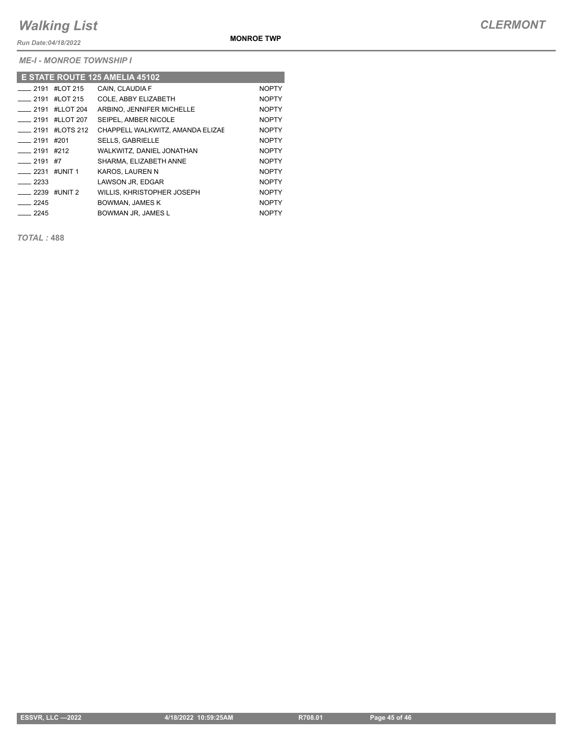*ME-I - MONROE TOWNSHIP I*

**E STATE ROUTE 125 AMELIA 45102**

| | | | |
|---|---|---|---|
| ____ 2191 | #LOT 215 | CAIN, CLAUDIA F | NOPTY |
| ____ 2191 | #LOT 215 | COLE, ABBY ELIZABETH | NOPTY |
| ____ 2191 | #LLOT 204 | ARBINO, JENNIFER MICHELLE | NOPTY |
| ____ 2191 | #LLOT 207 | SEIPEL, AMBER NICOLE | NOPTY |
| ____ 2191 | #LOTS 212 | CHAPPELL WALKWITZ, AMANDA ELIZAE | NOPTY |
| ____ 2191 | #201 | SELLS, GABRIELLE | NOPTY |
| ____ 2191 | #212 | WALKWITZ, DANIEL JONATHAN | NOPTY |
| ____ 2191 | #7 | SHARMA, ELIZABETH ANNE | NOPTY |
| ____ 2231 | #UNIT 1 | KAROS, LAUREN N | NOPTY |
| ____ 2233 | | LAWSON JR, EDGAR | NOPTY |
| ____ 2239 | #UNIT 2 | WILLIS, KHRISTOPHER JOSEPH | NOPTY |
| ____ 2245 | | BOWMAN, JAMES K | NOPTY |
| ____ 2245 | | BOWMAN JR, JAMES L | NOPTY |

***TOTAL :* 488**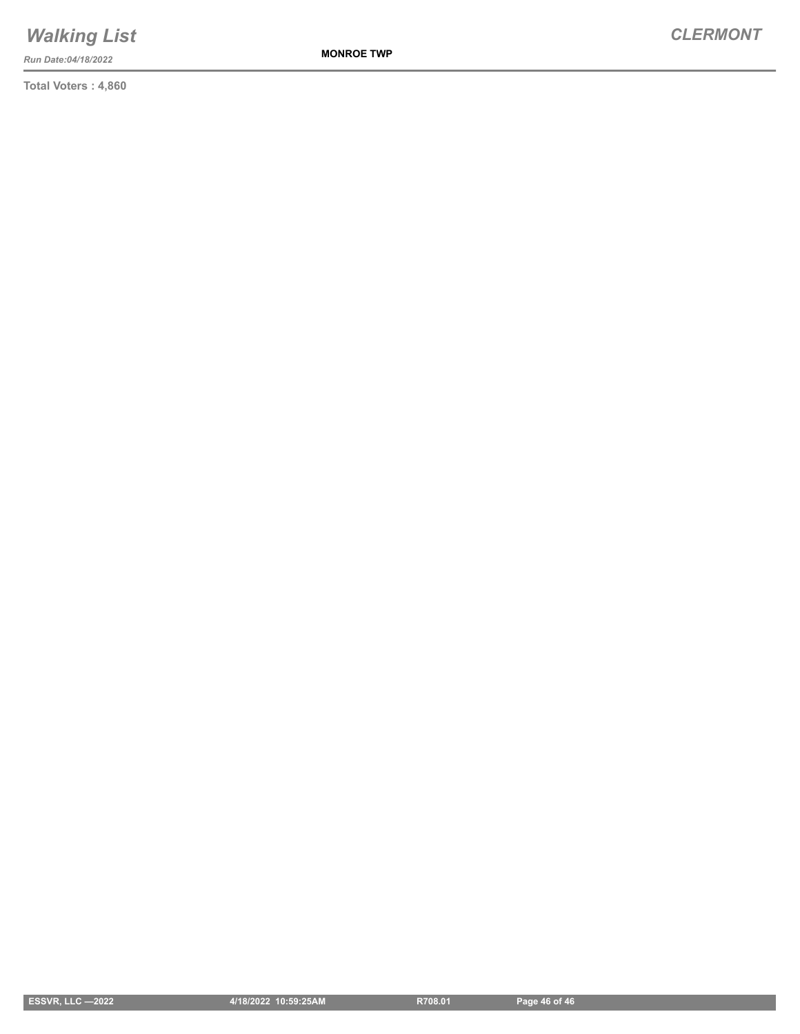Total Voters : 4,860